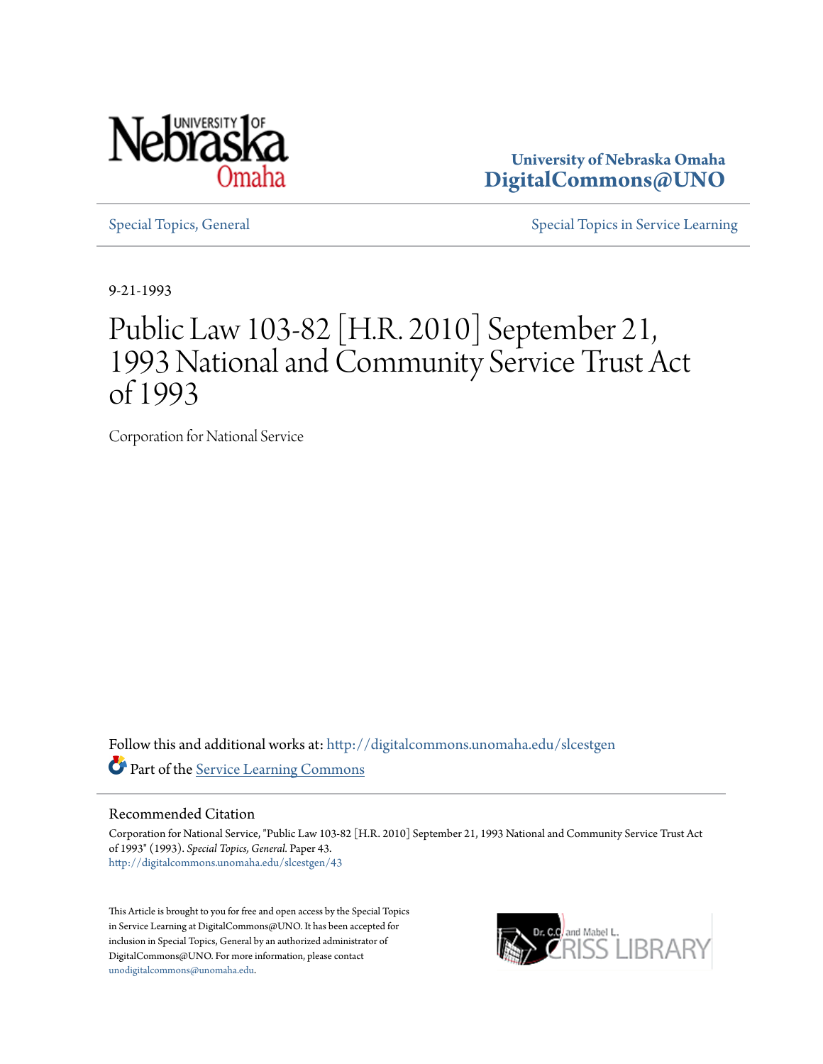University of Nebraska Omaha
DigitalCommons@UNO

Special Topics, General

Special Topics in Service Learning

9-21-1993

# Public Law 103-82 [H.R. 2010] September 21, 1993 National and Community Service Trust Act of 1993

Corporation for National Service

Follow this and additional works at: http://digitalcommons.unomaha.edu/slcestgen

Part of the Service Learning Commons

## Recommended Citation

Corporation for National Service, "Public Law 103-82 [H.R. 2010] September 21, 1993 National and Community Service Trust Act of 1993" (1993). *Special Topics, General.* Paper 43.
http://digitalcommons.unomaha.edu/slcestgen/43

This Article is brought to you for free and open access by the Special Topics in Service Learning at DigitalCommons@UNO. It has been accepted for inclusion in Special Topics, General by an authorized administrator of DigitalCommons@UNO. For more information, please contact unodigitalcommons@unomaha.edu.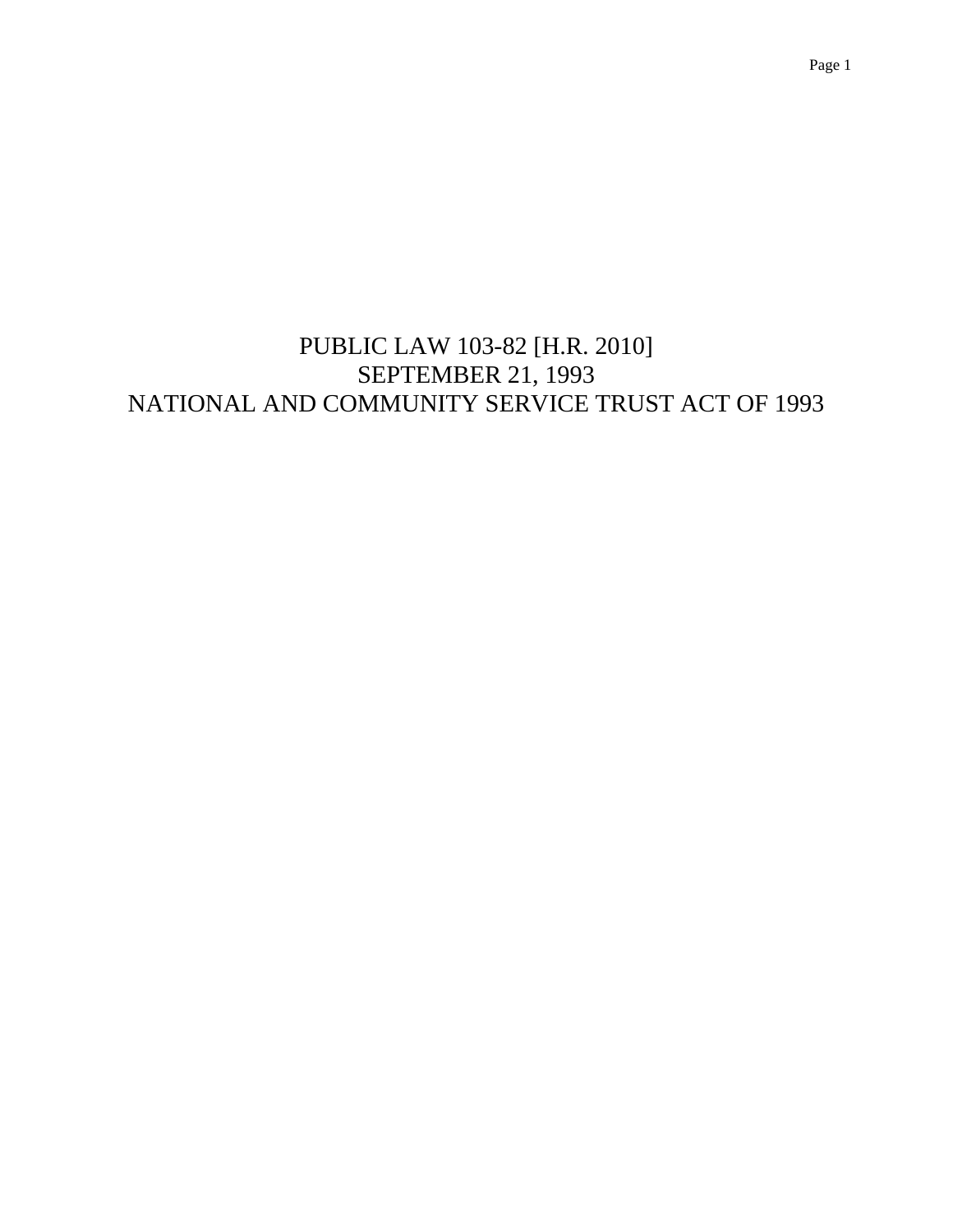# PUBLIC LAW 103-82 [H.R. 2010]
# SEPTEMBER 21, 1993
# NATIONAL AND COMMUNITY SERVICE TRUST ACT OF 1993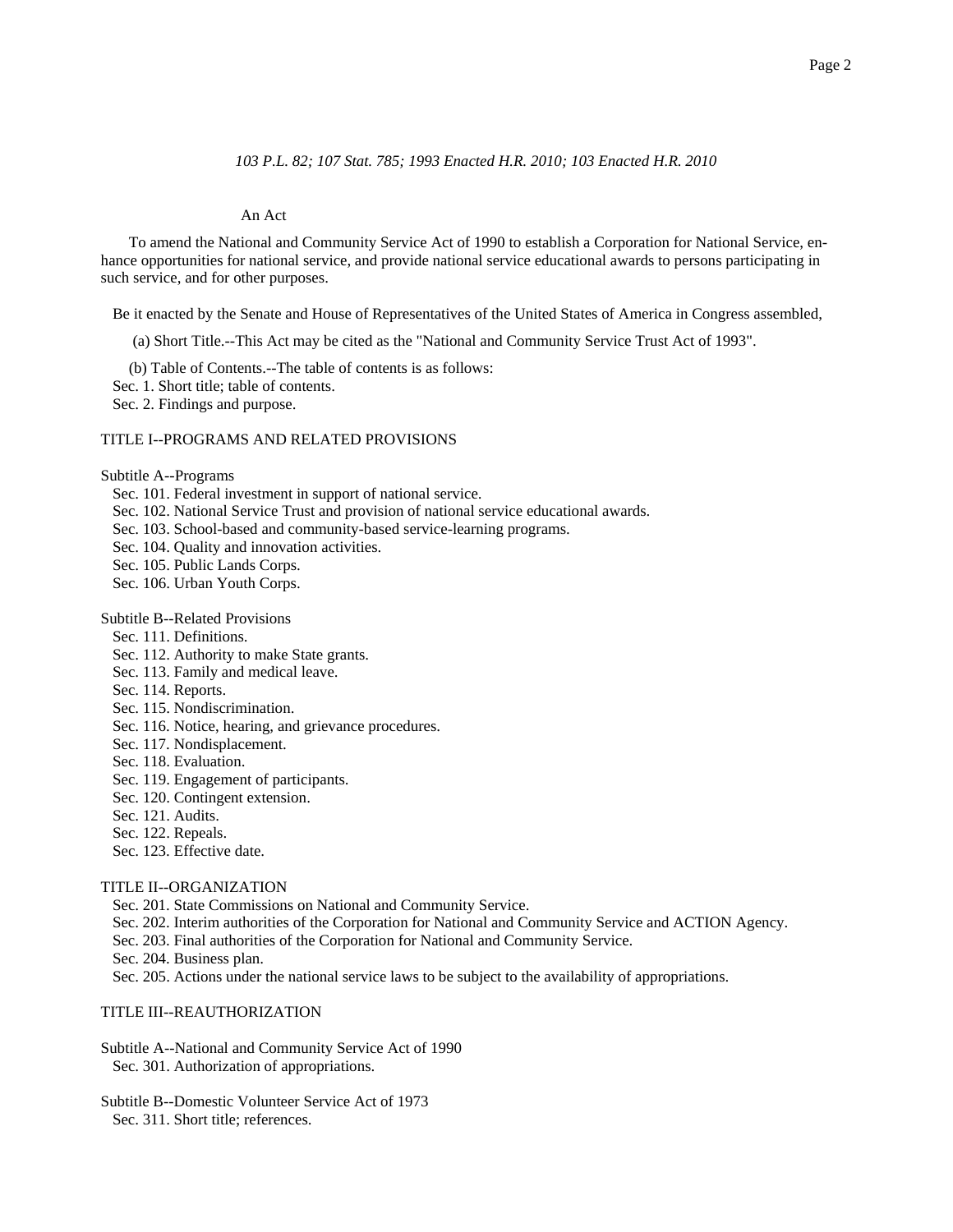*103 P.L. 82; 107 Stat. 785; 1993 Enacted H.R. 2010; 103 Enacted H.R. 2010*

An Act

To amend the National and Community Service Act of 1990 to establish a Corporation for National Service, enhance opportunities for national service, and provide national service educational awards to persons participating in such service, and for other purposes.

Be it enacted by the Senate and House of Representatives of the United States of America in Congress assembled,

(a) Short Title.--This Act may be cited as the "National and Community Service Trust Act of 1993".

(b) Table of Contents.--The table of contents is as follows:

Sec. 1. Short title; table of contents.
Sec. 2. Findings and purpose.

TITLE I--PROGRAMS AND RELATED PROVISIONS

Subtitle A--Programs

Sec. 101. Federal investment in support of national service.
Sec. 102. National Service Trust and provision of national service educational awards.
Sec. 103. School-based and community-based service-learning programs.
Sec. 104. Quality and innovation activities.
Sec. 105. Public Lands Corps.
Sec. 106. Urban Youth Corps.

Subtitle B--Related Provisions

Sec. 111. Definitions.
Sec. 112. Authority to make State grants.
Sec. 113. Family and medical leave.
Sec. 114. Reports.
Sec. 115. Nondiscrimination.
Sec. 116. Notice, hearing, and grievance procedures.
Sec. 117. Nondisplacement.
Sec. 118. Evaluation.
Sec. 119. Engagement of participants.
Sec. 120. Contingent extension.
Sec. 121. Audits.
Sec. 122. Repeals.
Sec. 123. Effective date.

TITLE II--ORGANIZATION

Sec. 201. State Commissions on National and Community Service.
Sec. 202. Interim authorities of the Corporation for National and Community Service and ACTION Agency.
Sec. 203. Final authorities of the Corporation for National and Community Service.
Sec. 204. Business plan.
Sec. 205. Actions under the national service laws to be subject to the availability of appropriations.

TITLE III--REAUTHORIZATION

Subtitle A--National and Community Service Act of 1990

Sec. 301. Authorization of appropriations.

Subtitle B--Domestic Volunteer Service Act of 1973

Sec. 311. Short title; references.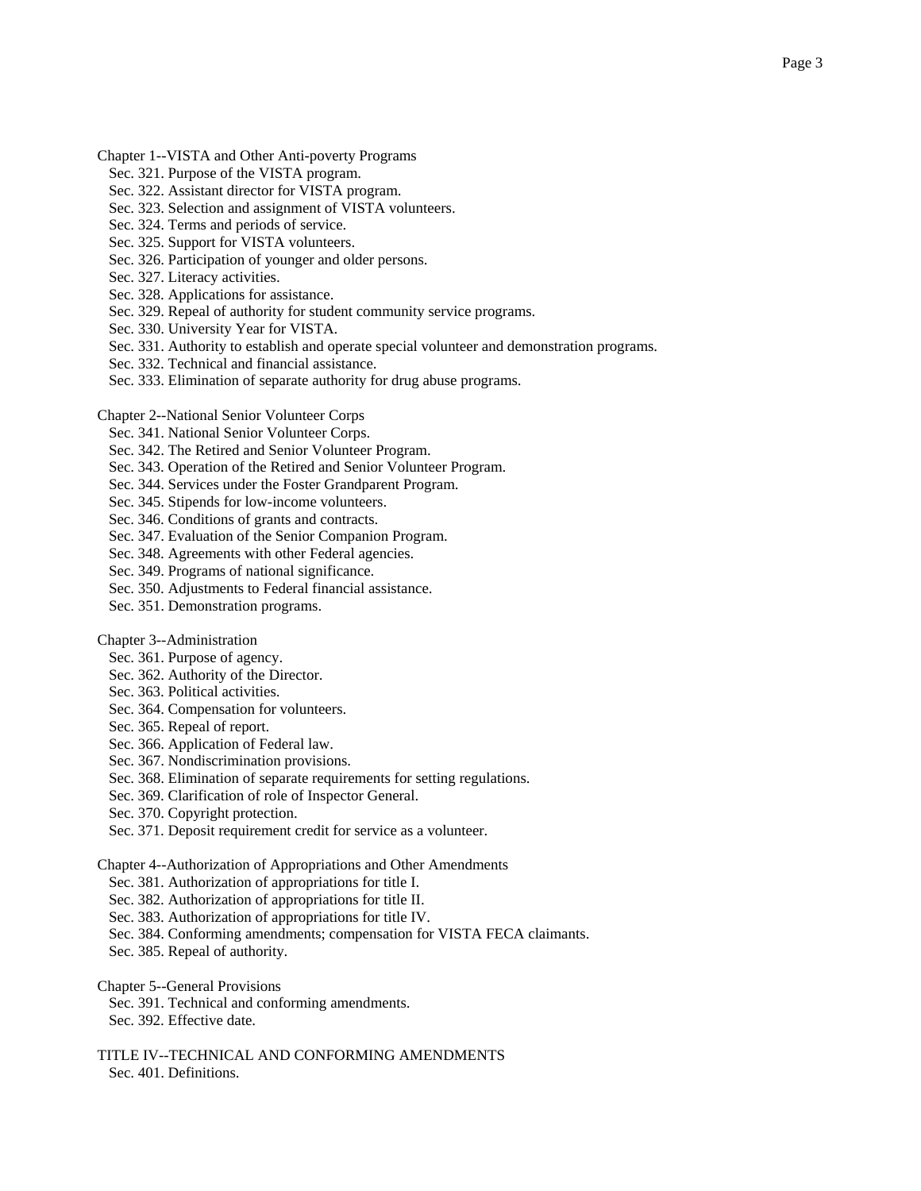Chapter 1--VISTA and Other Anti-poverty Programs

Sec. 321. Purpose of the VISTA program.
Sec. 322. Assistant director for VISTA program.
Sec. 323. Selection and assignment of VISTA volunteers.
Sec. 324. Terms and periods of service.
Sec. 325. Support for VISTA volunteers.
Sec. 326. Participation of younger and older persons.
Sec. 327. Literacy activities.
Sec. 328. Applications for assistance.
Sec. 329. Repeal of authority for student community service programs.
Sec. 330. University Year for VISTA.
Sec. 331. Authority to establish and operate special volunteer and demonstration programs.
Sec. 332. Technical and financial assistance.
Sec. 333. Elimination of separate authority for drug abuse programs.

Chapter 2--National Senior Volunteer Corps

Sec. 341. National Senior Volunteer Corps.
Sec. 342. The Retired and Senior Volunteer Program.
Sec. 343. Operation of the Retired and Senior Volunteer Program.
Sec. 344. Services under the Foster Grandparent Program.
Sec. 345. Stipends for low-income volunteers.
Sec. 346. Conditions of grants and contracts.
Sec. 347. Evaluation of the Senior Companion Program.
Sec. 348. Agreements with other Federal agencies.
Sec. 349. Programs of national significance.
Sec. 350. Adjustments to Federal financial assistance.
Sec. 351. Demonstration programs.

Chapter 3--Administration

Sec. 361. Purpose of agency.
Sec. 362. Authority of the Director.
Sec. 363. Political activities.
Sec. 364. Compensation for volunteers.
Sec. 365. Repeal of report.
Sec. 366. Application of Federal law.
Sec. 367. Nondiscrimination provisions.
Sec. 368. Elimination of separate requirements for setting regulations.
Sec. 369. Clarification of role of Inspector General.
Sec. 370. Copyright protection.
Sec. 371. Deposit requirement credit for service as a volunteer.

Chapter 4--Authorization of Appropriations and Other Amendments

Sec. 381. Authorization of appropriations for title I.
Sec. 382. Authorization of appropriations for title II.
Sec. 383. Authorization of appropriations for title IV.
Sec. 384. Conforming amendments; compensation for VISTA FECA claimants.
Sec. 385. Repeal of authority.

Chapter 5--General Provisions

Sec. 391. Technical and conforming amendments.
Sec. 392. Effective date.

TITLE IV--TECHNICAL AND CONFORMING AMENDMENTS

Sec. 401. Definitions.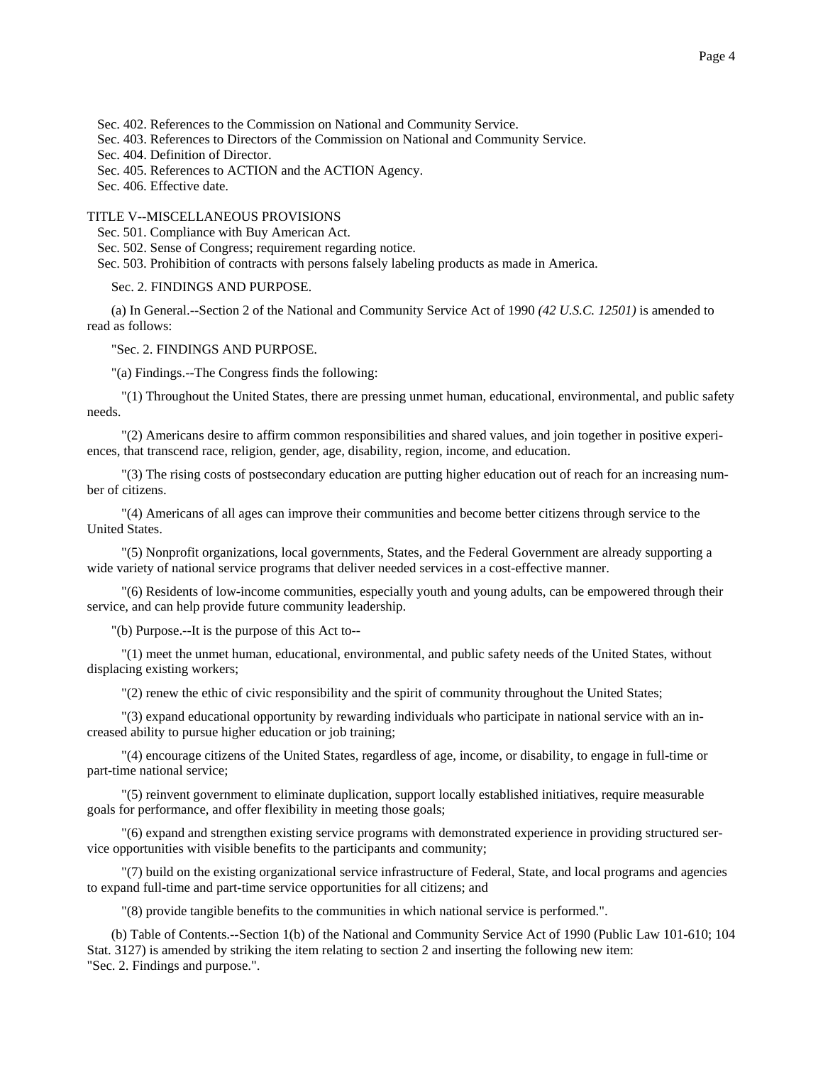Sec. 402. References to the Commission on National and Community Service.
Sec. 403. References to Directors of the Commission on National and Community Service.
Sec. 404. Definition of Director.
Sec. 405. References to ACTION and the ACTION Agency.
Sec. 406. Effective date.

TITLE V--MISCELLANEOUS PROVISIONS
Sec. 501. Compliance with Buy American Act.
Sec. 502. Sense of Congress; requirement regarding notice.
Sec. 503. Prohibition of contracts with persons falsely labeling products as made in America.

Sec. 2. FINDINGS AND PURPOSE.

(a) In General.--Section 2 of the National and Community Service Act of 1990 *(42 U.S.C. 12501)* is amended to read as follows:

"Sec. 2. FINDINGS AND PURPOSE.

"(a) Findings.--The Congress finds the following:

"(1) Throughout the United States, there are pressing unmet human, educational, environmental, and public safety needs.

"(2) Americans desire to affirm common responsibilities and shared values, and join together in positive experiences, that transcend race, religion, gender, age, disability, region, income, and education.

"(3) The rising costs of postsecondary education are putting higher education out of reach for an increasing number of citizens.

"(4) Americans of all ages can improve their communities and become better citizens through service to the United States.

"(5) Nonprofit organizations, local governments, States, and the Federal Government are already supporting a wide variety of national service programs that deliver needed services in a cost-effective manner.

"(6) Residents of low-income communities, especially youth and young adults, can be empowered through their service, and can help provide future community leadership.

"(b) Purpose.--It is the purpose of this Act to--

"(1) meet the unmet human, educational, environmental, and public safety needs of the United States, without displacing existing workers;

"(2) renew the ethic of civic responsibility and the spirit of community throughout the United States;

"(3) expand educational opportunity by rewarding individuals who participate in national service with an increased ability to pursue higher education or job training;

"(4) encourage citizens of the United States, regardless of age, income, or disability, to engage in full-time or part-time national service;

"(5) reinvent government to eliminate duplication, support locally established initiatives, require measurable goals for performance, and offer flexibility in meeting those goals;

"(6) expand and strengthen existing service programs with demonstrated experience in providing structured service opportunities with visible benefits to the participants and community;

"(7) build on the existing organizational service infrastructure of Federal, State, and local programs and agencies to expand full-time and part-time service opportunities for all citizens; and

"(8) provide tangible benefits to the communities in which national service is performed.".

(b) Table of Contents.--Section 1(b) of the National and Community Service Act of 1990 (Public Law 101-610; 104 Stat. 3127) is amended by striking the item relating to section 2 and inserting the following new item:
"Sec. 2. Findings and purpose.".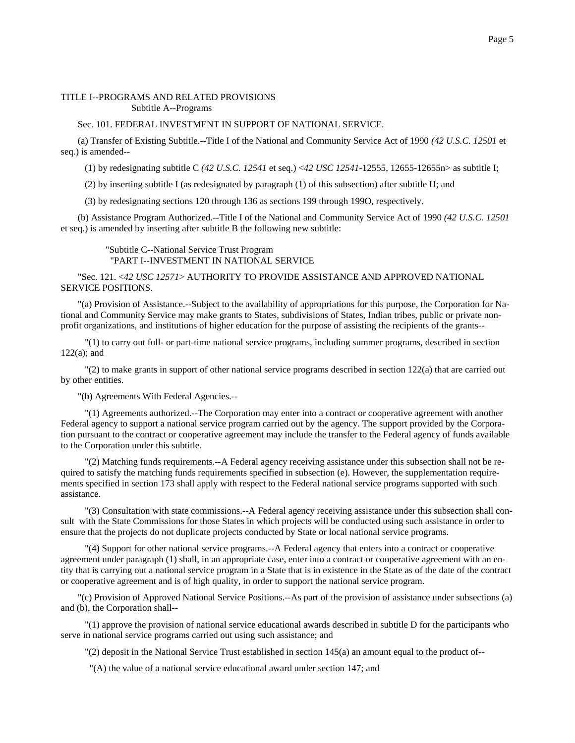TITLE I--PROGRAMS AND RELATED PROVISIONS

Subtitle A--Programs

Sec. 101. FEDERAL INVESTMENT IN SUPPORT OF NATIONAL SERVICE.

(a) Transfer of Existing Subtitle.--Title I of the National and Community Service Act of 1990 *(42 U.S.C. 12501* et seq.) is amended--

(1) by redesignating subtitle C *(42 U.S.C. 12541* et seq.) <*42 USC 12541*-12555, 12655-12655n> as subtitle I;

(2) by inserting subtitle I (as redesignated by paragraph (1) of this subsection) after subtitle H; and

(3) by redesignating sections 120 through 136 as sections 199 through 199O, respectively.

(b) Assistance Program Authorized.--Title I of the National and Community Service Act of 1990 *(42 U.S.C. 12501* et seq.) is amended by inserting after subtitle B the following new subtitle:

"Subtitle C--National Service Trust Program

"PART I--INVESTMENT IN NATIONAL SERVICE

"Sec. 121. <*42 USC 12571*> AUTHORITY TO PROVIDE ASSISTANCE AND APPROVED NATIONAL SERVICE POSITIONS.

"(a) Provision of Assistance.--Subject to the availability of appropriations for this purpose, the Corporation for National and Community Service may make grants to States, subdivisions of States, Indian tribes, public or private nonprofit organizations, and institutions of higher education for the purpose of assisting the recipients of the grants--

"(1) to carry out full- or part-time national service programs, including summer programs, described in section 122(a); and

"(2) to make grants in support of other national service programs described in section 122(a) that are carried out by other entities.

"(b) Agreements With Federal Agencies.--

"(1) Agreements authorized.--The Corporation may enter into a contract or cooperative agreement with another Federal agency to support a national service program carried out by the agency. The support provided by the Corporation pursuant to the contract or cooperative agreement may include the transfer to the Federal agency of funds available to the Corporation under this subtitle.

"(2) Matching funds requirements.--A Federal agency receiving assistance under this subsection shall not be required to satisfy the matching funds requirements specified in subsection (e). However, the supplementation requirements specified in section 173 shall apply with respect to the Federal national service programs supported with such assistance.

"(3) Consultation with state commissions.--A Federal agency receiving assistance under this subsection shall consult with the State Commissions for those States in which projects will be conducted using such assistance in order to ensure that the projects do not duplicate projects conducted by State or local national service programs.

"(4) Support for other national service programs.--A Federal agency that enters into a contract or cooperative agreement under paragraph (1) shall, in an appropriate case, enter into a contract or cooperative agreement with an entity that is carrying out a national service program in a State that is in existence in the State as of the date of the contract or cooperative agreement and is of high quality, in order to support the national service program.

"(c) Provision of Approved National Service Positions.--As part of the provision of assistance under subsections (a) and (b), the Corporation shall--

"(1) approve the provision of national service educational awards described in subtitle D for the participants who serve in national service programs carried out using such assistance; and

"(2) deposit in the National Service Trust established in section 145(a) an amount equal to the product of--

"(A) the value of a national service educational award under section 147; and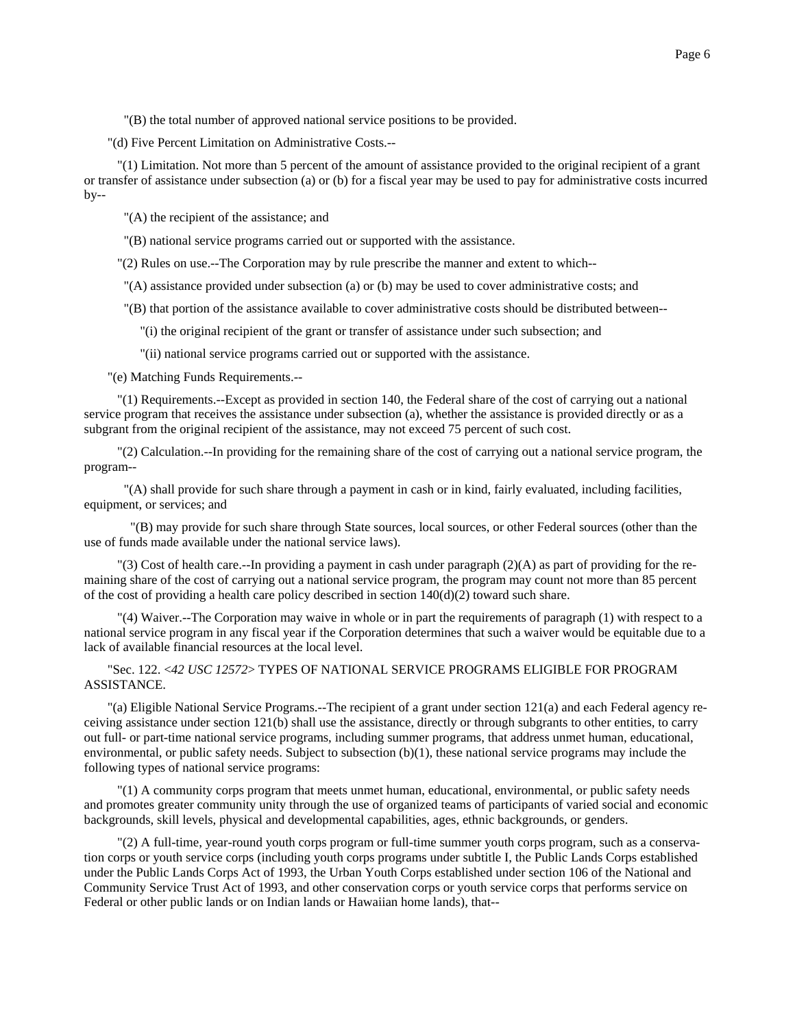"(B) the total number of approved national service positions to be provided.

"(d) Five Percent Limitation on Administrative Costs.--

"(1) Limitation. Not more than 5 percent of the amount of assistance provided to the original recipient of a grant or transfer of assistance under subsection (a) or (b) for a fiscal year may be used to pay for administrative costs incurred by--

"(A) the recipient of the assistance; and

"(B) national service programs carried out or supported with the assistance.

"(2) Rules on use.--The Corporation may by rule prescribe the manner and extent to which--

"(A) assistance provided under subsection (a) or (b) may be used to cover administrative costs; and

"(B) that portion of the assistance available to cover administrative costs should be distributed between--

"(i) the original recipient of the grant or transfer of assistance under such subsection; and

"(ii) national service programs carried out or supported with the assistance.

"(e) Matching Funds Requirements.--

"(1) Requirements.--Except as provided in section 140, the Federal share of the cost of carrying out a national service program that receives the assistance under subsection (a), whether the assistance is provided directly or as a subgrant from the original recipient of the assistance, may not exceed 75 percent of such cost.

"(2) Calculation.--In providing for the remaining share of the cost of carrying out a national service program, the program--

"(A) shall provide for such share through a payment in cash or in kind, fairly evaluated, including facilities, equipment, or services; and

"(B) may provide for such share through State sources, local sources, or other Federal sources (other than the use of funds made available under the national service laws).

"(3) Cost of health care.--In providing a payment in cash under paragraph (2)(A) as part of providing for the remaining share of the cost of carrying out a national service program, the program may count not more than 85 percent of the cost of providing a health care policy described in section 140(d)(2) toward such share.

"(4) Waiver.--The Corporation may waive in whole or in part the requirements of paragraph (1) with respect to a national service program in any fiscal year if the Corporation determines that such a waiver would be equitable due to a lack of available financial resources at the local level.

"Sec. 122. *<42 USC 12572>* TYPES OF NATIONAL SERVICE PROGRAMS ELIGIBLE FOR PROGRAM ASSISTANCE.

"(a) Eligible National Service Programs.--The recipient of a grant under section 121(a) and each Federal agency receiving assistance under section 121(b) shall use the assistance, directly or through subgrants to other entities, to carry out full- or part-time national service programs, including summer programs, that address unmet human, educational, environmental, or public safety needs. Subject to subsection (b)(1), these national service programs may include the following types of national service programs:

"(1) A community corps program that meets unmet human, educational, environmental, or public safety needs and promotes greater community unity through the use of organized teams of participants of varied social and economic backgrounds, skill levels, physical and developmental capabilities, ages, ethnic backgrounds, or genders.

"(2) A full-time, year-round youth corps program or full-time summer youth corps program, such as a conservation corps or youth service corps (including youth corps programs under subtitle I, the Public Lands Corps established under the Public Lands Corps Act of 1993, the Urban Youth Corps established under section 106 of the National and Community Service Trust Act of 1993, and other conservation corps or youth service corps that performs service on Federal or other public lands or on Indian lands or Hawaiian home lands), that--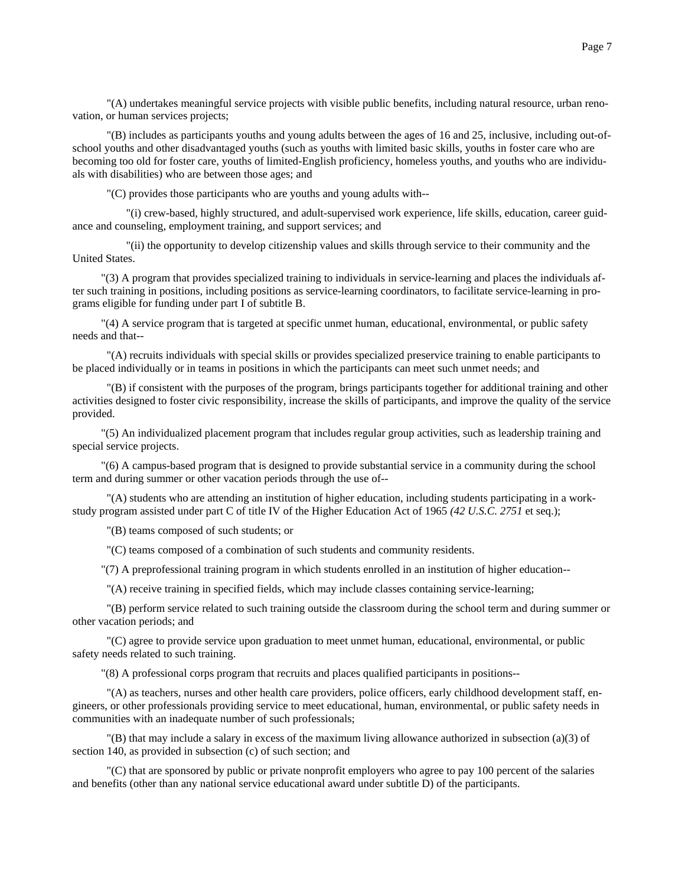"(A) undertakes meaningful service projects with visible public benefits, including natural resource, urban renovation, or human services projects;

"(B) includes as participants youths and young adults between the ages of 16 and 25, inclusive, including out-of-school youths and other disadvantaged youths (such as youths with limited basic skills, youths in foster care who are becoming too old for foster care, youths of limited-English proficiency, homeless youths, and youths who are individuals with disabilities) who are between those ages; and

"(C) provides those participants who are youths and young adults with--

"(i) crew-based, highly structured, and adult-supervised work experience, life skills, education, career guidance and counseling, employment training, and support services; and

"(ii) the opportunity to develop citizenship values and skills through service to their community and the United States.

"(3) A program that provides specialized training to individuals in service-learning and places the individuals after such training in positions, including positions as service-learning coordinators, to facilitate service-learning in programs eligible for funding under part I of subtitle B.

"(4) A service program that is targeted at specific unmet human, educational, environmental, or public safety needs and that--

"(A) recruits individuals with special skills or provides specialized preservice training to enable participants to be placed individually or in teams in positions in which the participants can meet such unmet needs; and

"(B) if consistent with the purposes of the program, brings participants together for additional training and other activities designed to foster civic responsibility, increase the skills of participants, and improve the quality of the service provided.

"(5) An individualized placement program that includes regular group activities, such as leadership training and special service projects.

"(6) A campus-based program that is designed to provide substantial service in a community during the school term and during summer or other vacation periods through the use of--

"(A) students who are attending an institution of higher education, including students participating in a work-study program assisted under part C of title IV of the Higher Education Act of 1965 *(42 U.S.C. 2751* et seq.);

"(B) teams composed of such students; or

"(C) teams composed of a combination of such students and community residents.

"(7) A preprofessional training program in which students enrolled in an institution of higher education--

"(A) receive training in specified fields, which may include classes containing service-learning;

"(B) perform service related to such training outside the classroom during the school term and during summer or other vacation periods; and

"(C) agree to provide service upon graduation to meet unmet human, educational, environmental, or public safety needs related to such training.

"(8) A professional corps program that recruits and places qualified participants in positions--

"(A) as teachers, nurses and other health care providers, police officers, early childhood development staff, engineers, or other professionals providing service to meet educational, human, environmental, or public safety needs in communities with an inadequate number of such professionals;

"(B) that may include a salary in excess of the maximum living allowance authorized in subsection (a)(3) of section 140, as provided in subsection (c) of such section; and

"(C) that are sponsored by public or private nonprofit employers who agree to pay 100 percent of the salaries and benefits (other than any national service educational award under subtitle D) of the participants.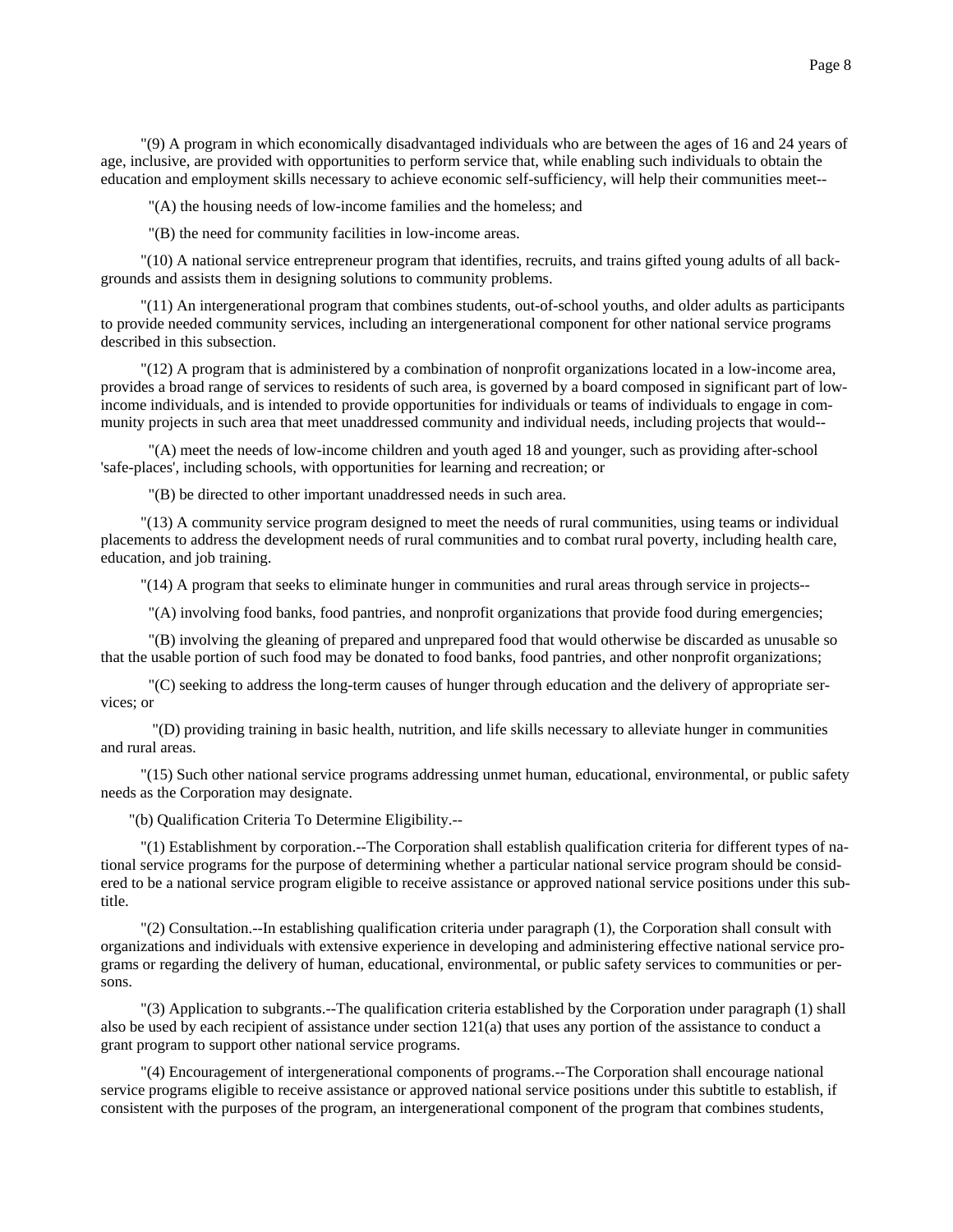"(9) A program in which economically disadvantaged individuals who are between the ages of 16 and 24 years of age, inclusive, are provided with opportunities to perform service that, while enabling such individuals to obtain the education and employment skills necessary to achieve economic self-sufficiency, will help their communities meet--

"(A) the housing needs of low-income families and the homeless; and

"(B) the need for community facilities in low-income areas.

"(10) A national service entrepreneur program that identifies, recruits, and trains gifted young adults of all backgrounds and assists them in designing solutions to community problems.

"(11) An intergenerational program that combines students, out-of-school youths, and older adults as participants to provide needed community services, including an intergenerational component for other national service programs described in this subsection.

"(12) A program that is administered by a combination of nonprofit organizations located in a low-income area, provides a broad range of services to residents of such area, is governed by a board composed in significant part of low-income individuals, and is intended to provide opportunities for individuals or teams of individuals to engage in community projects in such area that meet unaddressed community and individual needs, including projects that would--

"(A) meet the needs of low-income children and youth aged 18 and younger, such as providing after-school 'safe-places', including schools, with opportunities for learning and recreation; or

"(B) be directed to other important unaddressed needs in such area.

"(13) A community service program designed to meet the needs of rural communities, using teams or individual placements to address the development needs of rural communities and to combat rural poverty, including health care, education, and job training.

"(14) A program that seeks to eliminate hunger in communities and rural areas through service in projects--

"(A) involving food banks, food pantries, and nonprofit organizations that provide food during emergencies;

"(B) involving the gleaning of prepared and unprepared food that would otherwise be discarded as unusable so that the usable portion of such food may be donated to food banks, food pantries, and other nonprofit organizations;

"(C) seeking to address the long-term causes of hunger through education and the delivery of appropriate services; or

"(D) providing training in basic health, nutrition, and life skills necessary to alleviate hunger in communities and rural areas.

"(15) Such other national service programs addressing unmet human, educational, environmental, or public safety needs as the Corporation may designate.

"(b) Qualification Criteria To Determine Eligibility.--

"(1) Establishment by corporation.--The Corporation shall establish qualification criteria for different types of national service programs for the purpose of determining whether a particular national service program should be considered to be a national service program eligible to receive assistance or approved national service positions under this subtitle.

"(2) Consultation.--In establishing qualification criteria under paragraph (1), the Corporation shall consult with organizations and individuals with extensive experience in developing and administering effective national service programs or regarding the delivery of human, educational, environmental, or public safety services to communities or persons.

"(3) Application to subgrants.--The qualification criteria established by the Corporation under paragraph (1) shall also be used by each recipient of assistance under section 121(a) that uses any portion of the assistance to conduct a grant program to support other national service programs.

"(4) Encouragement of intergenerational components of programs.--The Corporation shall encourage national service programs eligible to receive assistance or approved national service positions under this subtitle to establish, if consistent with the purposes of the program, an intergenerational component of the program that combines students,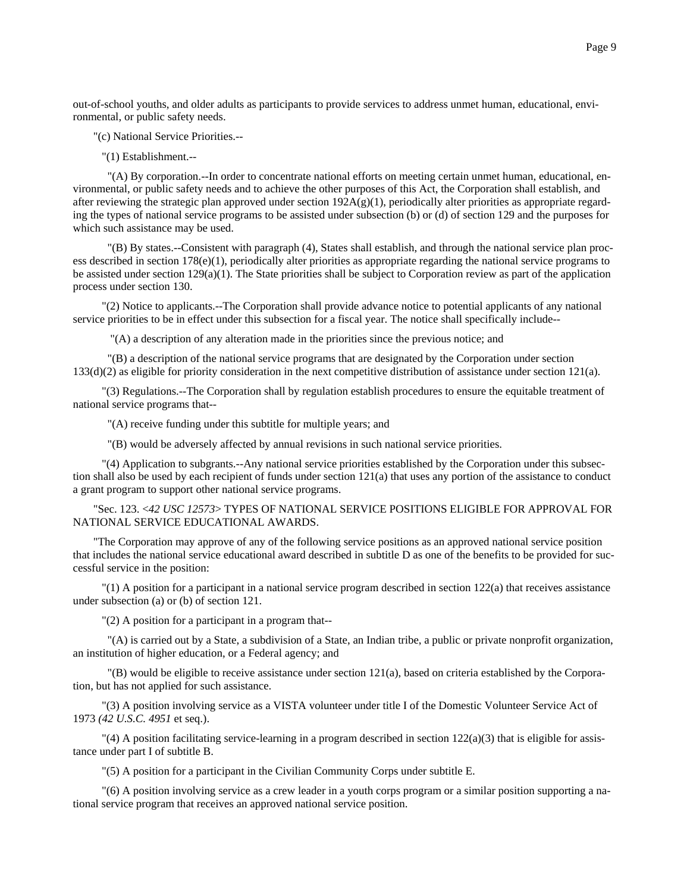out-of-school youths, and older adults as participants to provide services to address unmet human, educational, environmental, or public safety needs.

"(c) National Service Priorities.--

"(1) Establishment.--

"(A) By corporation.--In order to concentrate national efforts on meeting certain unmet human, educational, environmental, or public safety needs and to achieve the other purposes of this Act, the Corporation shall establish, and after reviewing the strategic plan approved under section 192A(g)(1), periodically alter priorities as appropriate regarding the types of national service programs to be assisted under subsection (b) or (d) of section 129 and the purposes for which such assistance may be used.

"(B) By states.--Consistent with paragraph (4), States shall establish, and through the national service plan process described in section 178(e)(1), periodically alter priorities as appropriate regarding the national service programs to be assisted under section 129(a)(1). The State priorities shall be subject to Corporation review as part of the application process under section 130.

"(2) Notice to applicants.--The Corporation shall provide advance notice to potential applicants of any national service priorities to be in effect under this subsection for a fiscal year. The notice shall specifically include--

"(A) a description of any alteration made in the priorities since the previous notice; and

"(B) a description of the national service programs that are designated by the Corporation under section 133(d)(2) as eligible for priority consideration in the next competitive distribution of assistance under section 121(a).

"(3) Regulations.--The Corporation shall by regulation establish procedures to ensure the equitable treatment of national service programs that--

"(A) receive funding under this subtitle for multiple years; and

"(B) would be adversely affected by annual revisions in such national service priorities.

"(4) Application to subgrants.--Any national service priorities established by the Corporation under this subsection shall also be used by each recipient of funds under section 121(a) that uses any portion of the assistance to conduct a grant program to support other national service programs.

"Sec. 123. <*42 USC 12573*> TYPES OF NATIONAL SERVICE POSITIONS ELIGIBLE FOR APPROVAL FOR NATIONAL SERVICE EDUCATIONAL AWARDS.

"The Corporation may approve of any of the following service positions as an approved national service position that includes the national service educational award described in subtitle D as one of the benefits to be provided for successful service in the position:

"(1) A position for a participant in a national service program described in section 122(a) that receives assistance under subsection (a) or (b) of section 121.

"(2) A position for a participant in a program that--

"(A) is carried out by a State, a subdivision of a State, an Indian tribe, a public or private nonprofit organization, an institution of higher education, or a Federal agency; and

"(B) would be eligible to receive assistance under section 121(a), based on criteria established by the Corporation, but has not applied for such assistance.

"(3) A position involving service as a VISTA volunteer under title I of the Domestic Volunteer Service Act of 1973 *(42 U.S.C. 4951* et seq.).

"(4) A position facilitating service-learning in a program described in section 122(a)(3) that is eligible for assistance under part I of subtitle B.

"(5) A position for a participant in the Civilian Community Corps under subtitle E.

"(6) A position involving service as a crew leader in a youth corps program or a similar position supporting a national service program that receives an approved national service position.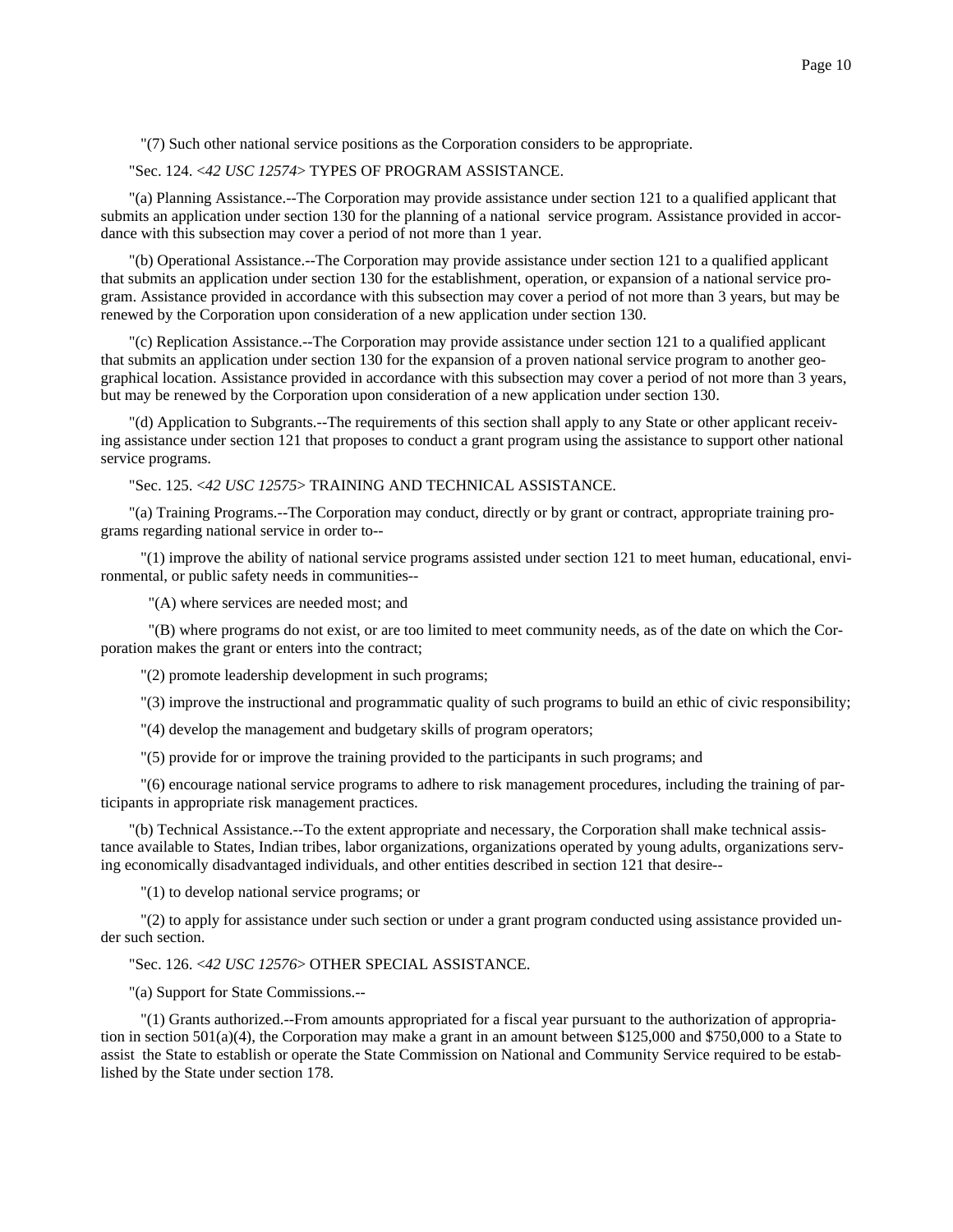"(7) Such other national service positions as the Corporation considers to be appropriate.

"Sec. 124. <*42 USC 12574*> TYPES OF PROGRAM ASSISTANCE.

"(a) Planning Assistance.--The Corporation may provide assistance under section 121 to a qualified applicant that submits an application under section 130 for the planning of a national service program. Assistance provided in accordance with this subsection may cover a period of not more than 1 year.

"(b) Operational Assistance.--The Corporation may provide assistance under section 121 to a qualified applicant that submits an application under section 130 for the establishment, operation, or expansion of a national service program. Assistance provided in accordance with this subsection may cover a period of not more than 3 years, but may be renewed by the Corporation upon consideration of a new application under section 130.

"(c) Replication Assistance.--The Corporation may provide assistance under section 121 to a qualified applicant that submits an application under section 130 for the expansion of a proven national service program to another geographical location. Assistance provided in accordance with this subsection may cover a period of not more than 3 years, but may be renewed by the Corporation upon consideration of a new application under section 130.

"(d) Application to Subgrants.--The requirements of this section shall apply to any State or other applicant receiving assistance under section 121 that proposes to conduct a grant program using the assistance to support other national service programs.

"Sec. 125. <*42 USC 12575*> TRAINING AND TECHNICAL ASSISTANCE.

"(a) Training Programs.--The Corporation may conduct, directly or by grant or contract, appropriate training programs regarding national service in order to--

"(1) improve the ability of national service programs assisted under section 121 to meet human, educational, environmental, or public safety needs in communities--

"(A) where services are needed most; and

"(B) where programs do not exist, or are too limited to meet community needs, as of the date on which the Corporation makes the grant or enters into the contract;

"(2) promote leadership development in such programs;

"(3) improve the instructional and programmatic quality of such programs to build an ethic of civic responsibility;

"(4) develop the management and budgetary skills of program operators;

"(5) provide for or improve the training provided to the participants in such programs; and

"(6) encourage national service programs to adhere to risk management procedures, including the training of participants in appropriate risk management practices.

"(b) Technical Assistance.--To the extent appropriate and necessary, the Corporation shall make technical assistance available to States, Indian tribes, labor organizations, organizations operated by young adults, organizations serving economically disadvantaged individuals, and other entities described in section 121 that desire--

"(1) to develop national service programs; or

"(2) to apply for assistance under such section or under a grant program conducted using assistance provided under such section.

"Sec. 126. <*42 USC 12576*> OTHER SPECIAL ASSISTANCE.

"(a) Support for State Commissions.--

"(1) Grants authorized.--From amounts appropriated for a fiscal year pursuant to the authorization of appropriation in section 501(a)(4), the Corporation may make a grant in an amount between $125,000 and $750,000 to a State to assist the State to establish or operate the State Commission on National and Community Service required to be established by the State under section 178.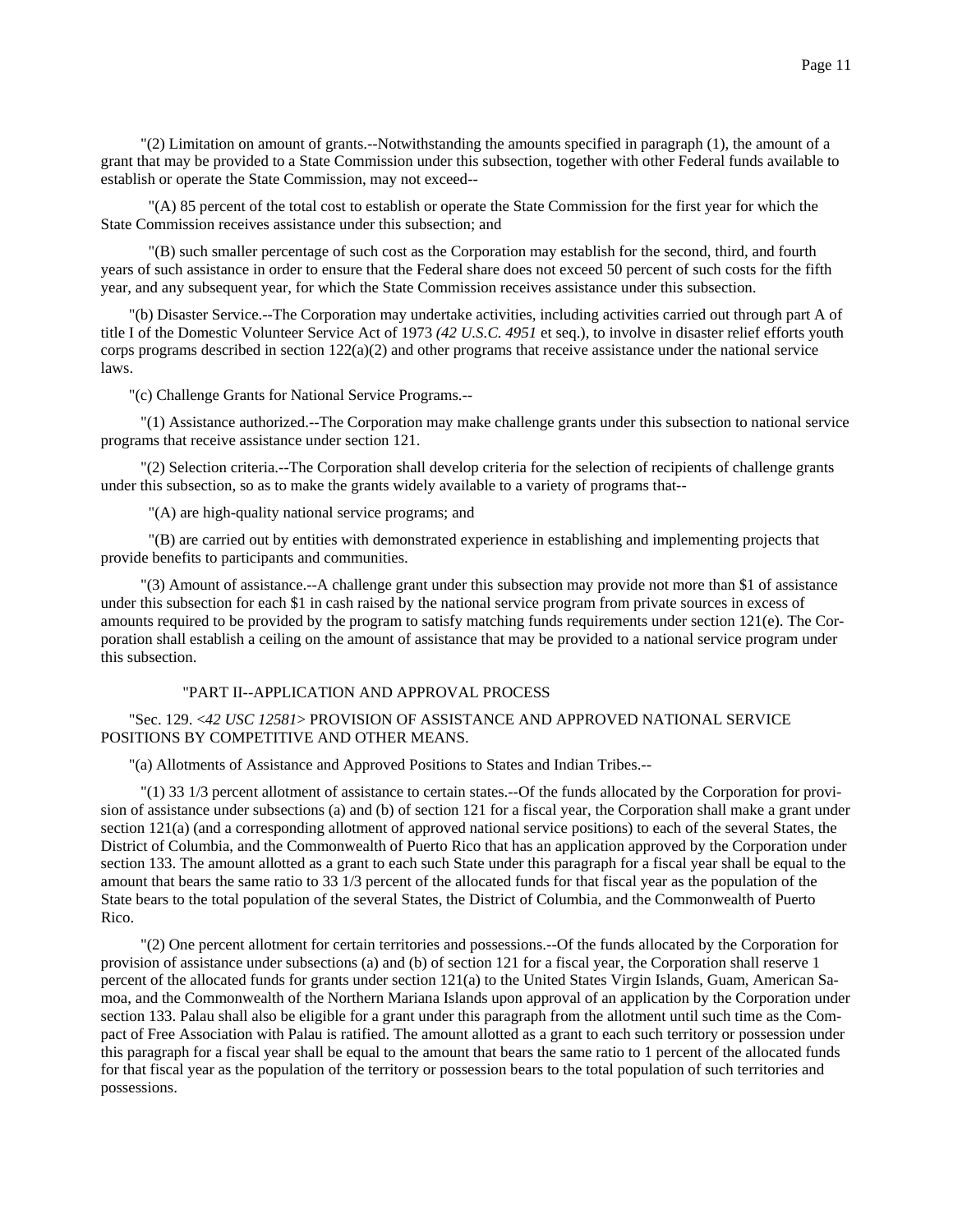"(2) Limitation on amount of grants.--Notwithstanding the amounts specified in paragraph (1), the amount of a grant that may be provided to a State Commission under this subsection, together with other Federal funds available to establish or operate the State Commission, may not exceed--

"(A) 85 percent of the total cost to establish or operate the State Commission for the first year for which the State Commission receives assistance under this subsection; and

"(B) such smaller percentage of such cost as the Corporation may establish for the second, third, and fourth years of such assistance in order to ensure that the Federal share does not exceed 50 percent of such costs for the fifth year, and any subsequent year, for which the State Commission receives assistance under this subsection.

"(b) Disaster Service.--The Corporation may undertake activities, including activities carried out through part A of title I of the Domestic Volunteer Service Act of 1973 *(42 U.S.C. 4951* et seq.), to involve in disaster relief efforts youth corps programs described in section 122(a)(2) and other programs that receive assistance under the national service laws.

"(c) Challenge Grants for National Service Programs.--

"(1) Assistance authorized.--The Corporation may make challenge grants under this subsection to national service programs that receive assistance under section 121.

"(2) Selection criteria.--The Corporation shall develop criteria for the selection of recipients of challenge grants under this subsection, so as to make the grants widely available to a variety of programs that--

"(A) are high-quality national service programs; and

"(B) are carried out by entities with demonstrated experience in establishing and implementing projects that provide benefits to participants and communities.

"(3) Amount of assistance.--A challenge grant under this subsection may provide not more than $1 of assistance under this subsection for each $1 in cash raised by the national service program from private sources in excess of amounts required to be provided by the program to satisfy matching funds requirements under section 121(e). The Corporation shall establish a ceiling on the amount of assistance that may be provided to a national service program under this subsection.

"PART II--APPLICATION AND APPROVAL PROCESS

"Sec. 129. <*42 USC 12581*> PROVISION OF ASSISTANCE AND APPROVED NATIONAL SERVICE POSITIONS BY COMPETITIVE AND OTHER MEANS.

"(a) Allotments of Assistance and Approved Positions to States and Indian Tribes.--

"(1) 33 1/3 percent allotment of assistance to certain states.--Of the funds allocated by the Corporation for provision of assistance under subsections (a) and (b) of section 121 for a fiscal year, the Corporation shall make a grant under section 121(a) (and a corresponding allotment of approved national service positions) to each of the several States, the District of Columbia, and the Commonwealth of Puerto Rico that has an application approved by the Corporation under section 133. The amount allotted as a grant to each such State under this paragraph for a fiscal year shall be equal to the amount that bears the same ratio to 33 1/3 percent of the allocated funds for that fiscal year as the population of the State bears to the total population of the several States, the District of Columbia, and the Commonwealth of Puerto Rico.

"(2) One percent allotment for certain territories and possessions.--Of the funds allocated by the Corporation for provision of assistance under subsections (a) and (b) of section 121 for a fiscal year, the Corporation shall reserve 1 percent of the allocated funds for grants under section 121(a) to the United States Virgin Islands, Guam, American Samoa, and the Commonwealth of the Northern Mariana Islands upon approval of an application by the Corporation under section 133. Palau shall also be eligible for a grant under this paragraph from the allotment until such time as the Compact of Free Association with Palau is ratified. The amount allotted as a grant to each such territory or possession under this paragraph for a fiscal year shall be equal to the amount that bears the same ratio to 1 percent of the allocated funds for that fiscal year as the population of the territory or possession bears to the total population of such territories and possessions.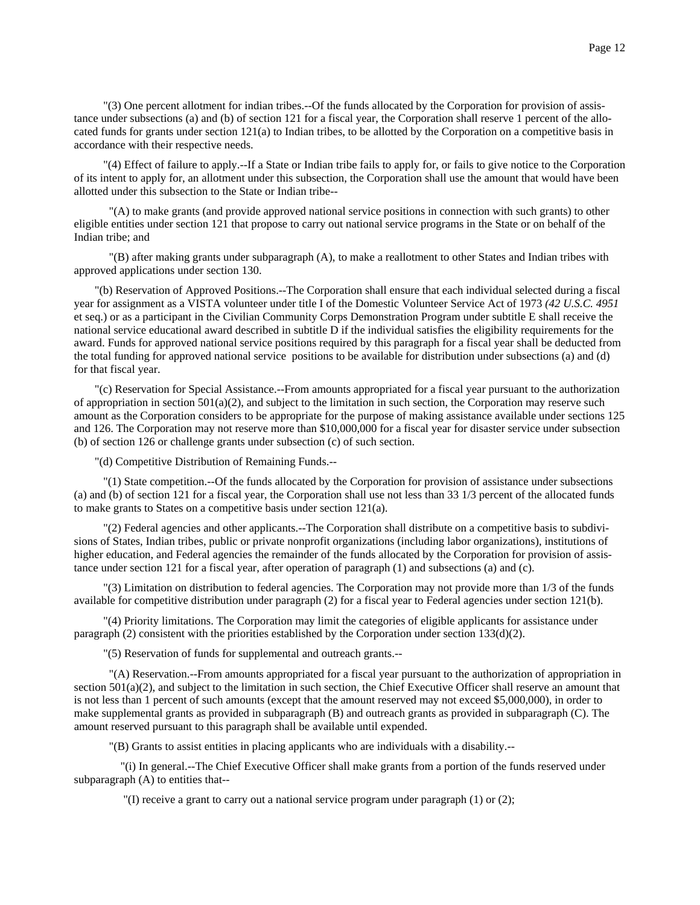"(3) One percent allotment for indian tribes.--Of the funds allocated by the Corporation for provision of assistance under subsections (a) and (b) of section 121 for a fiscal year, the Corporation shall reserve 1 percent of the allocated funds for grants under section 121(a) to Indian tribes, to be allotted by the Corporation on a competitive basis in accordance with their respective needs.

"(4) Effect of failure to apply.--If a State or Indian tribe fails to apply for, or fails to give notice to the Corporation of its intent to apply for, an allotment under this subsection, the Corporation shall use the amount that would have been allotted under this subsection to the State or Indian tribe--

"(A) to make grants (and provide approved national service positions in connection with such grants) to other eligible entities under section 121 that propose to carry out national service programs in the State or on behalf of the Indian tribe; and

"(B) after making grants under subparagraph (A), to make a reallotment to other States and Indian tribes with approved applications under section 130.

"(b) Reservation of Approved Positions.--The Corporation shall ensure that each individual selected during a fiscal year for assignment as a VISTA volunteer under title I of the Domestic Volunteer Service Act of 1973 *(42 U.S.C. 4951* et seq.) or as a participant in the Civilian Community Corps Demonstration Program under subtitle E shall receive the national service educational award described in subtitle D if the individual satisfies the eligibility requirements for the award. Funds for approved national service positions required by this paragraph for a fiscal year shall be deducted from the total funding for approved national service positions to be available for distribution under subsections (a) and (d) for that fiscal year.

"(c) Reservation for Special Assistance.--From amounts appropriated for a fiscal year pursuant to the authorization of appropriation in section 501(a)(2), and subject to the limitation in such section, the Corporation may reserve such amount as the Corporation considers to be appropriate for the purpose of making assistance available under sections 125 and 126. The Corporation may not reserve more than $10,000,000 for a fiscal year for disaster service under subsection (b) of section 126 or challenge grants under subsection (c) of such section.

"(d) Competitive Distribution of Remaining Funds.--

"(1) State competition.--Of the funds allocated by the Corporation for provision of assistance under subsections (a) and (b) of section 121 for a fiscal year, the Corporation shall use not less than 33 1/3 percent of the allocated funds to make grants to States on a competitive basis under section 121(a).

"(2) Federal agencies and other applicants.--The Corporation shall distribute on a competitive basis to subdivisions of States, Indian tribes, public or private nonprofit organizations (including labor organizations), institutions of higher education, and Federal agencies the remainder of the funds allocated by the Corporation for provision of assistance under section 121 for a fiscal year, after operation of paragraph (1) and subsections (a) and (c).

"(3) Limitation on distribution to federal agencies. The Corporation may not provide more than 1/3 of the funds available for competitive distribution under paragraph (2) for a fiscal year to Federal agencies under section 121(b).

"(4) Priority limitations. The Corporation may limit the categories of eligible applicants for assistance under paragraph (2) consistent with the priorities established by the Corporation under section 133(d)(2).

"(5) Reservation of funds for supplemental and outreach grants.--

"(A) Reservation.--From amounts appropriated for a fiscal year pursuant to the authorization of appropriation in section 501(a)(2), and subject to the limitation in such section, the Chief Executive Officer shall reserve an amount that is not less than 1 percent of such amounts (except that the amount reserved may not exceed $5,000,000), in order to make supplemental grants as provided in subparagraph (B) and outreach grants as provided in subparagraph (C). The amount reserved pursuant to this paragraph shall be available until expended.

"(B) Grants to assist entities in placing applicants who are individuals with a disability.--

"(i) In general.--The Chief Executive Officer shall make grants from a portion of the funds reserved under subparagraph (A) to entities that--

"(I) receive a grant to carry out a national service program under paragraph (1) or (2);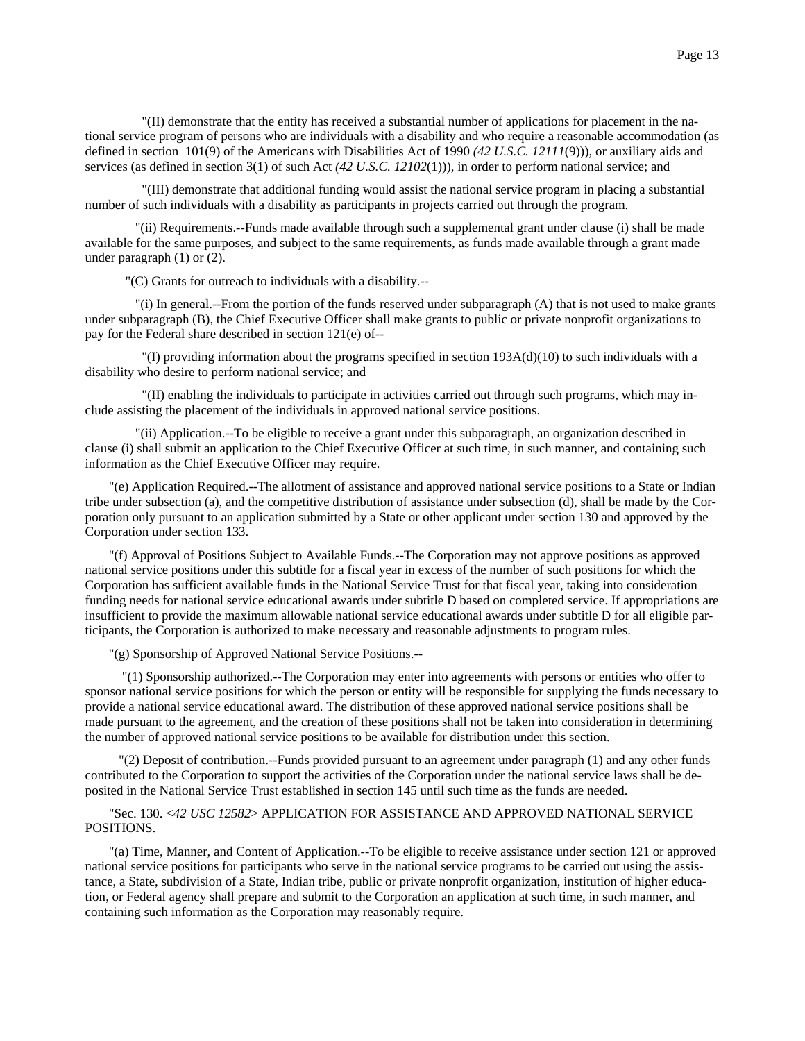"(II) demonstrate that the entity has received a substantial number of applications for placement in the national service program of persons who are individuals with a disability and who require a reasonable accommodation (as defined in section 101(9) of the Americans with Disabilities Act of 1990 *(42 U.S.C. 12111*(9))), or auxiliary aids and services (as defined in section 3(1) of such Act *(42 U.S.C. 12102*(1))), in order to perform national service; and

"(III) demonstrate that additional funding would assist the national service program in placing a substantial number of such individuals with a disability as participants in projects carried out through the program.

"(ii) Requirements.--Funds made available through such a supplemental grant under clause (i) shall be made available for the same purposes, and subject to the same requirements, as funds made available through a grant made under paragraph (1) or (2).

"(C) Grants for outreach to individuals with a disability.--

"(i) In general.--From the portion of the funds reserved under subparagraph (A) that is not used to make grants under subparagraph (B), the Chief Executive Officer shall make grants to public or private nonprofit organizations to pay for the Federal share described in section 121(e) of--

"(I) providing information about the programs specified in section 193A(d)(10) to such individuals with a disability who desire to perform national service; and

"(II) enabling the individuals to participate in activities carried out through such programs, which may include assisting the placement of the individuals in approved national service positions.

"(ii) Application.--To be eligible to receive a grant under this subparagraph, an organization described in clause (i) shall submit an application to the Chief Executive Officer at such time, in such manner, and containing such information as the Chief Executive Officer may require.

"(e) Application Required.--The allotment of assistance and approved national service positions to a State or Indian tribe under subsection (a), and the competitive distribution of assistance under subsection (d), shall be made by the Corporation only pursuant to an application submitted by a State or other applicant under section 130 and approved by the Corporation under section 133.

"(f) Approval of Positions Subject to Available Funds.--The Corporation may not approve positions as approved national service positions under this subtitle for a fiscal year in excess of the number of such positions for which the Corporation has sufficient available funds in the National Service Trust for that fiscal year, taking into consideration funding needs for national service educational awards under subtitle D based on completed service. If appropriations are insufficient to provide the maximum allowable national service educational awards under subtitle D for all eligible participants, the Corporation is authorized to make necessary and reasonable adjustments to program rules.

"(g) Sponsorship of Approved National Service Positions.--

"(1) Sponsorship authorized.--The Corporation may enter into agreements with persons or entities who offer to sponsor national service positions for which the person or entity will be responsible for supplying the funds necessary to provide a national service educational award. The distribution of these approved national service positions shall be made pursuant to the agreement, and the creation of these positions shall not be taken into consideration in determining the number of approved national service positions to be available for distribution under this section.

"(2) Deposit of contribution.--Funds provided pursuant to an agreement under paragraph (1) and any other funds contributed to the Corporation to support the activities of the Corporation under the national service laws shall be deposited in the National Service Trust established in section 145 until such time as the funds are needed.

"Sec. 130. <*42 USC 12582*> APPLICATION FOR ASSISTANCE AND APPROVED NATIONAL SERVICE POSITIONS.

"(a) Time, Manner, and Content of Application.--To be eligible to receive assistance under section 121 or approved national service positions for participants who serve in the national service programs to be carried out using the assistance, a State, subdivision of a State, Indian tribe, public or private nonprofit organization, institution of higher education, or Federal agency shall prepare and submit to the Corporation an application at such time, in such manner, and containing such information as the Corporation may reasonably require.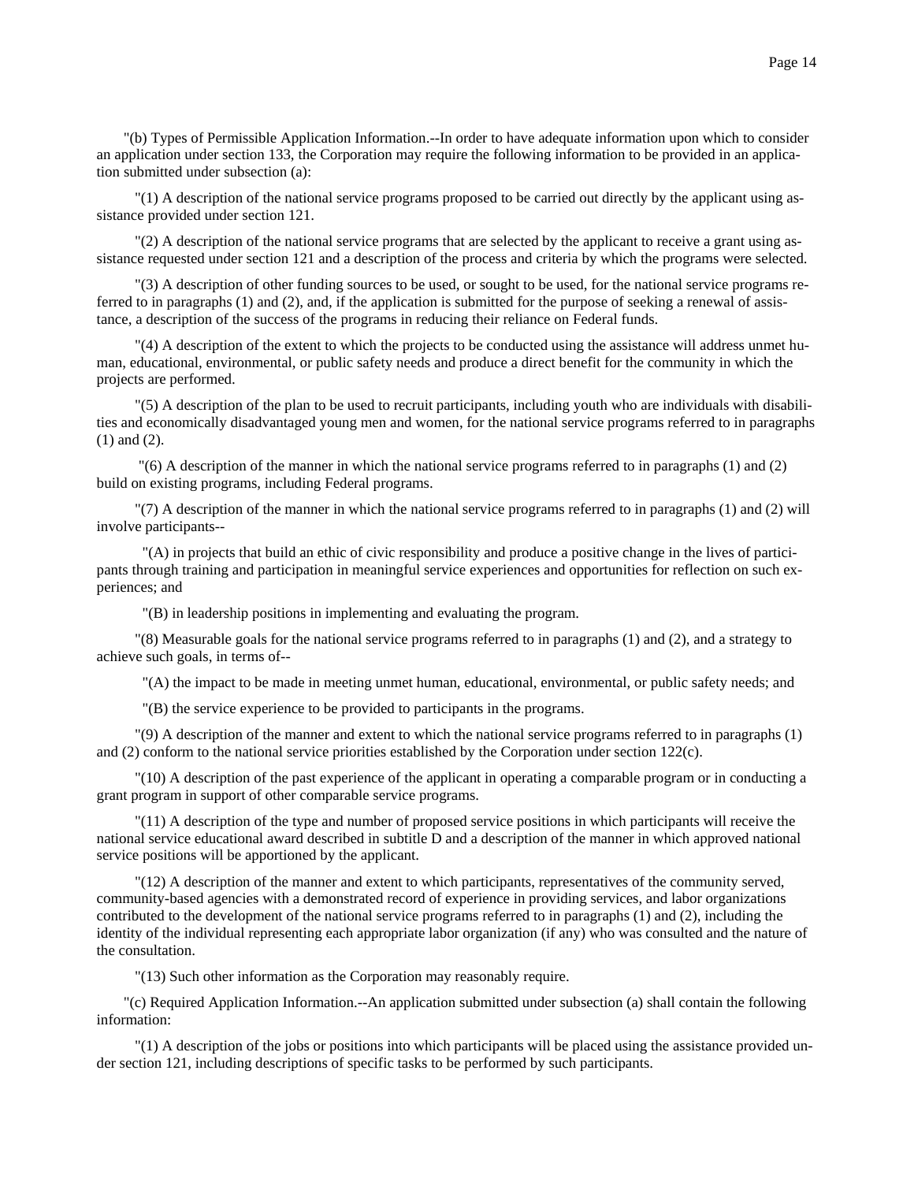"(b) Types of Permissible Application Information.--In order to have adequate information upon which to consider an application under section 133, the Corporation may require the following information to be provided in an application submitted under subsection (a):

"(1) A description of the national service programs proposed to be carried out directly by the applicant using assistance provided under section 121.

"(2) A description of the national service programs that are selected by the applicant to receive a grant using assistance requested under section 121 and a description of the process and criteria by which the programs were selected.

"(3) A description of other funding sources to be used, or sought to be used, for the national service programs referred to in paragraphs (1) and (2), and, if the application is submitted for the purpose of seeking a renewal of assistance, a description of the success of the programs in reducing their reliance on Federal funds.

"(4) A description of the extent to which the projects to be conducted using the assistance will address unmet human, educational, environmental, or public safety needs and produce a direct benefit for the community in which the projects are performed.

"(5) A description of the plan to be used to recruit participants, including youth who are individuals with disabilities and economically disadvantaged young men and women, for the national service programs referred to in paragraphs (1) and (2).

"(6) A description of the manner in which the national service programs referred to in paragraphs (1) and (2) build on existing programs, including Federal programs.

"(7) A description of the manner in which the national service programs referred to in paragraphs (1) and (2) will involve participants--

"(A) in projects that build an ethic of civic responsibility and produce a positive change in the lives of participants through training and participation in meaningful service experiences and opportunities for reflection on such experiences; and

"(B) in leadership positions in implementing and evaluating the program.

"(8) Measurable goals for the national service programs referred to in paragraphs (1) and (2), and a strategy to achieve such goals, in terms of--

"(A) the impact to be made in meeting unmet human, educational, environmental, or public safety needs; and

"(B) the service experience to be provided to participants in the programs.

"(9) A description of the manner and extent to which the national service programs referred to in paragraphs (1) and (2) conform to the national service priorities established by the Corporation under section 122(c).

"(10) A description of the past experience of the applicant in operating a comparable program or in conducting a grant program in support of other comparable service programs.

"(11) A description of the type and number of proposed service positions in which participants will receive the national service educational award described in subtitle D and a description of the manner in which approved national service positions will be apportioned by the applicant.

"(12) A description of the manner and extent to which participants, representatives of the community served, community-based agencies with a demonstrated record of experience in providing services, and labor organizations contributed to the development of the national service programs referred to in paragraphs (1) and (2), including the identity of the individual representing each appropriate labor organization (if any) who was consulted and the nature of the consultation.

"(13) Such other information as the Corporation may reasonably require.

"(c) Required Application Information.--An application submitted under subsection (a) shall contain the following information:

"(1) A description of the jobs or positions into which participants will be placed using the assistance provided under section 121, including descriptions of specific tasks to be performed by such participants.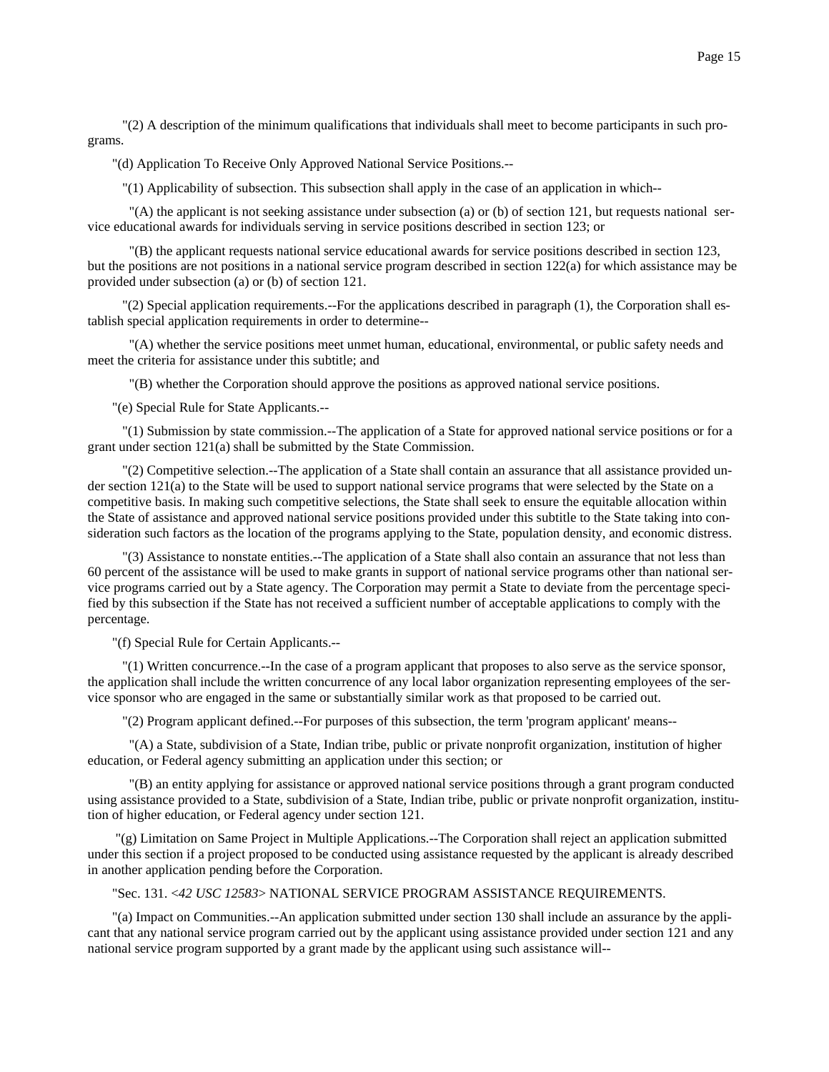"(2) A description of the minimum qualifications that individuals shall meet to become participants in such programs.

"(d) Application To Receive Only Approved National Service Positions.--

"(1) Applicability of subsection. This subsection shall apply in the case of an application in which--

"(A) the applicant is not seeking assistance under subsection (a) or (b) of section 121, but requests national service educational awards for individuals serving in service positions described in section 123; or

"(B) the applicant requests national service educational awards for service positions described in section 123, but the positions are not positions in a national service program described in section 122(a) for which assistance may be provided under subsection (a) or (b) of section 121.

"(2) Special application requirements.--For the applications described in paragraph (1), the Corporation shall establish special application requirements in order to determine--

"(A) whether the service positions meet unmet human, educational, environmental, or public safety needs and meet the criteria for assistance under this subtitle; and

"(B) whether the Corporation should approve the positions as approved national service positions.

"(e) Special Rule for State Applicants.--

"(1) Submission by state commission.--The application of a State for approved national service positions or for a grant under section 121(a) shall be submitted by the State Commission.

"(2) Competitive selection.--The application of a State shall contain an assurance that all assistance provided under section 121(a) to the State will be used to support national service programs that were selected by the State on a competitive basis. In making such competitive selections, the State shall seek to ensure the equitable allocation within the State of assistance and approved national service positions provided under this subtitle to the State taking into consideration such factors as the location of the programs applying to the State, population density, and economic distress.

"(3) Assistance to nonstate entities.--The application of a State shall also contain an assurance that not less than 60 percent of the assistance will be used to make grants in support of national service programs other than national service programs carried out by a State agency. The Corporation may permit a State to deviate from the percentage specified by this subsection if the State has not received a sufficient number of acceptable applications to comply with the percentage.

"(f) Special Rule for Certain Applicants.--

"(1) Written concurrence.--In the case of a program applicant that proposes to also serve as the service sponsor, the application shall include the written concurrence of any local labor organization representing employees of the service sponsor who are engaged in the same or substantially similar work as that proposed to be carried out.

"(2) Program applicant defined.--For purposes of this subsection, the term 'program applicant' means--

"(A) a State, subdivision of a State, Indian tribe, public or private nonprofit organization, institution of higher education, or Federal agency submitting an application under this section; or

"(B) an entity applying for assistance or approved national service positions through a grant program conducted using assistance provided to a State, subdivision of a State, Indian tribe, public or private nonprofit organization, institution of higher education, or Federal agency under section 121.

"(g) Limitation on Same Project in Multiple Applications.--The Corporation shall reject an application submitted under this section if a project proposed to be conducted using assistance requested by the applicant is already described in another application pending before the Corporation.

"Sec. 131. <*42 USC 12583*> NATIONAL SERVICE PROGRAM ASSISTANCE REQUIREMENTS.

"(a) Impact on Communities.--An application submitted under section 130 shall include an assurance by the applicant that any national service program carried out by the applicant using assistance provided under section 121 and any national service program supported by a grant made by the applicant using such assistance will--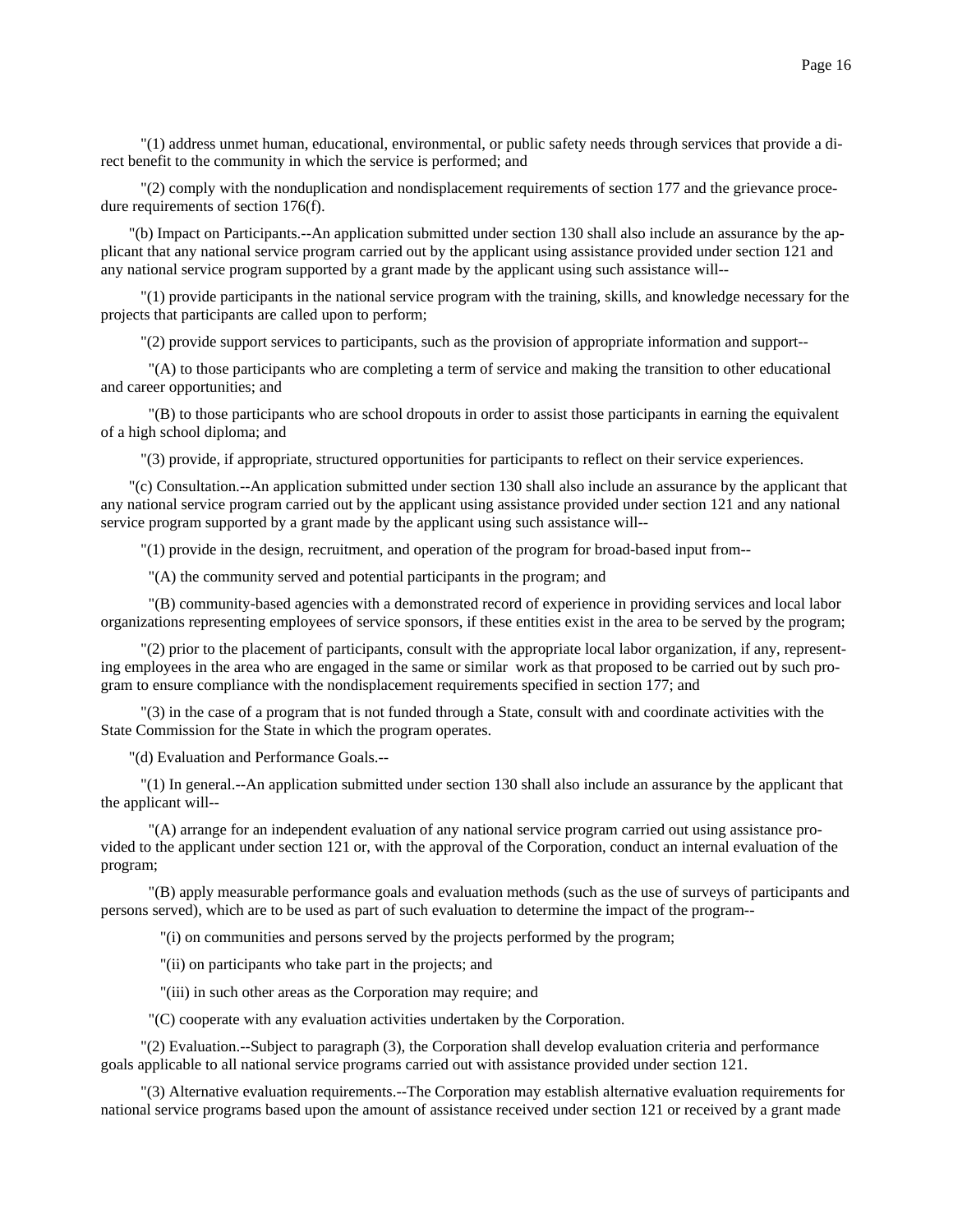"(1) address unmet human, educational, environmental, or public safety needs through services that provide a direct benefit to the community in which the service is performed; and

"(2) comply with the nonduplication and nondisplacement requirements of section 177 and the grievance procedure requirements of section 176(f).

"(b) Impact on Participants.--An application submitted under section 130 shall also include an assurance by the applicant that any national service program carried out by the applicant using assistance provided under section 121 and any national service program supported by a grant made by the applicant using such assistance will--

"(1) provide participants in the national service program with the training, skills, and knowledge necessary for the projects that participants are called upon to perform;

"(2) provide support services to participants, such as the provision of appropriate information and support--

"(A) to those participants who are completing a term of service and making the transition to other educational and career opportunities; and

"(B) to those participants who are school dropouts in order to assist those participants in earning the equivalent of a high school diploma; and

"(3) provide, if appropriate, structured opportunities for participants to reflect on their service experiences.

"(c) Consultation.--An application submitted under section 130 shall also include an assurance by the applicant that any national service program carried out by the applicant using assistance provided under section 121 and any national service program supported by a grant made by the applicant using such assistance will--

"(1) provide in the design, recruitment, and operation of the program for broad-based input from--

"(A) the community served and potential participants in the program; and

"(B) community-based agencies with a demonstrated record of experience in providing services and local labor organizations representing employees of service sponsors, if these entities exist in the area to be served by the program;

"(2) prior to the placement of participants, consult with the appropriate local labor organization, if any, representing employees in the area who are engaged in the same or similar work as that proposed to be carried out by such program to ensure compliance with the nondisplacement requirements specified in section 177; and

"(3) in the case of a program that is not funded through a State, consult with and coordinate activities with the State Commission for the State in which the program operates.

"(d) Evaluation and Performance Goals.--

"(1) In general.--An application submitted under section 130 shall also include an assurance by the applicant that the applicant will--

"(A) arrange for an independent evaluation of any national service program carried out using assistance provided to the applicant under section 121 or, with the approval of the Corporation, conduct an internal evaluation of the program;

"(B) apply measurable performance goals and evaluation methods (such as the use of surveys of participants and persons served), which are to be used as part of such evaluation to determine the impact of the program--

"(i) on communities and persons served by the projects performed by the program;

"(ii) on participants who take part in the projects; and

"(iii) in such other areas as the Corporation may require; and

"(C) cooperate with any evaluation activities undertaken by the Corporation.

"(2) Evaluation.--Subject to paragraph (3), the Corporation shall develop evaluation criteria and performance goals applicable to all national service programs carried out with assistance provided under section 121.

"(3) Alternative evaluation requirements.--The Corporation may establish alternative evaluation requirements for national service programs based upon the amount of assistance received under section 121 or received by a grant made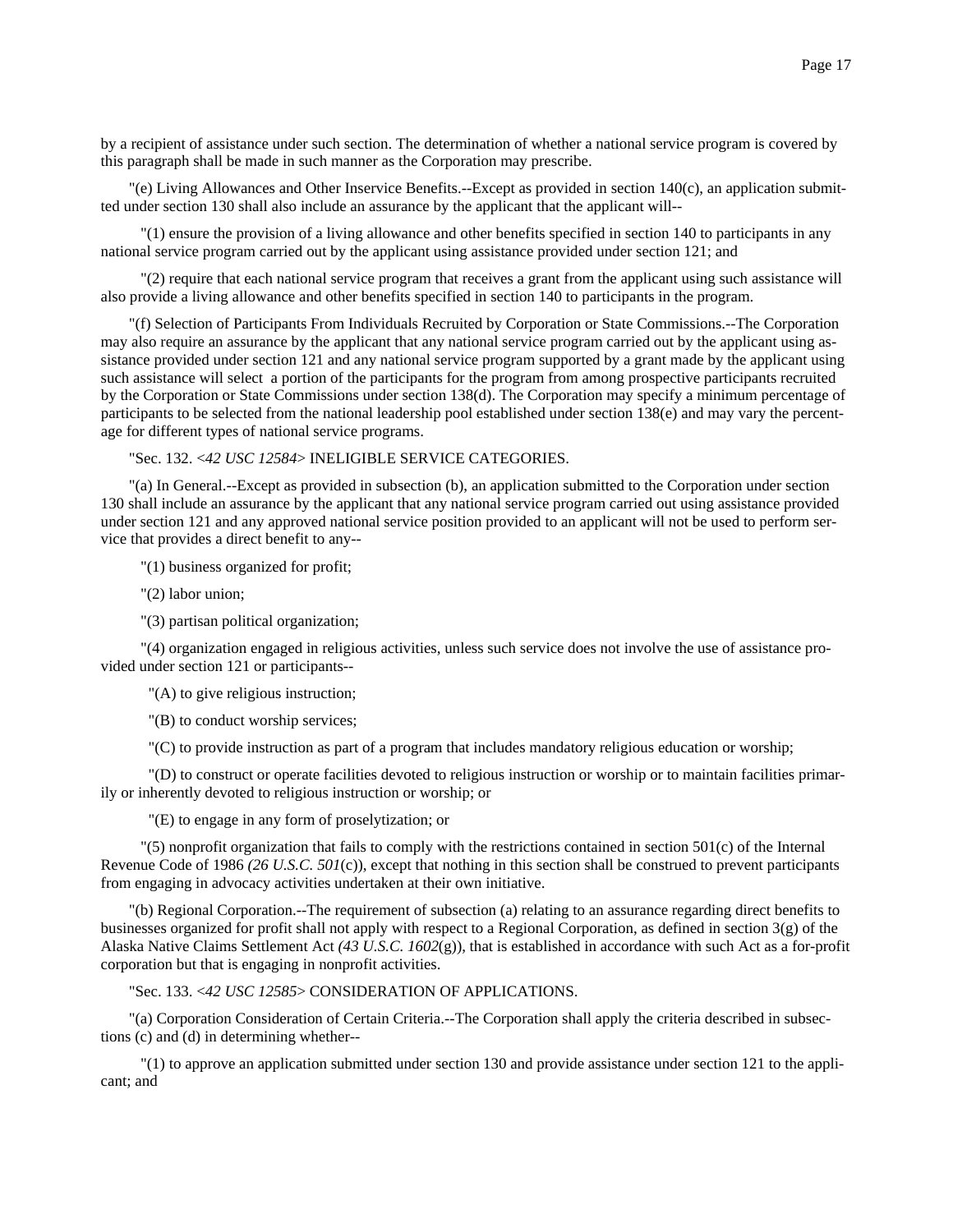by a recipient of assistance under such section. The determination of whether a national service program is covered by this paragraph shall be made in such manner as the Corporation may prescribe.

"(e) Living Allowances and Other Inservice Benefits.--Except as provided in section 140(c), an application submitted under section 130 shall also include an assurance by the applicant that the applicant will--

"(1) ensure the provision of a living allowance and other benefits specified in section 140 to participants in any national service program carried out by the applicant using assistance provided under section 121; and

"(2) require that each national service program that receives a grant from the applicant using such assistance will also provide a living allowance and other benefits specified in section 140 to participants in the program.

"(f) Selection of Participants From Individuals Recruited by Corporation or State Commissions.--The Corporation may also require an assurance by the applicant that any national service program carried out by the applicant using assistance provided under section 121 and any national service program supported by a grant made by the applicant using such assistance will select a portion of the participants for the program from among prospective participants recruited by the Corporation or State Commissions under section 138(d). The Corporation may specify a minimum percentage of participants to be selected from the national leadership pool established under section 138(e) and may vary the percentage for different types of national service programs.

"Sec. 132. <*42 USC 12584*> INELIGIBLE SERVICE CATEGORIES.

"(a) In General.--Except as provided in subsection (b), an application submitted to the Corporation under section 130 shall include an assurance by the applicant that any national service program carried out using assistance provided under section 121 and any approved national service position provided to an applicant will not be used to perform service that provides a direct benefit to any--

"(1) business organized for profit;

"(2) labor union;

"(3) partisan political organization;

"(4) organization engaged in religious activities, unless such service does not involve the use of assistance provided under section 121 or participants--

"(A) to give religious instruction;

"(B) to conduct worship services;

"(C) to provide instruction as part of a program that includes mandatory religious education or worship;

"(D) to construct or operate facilities devoted to religious instruction or worship or to maintain facilities primarily or inherently devoted to religious instruction or worship; or

"(E) to engage in any form of proselytization; or

"(5) nonprofit organization that fails to comply with the restrictions contained in section 501(c) of the Internal Revenue Code of 1986 *(26 U.S.C. 501*(c)), except that nothing in this section shall be construed to prevent participants from engaging in advocacy activities undertaken at their own initiative.

"(b) Regional Corporation.--The requirement of subsection (a) relating to an assurance regarding direct benefits to businesses organized for profit shall not apply with respect to a Regional Corporation, as defined in section 3(g) of the Alaska Native Claims Settlement Act *(43 U.S.C. 1602*(g)), that is established in accordance with such Act as a for-profit corporation but that is engaging in nonprofit activities.

"Sec. 133. <*42 USC 12585*> CONSIDERATION OF APPLICATIONS.

"(a) Corporation Consideration of Certain Criteria.--The Corporation shall apply the criteria described in subsections (c) and (d) in determining whether--

"(1) to approve an application submitted under section 130 and provide assistance under section 121 to the applicant; and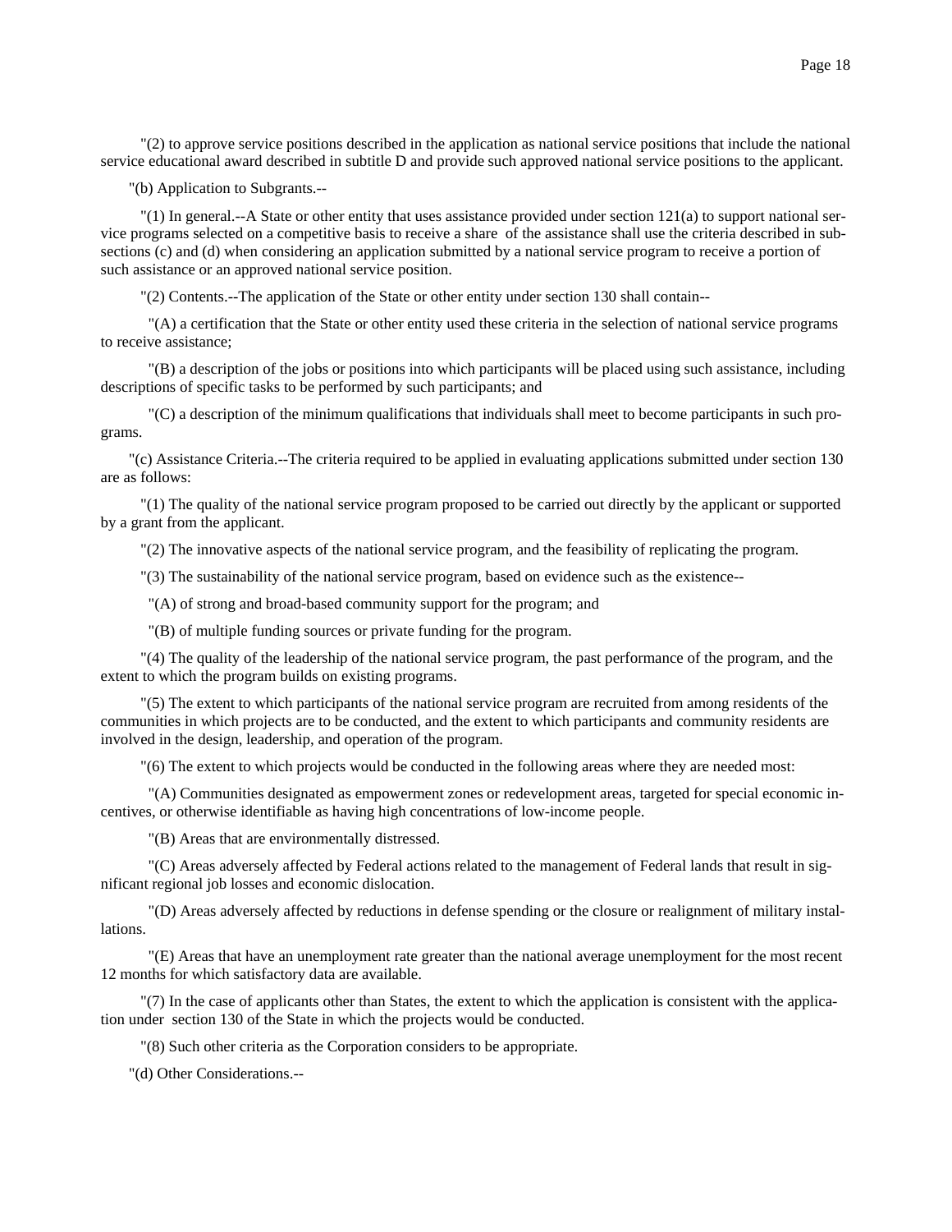"(2) to approve service positions described in the application as national service positions that include the national service educational award described in subtitle D and provide such approved national service positions to the applicant.

"(b) Application to Subgrants.--

"(1) In general.--A State or other entity that uses assistance provided under section 121(a) to support national service programs selected on a competitive basis to receive a share of the assistance shall use the criteria described in subsections (c) and (d) when considering an application submitted by a national service program to receive a portion of such assistance or an approved national service position.

"(2) Contents.--The application of the State or other entity under section 130 shall contain--

"(A) a certification that the State or other entity used these criteria in the selection of national service programs to receive assistance;

"(B) a description of the jobs or positions into which participants will be placed using such assistance, including descriptions of specific tasks to be performed by such participants; and

"(C) a description of the minimum qualifications that individuals shall meet to become participants in such programs.

"(c) Assistance Criteria.--The criteria required to be applied in evaluating applications submitted under section 130 are as follows:

"(1) The quality of the national service program proposed to be carried out directly by the applicant or supported by a grant from the applicant.

"(2) The innovative aspects of the national service program, and the feasibility of replicating the program.

"(3) The sustainability of the national service program, based on evidence such as the existence--

"(A) of strong and broad-based community support for the program; and

"(B) of multiple funding sources or private funding for the program.

"(4) The quality of the leadership of the national service program, the past performance of the program, and the extent to which the program builds on existing programs.

"(5) The extent to which participants of the national service program are recruited from among residents of the communities in which projects are to be conducted, and the extent to which participants and community residents are involved in the design, leadership, and operation of the program.

"(6) The extent to which projects would be conducted in the following areas where they are needed most:

"(A) Communities designated as empowerment zones or redevelopment areas, targeted for special economic incentives, or otherwise identifiable as having high concentrations of low-income people.

"(B) Areas that are environmentally distressed.

"(C) Areas adversely affected by Federal actions related to the management of Federal lands that result in significant regional job losses and economic dislocation.

"(D) Areas adversely affected by reductions in defense spending or the closure or realignment of military installations.

"(E) Areas that have an unemployment rate greater than the national average unemployment for the most recent 12 months for which satisfactory data are available.

"(7) In the case of applicants other than States, the extent to which the application is consistent with the application under section 130 of the State in which the projects would be conducted.

"(8) Such other criteria as the Corporation considers to be appropriate.

"(d) Other Considerations.--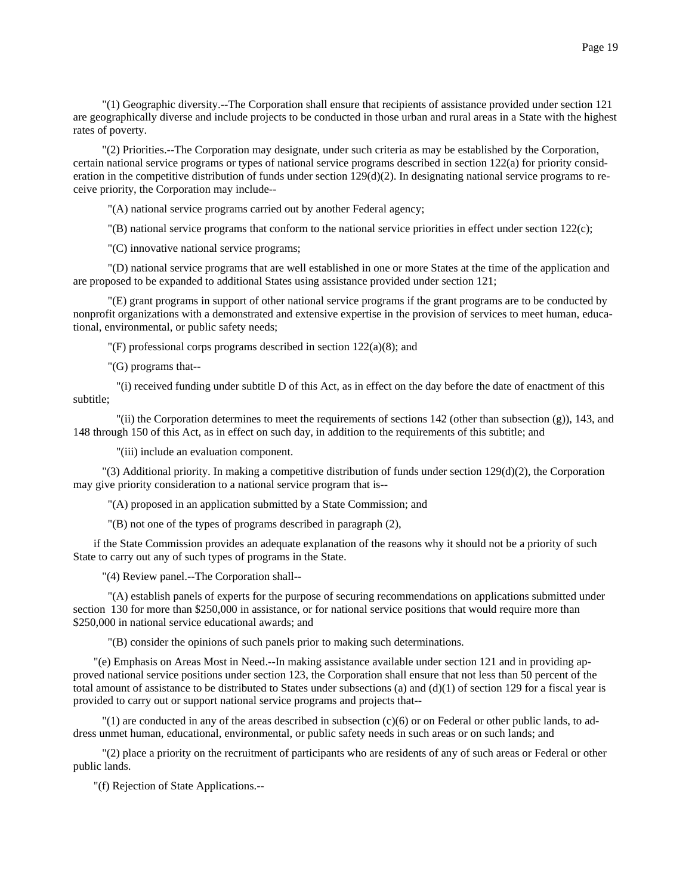"(1) Geographic diversity.--The Corporation shall ensure that recipients of assistance provided under section 121 are geographically diverse and include projects to be conducted in those urban and rural areas in a State with the highest rates of poverty.

"(2) Priorities.--The Corporation may designate, under such criteria as may be established by the Corporation, certain national service programs or types of national service programs described in section 122(a) for priority consideration in the competitive distribution of funds under section 129(d)(2). In designating national service programs to receive priority, the Corporation may include--

"(A) national service programs carried out by another Federal agency;

"(B) national service programs that conform to the national service priorities in effect under section 122(c);

"(C) innovative national service programs;

"(D) national service programs that are well established in one or more States at the time of the application and are proposed to be expanded to additional States using assistance provided under section 121;

"(E) grant programs in support of other national service programs if the grant programs are to be conducted by nonprofit organizations with a demonstrated and extensive expertise in the provision of services to meet human, educational, environmental, or public safety needs;

"(F) professional corps programs described in section 122(a)(8); and

"(G) programs that--

"(i) received funding under subtitle D of this Act, as in effect on the day before the date of enactment of this subtitle;

"(ii) the Corporation determines to meet the requirements of sections 142 (other than subsection (g)), 143, and 148 through 150 of this Act, as in effect on such day, in addition to the requirements of this subtitle; and

"(iii) include an evaluation component.

"(3) Additional priority. In making a competitive distribution of funds under section 129(d)(2), the Corporation may give priority consideration to a national service program that is--

"(A) proposed in an application submitted by a State Commission; and

"(B) not one of the types of programs described in paragraph (2),

if the State Commission provides an adequate explanation of the reasons why it should not be a priority of such State to carry out any of such types of programs in the State.

"(4) Review panel.--The Corporation shall--

"(A) establish panels of experts for the purpose of securing recommendations on applications submitted under section 130 for more than $250,000 in assistance, or for national service positions that would require more than $250,000 in national service educational awards; and

"(B) consider the opinions of such panels prior to making such determinations.

"(e) Emphasis on Areas Most in Need.--In making assistance available under section 121 and in providing approved national service positions under section 123, the Corporation shall ensure that not less than 50 percent of the total amount of assistance to be distributed to States under subsections (a) and (d)(1) of section 129 for a fiscal year is provided to carry out or support national service programs and projects that--

"(1) are conducted in any of the areas described in subsection (c)(6) or on Federal or other public lands, to address unmet human, educational, environmental, or public safety needs in such areas or on such lands; and

"(2) place a priority on the recruitment of participants who are residents of any of such areas or Federal or other public lands.

"(f) Rejection of State Applications.--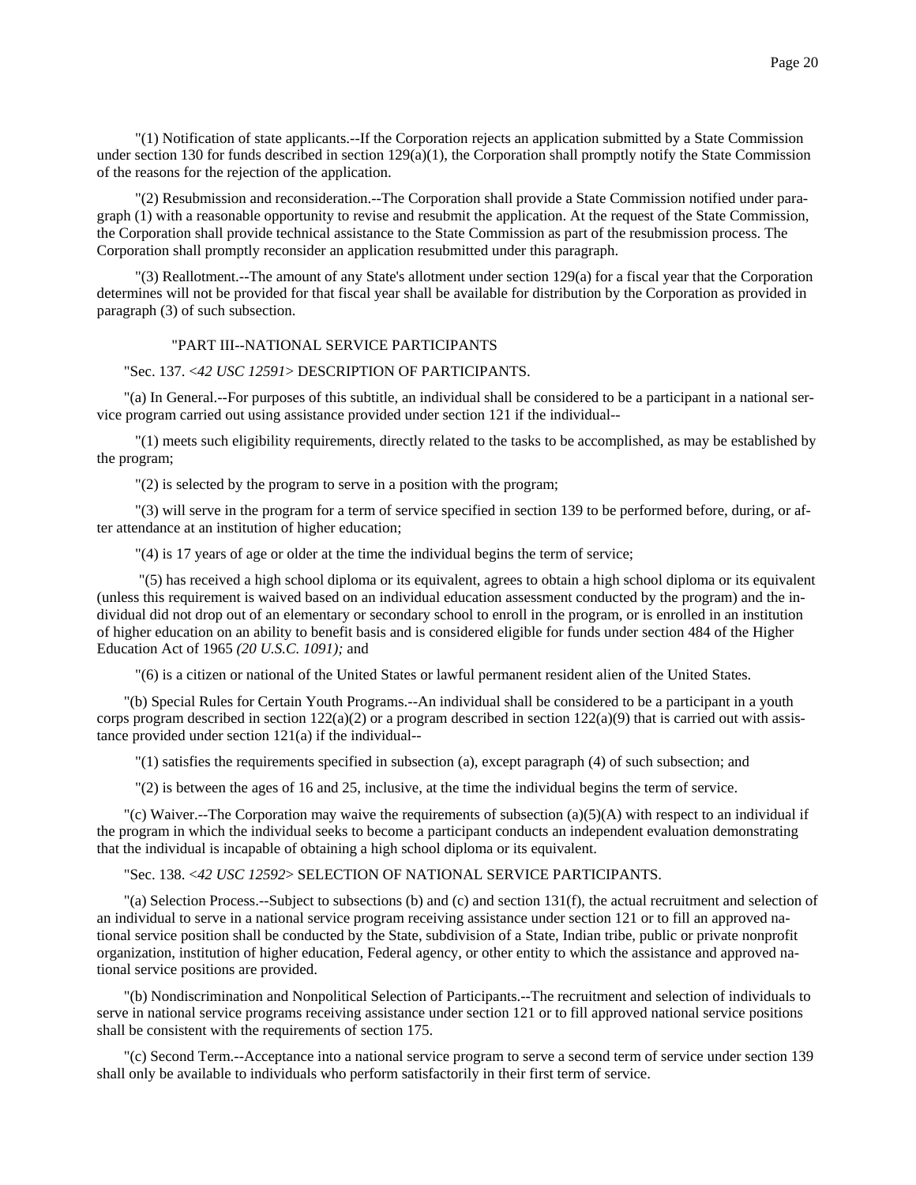"(1) Notification of state applicants.--If the Corporation rejects an application submitted by a State Commission under section 130 for funds described in section 129(a)(1), the Corporation shall promptly notify the State Commission of the reasons for the rejection of the application.

"(2) Resubmission and reconsideration.--The Corporation shall provide a State Commission notified under paragraph (1) with a reasonable opportunity to revise and resubmit the application. At the request of the State Commission, the Corporation shall provide technical assistance to the State Commission as part of the resubmission process. The Corporation shall promptly reconsider an application resubmitted under this paragraph.

"(3) Reallotment.--The amount of any State's allotment under section 129(a) for a fiscal year that the Corporation determines will not be provided for that fiscal year shall be available for distribution by the Corporation as provided in paragraph (3) of such subsection.

"PART III--NATIONAL SERVICE PARTICIPANTS

"Sec. 137. <*42 USC 12591*> DESCRIPTION OF PARTICIPANTS.

"(a) In General.--For purposes of this subtitle, an individual shall be considered to be a participant in a national service program carried out using assistance provided under section 121 if the individual--

"(1) meets such eligibility requirements, directly related to the tasks to be accomplished, as may be established by the program;

"(2) is selected by the program to serve in a position with the program;

"(3) will serve in the program for a term of service specified in section 139 to be performed before, during, or after attendance at an institution of higher education;

"(4) is 17 years of age or older at the time the individual begins the term of service;

"(5) has received a high school diploma or its equivalent, agrees to obtain a high school diploma or its equivalent (unless this requirement is waived based on an individual education assessment conducted by the program) and the individual did not drop out of an elementary or secondary school to enroll in the program, or is enrolled in an institution of higher education on an ability to benefit basis and is considered eligible for funds under section 484 of the Higher Education Act of 1965 *(20 U.S.C. 1091);* and

"(6) is a citizen or national of the United States or lawful permanent resident alien of the United States.

"(b) Special Rules for Certain Youth Programs.--An individual shall be considered to be a participant in a youth corps program described in section 122(a)(2) or a program described in section 122(a)(9) that is carried out with assistance provided under section 121(a) if the individual--

"(1) satisfies the requirements specified in subsection (a), except paragraph (4) of such subsection; and

"(2) is between the ages of 16 and 25, inclusive, at the time the individual begins the term of service.

"(c) Waiver.--The Corporation may waive the requirements of subsection (a)(5)(A) with respect to an individual if the program in which the individual seeks to become a participant conducts an independent evaluation demonstrating that the individual is incapable of obtaining a high school diploma or its equivalent.

"Sec. 138. <*42 USC 12592*> SELECTION OF NATIONAL SERVICE PARTICIPANTS.

"(a) Selection Process.--Subject to subsections (b) and (c) and section 131(f), the actual recruitment and selection of an individual to serve in a national service program receiving assistance under section 121 or to fill an approved national service position shall be conducted by the State, subdivision of a State, Indian tribe, public or private nonprofit organization, institution of higher education, Federal agency, or other entity to which the assistance and approved national service positions are provided.

"(b) Nondiscrimination and Nonpolitical Selection of Participants.--The recruitment and selection of individuals to serve in national service programs receiving assistance under section 121 or to fill approved national service positions shall be consistent with the requirements of section 175.

"(c) Second Term.--Acceptance into a national service program to serve a second term of service under section 139 shall only be available to individuals who perform satisfactorily in their first term of service.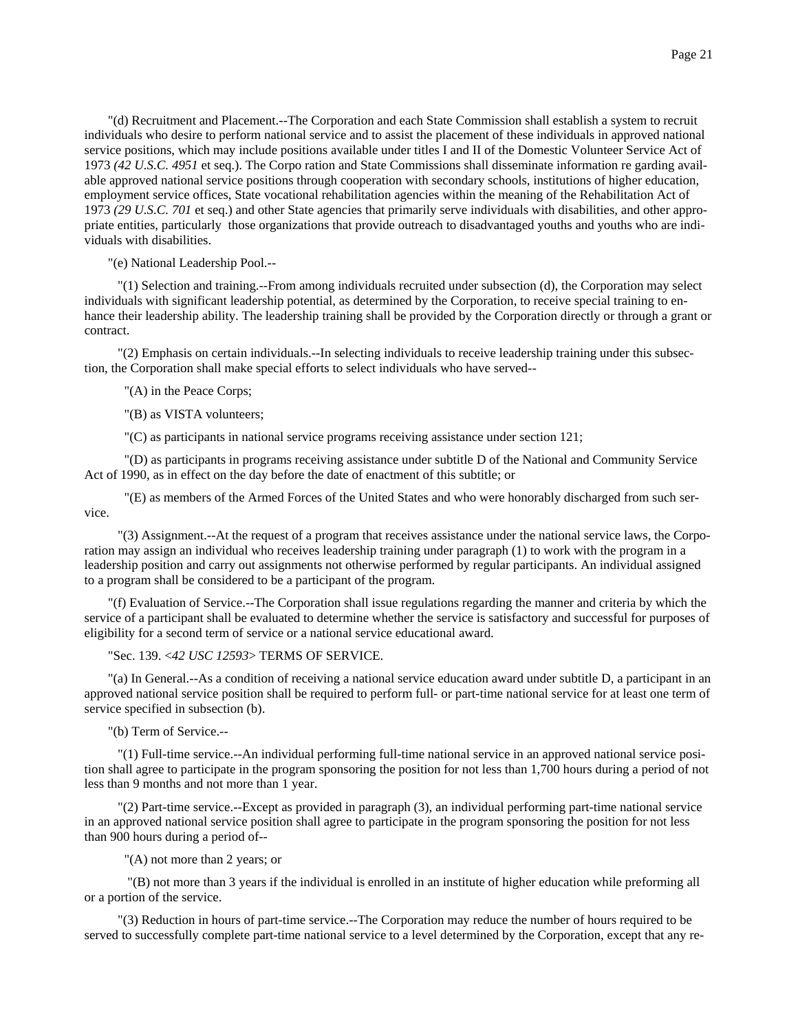"(d) Recruitment and Placement.--The Corporation and each State Commission shall establish a system to recruit individuals who desire to perform national service and to assist the placement of these individuals in approved national service positions, which may include positions available under titles I and II of the Domestic Volunteer Service Act of 1973 *(42 U.S.C. 4951* et seq.). The Corpo ration and State Commissions shall disseminate information re garding available approved national service positions through cooperation with secondary schools, institutions of higher education, employment service offices, State vocational rehabilitation agencies within the meaning of the Rehabilitation Act of 1973 *(29 U.S.C. 701* et seq.) and other State agencies that primarily serve individuals with disabilities, and other appropriate entities, particularly those organizations that provide outreach to disadvantaged youths and youths who are individuals with disabilities.

"(e) National Leadership Pool.--

"(1) Selection and training.--From among individuals recruited under subsection (d), the Corporation may select individuals with significant leadership potential, as determined by the Corporation, to receive special training to enhance their leadership ability. The leadership training shall be provided by the Corporation directly or through a grant or contract.

"(2) Emphasis on certain individuals.--In selecting individuals to receive leadership training under this subsection, the Corporation shall make special efforts to select individuals who have served--

"(A) in the Peace Corps;

"(B) as VISTA volunteers;

"(C) as participants in national service programs receiving assistance under section 121;

"(D) as participants in programs receiving assistance under subtitle D of the National and Community Service Act of 1990, as in effect on the day before the date of enactment of this subtitle; or

"(E) as members of the Armed Forces of the United States and who were honorably discharged from such service.

"(3) Assignment.--At the request of a program that receives assistance under the national service laws, the Corporation may assign an individual who receives leadership training under paragraph (1) to work with the program in a leadership position and carry out assignments not otherwise performed by regular participants. An individual assigned to a program shall be considered to be a participant of the program.

"(f) Evaluation of Service.--The Corporation shall issue regulations regarding the manner and criteria by which the service of a participant shall be evaluated to determine whether the service is satisfactory and successful for purposes of eligibility for a second term of service or a national service educational award.

"Sec. 139. <*42 USC 12593*> TERMS OF SERVICE.

"(a) In General.--As a condition of receiving a national service education award under subtitle D, a participant in an approved national service position shall be required to perform full- or part-time national service for at least one term of service specified in subsection (b).

"(b) Term of Service.--

"(1) Full-time service.--An individual performing full-time national service in an approved national service position shall agree to participate in the program sponsoring the position for not less than 1,700 hours during a period of not less than 9 months and not more than 1 year.

"(2) Part-time service.--Except as provided in paragraph (3), an individual performing part-time national service in an approved national service position shall agree to participate in the program sponsoring the position for not less than 900 hours during a period of--

"(A) not more than 2 years; or

"(B) not more than 3 years if the individual is enrolled in an institute of higher education while preforming all or a portion of the service.

"(3) Reduction in hours of part-time service.--The Corporation may reduce the number of hours required to be served to successfully complete part-time national service to a level determined by the Corporation, except that any re-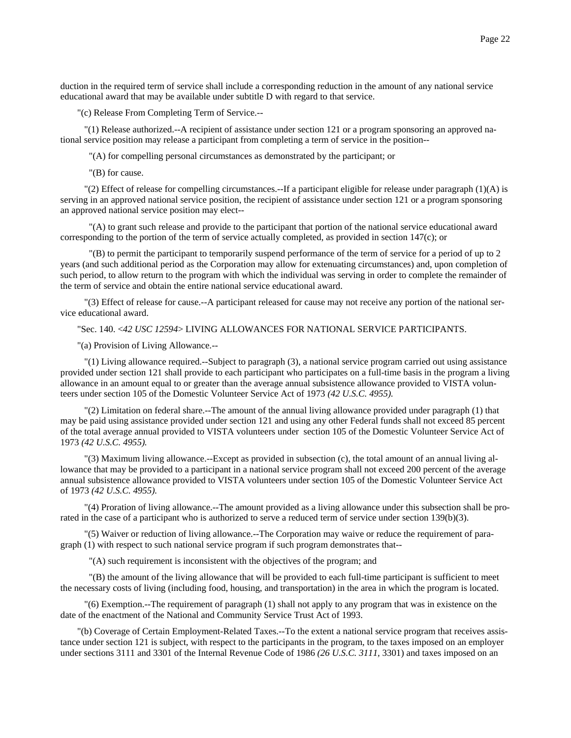duction in the required term of service shall include a corresponding reduction in the amount of any national service educational award that may be available under subtitle D with regard to that service.

"(c) Release From Completing Term of Service.--

"(1) Release authorized.--A recipient of assistance under section 121 or a program sponsoring an approved national service position may release a participant from completing a term of service in the position--

"(A) for compelling personal circumstances as demonstrated by the participant; or

"(B) for cause.

"(2) Effect of release for compelling circumstances.--If a participant eligible for release under paragraph (1)(A) is serving in an approved national service position, the recipient of assistance under section 121 or a program sponsoring an approved national service position may elect--

"(A) to grant such release and provide to the participant that portion of the national service educational award corresponding to the portion of the term of service actually completed, as provided in section 147(c); or

"(B) to permit the participant to temporarily suspend performance of the term of service for a period of up to 2 years (and such additional period as the Corporation may allow for extenuating circumstances) and, upon completion of such period, to allow return to the program with which the individual was serving in order to complete the remainder of the term of service and obtain the entire national service educational award.

"(3) Effect of release for cause.--A participant released for cause may not receive any portion of the national service educational award.

"Sec. 140. *<42 USC 12594>* LIVING ALLOWANCES FOR NATIONAL SERVICE PARTICIPANTS.

"(a) Provision of Living Allowance.--

"(1) Living allowance required.--Subject to paragraph (3), a national service program carried out using assistance provided under section 121 shall provide to each participant who participates on a full-time basis in the program a living allowance in an amount equal to or greater than the average annual subsistence allowance provided to VISTA volunteers under section 105 of the Domestic Volunteer Service Act of 1973 *(42 U.S.C. 4955).*

"(2) Limitation on federal share.--The amount of the annual living allowance provided under paragraph (1) that may be paid using assistance provided under section 121 and using any other Federal funds shall not exceed 85 percent of the total average annual provided to VISTA volunteers under section 105 of the Domestic Volunteer Service Act of 1973 *(42 U.S.C. 4955).*

"(3) Maximum living allowance.--Except as provided in subsection (c), the total amount of an annual living allowance that may be provided to a participant in a national service program shall not exceed 200 percent of the average annual subsistence allowance provided to VISTA volunteers under section 105 of the Domestic Volunteer Service Act of 1973 *(42 U.S.C. 4955).*

"(4) Proration of living allowance.--The amount provided as a living allowance under this subsection shall be prorated in the case of a participant who is authorized to serve a reduced term of service under section 139(b)(3).

"(5) Waiver or reduction of living allowance.--The Corporation may waive or reduce the requirement of paragraph (1) with respect to such national service program if such program demonstrates that--

"(A) such requirement is inconsistent with the objectives of the program; and

"(B) the amount of the living allowance that will be provided to each full-time participant is sufficient to meet the necessary costs of living (including food, housing, and transportation) in the area in which the program is located.

"(6) Exemption.--The requirement of paragraph (1) shall not apply to any program that was in existence on the date of the enactment of the National and Community Service Trust Act of 1993.

"(b) Coverage of Certain Employment-Related Taxes.--To the extent a national service program that receives assistance under section 121 is subject, with respect to the participants in the program, to the taxes imposed on an employer under sections 3111 and 3301 of the Internal Revenue Code of 1986 *(26 U.S.C. 3111,* 3301) and taxes imposed on an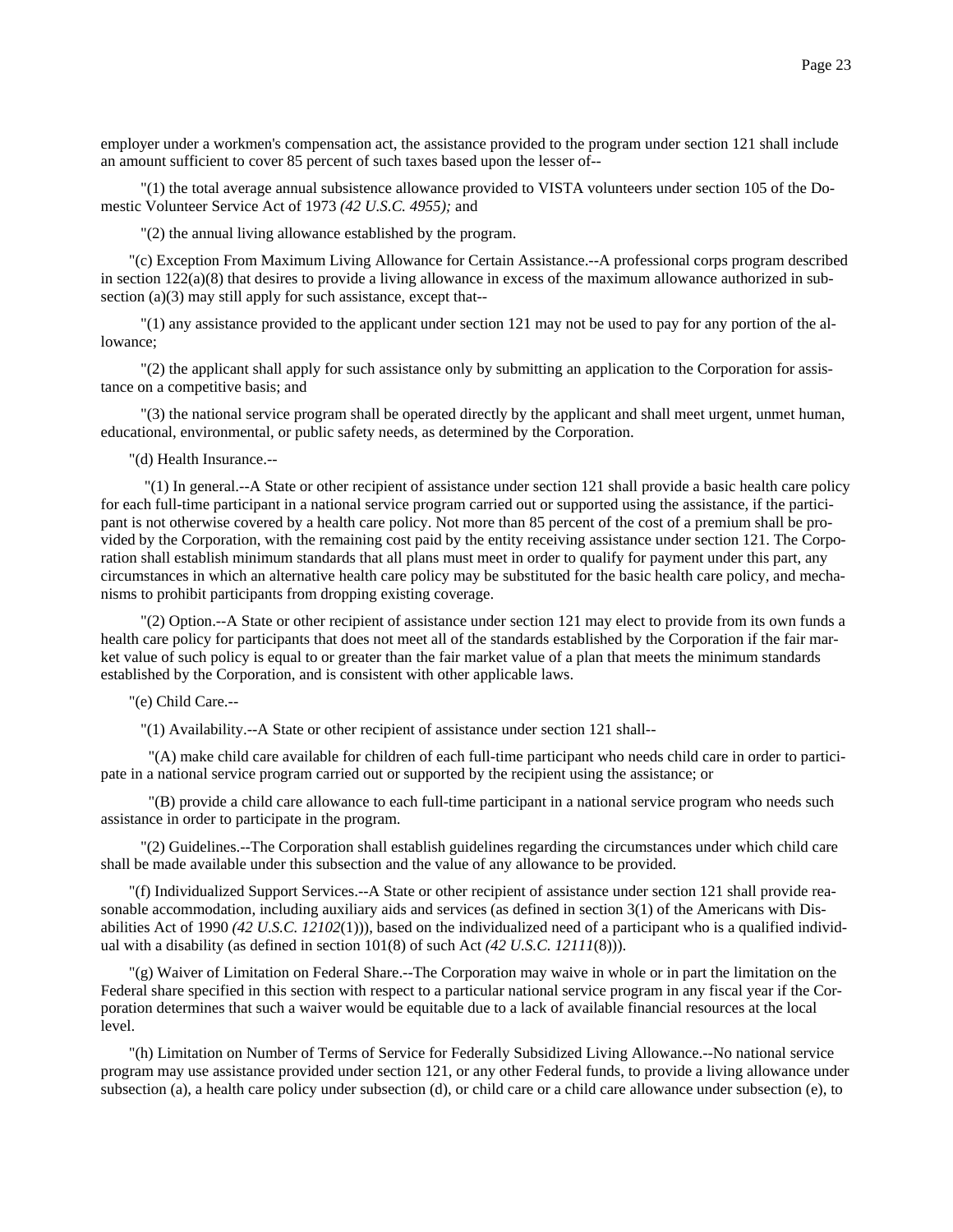employer under a workmen's compensation act, the assistance provided to the program under section 121 shall include an amount sufficient to cover 85 percent of such taxes based upon the lesser of--

"(1) the total average annual subsistence allowance provided to VISTA volunteers under section 105 of the Domestic Volunteer Service Act of 1973 *(42 U.S.C. 4955);* and

"(2) the annual living allowance established by the program.

"(c) Exception From Maximum Living Allowance for Certain Assistance.--A professional corps program described in section 122(a)(8) that desires to provide a living allowance in excess of the maximum allowance authorized in subsection (a)(3) may still apply for such assistance, except that--

"(1) any assistance provided to the applicant under section 121 may not be used to pay for any portion of the allowance;

"(2) the applicant shall apply for such assistance only by submitting an application to the Corporation for assistance on a competitive basis; and

"(3) the national service program shall be operated directly by the applicant and shall meet urgent, unmet human, educational, environmental, or public safety needs, as determined by the Corporation.

"(d) Health Insurance.--

"(1) In general.--A State or other recipient of assistance under section 121 shall provide a basic health care policy for each full-time participant in a national service program carried out or supported using the assistance, if the participant is not otherwise covered by a health care policy. Not more than 85 percent of the cost of a premium shall be provided by the Corporation, with the remaining cost paid by the entity receiving assistance under section 121. The Corporation shall establish minimum standards that all plans must meet in order to qualify for payment under this part, any circumstances in which an alternative health care policy may be substituted for the basic health care policy, and mechanisms to prohibit participants from dropping existing coverage.

"(2) Option.--A State or other recipient of assistance under section 121 may elect to provide from its own funds a health care policy for participants that does not meet all of the standards established by the Corporation if the fair market value of such policy is equal to or greater than the fair market value of a plan that meets the minimum standards established by the Corporation, and is consistent with other applicable laws.

"(e) Child Care.--

"(1) Availability.--A State or other recipient of assistance under section 121 shall--

"(A) make child care available for children of each full-time participant who needs child care in order to participate in a national service program carried out or supported by the recipient using the assistance; or

"(B) provide a child care allowance to each full-time participant in a national service program who needs such assistance in order to participate in the program.

"(2) Guidelines.--The Corporation shall establish guidelines regarding the circumstances under which child care shall be made available under this subsection and the value of any allowance to be provided.

"(f) Individualized Support Services.--A State or other recipient of assistance under section 121 shall provide reasonable accommodation, including auxiliary aids and services (as defined in section 3(1) of the Americans with Disabilities Act of 1990 *(42 U.S.C. 12102*(1))), based on the individualized need of a participant who is a qualified individual with a disability (as defined in section 101(8) of such Act *(42 U.S.C. 12111*(8))).

"(g) Waiver of Limitation on Federal Share.--The Corporation may waive in whole or in part the limitation on the Federal share specified in this section with respect to a particular national service program in any fiscal year if the Corporation determines that such a waiver would be equitable due to a lack of available financial resources at the local level.

"(h) Limitation on Number of Terms of Service for Federally Subsidized Living Allowance.--No national service program may use assistance provided under section 121, or any other Federal funds, to provide a living allowance under subsection (a), a health care policy under subsection (d), or child care or a child care allowance under subsection (e), to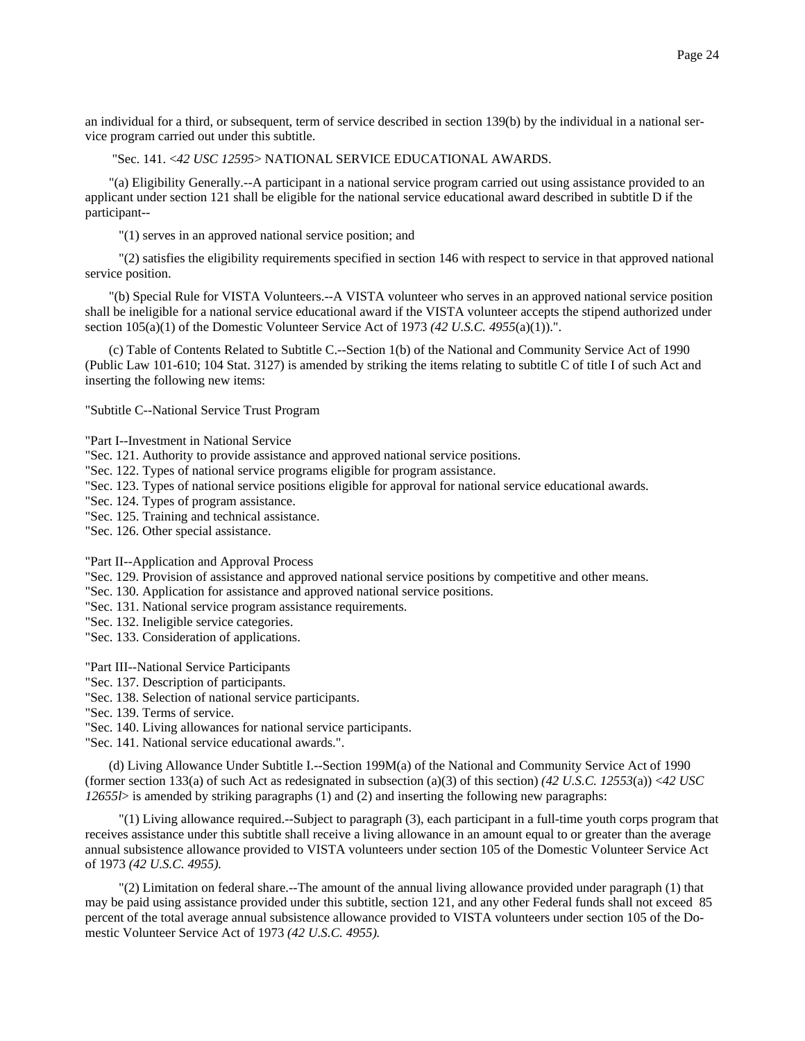an individual for a third, or subsequent, term of service described in section 139(b) by the individual in a national service program carried out under this subtitle.

"Sec. 141. <*42 USC 12595*> NATIONAL SERVICE EDUCATIONAL AWARDS.

"(a) Eligibility Generally.--A participant in a national service program carried out using assistance provided to an applicant under section 121 shall be eligible for the national service educational award described in subtitle D if the participant--

"(1) serves in an approved national service position; and

"(2) satisfies the eligibility requirements specified in section 146 with respect to service in that approved national service position.

"(b) Special Rule for VISTA Volunteers.--A VISTA volunteer who serves in an approved national service position shall be ineligible for a national service educational award if the VISTA volunteer accepts the stipend authorized under section 105(a)(1) of the Domestic Volunteer Service Act of 1973 *(42 U.S.C. 4955*(a)(1)).".

(c) Table of Contents Related to Subtitle C.--Section 1(b) of the National and Community Service Act of 1990 (Public Law 101-610; 104 Stat. 3127) is amended by striking the items relating to subtitle C of title I of such Act and inserting the following new items:

"Subtitle C--National Service Trust Program

"Part I--Investment in National Service
"Sec. 121. Authority to provide assistance and approved national service positions.
"Sec. 122. Types of national service programs eligible for program assistance.
"Sec. 123. Types of national service positions eligible for approval for national service educational awards.
"Sec. 124. Types of program assistance.
"Sec. 125. Training and technical assistance.
"Sec. 126. Other special assistance.

"Part II--Application and Approval Process
"Sec. 129. Provision of assistance and approved national service positions by competitive and other means.
"Sec. 130. Application for assistance and approved national service positions.
"Sec. 131. National service program assistance requirements.
"Sec. 132. Ineligible service categories.
"Sec. 133. Consideration of applications.

"Part III--National Service Participants
"Sec. 137. Description of participants.
"Sec. 138. Selection of national service participants.
"Sec. 139. Terms of service.
"Sec. 140. Living allowances for national service participants.
"Sec. 141. National service educational awards.".

(d) Living Allowance Under Subtitle I.--Section 199M(a) of the National and Community Service Act of 1990 (former section 133(a) of such Act as redesignated in subsection (a)(3) of this section) *(42 U.S.C. 12553*(a)) <*42 USC 12655l*> is amended by striking paragraphs (1) and (2) and inserting the following new paragraphs:

"(1) Living allowance required.--Subject to paragraph (3), each participant in a full-time youth corps program that receives assistance under this subtitle shall receive a living allowance in an amount equal to or greater than the average annual subsistence allowance provided to VISTA volunteers under section 105 of the Domestic Volunteer Service Act of 1973 *(42 U.S.C. 4955).*

"(2) Limitation on federal share.--The amount of the annual living allowance provided under paragraph (1) that may be paid using assistance provided under this subtitle, section 121, and any other Federal funds shall not exceed 85 percent of the total average annual subsistence allowance provided to VISTA volunteers under section 105 of the Domestic Volunteer Service Act of 1973 *(42 U.S.C. 4955).*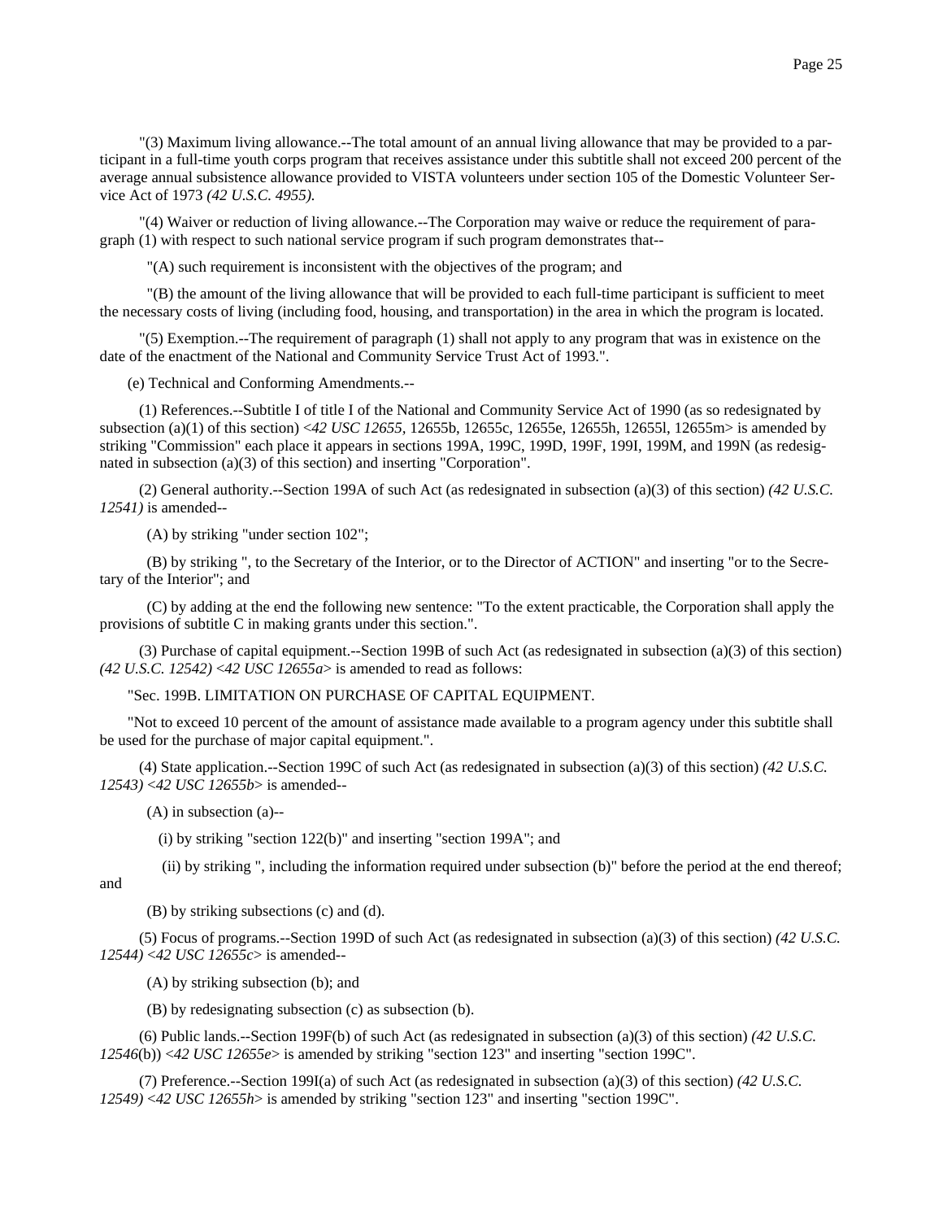"(3) Maximum living allowance.--The total amount of an annual living allowance that may be provided to a participant in a full-time youth corps program that receives assistance under this subtitle shall not exceed 200 percent of the average annual subsistence allowance provided to VISTA volunteers under section 105 of the Domestic Volunteer Service Act of 1973 *(42 U.S.C. 4955).*

"(4) Waiver or reduction of living allowance.--The Corporation may waive or reduce the requirement of paragraph (1) with respect to such national service program if such program demonstrates that--

"(A) such requirement is inconsistent with the objectives of the program; and

"(B) the amount of the living allowance that will be provided to each full-time participant is sufficient to meet the necessary costs of living (including food, housing, and transportation) in the area in which the program is located.

"(5) Exemption.--The requirement of paragraph (1) shall not apply to any program that was in existence on the date of the enactment of the National and Community Service Trust Act of 1993.".

(e) Technical and Conforming Amendments.--

(1) References.--Subtitle I of title I of the National and Community Service Act of 1990 (as so redesignated by subsection (a)(1) of this section) <*42 USC 12655*, 12655b, 12655c, 12655e, 12655h, 12655l, 12655m> is amended by striking "Commission" each place it appears in sections 199A, 199C, 199D, 199F, 199I, 199M, and 199N (as redesignated in subsection (a)(3) of this section) and inserting "Corporation".

(2) General authority.--Section 199A of such Act (as redesignated in subsection (a)(3) of this section) *(42 U.S.C. 12541)* is amended--

(A) by striking "under section 102";

(B) by striking ", to the Secretary of the Interior, or to the Director of ACTION" and inserting "or to the Secretary of the Interior"; and

(C) by adding at the end the following new sentence: "To the extent practicable, the Corporation shall apply the provisions of subtitle C in making grants under this section.".

(3) Purchase of capital equipment.--Section 199B of such Act (as redesignated in subsection (a)(3) of this section) *(42 U.S.C. 12542)* <*42 USC 12655a*> is amended to read as follows:

"Sec. 199B. LIMITATION ON PURCHASE OF CAPITAL EQUIPMENT.

"Not to exceed 10 percent of the amount of assistance made available to a program agency under this subtitle shall be used for the purchase of major capital equipment.".

(4) State application.--Section 199C of such Act (as redesignated in subsection (a)(3) of this section) *(42 U.S.C. 12543)* <*42 USC 12655b*> is amended--

(A) in subsection (a)--

(i) by striking "section 122(b)" and inserting "section 199A"; and

(ii) by striking ", including the information required under subsection (b)" before the period at the end thereof; and

(B) by striking subsections (c) and (d).

(5) Focus of programs.--Section 199D of such Act (as redesignated in subsection (a)(3) of this section) *(42 U.S.C. 12544)* <*42 USC 12655c*> is amended--

(A) by striking subsection (b); and

(B) by redesignating subsection (c) as subsection (b).

(6) Public lands.--Section 199F(b) of such Act (as redesignated in subsection (a)(3) of this section) *(42 U.S.C. 12546*(b)) <*42 USC 12655e*> is amended by striking "section 123" and inserting "section 199C".

(7) Preference.--Section 199I(a) of such Act (as redesignated in subsection (a)(3) of this section) *(42 U.S.C. 12549)* <*42 USC 12655h*> is amended by striking "section 123" and inserting "section 199C".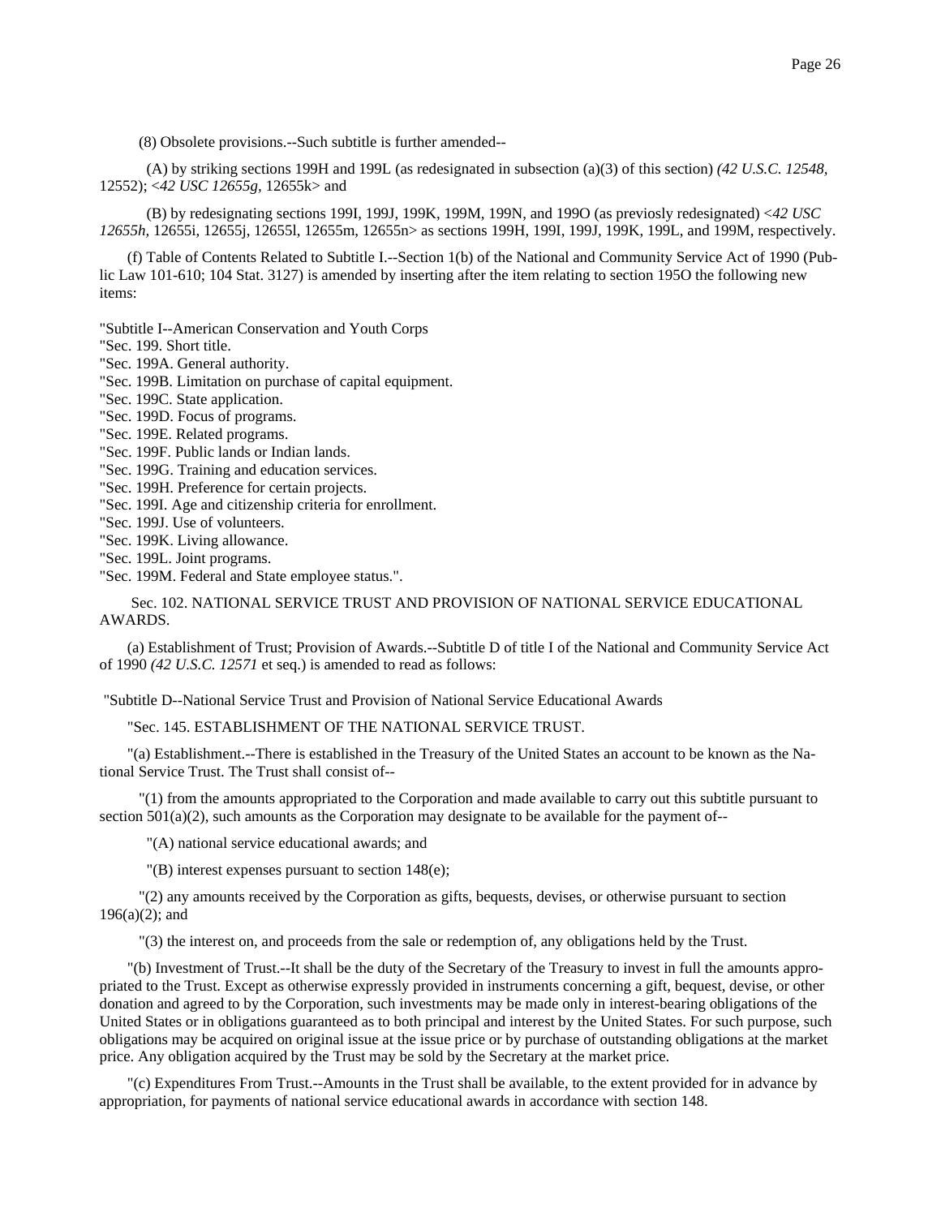(8) Obsolete provisions.--Such subtitle is further amended--

(A) by striking sections 199H and 199L (as redesignated in subsection (a)(3) of this section) *(42 U.S.C. 12548,* 12552); <*42 USC 12655g*, 12655k> and

(B) by redesignating sections 199I, 199J, 199K, 199M, 199N, and 199O (as previosly redesignated) <*42 USC 12655h*, 12655i, 12655j, 12655l, 12655m, 12655n> as sections 199H, 199I, 199J, 199K, 199L, and 199M, respectively.

(f) Table of Contents Related to Subtitle I.--Section 1(b) of the National and Community Service Act of 1990 (Public Law 101-610; 104 Stat. 3127) is amended by inserting after the item relating to section 195O the following new items:

"Subtitle I--American Conservation and Youth Corps
"Sec. 199. Short title.
"Sec. 199A. General authority.
"Sec. 199B. Limitation on purchase of capital equipment.
"Sec. 199C. State application.
"Sec. 199D. Focus of programs.
"Sec. 199E. Related programs.
"Sec. 199F. Public lands or Indian lands.
"Sec. 199G. Training and education services.
"Sec. 199H. Preference for certain projects.
"Sec. 199I. Age and citizenship criteria for enrollment.
"Sec. 199J. Use of volunteers.
"Sec. 199K. Living allowance.
"Sec. 199L. Joint programs.
"Sec. 199M. Federal and State employee status.".

Sec. 102. NATIONAL SERVICE TRUST AND PROVISION OF NATIONAL SERVICE EDUCATIONAL AWARDS.

(a) Establishment of Trust; Provision of Awards.--Subtitle D of title I of the National and Community Service Act of 1990 *(42 U.S.C. 12571* et seq.) is amended to read as follows:

"Subtitle D--National Service Trust and Provision of National Service Educational Awards

"Sec. 145. ESTABLISHMENT OF THE NATIONAL SERVICE TRUST.

"(a) Establishment.--There is established in the Treasury of the United States an account to be known as the National Service Trust. The Trust shall consist of--

"(1) from the amounts appropriated to the Corporation and made available to carry out this subtitle pursuant to section 501(a)(2), such amounts as the Corporation may designate to be available for the payment of--

"(A) national service educational awards; and

"(B) interest expenses pursuant to section 148(e);

"(2) any amounts received by the Corporation as gifts, bequests, devises, or otherwise pursuant to section 196(a)(2); and

"(3) the interest on, and proceeds from the sale or redemption of, any obligations held by the Trust.

"(b) Investment of Trust.--It shall be the duty of the Secretary of the Treasury to invest in full the amounts appropriated to the Trust. Except as otherwise expressly provided in instruments concerning a gift, bequest, devise, or other donation and agreed to by the Corporation, such investments may be made only in interest-bearing obligations of the United States or in obligations guaranteed as to both principal and interest by the United States. For such purpose, such obligations may be acquired on original issue at the issue price or by purchase of outstanding obligations at the market price. Any obligation acquired by the Trust may be sold by the Secretary at the market price.

"(c) Expenditures From Trust.--Amounts in the Trust shall be available, to the extent provided for in advance by appropriation, for payments of national service educational awards in accordance with section 148.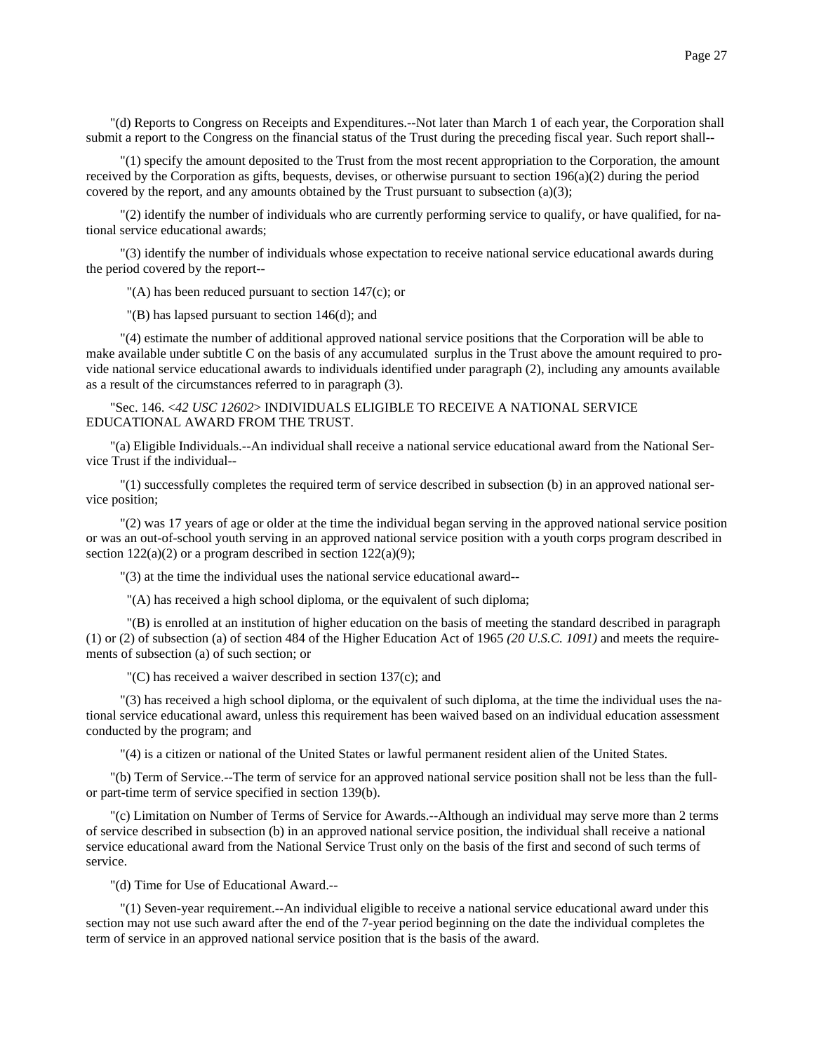"(d) Reports to Congress on Receipts and Expenditures.--Not later than March 1 of each year, the Corporation shall submit a report to the Congress on the financial status of the Trust during the preceding fiscal year. Such report shall--

"(1) specify the amount deposited to the Trust from the most recent appropriation to the Corporation, the amount received by the Corporation as gifts, bequests, devises, or otherwise pursuant to section 196(a)(2) during the period covered by the report, and any amounts obtained by the Trust pursuant to subsection (a)(3);

"(2) identify the number of individuals who are currently performing service to qualify, or have qualified, for national service educational awards;

"(3) identify the number of individuals whose expectation to receive national service educational awards during the period covered by the report--

"(A) has been reduced pursuant to section 147(c); or

"(B) has lapsed pursuant to section 146(d); and

"(4) estimate the number of additional approved national service positions that the Corporation will be able to make available under subtitle C on the basis of any accumulated surplus in the Trust above the amount required to provide national service educational awards to individuals identified under paragraph (2), including any amounts available as a result of the circumstances referred to in paragraph (3).

"Sec. 146. <*42 USC 12602*> INDIVIDUALS ELIGIBLE TO RECEIVE A NATIONAL SERVICE EDUCATIONAL AWARD FROM THE TRUST.

"(a) Eligible Individuals.--An individual shall receive a national service educational award from the National Service Trust if the individual--

"(1) successfully completes the required term of service described in subsection (b) in an approved national service position;

"(2) was 17 years of age or older at the time the individual began serving in the approved national service position or was an out-of-school youth serving in an approved national service position with a youth corps program described in section 122(a)(2) or a program described in section 122(a)(9);

"(3) at the time the individual uses the national service educational award--

"(A) has received a high school diploma, or the equivalent of such diploma;

"(B) is enrolled at an institution of higher education on the basis of meeting the standard described in paragraph (1) or (2) of subsection (a) of section 484 of the Higher Education Act of 1965 *(20 U.S.C. 1091)* and meets the requirements of subsection (a) of such section; or

"(C) has received a waiver described in section 137(c); and

"(3) has received a high school diploma, or the equivalent of such diploma, at the time the individual uses the national service educational award, unless this requirement has been waived based on an individual education assessment conducted by the program; and

"(4) is a citizen or national of the United States or lawful permanent resident alien of the United States.

"(b) Term of Service.--The term of service for an approved national service position shall not be less than the full- or part-time term of service specified in section 139(b).

"(c) Limitation on Number of Terms of Service for Awards.--Although an individual may serve more than 2 terms of service described in subsection (b) in an approved national service position, the individual shall receive a national service educational award from the National Service Trust only on the basis of the first and second of such terms of service.

"(d) Time for Use of Educational Award.--

"(1) Seven-year requirement.--An individual eligible to receive a national service educational award under this section may not use such award after the end of the 7-year period beginning on the date the individual completes the term of service in an approved national service position that is the basis of the award.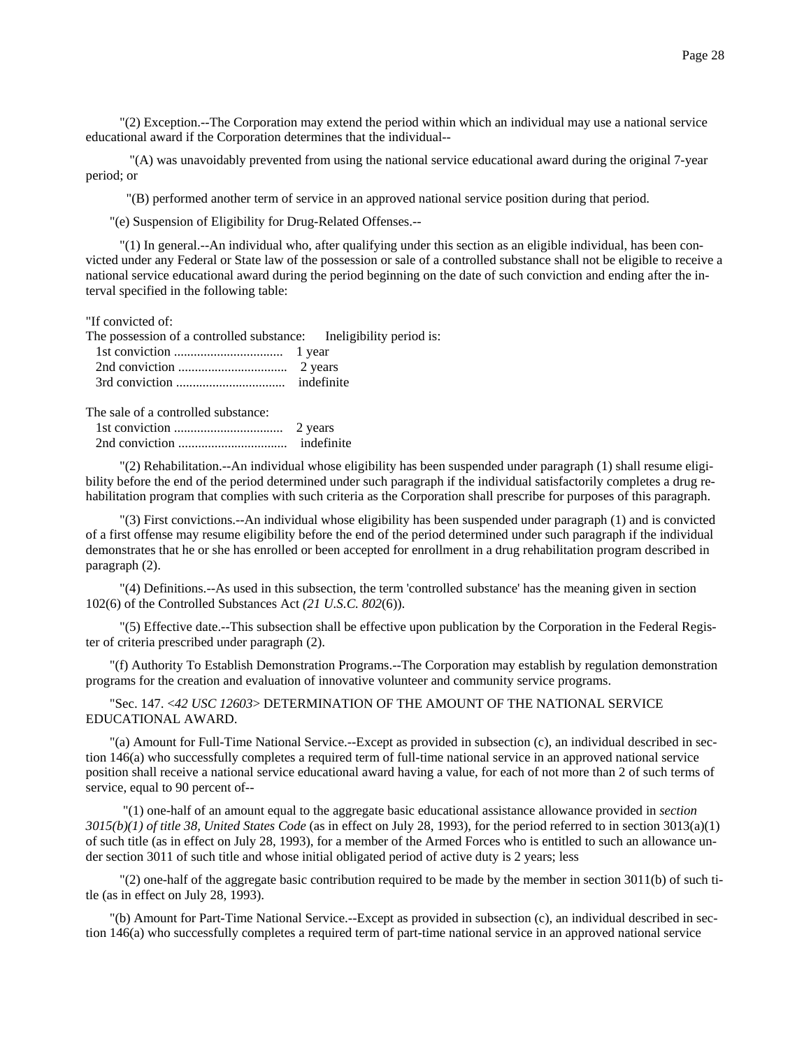"(2) Exception.--The Corporation may extend the period within which an individual may use a national service educational award if the Corporation determines that the individual--

"(A) was unavoidably prevented from using the national service educational award during the original 7-year period; or

"(B) performed another term of service in an approved national service position during that period.

"(e) Suspension of Eligibility for Drug-Related Offenses.--

"(1) In general.--An individual who, after qualifying under this section as an eligible individual, has been convicted under any Federal or State law of the possession or sale of a controlled substance shall not be eligible to receive a national service educational award during the period beginning on the date of such conviction and ending after the interval specified in the following table:

"If convicted of:

| The possession of a controlled substance: | Ineligibility period is: |
|---|---|
| 1st conviction ................................ | 1 year |
| 2nd conviction ................................ | 2 years |
| 3rd conviction ................................ | indefinite |
| The sale of a controlled substance: | |
| 1st conviction ................................ | 2 years |
| 2nd conviction ................................ | indefinite |

"(2) Rehabilitation.--An individual whose eligibility has been suspended under paragraph (1) shall resume eligibility before the end of the period determined under such paragraph if the individual satisfactorily completes a drug rehabilitation program that complies with such criteria as the Corporation shall prescribe for purposes of this paragraph.

"(3) First convictions.--An individual whose eligibility has been suspended under paragraph (1) and is convicted of a first offense may resume eligibility before the end of the period determined under such paragraph if the individual demonstrates that he or she has enrolled or been accepted for enrollment in a drug rehabilitation program described in paragraph (2).

"(4) Definitions.--As used in this subsection, the term 'controlled substance' has the meaning given in section 102(6) of the Controlled Substances Act *(21 U.S.C. 802*(6)).

"(5) Effective date.--This subsection shall be effective upon publication by the Corporation in the Federal Register of criteria prescribed under paragraph (2).

"(f) Authority To Establish Demonstration Programs.--The Corporation may establish by regulation demonstration programs for the creation and evaluation of innovative volunteer and community service programs.

"Sec. 147. <*42 USC 12603*> DETERMINATION OF THE AMOUNT OF THE NATIONAL SERVICE EDUCATIONAL AWARD.

"(a) Amount for Full-Time National Service.--Except as provided in subsection (c), an individual described in section 146(a) who successfully completes a required term of full-time national service in an approved national service position shall receive a national service educational award having a value, for each of not more than 2 of such terms of service, equal to 90 percent of--

"(1) one-half of an amount equal to the aggregate basic educational assistance allowance provided in *section 3015(b)(1) of title 38, United States Code* (as in effect on July 28, 1993), for the period referred to in section 3013(a)(1) of such title (as in effect on July 28, 1993), for a member of the Armed Forces who is entitled to such an allowance under section 3011 of such title and whose initial obligated period of active duty is 2 years; less

"(2) one-half of the aggregate basic contribution required to be made by the member in section 3011(b) of such title (as in effect on July 28, 1993).

"(b) Amount for Part-Time National Service.--Except as provided in subsection (c), an individual described in section 146(a) who successfully completes a required term of part-time national service in an approved national service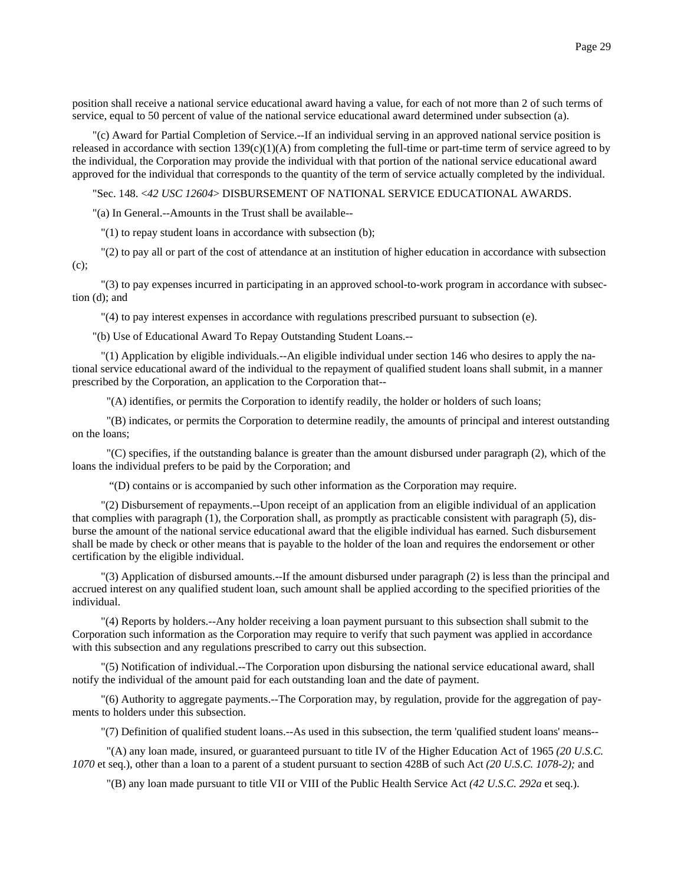position shall receive a national service educational award having a value, for each of not more than 2 of such terms of service, equal to 50 percent of value of the national service educational award determined under subsection (a).

"(c) Award for Partial Completion of Service.--If an individual serving in an approved national service position is released in accordance with section 139(c)(1)(A) from completing the full-time or part-time term of service agreed to by the individual, the Corporation may provide the individual with that portion of the national service educational award approved for the individual that corresponds to the quantity of the term of service actually completed by the individual.

"Sec. 148. <*42 USC 12604*> DISBURSEMENT OF NATIONAL SERVICE EDUCATIONAL AWARDS.

"(a) In General.--Amounts in the Trust shall be available--

"(1) to repay student loans in accordance with subsection (b);

"(2) to pay all or part of the cost of attendance at an institution of higher education in accordance with subsection (c);

"(3) to pay expenses incurred in participating in an approved school-to-work program in accordance with subsection (d); and

"(4) to pay interest expenses in accordance with regulations prescribed pursuant to subsection (e).

"(b) Use of Educational Award To Repay Outstanding Student Loans.--

"(1) Application by eligible individuals.--An eligible individual under section 146 who desires to apply the national service educational award of the individual to the repayment of qualified student loans shall submit, in a manner prescribed by the Corporation, an application to the Corporation that--

"(A) identifies, or permits the Corporation to identify readily, the holder or holders of such loans;

"(B) indicates, or permits the Corporation to determine readily, the amounts of principal and interest outstanding on the loans;

"(C) specifies, if the outstanding balance is greater than the amount disbursed under paragraph (2), which of the loans the individual prefers to be paid by the Corporation; and

"(D) contains or is accompanied by such other information as the Corporation may require.

"(2) Disbursement of repayments.--Upon receipt of an application from an eligible individual of an application that complies with paragraph (1), the Corporation shall, as promptly as practicable consistent with paragraph (5), disburse the amount of the national service educational award that the eligible individual has earned. Such disbursement shall be made by check or other means that is payable to the holder of the loan and requires the endorsement or other certification by the eligible individual.

"(3) Application of disbursed amounts.--If the amount disbursed under paragraph (2) is less than the principal and accrued interest on any qualified student loan, such amount shall be applied according to the specified priorities of the individual.

"(4) Reports by holders.--Any holder receiving a loan payment pursuant to this subsection shall submit to the Corporation such information as the Corporation may require to verify that such payment was applied in accordance with this subsection and any regulations prescribed to carry out this subsection.

"(5) Notification of individual.--The Corporation upon disbursing the national service educational award, shall notify the individual of the amount paid for each outstanding loan and the date of payment.

"(6) Authority to aggregate payments.--The Corporation may, by regulation, provide for the aggregation of payments to holders under this subsection.

"(7) Definition of qualified student loans.--As used in this subsection, the term 'qualified student loans' means--

"(A) any loan made, insured, or guaranteed pursuant to title IV of the Higher Education Act of 1965 *(20 U.S.C. 1070* et seq.), other than a loan to a parent of a student pursuant to section 428B of such Act *(20 U.S.C. 1078-2);* and

"(B) any loan made pursuant to title VII or VIII of the Public Health Service Act *(42 U.S.C. 292a* et seq.).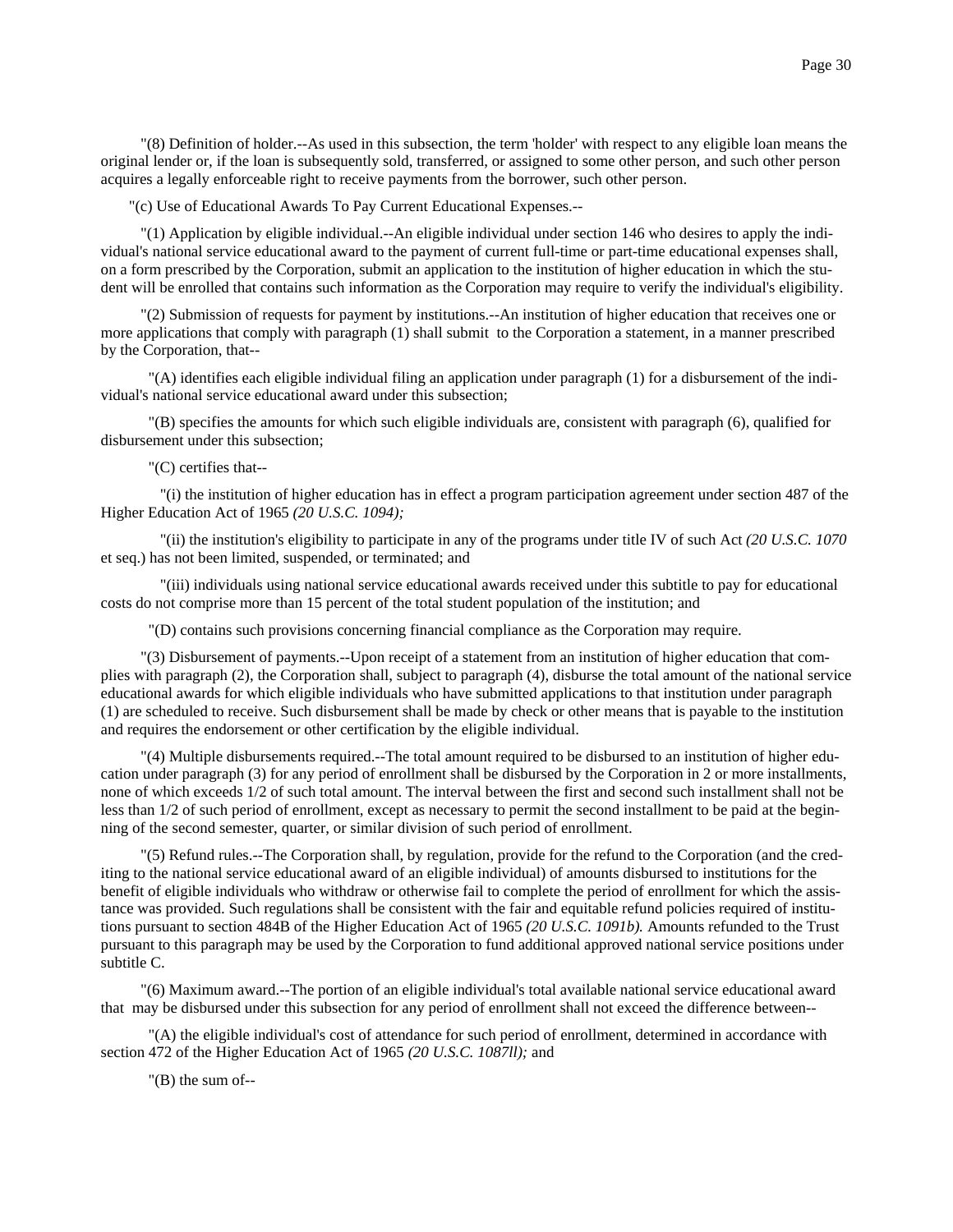"(8) Definition of holder.--As used in this subsection, the term 'holder' with respect to any eligible loan means the original lender or, if the loan is subsequently sold, transferred, or assigned to some other person, and such other person acquires a legally enforceable right to receive payments from the borrower, such other person.

"(c) Use of Educational Awards To Pay Current Educational Expenses.--

"(1) Application by eligible individual.--An eligible individual under section 146 who desires to apply the individual's national service educational award to the payment of current full-time or part-time educational expenses shall, on a form prescribed by the Corporation, submit an application to the institution of higher education in which the student will be enrolled that contains such information as the Corporation may require to verify the individual's eligibility.

"(2) Submission of requests for payment by institutions.--An institution of higher education that receives one or more applications that comply with paragraph (1) shall submit to the Corporation a statement, in a manner prescribed by the Corporation, that--

"(A) identifies each eligible individual filing an application under paragraph (1) for a disbursement of the individual's national service educational award under this subsection;

"(B) specifies the amounts for which such eligible individuals are, consistent with paragraph (6), qualified for disbursement under this subsection;

"(C) certifies that--

"(i) the institution of higher education has in effect a program participation agreement under section 487 of the Higher Education Act of 1965 *(20 U.S.C. 1094);*

"(ii) the institution's eligibility to participate in any of the programs under title IV of such Act *(20 U.S.C. 1070* et seq.) has not been limited, suspended, or terminated; and

"(iii) individuals using national service educational awards received under this subtitle to pay for educational costs do not comprise more than 15 percent of the total student population of the institution; and

"(D) contains such provisions concerning financial compliance as the Corporation may require.

"(3) Disbursement of payments.--Upon receipt of a statement from an institution of higher education that complies with paragraph (2), the Corporation shall, subject to paragraph (4), disburse the total amount of the national service educational awards for which eligible individuals who have submitted applications to that institution under paragraph (1) are scheduled to receive. Such disbursement shall be made by check or other means that is payable to the institution and requires the endorsement or other certification by the eligible individual.

"(4) Multiple disbursements required.--The total amount required to be disbursed to an institution of higher education under paragraph (3) for any period of enrollment shall be disbursed by the Corporation in 2 or more installments, none of which exceeds 1/2 of such total amount. The interval between the first and second such installment shall not be less than 1/2 of such period of enrollment, except as necessary to permit the second installment to be paid at the beginning of the second semester, quarter, or similar division of such period of enrollment.

"(5) Refund rules.--The Corporation shall, by regulation, provide for the refund to the Corporation (and the crediting to the national service educational award of an eligible individual) of amounts disbursed to institutions for the benefit of eligible individuals who withdraw or otherwise fail to complete the period of enrollment for which the assistance was provided. Such regulations shall be consistent with the fair and equitable refund policies required of institutions pursuant to section 484B of the Higher Education Act of 1965 *(20 U.S.C. 1091b).* Amounts refunded to the Trust pursuant to this paragraph may be used by the Corporation to fund additional approved national service positions under subtitle C.

"(6) Maximum award.--The portion of an eligible individual's total available national service educational award that may be disbursed under this subsection for any period of enrollment shall not exceed the difference between--

"(A) the eligible individual's cost of attendance for such period of enrollment, determined in accordance with section 472 of the Higher Education Act of 1965 *(20 U.S.C. 1087ll);* and

"(B) the sum of--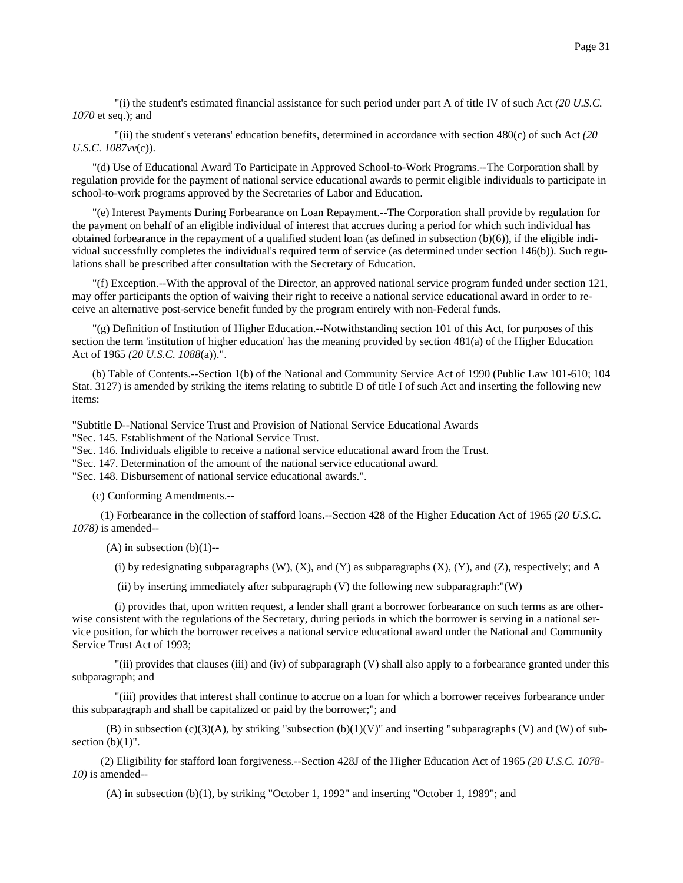"(i) the student's estimated financial assistance for such period under part A of title IV of such Act *(20 U.S.C. 1070* et seq.); and

"(ii) the student's veterans' education benefits, determined in accordance with section 480(c) of such Act *(20 U.S.C. 1087vv*(c)).

"(d) Use of Educational Award To Participate in Approved School-to-Work Programs.--The Corporation shall by regulation provide for the payment of national service educational awards to permit eligible individuals to participate in school-to-work programs approved by the Secretaries of Labor and Education.

"(e) Interest Payments During Forbearance on Loan Repayment.--The Corporation shall provide by regulation for the payment on behalf of an eligible individual of interest that accrues during a period for which such individual has obtained forbearance in the repayment of a qualified student loan (as defined in subsection (b)(6)), if the eligible individual successfully completes the individual's required term of service (as determined under section 146(b)). Such regulations shall be prescribed after consultation with the Secretary of Education.

"(f) Exception.--With the approval of the Director, an approved national service program funded under section 121, may offer participants the option of waiving their right to receive a national service educational award in order to receive an alternative post-service benefit funded by the program entirely with non-Federal funds.

"(g) Definition of Institution of Higher Education.--Notwithstanding section 101 of this Act, for purposes of this section the term 'institution of higher education' has the meaning provided by section 481(a) of the Higher Education Act of 1965 *(20 U.S.C. 1088*(a)).".

(b) Table of Contents.--Section 1(b) of the National and Community Service Act of 1990 (Public Law 101-610; 104 Stat. 3127) is amended by striking the items relating to subtitle D of title I of such Act and inserting the following new items:

"Subtitle D--National Service Trust and Provision of National Service Educational Awards
"Sec. 145. Establishment of the National Service Trust.
"Sec. 146. Individuals eligible to receive a national service educational award from the Trust.
"Sec. 147. Determination of the amount of the national service educational award.
"Sec. 148. Disbursement of national service educational awards.".

(c) Conforming Amendments.--

(1) Forbearance in the collection of stafford loans.--Section 428 of the Higher Education Act of 1965 *(20 U.S.C. 1078)* is amended--

(A) in subsection (b)(1)--

(i) by redesignating subparagraphs (W), (X), and (Y) as subparagraphs (X), (Y), and (Z), respectively; and A

(ii) by inserting immediately after subparagraph (V) the following new subparagraph:"(W)

(i) provides that, upon written request, a lender shall grant a borrower forbearance on such terms as are otherwise consistent with the regulations of the Secretary, during periods in which the borrower is serving in a national service position, for which the borrower receives a national service educational award under the National and Community Service Trust Act of 1993;

"(ii) provides that clauses (iii) and (iv) of subparagraph (V) shall also apply to a forbearance granted under this subparagraph; and

"(iii) provides that interest shall continue to accrue on a loan for which a borrower receives forbearance under this subparagraph and shall be capitalized or paid by the borrower;"; and

(B) in subsection (c)(3)(A), by striking "subsection (b)(1)(V)" and inserting "subparagraphs (V) and (W) of subsection (b)(1)".

(2) Eligibility for stafford loan forgiveness.--Section 428J of the Higher Education Act of 1965 *(20 U.S.C. 1078-10)* is amended--

(A) in subsection (b)(1), by striking "October 1, 1992" and inserting "October 1, 1989"; and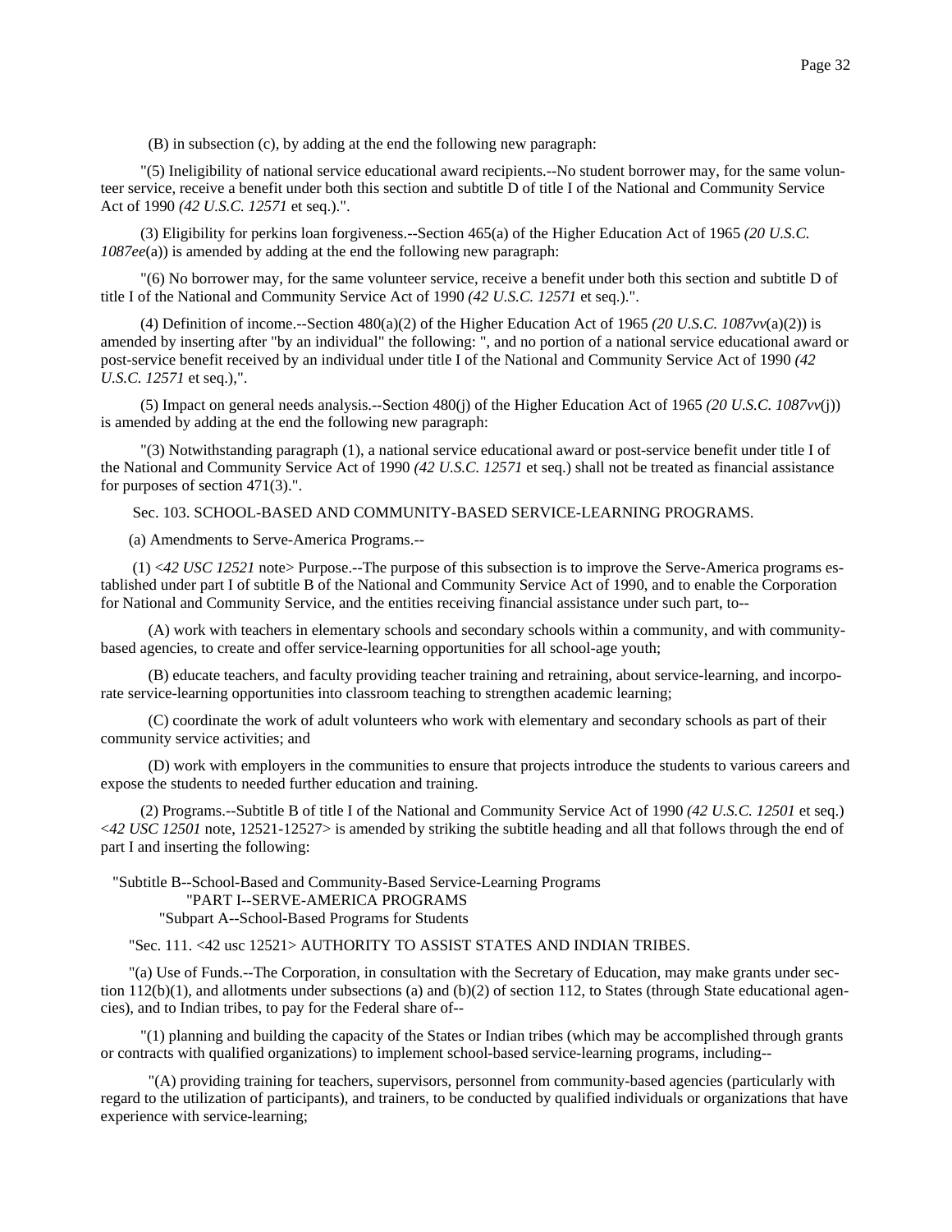(B) in subsection (c), by adding at the end the following new paragraph:

"(5) Ineligibility of national service educational award recipients.--No student borrower may, for the same volunteer service, receive a benefit under both this section and subtitle D of title I of the National and Community Service Act of 1990 *(42 U.S.C. 12571* et seq.).".

(3) Eligibility for perkins loan forgiveness.--Section 465(a) of the Higher Education Act of 1965 *(20 U.S.C. 1087ee*(a)) is amended by adding at the end the following new paragraph:

"(6) No borrower may, for the same volunteer service, receive a benefit under both this section and subtitle D of title I of the National and Community Service Act of 1990 *(42 U.S.C. 12571* et seq.).".

(4) Definition of income.--Section 480(a)(2) of the Higher Education Act of 1965 *(20 U.S.C. 1087vv*(a)(2)) is amended by inserting after "by an individual" the following: ", and no portion of a national service educational award or post-service benefit received by an individual under title I of the National and Community Service Act of 1990 *(42 U.S.C. 12571* et seq.),".

(5) Impact on general needs analysis.--Section 480(j) of the Higher Education Act of 1965 *(20 U.S.C. 1087vv*(j)) is amended by adding at the end the following new paragraph:

"(3) Notwithstanding paragraph (1), a national service educational award or post-service benefit under title I of the National and Community Service Act of 1990 *(42 U.S.C. 12571* et seq.) shall not be treated as financial assistance for purposes of section 471(3).".

Sec. 103. SCHOOL-BASED AND COMMUNITY-BASED SERVICE-LEARNING PROGRAMS.

(a) Amendments to Serve-America Programs.--

(1) <*42 USC 12521* note> Purpose.--The purpose of this subsection is to improve the Serve-America programs established under part I of subtitle B of the National and Community Service Act of 1990, and to enable the Corporation for National and Community Service, and the entities receiving financial assistance under such part, to--

(A) work with teachers in elementary schools and secondary schools within a community, and with community-based agencies, to create and offer service-learning opportunities for all school-age youth;

(B) educate teachers, and faculty providing teacher training and retraining, about service-learning, and incorporate service-learning opportunities into classroom teaching to strengthen academic learning;

(C) coordinate the work of adult volunteers who work with elementary and secondary schools as part of their community service activities; and

(D) work with employers in the communities to ensure that projects introduce the students to various careers and expose the students to needed further education and training.

(2) Programs.--Subtitle B of title I of the National and Community Service Act of 1990 *(42 U.S.C. 12501* et seq.) <*42 USC 12501* note, 12521-12527> is amended by striking the subtitle heading and all that follows through the end of part I and inserting the following:

"Subtitle B--School-Based and Community-Based Service-Learning Programs
"PART I--SERVE-AMERICA PROGRAMS
"Subpart A--School-Based Programs for Students

"Sec. 111. <42 usc 12521> AUTHORITY TO ASSIST STATES AND INDIAN TRIBES.

"(a) Use of Funds.--The Corporation, in consultation with the Secretary of Education, may make grants under section 112(b)(1), and allotments under subsections (a) and (b)(2) of section 112, to States (through State educational agencies), and to Indian tribes, to pay for the Federal share of--

"(1) planning and building the capacity of the States or Indian tribes (which may be accomplished through grants or contracts with qualified organizations) to implement school-based service-learning programs, including--

"(A) providing training for teachers, supervisors, personnel from community-based agencies (particularly with regard to the utilization of participants), and trainers, to be conducted by qualified individuals or organizations that have experience with service-learning;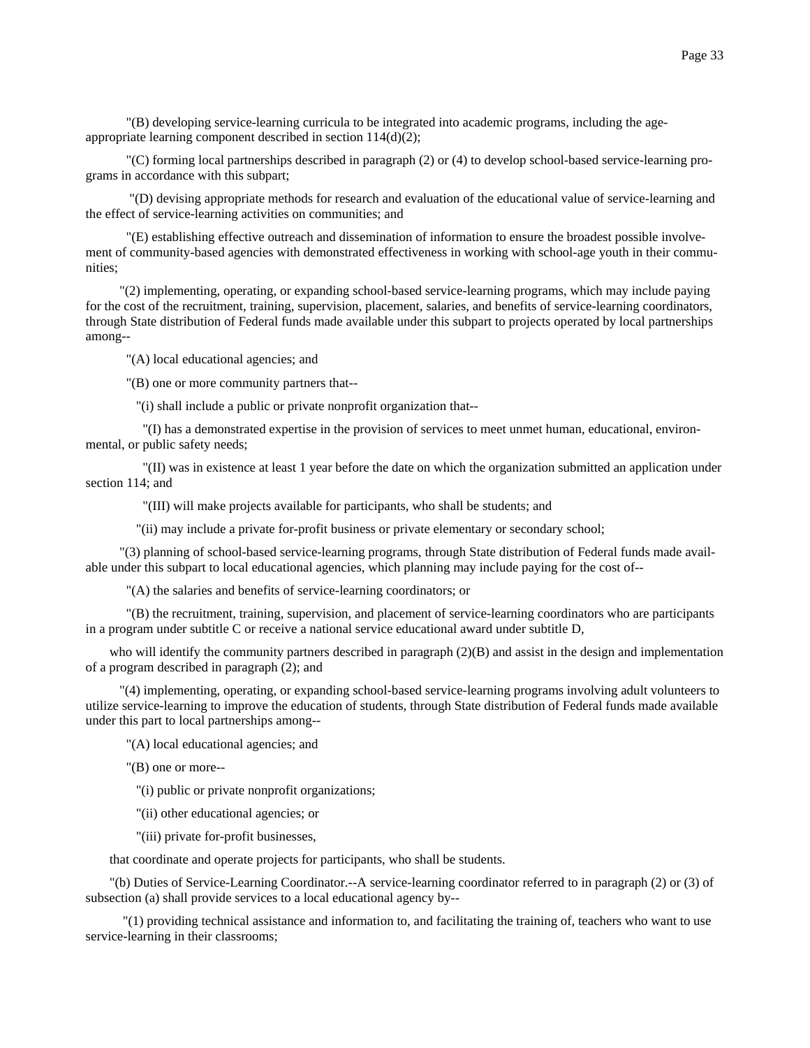"(B) developing service-learning curricula to be integrated into academic programs, including the age-appropriate learning component described in section 114(d)(2);

"(C) forming local partnerships described in paragraph (2) or (4) to develop school-based service-learning programs in accordance with this subpart;

"(D) devising appropriate methods for research and evaluation of the educational value of service-learning and the effect of service-learning activities on communities; and

"(E) establishing effective outreach and dissemination of information to ensure the broadest possible involvement of community-based agencies with demonstrated effectiveness in working with school-age youth in their communities;

"(2) implementing, operating, or expanding school-based service-learning programs, which may include paying for the cost of the recruitment, training, supervision, placement, salaries, and benefits of service-learning coordinators, through State distribution of Federal funds made available under this subpart to projects operated by local partnerships among--

"(A) local educational agencies; and

"(B) one or more community partners that--

"(i) shall include a public or private nonprofit organization that--

"(I) has a demonstrated expertise in the provision of services to meet unmet human, educational, environmental, or public safety needs;

"(II) was in existence at least 1 year before the date on which the organization submitted an application under section 114; and

"(III) will make projects available for participants, who shall be students; and

"(ii) may include a private for-profit business or private elementary or secondary school;

"(3) planning of school-based service-learning programs, through State distribution of Federal funds made available under this subpart to local educational agencies, which planning may include paying for the cost of--

"(A) the salaries and benefits of service-learning coordinators; or

"(B) the recruitment, training, supervision, and placement of service-learning coordinators who are participants in a program under subtitle C or receive a national service educational award under subtitle D,

who will identify the community partners described in paragraph (2)(B) and assist in the design and implementation of a program described in paragraph (2); and

"(4) implementing, operating, or expanding school-based service-learning programs involving adult volunteers to utilize service-learning to improve the education of students, through State distribution of Federal funds made available under this part to local partnerships among--

"(A) local educational agencies; and

"(B) one or more--

"(i) public or private nonprofit organizations;

"(ii) other educational agencies; or

"(iii) private for-profit businesses,

that coordinate and operate projects for participants, who shall be students.

"(b) Duties of Service-Learning Coordinator.--A service-learning coordinator referred to in paragraph (2) or (3) of subsection (a) shall provide services to a local educational agency by--

"(1) providing technical assistance and information to, and facilitating the training of, teachers who want to use service-learning in their classrooms;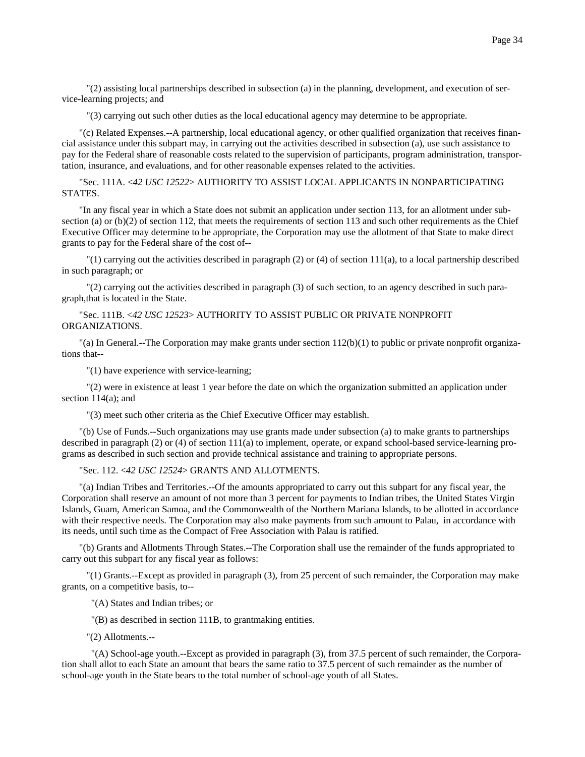"(2) assisting local partnerships described in subsection (a) in the planning, development, and execution of service-learning projects; and

"(3) carrying out such other duties as the local educational agency may determine to be appropriate.

"(c) Related Expenses.--A partnership, local educational agency, or other qualified organization that receives financial assistance under this subpart may, in carrying out the activities described in subsection (a), use such assistance to pay for the Federal share of reasonable costs related to the supervision of participants, program administration, transportation, insurance, and evaluations, and for other reasonable expenses related to the activities.

"Sec. 111A. <*42 USC 12522*> AUTHORITY TO ASSIST LOCAL APPLICANTS IN NONPARTICIPATING STATES.

"In any fiscal year in which a State does not submit an application under section 113, for an allotment under subsection (a) or (b)(2) of section 112, that meets the requirements of section 113 and such other requirements as the Chief Executive Officer may determine to be appropriate, the Corporation may use the allotment of that State to make direct grants to pay for the Federal share of the cost of--

"(1) carrying out the activities described in paragraph (2) or (4) of section 111(a), to a local partnership described in such paragraph; or

"(2) carrying out the activities described in paragraph (3) of such section, to an agency described in such paragraph,that is located in the State.

"Sec. 111B. <*42 USC 12523*> AUTHORITY TO ASSIST PUBLIC OR PRIVATE NONPROFIT ORGANIZATIONS.

"(a) In General.--The Corporation may make grants under section 112(b)(1) to public or private nonprofit organizations that--

"(1) have experience with service-learning;

"(2) were in existence at least 1 year before the date on which the organization submitted an application under section 114(a); and

"(3) meet such other criteria as the Chief Executive Officer may establish.

"(b) Use of Funds.--Such organizations may use grants made under subsection (a) to make grants to partnerships described in paragraph (2) or (4) of section 111(a) to implement, operate, or expand school-based service-learning programs as described in such section and provide technical assistance and training to appropriate persons.

"Sec. 112. <*42 USC 12524*> GRANTS AND ALLOTMENTS.

"(a) Indian Tribes and Territories.--Of the amounts appropriated to carry out this subpart for any fiscal year, the Corporation shall reserve an amount of not more than 3 percent for payments to Indian tribes, the United States Virgin Islands, Guam, American Samoa, and the Commonwealth of the Northern Mariana Islands, to be allotted in accordance with their respective needs. The Corporation may also make payments from such amount to Palau, in accordance with its needs, until such time as the Compact of Free Association with Palau is ratified.

"(b) Grants and Allotments Through States.--The Corporation shall use the remainder of the funds appropriated to carry out this subpart for any fiscal year as follows:

"(1) Grants.--Except as provided in paragraph (3), from 25 percent of such remainder, the Corporation may make grants, on a competitive basis, to--

"(A) States and Indian tribes; or

"(B) as described in section 111B, to grantmaking entities.

"(2) Allotments.--

"(A) School-age youth.--Except as provided in paragraph (3), from 37.5 percent of such remainder, the Corporation shall allot to each State an amount that bears the same ratio to 37.5 percent of such remainder as the number of school-age youth in the State bears to the total number of school-age youth of all States.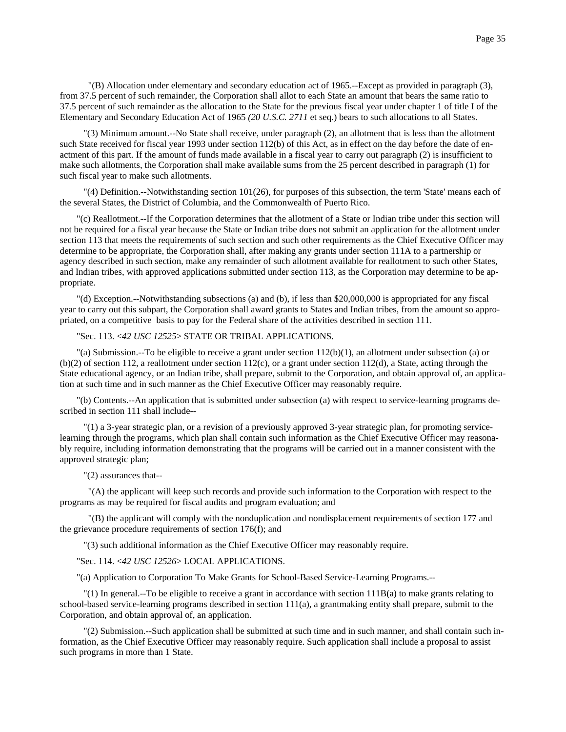"(B) Allocation under elementary and secondary education act of 1965.--Except as provided in paragraph (3), from 37.5 percent of such remainder, the Corporation shall allot to each State an amount that bears the same ratio to 37.5 percent of such remainder as the allocation to the State for the previous fiscal year under chapter 1 of title I of the Elementary and Secondary Education Act of 1965 *(20 U.S.C. 2711* et seq.) bears to such allocations to all States.

"(3) Minimum amount.--No State shall receive, under paragraph (2), an allotment that is less than the allotment such State received for fiscal year 1993 under section 112(b) of this Act, as in effect on the day before the date of enactment of this part. If the amount of funds made available in a fiscal year to carry out paragraph (2) is insufficient to make such allotments, the Corporation shall make available sums from the 25 percent described in paragraph (1) for such fiscal year to make such allotments.

"(4) Definition.--Notwithstanding section 101(26), for purposes of this subsection, the term 'State' means each of the several States, the District of Columbia, and the Commonwealth of Puerto Rico.

"(c) Reallotment.--If the Corporation determines that the allotment of a State or Indian tribe under this section will not be required for a fiscal year because the State or Indian tribe does not submit an application for the allotment under section 113 that meets the requirements of such section and such other requirements as the Chief Executive Officer may determine to be appropriate, the Corporation shall, after making any grants under section 111A to a partnership or agency described in such section, make any remainder of such allotment available for reallotment to such other States, and Indian tribes, with approved applications submitted under section 113, as the Corporation may determine to be appropriate.

"(d) Exception.--Notwithstanding subsections (a) and (b), if less than $20,000,000 is appropriated for any fiscal year to carry out this subpart, the Corporation shall award grants to States and Indian tribes, from the amount so appropriated, on a competitive basis to pay for the Federal share of the activities described in section 111.

"Sec. 113. <*42 USC 12525*> STATE OR TRIBAL APPLICATIONS.

"(a) Submission.--To be eligible to receive a grant under section 112(b)(1), an allotment under subsection (a) or (b)(2) of section 112, a reallotment under section 112(c), or a grant under section 112(d), a State, acting through the State educational agency, or an Indian tribe, shall prepare, submit to the Corporation, and obtain approval of, an application at such time and in such manner as the Chief Executive Officer may reasonably require.

"(b) Contents.--An application that is submitted under subsection (a) with respect to service-learning programs described in section 111 shall include--

"(1) a 3-year strategic plan, or a revision of a previously approved 3-year strategic plan, for promoting service-learning through the programs, which plan shall contain such information as the Chief Executive Officer may reasonably require, including information demonstrating that the programs will be carried out in a manner consistent with the approved strategic plan;

"(2) assurances that--

"(A) the applicant will keep such records and provide such information to the Corporation with respect to the programs as may be required for fiscal audits and program evaluation; and

"(B) the applicant will comply with the nonduplication and nondisplacement requirements of section 177 and the grievance procedure requirements of section 176(f); and

"(3) such additional information as the Chief Executive Officer may reasonably require.

"Sec. 114. <*42 USC 12526*> LOCAL APPLICATIONS.

"(a) Application to Corporation To Make Grants for School-Based Service-Learning Programs.--

"(1) In general.--To be eligible to receive a grant in accordance with section 111B(a) to make grants relating to school-based service-learning programs described in section 111(a), a grantmaking entity shall prepare, submit to the Corporation, and obtain approval of, an application.

"(2) Submission.--Such application shall be submitted at such time and in such manner, and shall contain such information, as the Chief Executive Officer may reasonably require. Such application shall include a proposal to assist such programs in more than 1 State.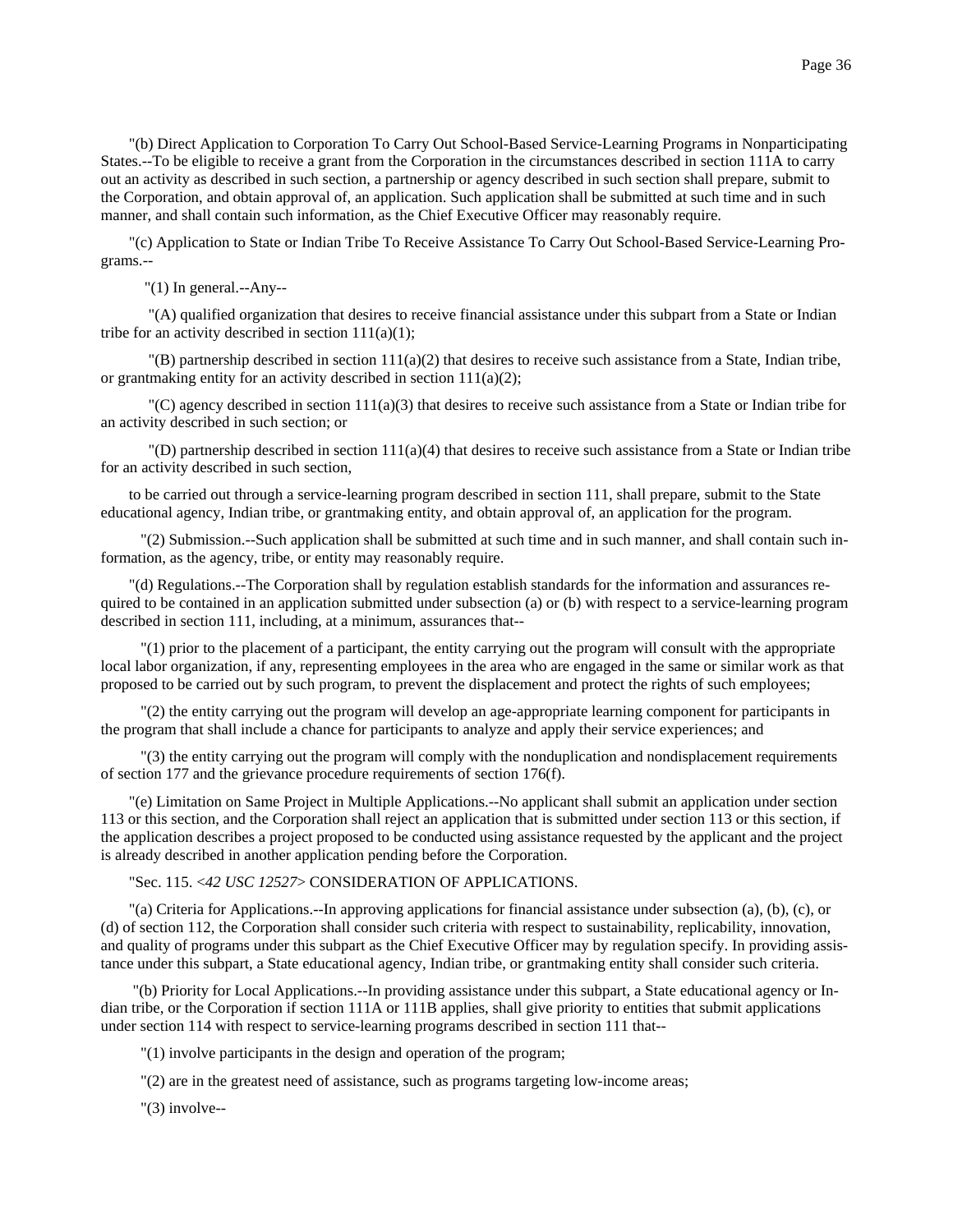"(b) Direct Application to Corporation To Carry Out School-Based Service-Learning Programs in Nonparticipating States.--To be eligible to receive a grant from the Corporation in the circumstances described in section 111A to carry out an activity as described in such section, a partnership or agency described in such section shall prepare, submit to the Corporation, and obtain approval of, an application. Such application shall be submitted at such time and in such manner, and shall contain such information, as the Chief Executive Officer may reasonably require.

"(c) Application to State or Indian Tribe To Receive Assistance To Carry Out School-Based Service-Learning Programs.--

"(1) In general.--Any--

"(A) qualified organization that desires to receive financial assistance under this subpart from a State or Indian tribe for an activity described in section 111(a)(1);

"(B) partnership described in section 111(a)(2) that desires to receive such assistance from a State, Indian tribe, or grantmaking entity for an activity described in section 111(a)(2);

"(C) agency described in section 111(a)(3) that desires to receive such assistance from a State or Indian tribe for an activity described in such section; or

"(D) partnership described in section 111(a)(4) that desires to receive such assistance from a State or Indian tribe for an activity described in such section,

to be carried out through a service-learning program described in section 111, shall prepare, submit to the State educational agency, Indian tribe, or grantmaking entity, and obtain approval of, an application for the program.

"(2) Submission.--Such application shall be submitted at such time and in such manner, and shall contain such information, as the agency, tribe, or entity may reasonably require.

"(d) Regulations.--The Corporation shall by regulation establish standards for the information and assurances required to be contained in an application submitted under subsection (a) or (b) with respect to a service-learning program described in section 111, including, at a minimum, assurances that--

"(1) prior to the placement of a participant, the entity carrying out the program will consult with the appropriate local labor organization, if any, representing employees in the area who are engaged in the same or similar work as that proposed to be carried out by such program, to prevent the displacement and protect the rights of such employees;

"(2) the entity carrying out the program will develop an age-appropriate learning component for participants in the program that shall include a chance for participants to analyze and apply their service experiences; and

"(3) the entity carrying out the program will comply with the nonduplication and nondisplacement requirements of section 177 and the grievance procedure requirements of section 176(f).

"(e) Limitation on Same Project in Multiple Applications.--No applicant shall submit an application under section 113 or this section, and the Corporation shall reject an application that is submitted under section 113 or this section, if the application describes a project proposed to be conducted using assistance requested by the applicant and the project is already described in another application pending before the Corporation.

"Sec. 115. <*42 USC 12527*> CONSIDERATION OF APPLICATIONS.

"(a) Criteria for Applications.--In approving applications for financial assistance under subsection (a), (b), (c), or (d) of section 112, the Corporation shall consider such criteria with respect to sustainability, replicability, innovation, and quality of programs under this subpart as the Chief Executive Officer may by regulation specify. In providing assistance under this subpart, a State educational agency, Indian tribe, or grantmaking entity shall consider such criteria.

"(b) Priority for Local Applications.--In providing assistance under this subpart, a State educational agency or Indian tribe, or the Corporation if section 111A or 111B applies, shall give priority to entities that submit applications under section 114 with respect to service-learning programs described in section 111 that--

"(1) involve participants in the design and operation of the program;

"(2) are in the greatest need of assistance, such as programs targeting low-income areas;

"(3) involve--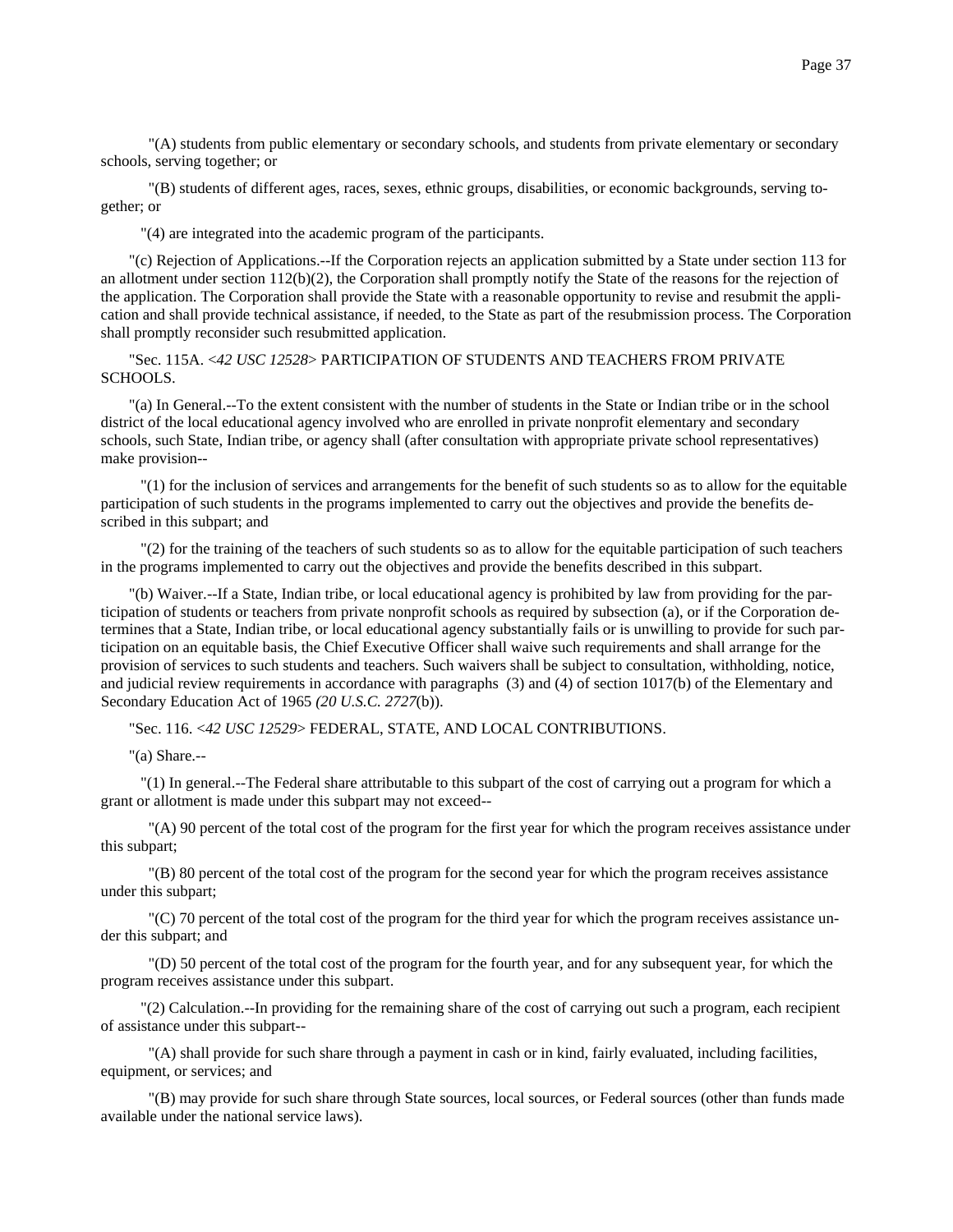"(A) students from public elementary or secondary schools, and students from private elementary or secondary schools, serving together; or

"(B) students of different ages, races, sexes, ethnic groups, disabilities, or economic backgrounds, serving together; or

"(4) are integrated into the academic program of the participants.

"(c) Rejection of Applications.--If the Corporation rejects an application submitted by a State under section 113 for an allotment under section 112(b)(2), the Corporation shall promptly notify the State of the reasons for the rejection of the application. The Corporation shall provide the State with a reasonable opportunity to revise and resubmit the application and shall provide technical assistance, if needed, to the State as part of the resubmission process. The Corporation shall promptly reconsider such resubmitted application.

"Sec. 115A. <*42 USC 12528*> PARTICIPATION OF STUDENTS AND TEACHERS FROM PRIVATE SCHOOLS.

"(a) In General.--To the extent consistent with the number of students in the State or Indian tribe or in the school district of the local educational agency involved who are enrolled in private nonprofit elementary and secondary schools, such State, Indian tribe, or agency shall (after consultation with appropriate private school representatives) make provision--

"(1) for the inclusion of services and arrangements for the benefit of such students so as to allow for the equitable participation of such students in the programs implemented to carry out the objectives and provide the benefits described in this subpart; and

"(2) for the training of the teachers of such students so as to allow for the equitable participation of such teachers in the programs implemented to carry out the objectives and provide the benefits described in this subpart.

"(b) Waiver.--If a State, Indian tribe, or local educational agency is prohibited by law from providing for the participation of students or teachers from private nonprofit schools as required by subsection (a), or if the Corporation determines that a State, Indian tribe, or local educational agency substantially fails or is unwilling to provide for such participation on an equitable basis, the Chief Executive Officer shall waive such requirements and shall arrange for the provision of services to such students and teachers. Such waivers shall be subject to consultation, withholding, notice, and judicial review requirements in accordance with paragraphs (3) and (4) of section 1017(b) of the Elementary and Secondary Education Act of 1965 *(20 U.S.C. 2727*(b)).

"Sec. 116. <*42 USC 12529*> FEDERAL, STATE, AND LOCAL CONTRIBUTIONS.

"(a) Share.--

"(1) In general.--The Federal share attributable to this subpart of the cost of carrying out a program for which a grant or allotment is made under this subpart may not exceed--

"(A) 90 percent of the total cost of the program for the first year for which the program receives assistance under this subpart;

"(B) 80 percent of the total cost of the program for the second year for which the program receives assistance under this subpart;

"(C) 70 percent of the total cost of the program for the third year for which the program receives assistance under this subpart; and

"(D) 50 percent of the total cost of the program for the fourth year, and for any subsequent year, for which the program receives assistance under this subpart.

"(2) Calculation.--In providing for the remaining share of the cost of carrying out such a program, each recipient of assistance under this subpart--

"(A) shall provide for such share through a payment in cash or in kind, fairly evaluated, including facilities, equipment, or services; and

"(B) may provide for such share through State sources, local sources, or Federal sources (other than funds made available under the national service laws).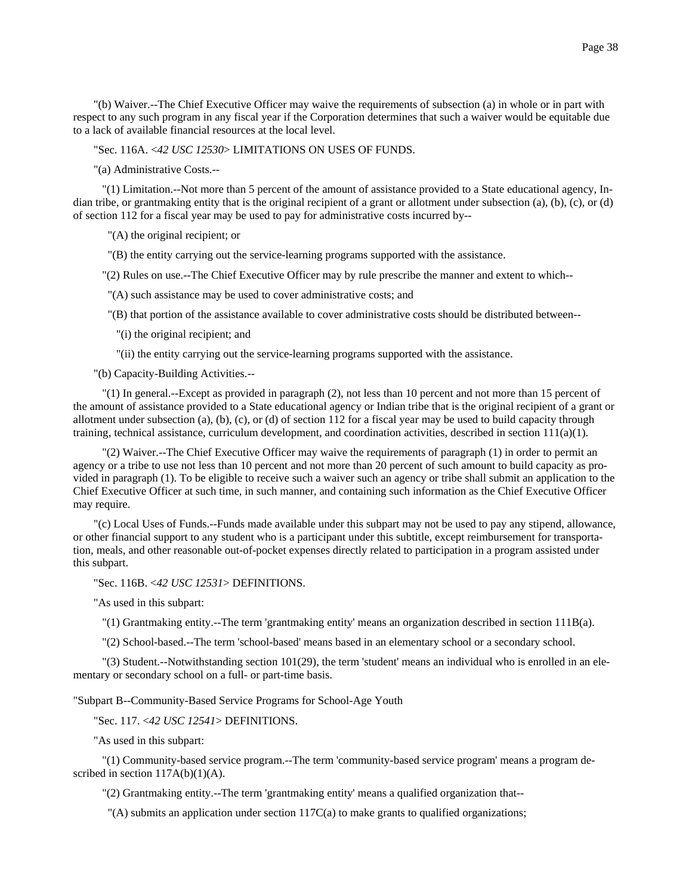"(b) Waiver.--The Chief Executive Officer may waive the requirements of subsection (a) in whole or in part with respect to any such program in any fiscal year if the Corporation determines that such a waiver would be equitable due to a lack of available financial resources at the local level.

"Sec. 116A. <*42 USC 12530*> LIMITATIONS ON USES OF FUNDS.

"(a) Administrative Costs.--

"(1) Limitation.--Not more than 5 percent of the amount of assistance provided to a State educational agency, Indian tribe, or grantmaking entity that is the original recipient of a grant or allotment under subsection (a), (b), (c), or (d) of section 112 for a fiscal year may be used to pay for administrative costs incurred by--

"(A) the original recipient; or

"(B) the entity carrying out the service-learning programs supported with the assistance.

"(2) Rules on use.--The Chief Executive Officer may by rule prescribe the manner and extent to which--

"(A) such assistance may be used to cover administrative costs; and

"(B) that portion of the assistance available to cover administrative costs should be distributed between--

"(i) the original recipient; and

"(ii) the entity carrying out the service-learning programs supported with the assistance.

"(b) Capacity-Building Activities.--

"(1) In general.--Except as provided in paragraph (2), not less than 10 percent and not more than 15 percent of the amount of assistance provided to a State educational agency or Indian tribe that is the original recipient of a grant or allotment under subsection (a), (b), (c), or (d) of section 112 for a fiscal year may be used to build capacity through training, technical assistance, curriculum development, and coordination activities, described in section 111(a)(1).

"(2) Waiver.--The Chief Executive Officer may waive the requirements of paragraph (1) in order to permit an agency or a tribe to use not less than 10 percent and not more than 20 percent of such amount to build capacity as provided in paragraph (1). To be eligible to receive such a waiver such an agency or tribe shall submit an application to the Chief Executive Officer at such time, in such manner, and containing such information as the Chief Executive Officer may require.

"(c) Local Uses of Funds.--Funds made available under this subpart may not be used to pay any stipend, allowance, or other financial support to any student who is a participant under this subtitle, except reimbursement for transportation, meals, and other reasonable out-of-pocket expenses directly related to participation in a program assisted under this subpart.

"Sec. 116B. <*42 USC 12531*> DEFINITIONS.

"As used in this subpart:

"(1) Grantmaking entity.--The term 'grantmaking entity' means an organization described in section 111B(a).

"(2) School-based.--The term 'school-based' means based in an elementary school or a secondary school.

"(3) Student.--Notwithstanding section 101(29), the term 'student' means an individual who is enrolled in an elementary or secondary school on a full- or part-time basis.

"Subpart B--Community-Based Service Programs for School-Age Youth

"Sec. 117. <*42 USC 12541*> DEFINITIONS.

"As used in this subpart:

"(1) Community-based service program.--The term 'community-based service program' means a program described in section 117A(b)(1)(A).

"(2) Grantmaking entity.--The term 'grantmaking entity' means a qualified organization that--

"(A) submits an application under section 117C(a) to make grants to qualified organizations;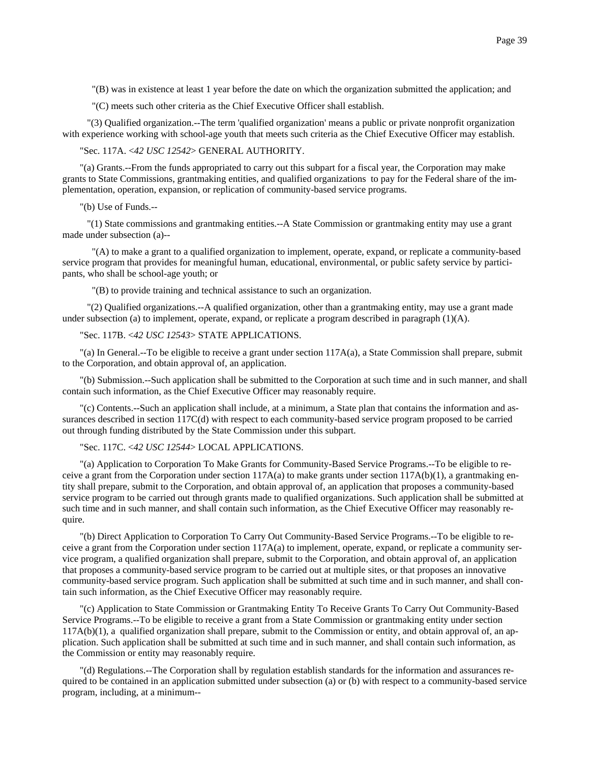"(B) was in existence at least 1 year before the date on which the organization submitted the application; and

"(C) meets such other criteria as the Chief Executive Officer shall establish.

"(3) Qualified organization.--The term 'qualified organization' means a public or private nonprofit organization with experience working with school-age youth that meets such criteria as the Chief Executive Officer may establish.

"Sec. 117A. <*42 USC 12542*> GENERAL AUTHORITY.

"(a) Grants.--From the funds appropriated to carry out this subpart for a fiscal year, the Corporation may make grants to State Commissions, grantmaking entities, and qualified organizations to pay for the Federal share of the implementation, operation, expansion, or replication of community-based service programs.

"(b) Use of Funds.--

"(1) State commissions and grantmaking entities.--A State Commission or grantmaking entity may use a grant made under subsection (a)--

"(A) to make a grant to a qualified organization to implement, operate, expand, or replicate a community-based service program that provides for meaningful human, educational, environmental, or public safety service by participants, who shall be school-age youth; or

"(B) to provide training and technical assistance to such an organization.

"(2) Qualified organizations.--A qualified organization, other than a grantmaking entity, may use a grant made under subsection (a) to implement, operate, expand, or replicate a program described in paragraph (1)(A).

"Sec. 117B. <*42 USC 12543*> STATE APPLICATIONS.

"(a) In General.--To be eligible to receive a grant under section 117A(a), a State Commission shall prepare, submit to the Corporation, and obtain approval of, an application.

"(b) Submission.--Such application shall be submitted to the Corporation at such time and in such manner, and shall contain such information, as the Chief Executive Officer may reasonably require.

"(c) Contents.--Such an application shall include, at a minimum, a State plan that contains the information and assurances described in section 117C(d) with respect to each community-based service program proposed to be carried out through funding distributed by the State Commission under this subpart.

"Sec. 117C. <*42 USC 12544*> LOCAL APPLICATIONS.

"(a) Application to Corporation To Make Grants for Community-Based Service Programs.--To be eligible to receive a grant from the Corporation under section 117A(a) to make grants under section 117A(b)(1), a grantmaking entity shall prepare, submit to the Corporation, and obtain approval of, an application that proposes a community-based service program to be carried out through grants made to qualified organizations. Such application shall be submitted at such time and in such manner, and shall contain such information, as the Chief Executive Officer may reasonably require.

"(b) Direct Application to Corporation To Carry Out Community-Based Service Programs.--To be eligible to receive a grant from the Corporation under section 117A(a) to implement, operate, expand, or replicate a community service program, a qualified organization shall prepare, submit to the Corporation, and obtain approval of, an application that proposes a community-based service program to be carried out at multiple sites, or that proposes an innovative community-based service program. Such application shall be submitted at such time and in such manner, and shall contain such information, as the Chief Executive Officer may reasonably require.

"(c) Application to State Commission or Grantmaking Entity To Receive Grants To Carry Out Community-Based Service Programs.--To be eligible to receive a grant from a State Commission or grantmaking entity under section 117A(b)(1), a qualified organization shall prepare, submit to the Commission or entity, and obtain approval of, an application. Such application shall be submitted at such time and in such manner, and shall contain such information, as the Commission or entity may reasonably require.

"(d) Regulations.--The Corporation shall by regulation establish standards for the information and assurances required to be contained in an application submitted under subsection (a) or (b) with respect to a community-based service program, including, at a minimum--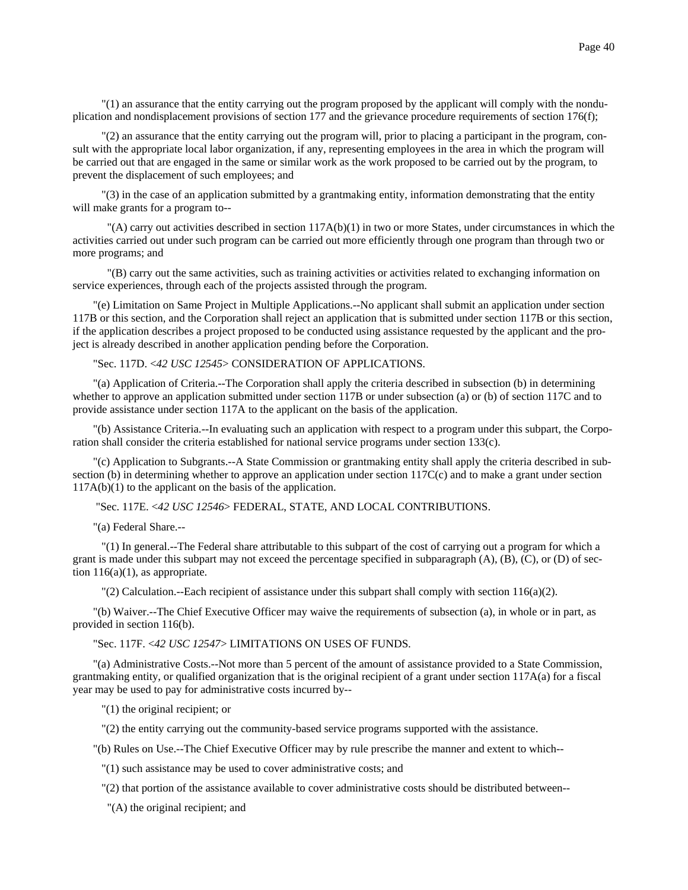"(1) an assurance that the entity carrying out the program proposed by the applicant will comply with the nonduplication and nondisplacement provisions of section 177 and the grievance procedure requirements of section 176(f);

"(2) an assurance that the entity carrying out the program will, prior to placing a participant in the program, consult with the appropriate local labor organization, if any, representing employees in the area in which the program will be carried out that are engaged in the same or similar work as the work proposed to be carried out by the program, to prevent the displacement of such employees; and

"(3) in the case of an application submitted by a grantmaking entity, information demonstrating that the entity will make grants for a program to--

"(A) carry out activities described in section 117A(b)(1) in two or more States, under circumstances in which the activities carried out under such program can be carried out more efficiently through one program than through two or more programs; and

"(B) carry out the same activities, such as training activities or activities related to exchanging information on service experiences, through each of the projects assisted through the program.

"(e) Limitation on Same Project in Multiple Applications.--No applicant shall submit an application under section 117B or this section, and the Corporation shall reject an application that is submitted under section 117B or this section, if the application describes a project proposed to be conducted using assistance requested by the applicant and the project is already described in another application pending before the Corporation.

"Sec. 117D. <*42 USC 12545*> CONSIDERATION OF APPLICATIONS.

"(a) Application of Criteria.--The Corporation shall apply the criteria described in subsection (b) in determining whether to approve an application submitted under section 117B or under subsection (a) or (b) of section 117C and to provide assistance under section 117A to the applicant on the basis of the application.

"(b) Assistance Criteria.--In evaluating such an application with respect to a program under this subpart, the Corporation shall consider the criteria established for national service programs under section 133(c).

"(c) Application to Subgrants.--A State Commission or grantmaking entity shall apply the criteria described in subsection (b) in determining whether to approve an application under section 117C(c) and to make a grant under section 117A(b)(1) to the applicant on the basis of the application.

"Sec. 117E. <*42 USC 12546*> FEDERAL, STATE, AND LOCAL CONTRIBUTIONS.

"(a) Federal Share.--

"(1) In general.--The Federal share attributable to this subpart of the cost of carrying out a program for which a grant is made under this subpart may not exceed the percentage specified in subparagraph (A), (B), (C), or (D) of section 116(a)(1), as appropriate.

"(2) Calculation.--Each recipient of assistance under this subpart shall comply with section 116(a)(2).

"(b) Waiver.--The Chief Executive Officer may waive the requirements of subsection (a), in whole or in part, as provided in section 116(b).

"Sec. 117F. <*42 USC 12547*> LIMITATIONS ON USES OF FUNDS.

"(a) Administrative Costs.--Not more than 5 percent of the amount of assistance provided to a State Commission, grantmaking entity, or qualified organization that is the original recipient of a grant under section 117A(a) for a fiscal year may be used to pay for administrative costs incurred by--

"(1) the original recipient; or

"(2) the entity carrying out the community-based service programs supported with the assistance.

"(b) Rules on Use.--The Chief Executive Officer may by rule prescribe the manner and extent to which--

"(1) such assistance may be used to cover administrative costs; and

"(2) that portion of the assistance available to cover administrative costs should be distributed between--

"(A) the original recipient; and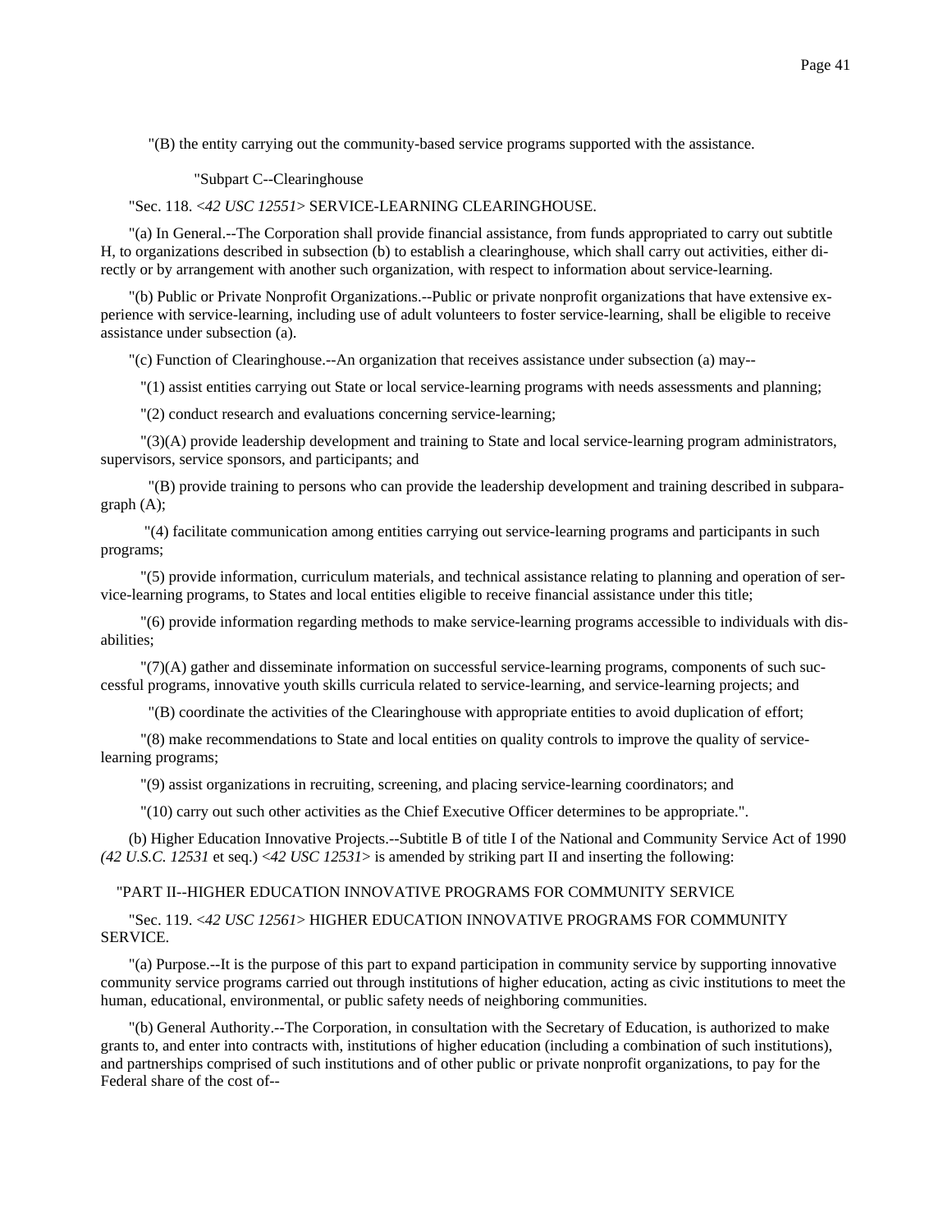"(B) the entity carrying out the community-based service programs supported with the assistance.

"Subpart C--Clearinghouse

"Sec. 118. <*42 USC 12551*> SERVICE-LEARNING CLEARINGHOUSE.

"(a) In General.--The Corporation shall provide financial assistance, from funds appropriated to carry out subtitle H, to organizations described in subsection (b) to establish a clearinghouse, which shall carry out activities, either directly or by arrangement with another such organization, with respect to information about service-learning.

"(b) Public or Private Nonprofit Organizations.--Public or private nonprofit organizations that have extensive experience with service-learning, including use of adult volunteers to foster service-learning, shall be eligible to receive assistance under subsection (a).

"(c) Function of Clearinghouse.--An organization that receives assistance under subsection (a) may--

"(1) assist entities carrying out State or local service-learning programs with needs assessments and planning;

"(2) conduct research and evaluations concerning service-learning;

"(3)(A) provide leadership development and training to State and local service-learning program administrators, supervisors, service sponsors, and participants; and

"(B) provide training to persons who can provide the leadership development and training described in subparagraph (A);

"(4) facilitate communication among entities carrying out service-learning programs and participants in such programs;

"(5) provide information, curriculum materials, and technical assistance relating to planning and operation of service-learning programs, to States and local entities eligible to receive financial assistance under this title;

"(6) provide information regarding methods to make service-learning programs accessible to individuals with disabilities;

"(7)(A) gather and disseminate information on successful service-learning programs, components of such successful programs, innovative youth skills curricula related to service-learning, and service-learning projects; and

"(B) coordinate the activities of the Clearinghouse with appropriate entities to avoid duplication of effort;

"(8) make recommendations to State and local entities on quality controls to improve the quality of service-learning programs;

"(9) assist organizations in recruiting, screening, and placing service-learning coordinators; and

"(10) carry out such other activities as the Chief Executive Officer determines to be appropriate.".

(b) Higher Education Innovative Projects.--Subtitle B of title I of the National and Community Service Act of 1990 *(42 U.S.C. 12531* et seq.) <*42 USC 12531*> is amended by striking part II and inserting the following:

"PART II--HIGHER EDUCATION INNOVATIVE PROGRAMS FOR COMMUNITY SERVICE

"Sec. 119. <*42 USC 12561*> HIGHER EDUCATION INNOVATIVE PROGRAMS FOR COMMUNITY SERVICE.

"(a) Purpose.--It is the purpose of this part to expand participation in community service by supporting innovative community service programs carried out through institutions of higher education, acting as civic institutions to meet the human, educational, environmental, or public safety needs of neighboring communities.

"(b) General Authority.--The Corporation, in consultation with the Secretary of Education, is authorized to make grants to, and enter into contracts with, institutions of higher education (including a combination of such institutions), and partnerships comprised of such institutions and of other public or private nonprofit organizations, to pay for the Federal share of the cost of--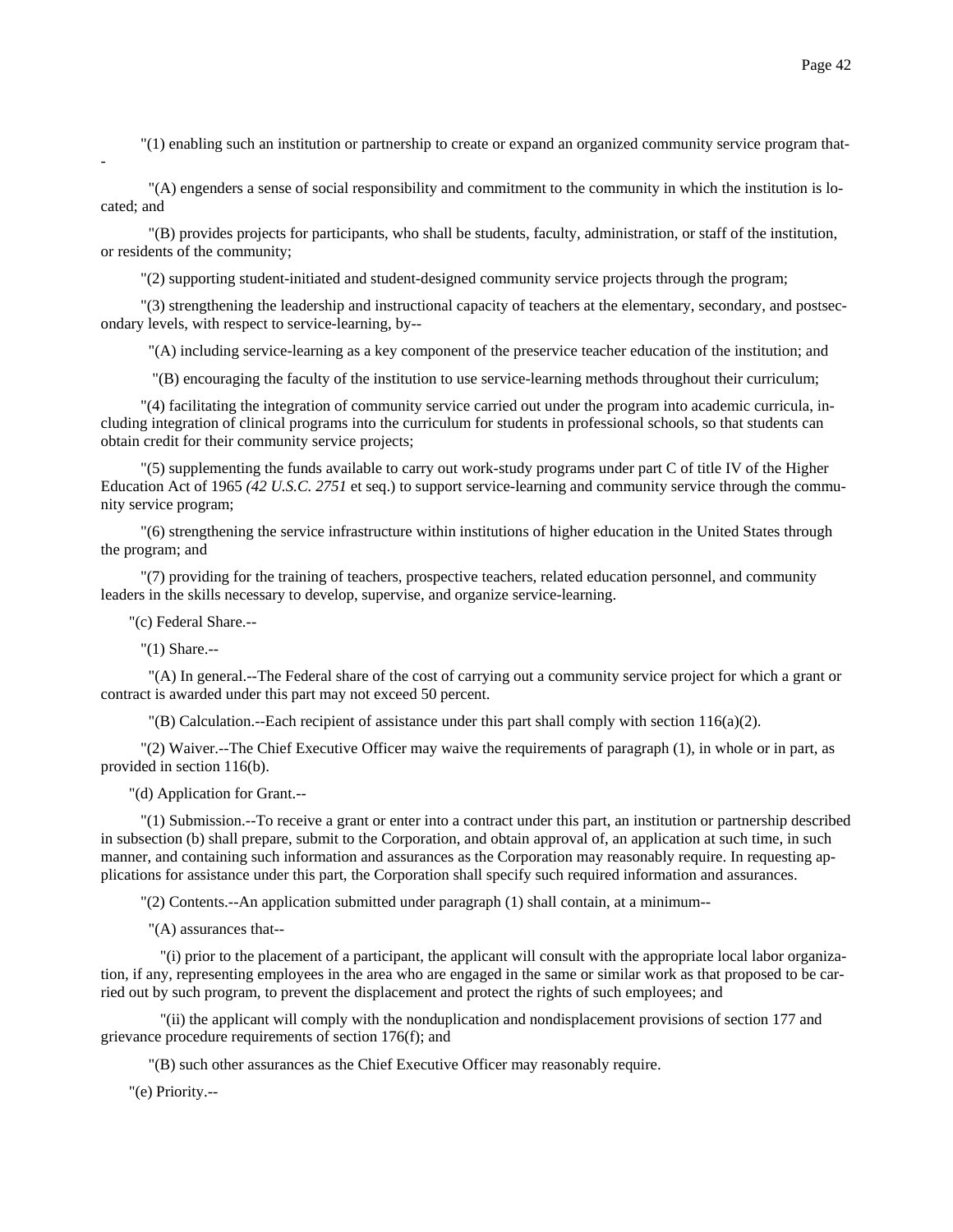"(1) enabling such an institution or partnership to create or expand an organized community service program that--

"(A) engenders a sense of social responsibility and commitment to the community in which the institution is located; and

"(B) provides projects for participants, who shall be students, faculty, administration, or staff of the institution, or residents of the community;

"(2) supporting student-initiated and student-designed community service projects through the program;

"(3) strengthening the leadership and instructional capacity of teachers at the elementary, secondary, and postsecondary levels, with respect to service-learning, by--

"(A) including service-learning as a key component of the preservice teacher education of the institution; and

"(B) encouraging the faculty of the institution to use service-learning methods throughout their curriculum;

"(4) facilitating the integration of community service carried out under the program into academic curricula, including integration of clinical programs into the curriculum for students in professional schools, so that students can obtain credit for their community service projects;

"(5) supplementing the funds available to carry out work-study programs under part C of title IV of the Higher Education Act of 1965 *(42 U.S.C. 2751* et seq.) to support service-learning and community service through the community service program;

"(6) strengthening the service infrastructure within institutions of higher education in the United States through the program; and

"(7) providing for the training of teachers, prospective teachers, related education personnel, and community leaders in the skills necessary to develop, supervise, and organize service-learning.

"(c) Federal Share.--

"(1) Share.--

"(A) In general.--The Federal share of the cost of carrying out a community service project for which a grant or contract is awarded under this part may not exceed 50 percent.

"(B) Calculation.--Each recipient of assistance under this part shall comply with section 116(a)(2).

"(2) Waiver.--The Chief Executive Officer may waive the requirements of paragraph (1), in whole or in part, as provided in section 116(b).

"(d) Application for Grant.--

"(1) Submission.--To receive a grant or enter into a contract under this part, an institution or partnership described in subsection (b) shall prepare, submit to the Corporation, and obtain approval of, an application at such time, in such manner, and containing such information and assurances as the Corporation may reasonably require. In requesting applications for assistance under this part, the Corporation shall specify such required information and assurances.

"(2) Contents.--An application submitted under paragraph (1) shall contain, at a minimum--

"(A) assurances that--

"(i) prior to the placement of a participant, the applicant will consult with the appropriate local labor organization, if any, representing employees in the area who are engaged in the same or similar work as that proposed to be carried out by such program, to prevent the displacement and protect the rights of such employees; and

"(ii) the applicant will comply with the nonduplication and nondisplacement provisions of section 177 and grievance procedure requirements of section 176(f); and

"(B) such other assurances as the Chief Executive Officer may reasonably require.

"(e) Priority.--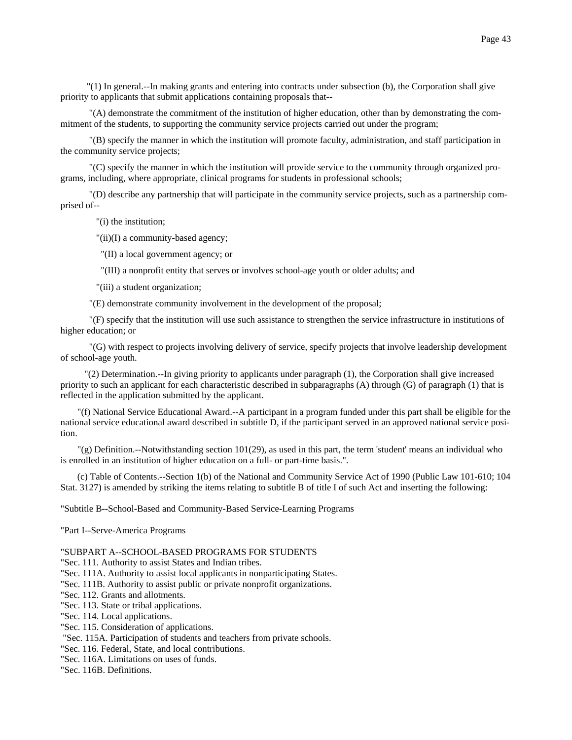"(1) In general.--In making grants and entering into contracts under subsection (b), the Corporation shall give priority to applicants that submit applications containing proposals that--

"(A) demonstrate the commitment of the institution of higher education, other than by demonstrating the commitment of the students, to supporting the community service projects carried out under the program;

"(B) specify the manner in which the institution will promote faculty, administration, and staff participation in the community service projects;

"(C) specify the manner in which the institution will provide service to the community through organized programs, including, where appropriate, clinical programs for students in professional schools;

"(D) describe any partnership that will participate in the community service projects, such as a partnership comprised of--

"(i) the institution;

"(ii)(I) a community-based agency;

"(II) a local government agency; or

"(III) a nonprofit entity that serves or involves school-age youth or older adults; and

"(iii) a student organization;

"(E) demonstrate community involvement in the development of the proposal;

"(F) specify that the institution will use such assistance to strengthen the service infrastructure in institutions of higher education; or

"(G) with respect to projects involving delivery of service, specify projects that involve leadership development of school-age youth.

"(2) Determination.--In giving priority to applicants under paragraph (1), the Corporation shall give increased priority to such an applicant for each characteristic described in subparagraphs (A) through (G) of paragraph (1) that is reflected in the application submitted by the applicant.

"(f) National Service Educational Award.--A participant in a program funded under this part shall be eligible for the national service educational award described in subtitle D, if the participant served in an approved national service position.

"(g) Definition.--Notwithstanding section 101(29), as used in this part, the term 'student' means an individual who is enrolled in an institution of higher education on a full- or part-time basis.".

(c) Table of Contents.--Section 1(b) of the National and Community Service Act of 1990 (Public Law 101-610; 104 Stat. 3127) is amended by striking the items relating to subtitle B of title I of such Act and inserting the following:

"Subtitle B--School-Based and Community-Based Service-Learning Programs

"Part I--Serve-America Programs

"SUBPART A--SCHOOL-BASED PROGRAMS FOR STUDENTS
"Sec. 111. Authority to assist States and Indian tribes.
"Sec. 111A. Authority to assist local applicants in nonparticipating States.
"Sec. 111B. Authority to assist public or private nonprofit organizations.
"Sec. 112. Grants and allotments.
"Sec. 113. State or tribal applications.
"Sec. 114. Local applications.
"Sec. 115. Consideration of applications.
"Sec. 115A. Participation of students and teachers from private schools.
"Sec. 116. Federal, State, and local contributions.
"Sec. 116A. Limitations on uses of funds.
"Sec. 116B. Definitions.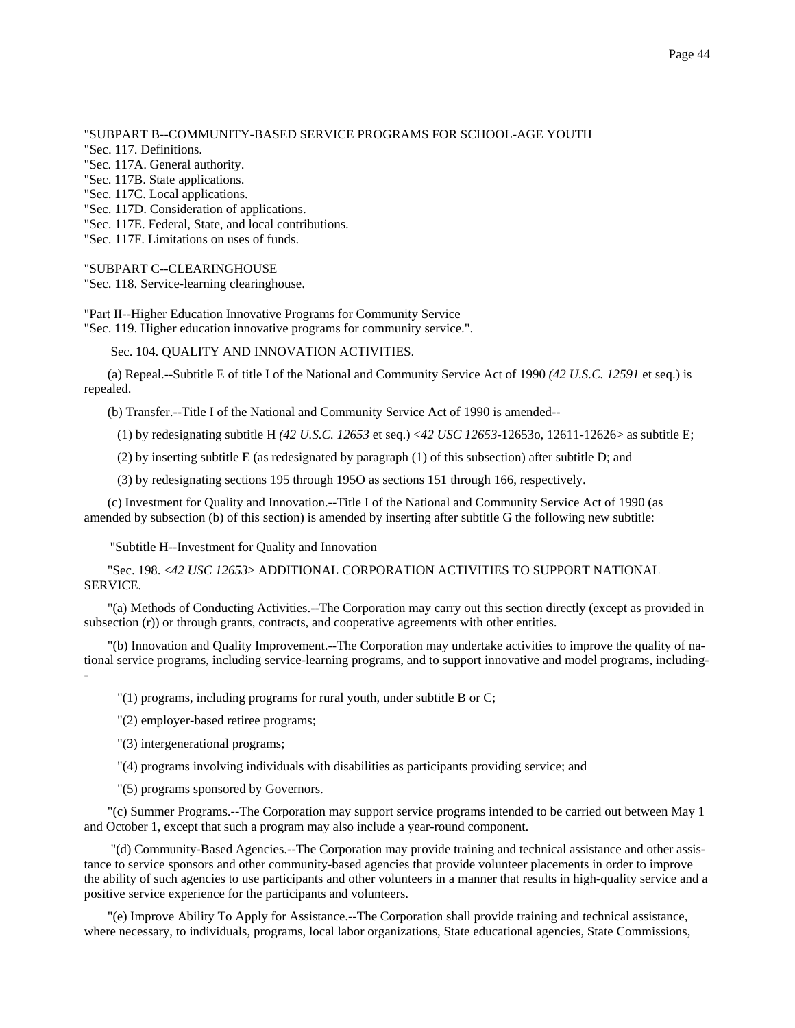"SUBPART B--COMMUNITY-BASED SERVICE PROGRAMS FOR SCHOOL-AGE YOUTH
"Sec. 117. Definitions.
"Sec. 117A. General authority.
"Sec. 117B. State applications.
"Sec. 117C. Local applications.
"Sec. 117D. Consideration of applications.
"Sec. 117E. Federal, State, and local contributions.
"Sec. 117F. Limitations on uses of funds.

"SUBPART C--CLEARINGHOUSE
"Sec. 118. Service-learning clearinghouse.

"Part II--Higher Education Innovative Programs for Community Service
"Sec. 119. Higher education innovative programs for community service.".

Sec. 104. QUALITY AND INNOVATION ACTIVITIES.

(a) Repeal.--Subtitle E of title I of the National and Community Service Act of 1990 *(42 U.S.C. 12591* et seq.) is repealed.

(b) Transfer.--Title I of the National and Community Service Act of 1990 is amended--

(1) by redesignating subtitle H *(42 U.S.C. 12653* et seq.) <*42 USC 12653*-12653o, 12611-12626> as subtitle E;

(2) by inserting subtitle E (as redesignated by paragraph (1) of this subsection) after subtitle D; and

(3) by redesignating sections 195 through 195O as sections 151 through 166, respectively.

(c) Investment for Quality and Innovation.--Title I of the National and Community Service Act of 1990 (as amended by subsection (b) of this section) is amended by inserting after subtitle G the following new subtitle:

"Subtitle H--Investment for Quality and Innovation

"Sec. 198. <*42 USC 12653*> ADDITIONAL CORPORATION ACTIVITIES TO SUPPORT NATIONAL SERVICE.

"(a) Methods of Conducting Activities.--The Corporation may carry out this section directly (except as provided in subsection (r)) or through grants, contracts, and cooperative agreements with other entities.

"(b) Innovation and Quality Improvement.--The Corporation may undertake activities to improve the quality of national service programs, including service-learning programs, and to support innovative and model programs, including--

"(1) programs, including programs for rural youth, under subtitle B or C;

"(2) employer-based retiree programs;

"(3) intergenerational programs;

"(4) programs involving individuals with disabilities as participants providing service; and

"(5) programs sponsored by Governors.

"(c) Summer Programs.--The Corporation may support service programs intended to be carried out between May 1 and October 1, except that such a program may also include a year-round component.

"(d) Community-Based Agencies.--The Corporation may provide training and technical assistance and other assistance to service sponsors and other community-based agencies that provide volunteer placements in order to improve the ability of such agencies to use participants and other volunteers in a manner that results in high-quality service and a positive service experience for the participants and volunteers.

"(e) Improve Ability To Apply for Assistance.--The Corporation shall provide training and technical assistance, where necessary, to individuals, programs, local labor organizations, State educational agencies, State Commissions,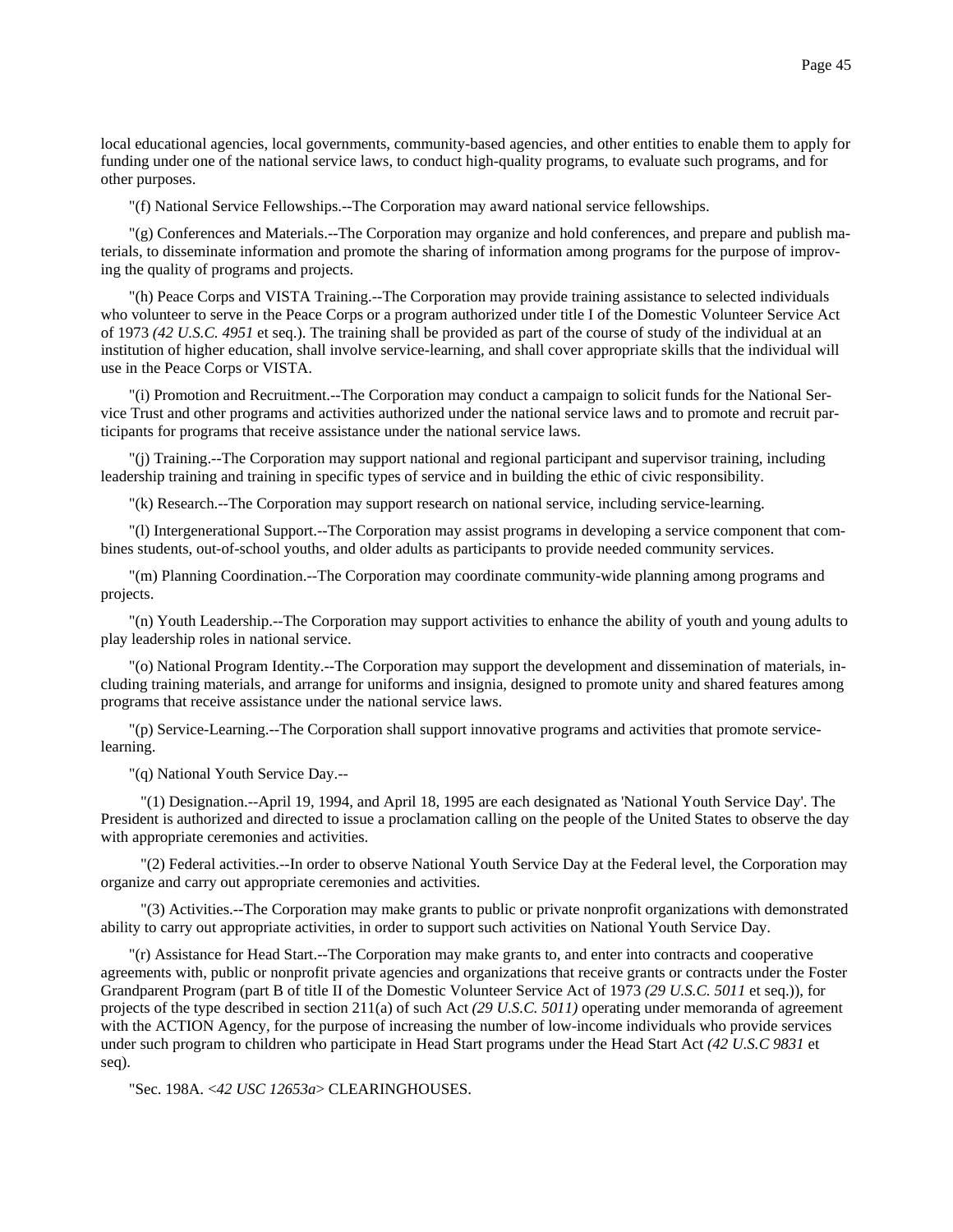local educational agencies, local governments, community-based agencies, and other entities to enable them to apply for funding under one of the national service laws, to conduct high-quality programs, to evaluate such programs, and for other purposes.

"(f) National Service Fellowships.--The Corporation may award national service fellowships.

"(g) Conferences and Materials.--The Corporation may organize and hold conferences, and prepare and publish materials, to disseminate information and promote the sharing of information among programs for the purpose of improving the quality of programs and projects.

"(h) Peace Corps and VISTA Training.--The Corporation may provide training assistance to selected individuals who volunteer to serve in the Peace Corps or a program authorized under title I of the Domestic Volunteer Service Act of 1973 *(42 U.S.C. 4951* et seq.). The training shall be provided as part of the course of study of the individual at an institution of higher education, shall involve service-learning, and shall cover appropriate skills that the individual will use in the Peace Corps or VISTA.

"(i) Promotion and Recruitment.--The Corporation may conduct a campaign to solicit funds for the National Service Trust and other programs and activities authorized under the national service laws and to promote and recruit participants for programs that receive assistance under the national service laws.

"(j) Training.--The Corporation may support national and regional participant and supervisor training, including leadership training and training in specific types of service and in building the ethic of civic responsibility.

"(k) Research.--The Corporation may support research on national service, including service-learning.

"(l) Intergenerational Support.--The Corporation may assist programs in developing a service component that combines students, out-of-school youths, and older adults as participants to provide needed community services.

"(m) Planning Coordination.--The Corporation may coordinate community-wide planning among programs and projects.

"(n) Youth Leadership.--The Corporation may support activities to enhance the ability of youth and young adults to play leadership roles in national service.

"(o) National Program Identity.--The Corporation may support the development and dissemination of materials, including training materials, and arrange for uniforms and insignia, designed to promote unity and shared features among programs that receive assistance under the national service laws.

"(p) Service-Learning.--The Corporation shall support innovative programs and activities that promote service-learning.

"(q) National Youth Service Day.--

"(1) Designation.--April 19, 1994, and April 18, 1995 are each designated as 'National Youth Service Day'. The President is authorized and directed to issue a proclamation calling on the people of the United States to observe the day with appropriate ceremonies and activities.

"(2) Federal activities.--In order to observe National Youth Service Day at the Federal level, the Corporation may organize and carry out appropriate ceremonies and activities.

"(3) Activities.--The Corporation may make grants to public or private nonprofit organizations with demonstrated ability to carry out appropriate activities, in order to support such activities on National Youth Service Day.

"(r) Assistance for Head Start.--The Corporation may make grants to, and enter into contracts and cooperative agreements with, public or nonprofit private agencies and organizations that receive grants or contracts under the Foster Grandparent Program (part B of title II of the Domestic Volunteer Service Act of 1973 *(29 U.S.C. 5011* et seq.)), for projects of the type described in section 211(a) of such Act *(29 U.S.C. 5011)* operating under memoranda of agreement with the ACTION Agency, for the purpose of increasing the number of low-income individuals who provide services under such program to children who participate in Head Start programs under the Head Start Act *(42 U.S.C 9831* et seq).

"Sec. 198A. <*42 USC 12653a*> CLEARINGHOUSES.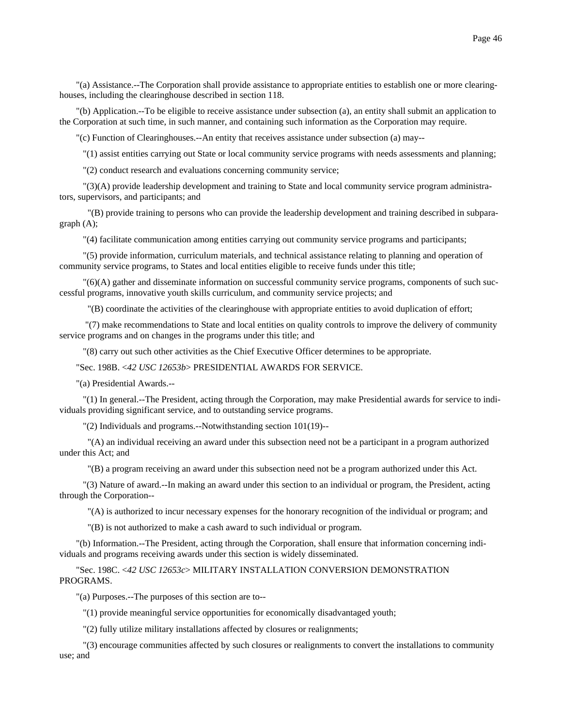"(a) Assistance.--The Corporation shall provide assistance to appropriate entities to establish one or more clearinghouses, including the clearinghouse described in section 118.

"(b) Application.--To be eligible to receive assistance under subsection (a), an entity shall submit an application to the Corporation at such time, in such manner, and containing such information as the Corporation may require.

"(c) Function of Clearinghouses.--An entity that receives assistance under subsection (a) may--

"(1) assist entities carrying out State or local community service programs with needs assessments and planning;

"(2) conduct research and evaluations concerning community service;

"(3)(A) provide leadership development and training to State and local community service program administrators, supervisors, and participants; and

"(B) provide training to persons who can provide the leadership development and training described in subparagraph (A);

"(4) facilitate communication among entities carrying out community service programs and participants;

"(5) provide information, curriculum materials, and technical assistance relating to planning and operation of community service programs, to States and local entities eligible to receive funds under this title;

"(6)(A) gather and disseminate information on successful community service programs, components of such successful programs, innovative youth skills curriculum, and community service projects; and

"(B) coordinate the activities of the clearinghouse with appropriate entities to avoid duplication of effort;

"(7) make recommendations to State and local entities on quality controls to improve the delivery of community service programs and on changes in the programs under this title; and

"(8) carry out such other activities as the Chief Executive Officer determines to be appropriate.

"Sec. 198B. <*42 USC 12653b*> PRESIDENTIAL AWARDS FOR SERVICE.

"(a) Presidential Awards.--

"(1) In general.--The President, acting through the Corporation, may make Presidential awards for service to individuals providing significant service, and to outstanding service programs.

"(2) Individuals and programs.--Notwithstanding section 101(19)--

"(A) an individual receiving an award under this subsection need not be a participant in a program authorized under this Act; and

"(B) a program receiving an award under this subsection need not be a program authorized under this Act.

"(3) Nature of award.--In making an award under this section to an individual or program, the President, acting through the Corporation--

"(A) is authorized to incur necessary expenses for the honorary recognition of the individual or program; and

"(B) is not authorized to make a cash award to such individual or program.

"(b) Information.--The President, acting through the Corporation, shall ensure that information concerning individuals and programs receiving awards under this section is widely disseminated.

"Sec. 198C. <*42 USC 12653c*> MILITARY INSTALLATION CONVERSION DEMONSTRATION PROGRAMS.

"(a) Purposes.--The purposes of this section are to--

"(1) provide meaningful service opportunities for economically disadvantaged youth;

"(2) fully utilize military installations affected by closures or realignments;

"(3) encourage communities affected by such closures or realignments to convert the installations to community use; and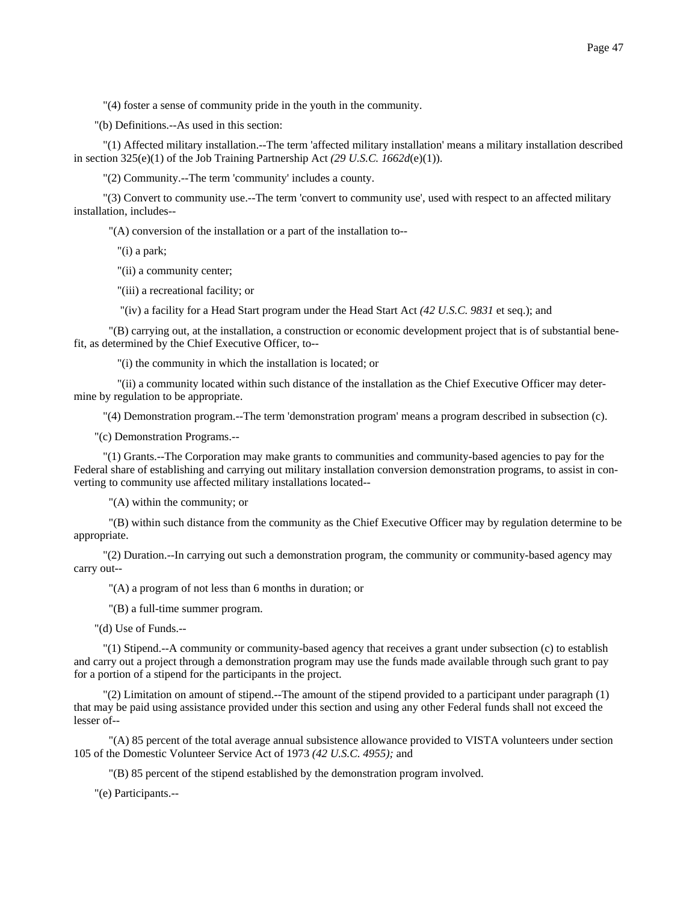"(4) foster a sense of community pride in the youth in the community.

"(b) Definitions.--As used in this section:

"(1) Affected military installation.--The term 'affected military installation' means a military installation described in section 325(e)(1) of the Job Training Partnership Act *(29 U.S.C. 1662d*(e)(1)).

"(2) Community.--The term 'community' includes a county.

"(3) Convert to community use.--The term 'convert to community use', used with respect to an affected military installation, includes--

"(A) conversion of the installation or a part of the installation to--

"(i) a park;

"(ii) a community center;

"(iii) a recreational facility; or

"(iv) a facility for a Head Start program under the Head Start Act *(42 U.S.C. 9831* et seq.); and

"(B) carrying out, at the installation, a construction or economic development project that is of substantial benefit, as determined by the Chief Executive Officer, to--

"(i) the community in which the installation is located; or

"(ii) a community located within such distance of the installation as the Chief Executive Officer may determine by regulation to be appropriate.

"(4) Demonstration program.--The term 'demonstration program' means a program described in subsection (c).

"(c) Demonstration Programs.--

"(1) Grants.--The Corporation may make grants to communities and community-based agencies to pay for the Federal share of establishing and carrying out military installation conversion demonstration programs, to assist in converting to community use affected military installations located--

"(A) within the community; or

"(B) within such distance from the community as the Chief Executive Officer may by regulation determine to be appropriate.

"(2) Duration.--In carrying out such a demonstration program, the community or community-based agency may carry out--

"(A) a program of not less than 6 months in duration; or

"(B) a full-time summer program.

"(d) Use of Funds.--

"(1) Stipend.--A community or community-based agency that receives a grant under subsection (c) to establish and carry out a project through a demonstration program may use the funds made available through such grant to pay for a portion of a stipend for the participants in the project.

"(2) Limitation on amount of stipend.--The amount of the stipend provided to a participant under paragraph (1) that may be paid using assistance provided under this section and using any other Federal funds shall not exceed the lesser of--

"(A) 85 percent of the total average annual subsistence allowance provided to VISTA volunteers under section 105 of the Domestic Volunteer Service Act of 1973 *(42 U.S.C. 4955);* and

"(B) 85 percent of the stipend established by the demonstration program involved.

"(e) Participants.--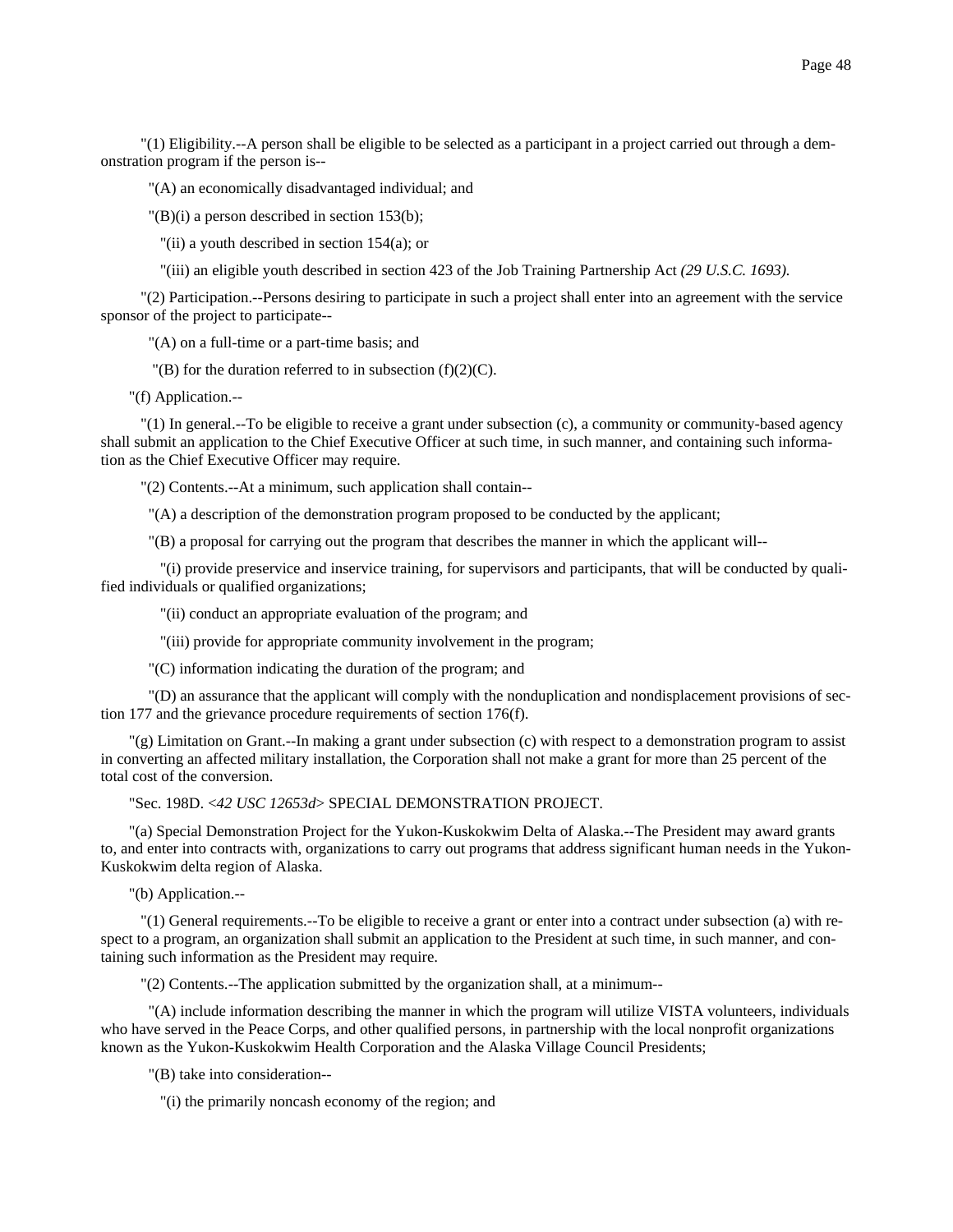"(1) Eligibility.--A person shall be eligible to be selected as a participant in a project carried out through a demonstration program if the person is--

"(A) an economically disadvantaged individual; and

"(B)(i) a person described in section 153(b);

"(ii) a youth described in section 154(a); or

"(iii) an eligible youth described in section 423 of the Job Training Partnership Act *(29 U.S.C. 1693).*

"(2) Participation.--Persons desiring to participate in such a project shall enter into an agreement with the service sponsor of the project to participate--

"(A) on a full-time or a part-time basis; and

"(B) for the duration referred to in subsection (f)(2)(C).

"(f) Application.--

"(1) In general.--To be eligible to receive a grant under subsection (c), a community or community-based agency shall submit an application to the Chief Executive Officer at such time, in such manner, and containing such information as the Chief Executive Officer may require.

"(2) Contents.--At a minimum, such application shall contain--

"(A) a description of the demonstration program proposed to be conducted by the applicant;

"(B) a proposal for carrying out the program that describes the manner in which the applicant will--

"(i) provide preservice and inservice training, for supervisors and participants, that will be conducted by qualified individuals or qualified organizations;

"(ii) conduct an appropriate evaluation of the program; and

"(iii) provide for appropriate community involvement in the program;

"(C) information indicating the duration of the program; and

"(D) an assurance that the applicant will comply with the nonduplication and nondisplacement provisions of section 177 and the grievance procedure requirements of section 176(f).

"(g) Limitation on Grant.--In making a grant under subsection (c) with respect to a demonstration program to assist in converting an affected military installation, the Corporation shall not make a grant for more than 25 percent of the total cost of the conversion.

"Sec. 198D. *<42 USC 12653d>* SPECIAL DEMONSTRATION PROJECT.

"(a) Special Demonstration Project for the Yukon-Kuskokwim Delta of Alaska.--The President may award grants to, and enter into contracts with, organizations to carry out programs that address significant human needs in the Yukon-Kuskokwim delta region of Alaska.

"(b) Application.--

"(1) General requirements.--To be eligible to receive a grant or enter into a contract under subsection (a) with respect to a program, an organization shall submit an application to the President at such time, in such manner, and containing such information as the President may require.

"(2) Contents.--The application submitted by the organization shall, at a minimum--

"(A) include information describing the manner in which the program will utilize VISTA volunteers, individuals who have served in the Peace Corps, and other qualified persons, in partnership with the local nonprofit organizations known as the Yukon-Kuskokwim Health Corporation and the Alaska Village Council Presidents;

"(B) take into consideration--

"(i) the primarily noncash economy of the region; and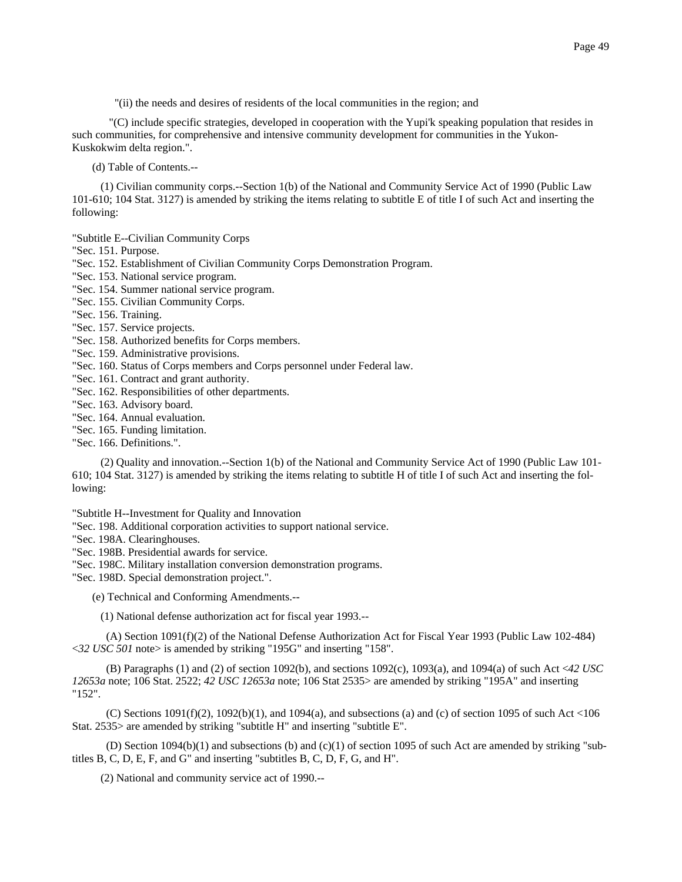"(ii) the needs and desires of residents of the local communities in the region; and

"(C) include specific strategies, developed in cooperation with the Yupi'k speaking population that resides in such communities, for comprehensive and intensive community development for communities in the Yukon-Kuskokwim delta region.".

(d) Table of Contents.--

(1) Civilian community corps.--Section 1(b) of the National and Community Service Act of 1990 (Public Law 101-610; 104 Stat. 3127) is amended by striking the items relating to subtitle E of title I of such Act and inserting the following:

"Subtitle E--Civilian Community Corps
"Sec. 151. Purpose.
"Sec. 152. Establishment of Civilian Community Corps Demonstration Program.
"Sec. 153. National service program.
"Sec. 154. Summer national service program.
"Sec. 155. Civilian Community Corps.
"Sec. 156. Training.
"Sec. 157. Service projects.
"Sec. 158. Authorized benefits for Corps members.
"Sec. 159. Administrative provisions.
"Sec. 160. Status of Corps members and Corps personnel under Federal law.
"Sec. 161. Contract and grant authority.
"Sec. 162. Responsibilities of other departments.
"Sec. 163. Advisory board.
"Sec. 164. Annual evaluation.
"Sec. 165. Funding limitation.
"Sec. 166. Definitions.".

(2) Quality and innovation.--Section 1(b) of the National and Community Service Act of 1990 (Public Law 101-610; 104 Stat. 3127) is amended by striking the items relating to subtitle H of title I of such Act and inserting the following:

"Subtitle H--Investment for Quality and Innovation
"Sec. 198. Additional corporation activities to support national service.
"Sec. 198A. Clearinghouses.
"Sec. 198B. Presidential awards for service.
"Sec. 198C. Military installation conversion demonstration programs.
"Sec. 198D. Special demonstration project.".

(e) Technical and Conforming Amendments.--

(1) National defense authorization act for fiscal year 1993.--

(A) Section 1091(f)(2) of the National Defense Authorization Act for Fiscal Year 1993 (Public Law 102-484) <*32 USC 501* note> is amended by striking "195G" and inserting "158".

(B) Paragraphs (1) and (2) of section 1092(b), and sections 1092(c), 1093(a), and 1094(a) of such Act <*42 USC 12653a* note; 106 Stat. 2522; *42 USC 12653a* note; 106 Stat 2535> are amended by striking "195A" and inserting "152".

(C) Sections 1091(f)(2), 1092(b)(1), and 1094(a), and subsections (a) and (c) of section 1095 of such Act <106 Stat. 2535> are amended by striking "subtitle H" and inserting "subtitle E".

(D) Section 1094(b)(1) and subsections (b) and (c)(1) of section 1095 of such Act are amended by striking "subtitles B, C, D, E, F, and G" and inserting "subtitles B, C, D, F, G, and H".

(2) National and community service act of 1990.--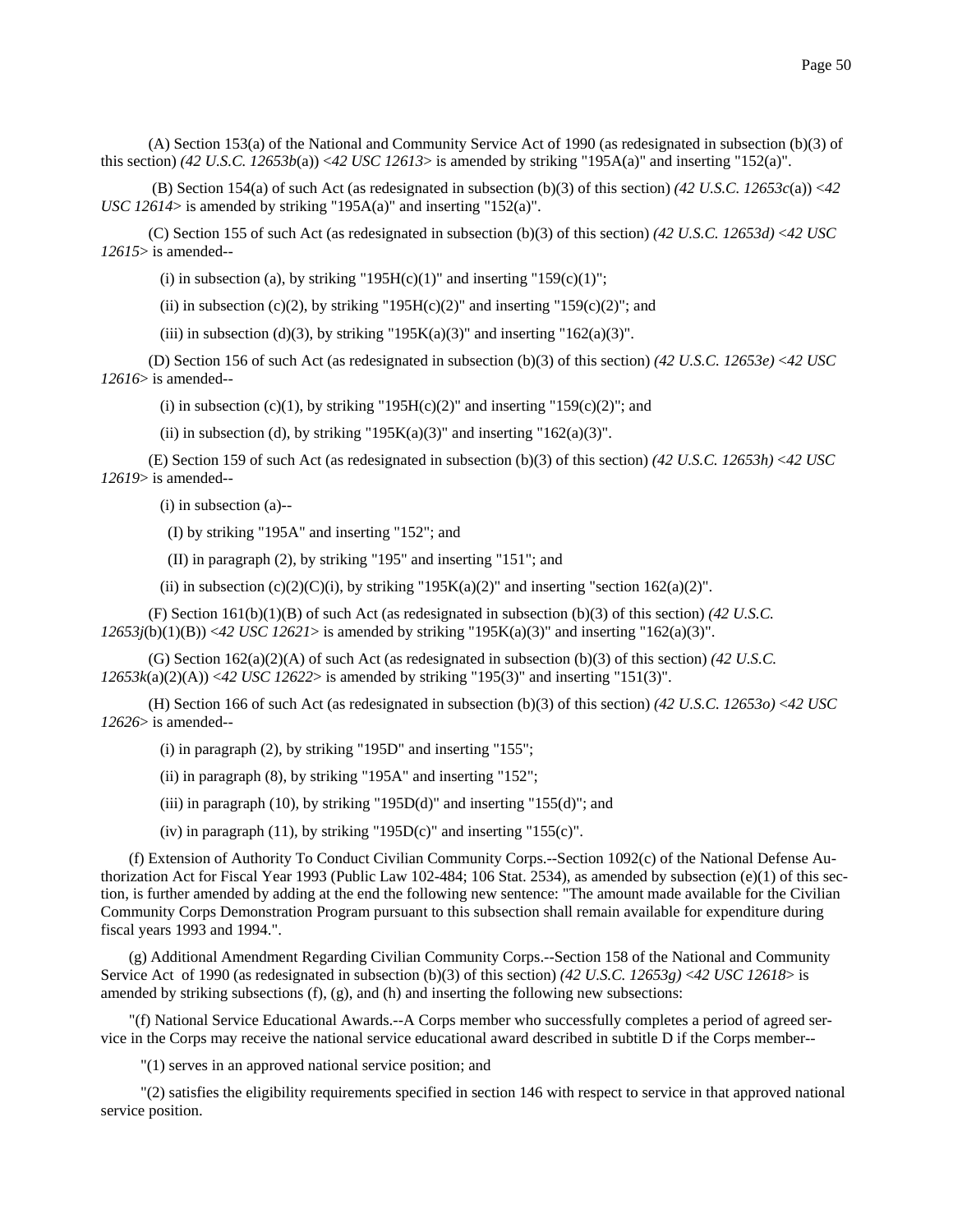(A) Section 153(a) of the National and Community Service Act of 1990 (as redesignated in subsection (b)(3) of this section) *(42 U.S.C. 12653b*(a)) <*42 USC 12613*> is amended by striking "195A(a)" and inserting "152(a)".

(B) Section 154(a) of such Act (as redesignated in subsection (b)(3) of this section) *(42 U.S.C. 12653c*(a)) <*42 USC 12614*> is amended by striking "195A(a)" and inserting "152(a)".

(C) Section 155 of such Act (as redesignated in subsection (b)(3) of this section) *(42 U.S.C. 12653d)* <*42 USC 12615*> is amended--

(i) in subsection (a), by striking "195H(c)(1)" and inserting "159(c)(1)";

(ii) in subsection (c)(2), by striking "195H(c)(2)" and inserting "159(c)(2)"; and

(iii) in subsection (d)(3), by striking "195K(a)(3)" and inserting "162(a)(3)".

(D) Section 156 of such Act (as redesignated in subsection (b)(3) of this section) *(42 U.S.C. 12653e)* <*42 USC 12616*> is amended--

(i) in subsection (c)(1), by striking "195H(c)(2)" and inserting "159(c)(2)"; and

(ii) in subsection (d), by striking "195K(a)(3)" and inserting "162(a)(3)".

(E) Section 159 of such Act (as redesignated in subsection (b)(3) of this section) *(42 U.S.C. 12653h)* <*42 USC 12619*> is amended--

(i) in subsection (a)--

(I) by striking "195A" and inserting "152"; and

(II) in paragraph (2), by striking "195" and inserting "151"; and

(ii) in subsection (c)(2)(C)(i), by striking "195K(a)(2)" and inserting "section 162(a)(2)".

(F) Section 161(b)(1)(B) of such Act (as redesignated in subsection (b)(3) of this section) *(42 U.S.C. 12653j*(b)(1)(B)) <*42 USC 12621*> is amended by striking "195K(a)(3)" and inserting "162(a)(3)".

(G) Section 162(a)(2)(A) of such Act (as redesignated in subsection (b)(3) of this section) *(42 U.S.C. 12653k*(a)(2)(A)) <*42 USC 12622*> is amended by striking "195(3)" and inserting "151(3)".

(H) Section 166 of such Act (as redesignated in subsection (b)(3) of this section) *(42 U.S.C. 12653o)* <*42 USC 12626*> is amended--

(i) in paragraph (2), by striking "195D" and inserting "155";

(ii) in paragraph (8), by striking "195A" and inserting "152";

(iii) in paragraph (10), by striking "195D(d)" and inserting "155(d)"; and

(iv) in paragraph (11), by striking "195D(c)" and inserting "155(c)".

(f) Extension of Authority To Conduct Civilian Community Corps.--Section 1092(c) of the National Defense Authorization Act for Fiscal Year 1993 (Public Law 102-484; 106 Stat. 2534), as amended by subsection (e)(1) of this section, is further amended by adding at the end the following new sentence: "The amount made available for the Civilian Community Corps Demonstration Program pursuant to this subsection shall remain available for expenditure during fiscal years 1993 and 1994.".

(g) Additional Amendment Regarding Civilian Community Corps.--Section 158 of the National and Community Service Act of 1990 (as redesignated in subsection (b)(3) of this section) *(42 U.S.C. 12653g)* <*42 USC 12618*> is amended by striking subsections (f), (g), and (h) and inserting the following new subsections:

"(f) National Service Educational Awards.--A Corps member who successfully completes a period of agreed service in the Corps may receive the national service educational award described in subtitle D if the Corps member--

"(1) serves in an approved national service position; and

"(2) satisfies the eligibility requirements specified in section 146 with respect to service in that approved national service position.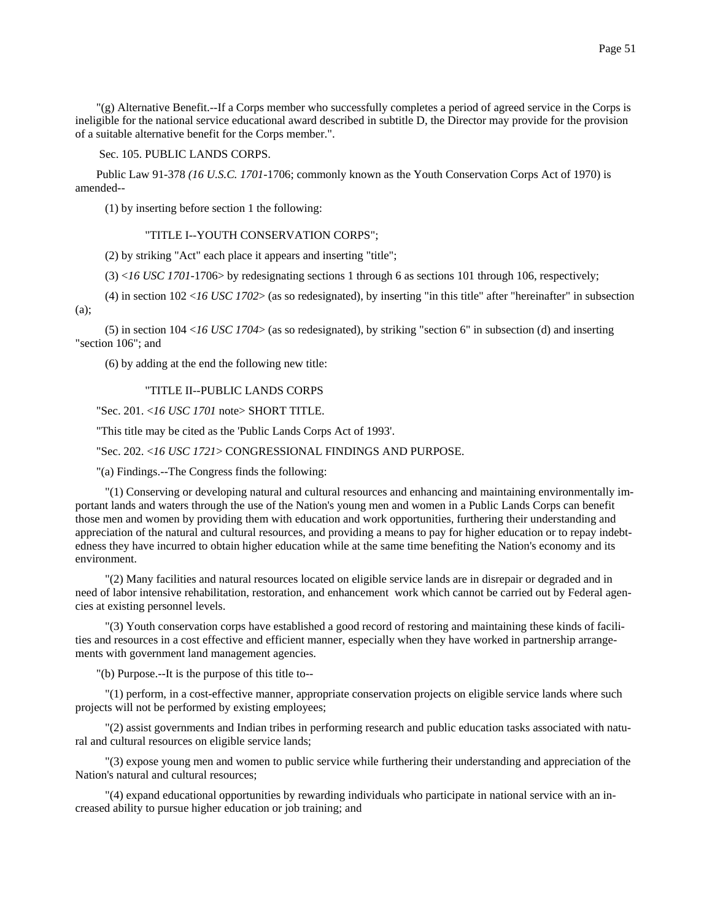"(g) Alternative Benefit.--If a Corps member who successfully completes a period of agreed service in the Corps is ineligible for the national service educational award described in subtitle D, the Director may provide for the provision of a suitable alternative benefit for the Corps member.".

Sec. 105. PUBLIC LANDS CORPS.

Public Law 91-378 *(16 U.S.C. 1701*-1706; commonly known as the Youth Conservation Corps Act of 1970) is amended--

(1) by inserting before section 1 the following:

"TITLE I--YOUTH CONSERVATION CORPS";

(2) by striking "Act" each place it appears and inserting "title";

(3) <*16 USC 1701*-1706> by redesignating sections 1 through 6 as sections 101 through 106, respectively;

(4) in section 102 <*16 USC 1702*> (as so redesignated), by inserting "in this title" after "hereinafter" in subsection (a);

(5) in section 104 <*16 USC 1704*> (as so redesignated), by striking "section 6" in subsection (d) and inserting "section 106"; and

(6) by adding at the end the following new title:

"TITLE II--PUBLIC LANDS CORPS

"Sec. 201. <*16 USC 1701* note> SHORT TITLE.

"This title may be cited as the 'Public Lands Corps Act of 1993'.

"Sec. 202. <*16 USC 1721*> CONGRESSIONAL FINDINGS AND PURPOSE.

"(a) Findings.--The Congress finds the following:

"(1) Conserving or developing natural and cultural resources and enhancing and maintaining environmentally important lands and waters through the use of the Nation's young men and women in a Public Lands Corps can benefit those men and women by providing them with education and work opportunities, furthering their understanding and appreciation of the natural and cultural resources, and providing a means to pay for higher education or to repay indebtedness they have incurred to obtain higher education while at the same time benefiting the Nation's economy and its environment.

"(2) Many facilities and natural resources located on eligible service lands are in disrepair or degraded and in need of labor intensive rehabilitation, restoration, and enhancement work which cannot be carried out by Federal agencies at existing personnel levels.

"(3) Youth conservation corps have established a good record of restoring and maintaining these kinds of facilities and resources in a cost effective and efficient manner, especially when they have worked in partnership arrangements with government land management agencies.

"(b) Purpose.--It is the purpose of this title to--

"(1) perform, in a cost-effective manner, appropriate conservation projects on eligible service lands where such projects will not be performed by existing employees;

"(2) assist governments and Indian tribes in performing research and public education tasks associated with natural and cultural resources on eligible service lands;

"(3) expose young men and women to public service while furthering their understanding and appreciation of the Nation's natural and cultural resources;

"(4) expand educational opportunities by rewarding individuals who participate in national service with an increased ability to pursue higher education or job training; and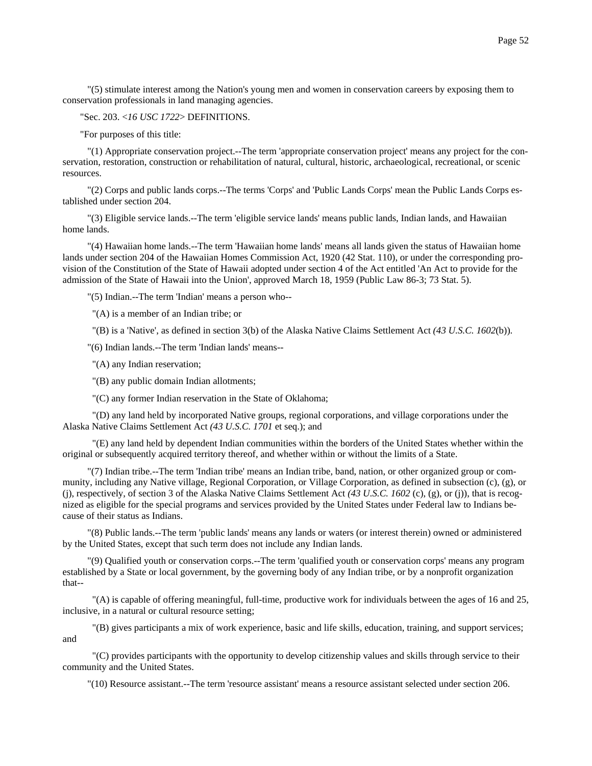"(5) stimulate interest among the Nation's young men and women in conservation careers by exposing them to conservation professionals in land managing agencies.

"Sec. 203. <*16 USC 1722*> DEFINITIONS.

"For purposes of this title:

"(1) Appropriate conservation project.--The term 'appropriate conservation project' means any project for the conservation, restoration, construction or rehabilitation of natural, cultural, historic, archaeological, recreational, or scenic resources.

"(2) Corps and public lands corps.--The terms 'Corps' and 'Public Lands Corps' mean the Public Lands Corps established under section 204.

"(3) Eligible service lands.--The term 'eligible service lands' means public lands, Indian lands, and Hawaiian home lands.

"(4) Hawaiian home lands.--The term 'Hawaiian home lands' means all lands given the status of Hawaiian home lands under section 204 of the Hawaiian Homes Commission Act, 1920 (42 Stat. 110), or under the corresponding provision of the Constitution of the State of Hawaii adopted under section 4 of the Act entitled 'An Act to provide for the admission of the State of Hawaii into the Union', approved March 18, 1959 (Public Law 86-3; 73 Stat. 5).

"(5) Indian.--The term 'Indian' means a person who--

"(A) is a member of an Indian tribe; or

"(B) is a 'Native', as defined in section 3(b) of the Alaska Native Claims Settlement Act *(43 U.S.C. 1602*(b)).

"(6) Indian lands.--The term 'Indian lands' means--

"(A) any Indian reservation;

"(B) any public domain Indian allotments;

"(C) any former Indian reservation in the State of Oklahoma;

"(D) any land held by incorporated Native groups, regional corporations, and village corporations under the Alaska Native Claims Settlement Act *(43 U.S.C. 1701* et seq.); and

"(E) any land held by dependent Indian communities within the borders of the United States whether within the original or subsequently acquired territory thereof, and whether within or without the limits of a State.

"(7) Indian tribe.--The term 'Indian tribe' means an Indian tribe, band, nation, or other organized group or community, including any Native village, Regional Corporation, or Village Corporation, as defined in subsection (c), (g), or (j), respectively, of section 3 of the Alaska Native Claims Settlement Act *(43 U.S.C. 1602* (c), (g), or (j)), that is recognized as eligible for the special programs and services provided by the United States under Federal law to Indians because of their status as Indians.

"(8) Public lands.--The term 'public lands' means any lands or waters (or interest therein) owned or administered by the United States, except that such term does not include any Indian lands.

"(9) Qualified youth or conservation corps.--The term 'qualified youth or conservation corps' means any program established by a State or local government, by the governing body of any Indian tribe, or by a nonprofit organization that--

"(A) is capable of offering meaningful, full-time, productive work for individuals between the ages of 16 and 25, inclusive, in a natural or cultural resource setting;

"(B) gives participants a mix of work experience, basic and life skills, education, training, and support services; and

"(C) provides participants with the opportunity to develop citizenship values and skills through service to their community and the United States.

"(10) Resource assistant.--The term 'resource assistant' means a resource assistant selected under section 206.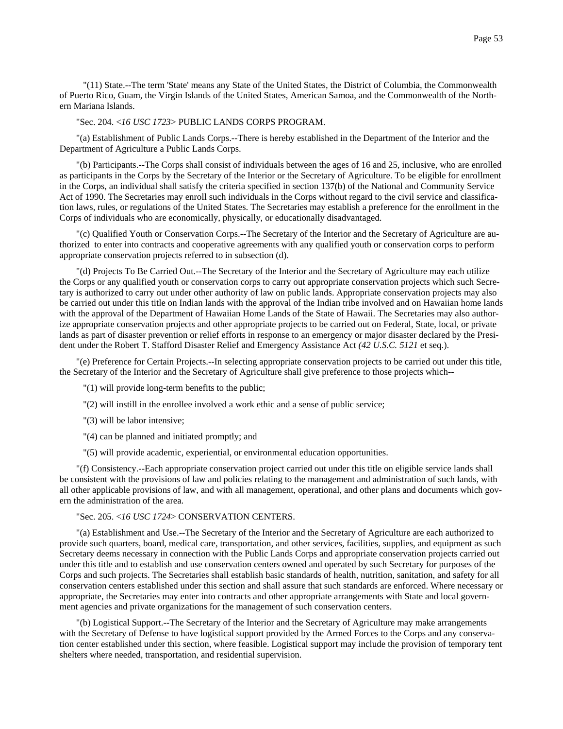"(11) State.--The term 'State' means any State of the United States, the District of Columbia, the Commonwealth of Puerto Rico, Guam, the Virgin Islands of the United States, American Samoa, and the Commonwealth of the Northern Mariana Islands.

"Sec. 204. <*16 USC 1723*> PUBLIC LANDS CORPS PROGRAM.

"(a) Establishment of Public Lands Corps.--There is hereby established in the Department of the Interior and the Department of Agriculture a Public Lands Corps.

"(b) Participants.--The Corps shall consist of individuals between the ages of 16 and 25, inclusive, who are enrolled as participants in the Corps by the Secretary of the Interior or the Secretary of Agriculture. To be eligible for enrollment in the Corps, an individual shall satisfy the criteria specified in section 137(b) of the National and Community Service Act of 1990. The Secretaries may enroll such individuals in the Corps without regard to the civil service and classification laws, rules, or regulations of the United States. The Secretaries may establish a preference for the enrollment in the Corps of individuals who are economically, physically, or educationally disadvantaged.

"(c) Qualified Youth or Conservation Corps.--The Secretary of the Interior and the Secretary of Agriculture are authorized to enter into contracts and cooperative agreements with any qualified youth or conservation corps to perform appropriate conservation projects referred to in subsection (d).

"(d) Projects To Be Carried Out.--The Secretary of the Interior and the Secretary of Agriculture may each utilize the Corps or any qualified youth or conservation corps to carry out appropriate conservation projects which such Secretary is authorized to carry out under other authority of law on public lands. Appropriate conservation projects may also be carried out under this title on Indian lands with the approval of the Indian tribe involved and on Hawaiian home lands with the approval of the Department of Hawaiian Home Lands of the State of Hawaii. The Secretaries may also authorize appropriate conservation projects and other appropriate projects to be carried out on Federal, State, local, or private lands as part of disaster prevention or relief efforts in response to an emergency or major disaster declared by the President under the Robert T. Stafford Disaster Relief and Emergency Assistance Act *(42 U.S.C. 5121* et seq.).

"(e) Preference for Certain Projects.--In selecting appropriate conservation projects to be carried out under this title, the Secretary of the Interior and the Secretary of Agriculture shall give preference to those projects which--

"(1) will provide long-term benefits to the public;

"(2) will instill in the enrollee involved a work ethic and a sense of public service;

"(3) will be labor intensive;

"(4) can be planned and initiated promptly; and

"(5) will provide academic, experiential, or environmental education opportunities.

"(f) Consistency.--Each appropriate conservation project carried out under this title on eligible service lands shall be consistent with the provisions of law and policies relating to the management and administration of such lands, with all other applicable provisions of law, and with all management, operational, and other plans and documents which govern the administration of the area.

"Sec. 205. <*16 USC 1724*> CONSERVATION CENTERS.

"(a) Establishment and Use.--The Secretary of the Interior and the Secretary of Agriculture are each authorized to provide such quarters, board, medical care, transportation, and other services, facilities, supplies, and equipment as such Secretary deems necessary in connection with the Public Lands Corps and appropriate conservation projects carried out under this title and to establish and use conservation centers owned and operated by such Secretary for purposes of the Corps and such projects. The Secretaries shall establish basic standards of health, nutrition, sanitation, and safety for all conservation centers established under this section and shall assure that such standards are enforced. Where necessary or appropriate, the Secretaries may enter into contracts and other appropriate arrangements with State and local government agencies and private organizations for the management of such conservation centers.

"(b) Logistical Support.--The Secretary of the Interior and the Secretary of Agriculture may make arrangements with the Secretary of Defense to have logistical support provided by the Armed Forces to the Corps and any conservation center established under this section, where feasible. Logistical support may include the provision of temporary tent shelters where needed, transportation, and residential supervision.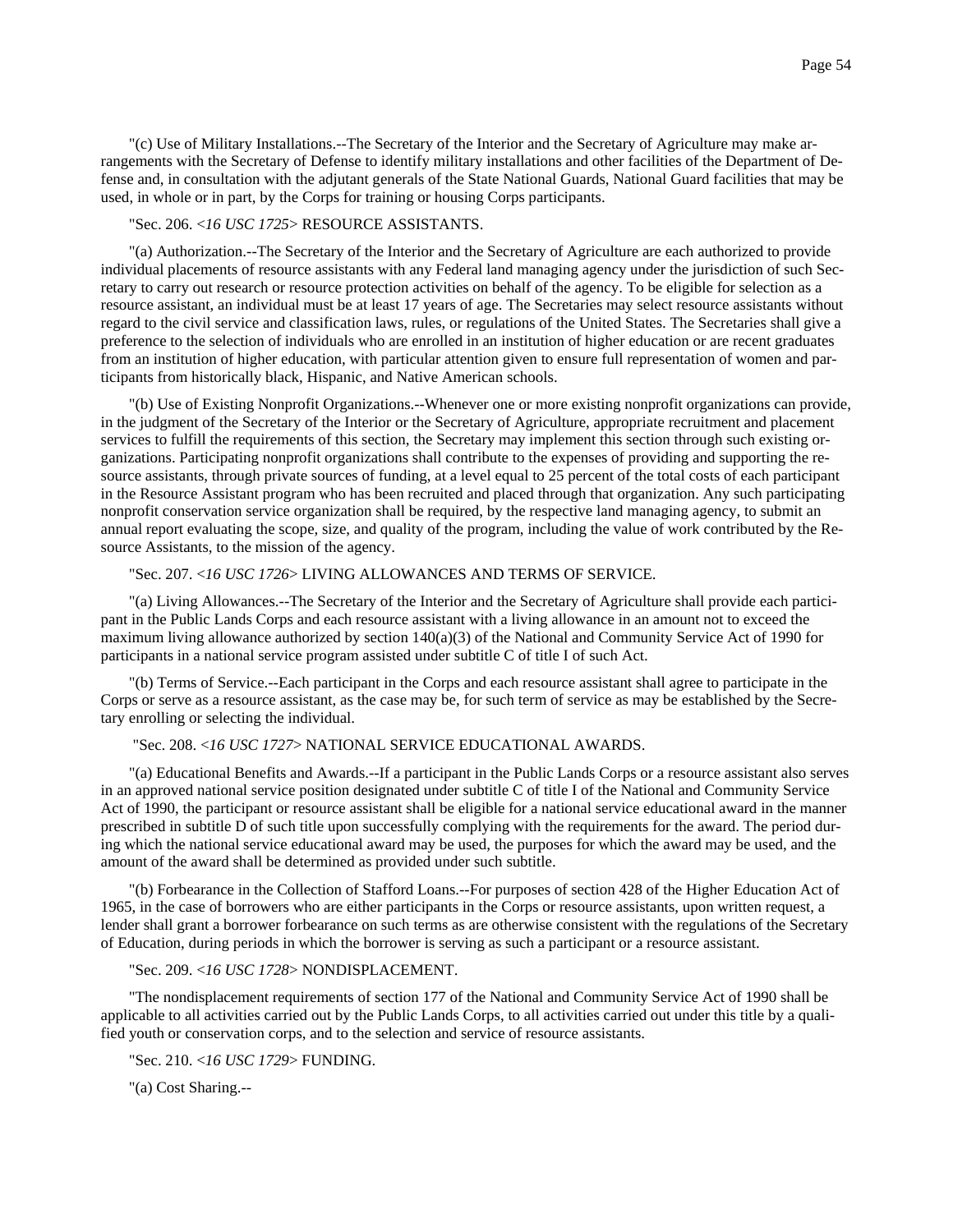"(c) Use of Military Installations.--The Secretary of the Interior and the Secretary of Agriculture may make arrangements with the Secretary of Defense to identify military installations and other facilities of the Department of Defense and, in consultation with the adjutant generals of the State National Guards, National Guard facilities that may be used, in whole or in part, by the Corps for training or housing Corps participants.

"Sec. 206. <*16 USC 1725*> RESOURCE ASSISTANTS.

"(a) Authorization.--The Secretary of the Interior and the Secretary of Agriculture are each authorized to provide individual placements of resource assistants with any Federal land managing agency under the jurisdiction of such Secretary to carry out research or resource protection activities on behalf of the agency. To be eligible for selection as a resource assistant, an individual must be at least 17 years of age. The Secretaries may select resource assistants without regard to the civil service and classification laws, rules, or regulations of the United States. The Secretaries shall give a preference to the selection of individuals who are enrolled in an institution of higher education or are recent graduates from an institution of higher education, with particular attention given to ensure full representation of women and participants from historically black, Hispanic, and Native American schools.

"(b) Use of Existing Nonprofit Organizations.--Whenever one or more existing nonprofit organizations can provide, in the judgment of the Secretary of the Interior or the Secretary of Agriculture, appropriate recruitment and placement services to fulfill the requirements of this section, the Secretary may implement this section through such existing organizations. Participating nonprofit organizations shall contribute to the expenses of providing and supporting the resource assistants, through private sources of funding, at a level equal to 25 percent of the total costs of each participant in the Resource Assistant program who has been recruited and placed through that organization. Any such participating nonprofit conservation service organization shall be required, by the respective land managing agency, to submit an annual report evaluating the scope, size, and quality of the program, including the value of work contributed by the Resource Assistants, to the mission of the agency.

"Sec. 207. <*16 USC 1726*> LIVING ALLOWANCES AND TERMS OF SERVICE.

"(a) Living Allowances.--The Secretary of the Interior and the Secretary of Agriculture shall provide each participant in the Public Lands Corps and each resource assistant with a living allowance in an amount not to exceed the maximum living allowance authorized by section 140(a)(3) of the National and Community Service Act of 1990 for participants in a national service program assisted under subtitle C of title I of such Act.

"(b) Terms of Service.--Each participant in the Corps and each resource assistant shall agree to participate in the Corps or serve as a resource assistant, as the case may be, for such term of service as may be established by the Secretary enrolling or selecting the individual.

"Sec. 208. <*16 USC 1727*> NATIONAL SERVICE EDUCATIONAL AWARDS.

"(a) Educational Benefits and Awards.--If a participant in the Public Lands Corps or a resource assistant also serves in an approved national service position designated under subtitle C of title I of the National and Community Service Act of 1990, the participant or resource assistant shall be eligible for a national service educational award in the manner prescribed in subtitle D of such title upon successfully complying with the requirements for the award. The period during which the national service educational award may be used, the purposes for which the award may be used, and the amount of the award shall be determined as provided under such subtitle.

"(b) Forbearance in the Collection of Stafford Loans.--For purposes of section 428 of the Higher Education Act of 1965, in the case of borrowers who are either participants in the Corps or resource assistants, upon written request, a lender shall grant a borrower forbearance on such terms as are otherwise consistent with the regulations of the Secretary of Education, during periods in which the borrower is serving as such a participant or a resource assistant.

"Sec. 209. <*16 USC 1728*> NONDISPLACEMENT.

"The nondisplacement requirements of section 177 of the National and Community Service Act of 1990 shall be applicable to all activities carried out by the Public Lands Corps, to all activities carried out under this title by a qualified youth or conservation corps, and to the selection and service of resource assistants.

"Sec. 210. <*16 USC 1729*> FUNDING.

"(a) Cost Sharing.--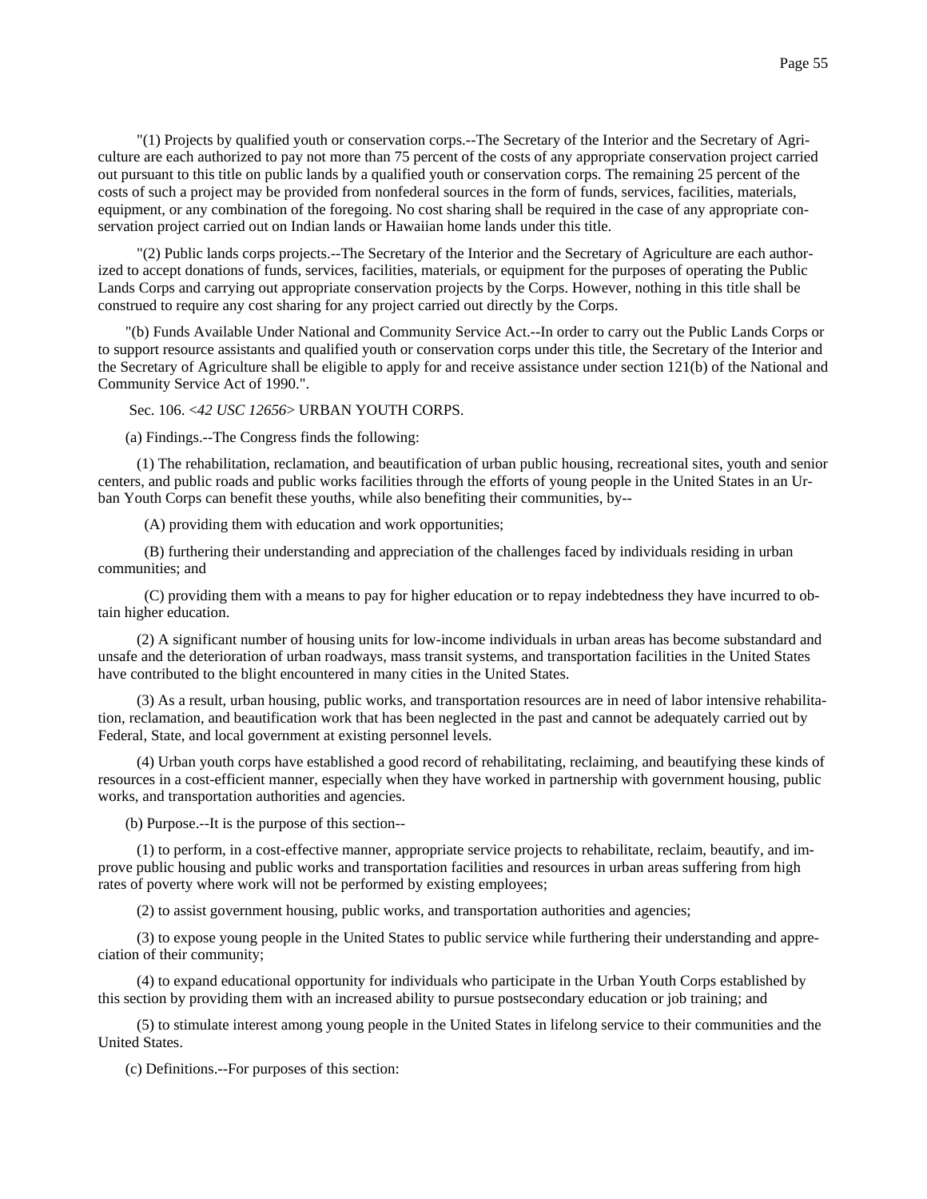"(1) Projects by qualified youth or conservation corps.--The Secretary of the Interior and the Secretary of Agriculture are each authorized to pay not more than 75 percent of the costs of any appropriate conservation project carried out pursuant to this title on public lands by a qualified youth or conservation corps. The remaining 25 percent of the costs of such a project may be provided from nonfederal sources in the form of funds, services, facilities, materials, equipment, or any combination of the foregoing. No cost sharing shall be required in the case of any appropriate conservation project carried out on Indian lands or Hawaiian home lands under this title.

"(2) Public lands corps projects.--The Secretary of the Interior and the Secretary of Agriculture are each authorized to accept donations of funds, services, facilities, materials, or equipment for the purposes of operating the Public Lands Corps and carrying out appropriate conservation projects by the Corps. However, nothing in this title shall be construed to require any cost sharing for any project carried out directly by the Corps.

"(b) Funds Available Under National and Community Service Act.--In order to carry out the Public Lands Corps or to support resource assistants and qualified youth or conservation corps under this title, the Secretary of the Interior and the Secretary of Agriculture shall be eligible to apply for and receive assistance under section 121(b) of the National and Community Service Act of 1990.".

Sec. 106. *<42 USC 12656>* URBAN YOUTH CORPS.

(a) Findings.--The Congress finds the following:

(1) The rehabilitation, reclamation, and beautification of urban public housing, recreational sites, youth and senior centers, and public roads and public works facilities through the efforts of young people in the United States in an Urban Youth Corps can benefit these youths, while also benefiting their communities, by--

(A) providing them with education and work opportunities;

(B) furthering their understanding and appreciation of the challenges faced by individuals residing in urban communities; and

(C) providing them with a means to pay for higher education or to repay indebtedness they have incurred to obtain higher education.

(2) A significant number of housing units for low-income individuals in urban areas has become substandard and unsafe and the deterioration of urban roadways, mass transit systems, and transportation facilities in the United States have contributed to the blight encountered in many cities in the United States.

(3) As a result, urban housing, public works, and transportation resources are in need of labor intensive rehabilitation, reclamation, and beautification work that has been neglected in the past and cannot be adequately carried out by Federal, State, and local government at existing personnel levels.

(4) Urban youth corps have established a good record of rehabilitating, reclaiming, and beautifying these kinds of resources in a cost-efficient manner, especially when they have worked in partnership with government housing, public works, and transportation authorities and agencies.

(b) Purpose.--It is the purpose of this section--

(1) to perform, in a cost-effective manner, appropriate service projects to rehabilitate, reclaim, beautify, and improve public housing and public works and transportation facilities and resources in urban areas suffering from high rates of poverty where work will not be performed by existing employees;

(2) to assist government housing, public works, and transportation authorities and agencies;

(3) to expose young people in the United States to public service while furthering their understanding and appreciation of their community;

(4) to expand educational opportunity for individuals who participate in the Urban Youth Corps established by this section by providing them with an increased ability to pursue postsecondary education or job training; and

(5) to stimulate interest among young people in the United States in lifelong service to their communities and the United States.

(c) Definitions.--For purposes of this section: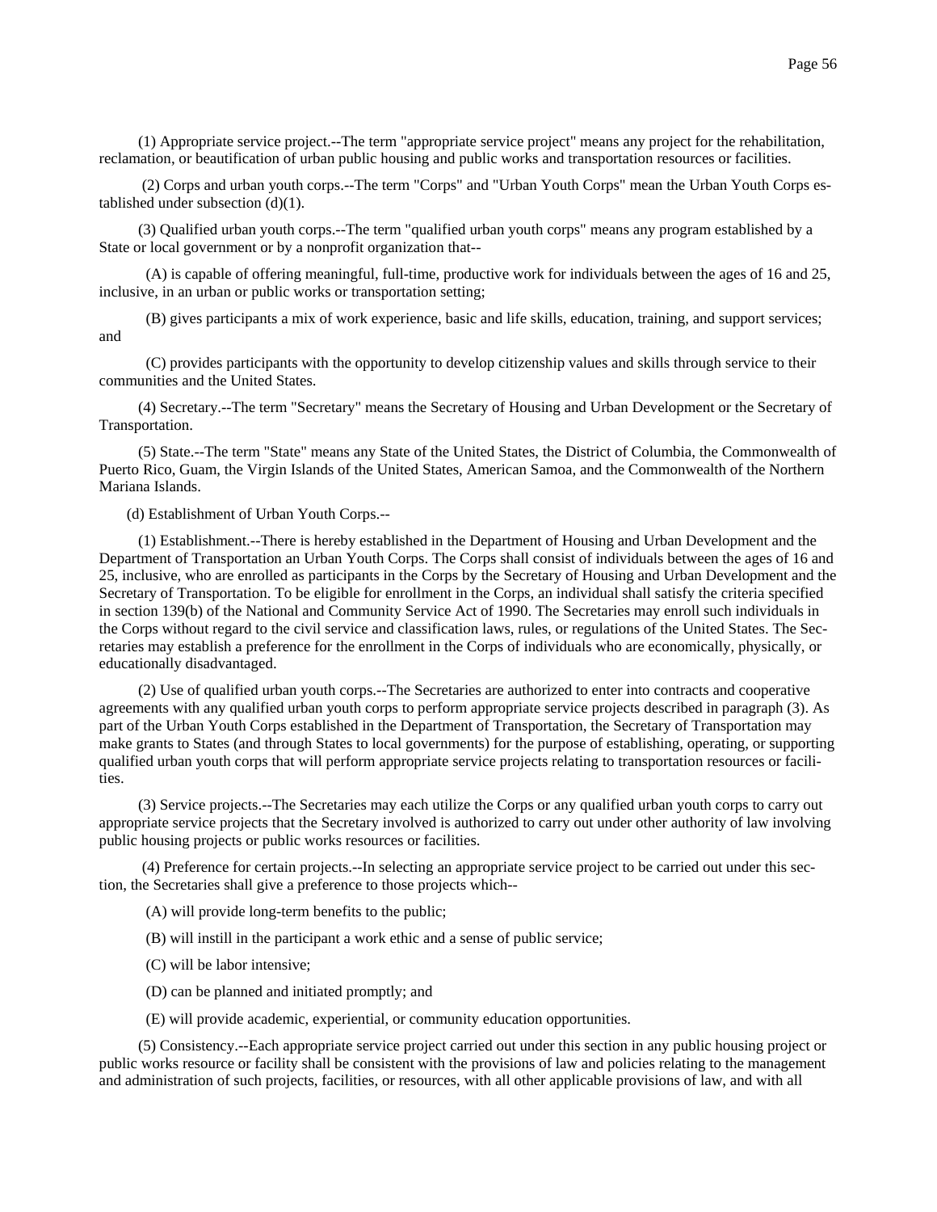(1) Appropriate service project.--The term "appropriate service project" means any project for the rehabilitation, reclamation, or beautification of urban public housing and public works and transportation resources or facilities.

(2) Corps and urban youth corps.--The term "Corps" and "Urban Youth Corps" mean the Urban Youth Corps established under subsection (d)(1).

(3) Qualified urban youth corps.--The term "qualified urban youth corps" means any program established by a State or local government or by a nonprofit organization that--

(A) is capable of offering meaningful, full-time, productive work for individuals between the ages of 16 and 25, inclusive, in an urban or public works or transportation setting;

(B) gives participants a mix of work experience, basic and life skills, education, training, and support services; and

(C) provides participants with the opportunity to develop citizenship values and skills through service to their communities and the United States.

(4) Secretary.--The term "Secretary" means the Secretary of Housing and Urban Development or the Secretary of Transportation.

(5) State.--The term "State" means any State of the United States, the District of Columbia, the Commonwealth of Puerto Rico, Guam, the Virgin Islands of the United States, American Samoa, and the Commonwealth of the Northern Mariana Islands.

(d) Establishment of Urban Youth Corps.--

(1) Establishment.--There is hereby established in the Department of Housing and Urban Development and the Department of Transportation an Urban Youth Corps. The Corps shall consist of individuals between the ages of 16 and 25, inclusive, who are enrolled as participants in the Corps by the Secretary of Housing and Urban Development and the Secretary of Transportation. To be eligible for enrollment in the Corps, an individual shall satisfy the criteria specified in section 139(b) of the National and Community Service Act of 1990. The Secretaries may enroll such individuals in the Corps without regard to the civil service and classification laws, rules, or regulations of the United States. The Secretaries may establish a preference for the enrollment in the Corps of individuals who are economically, physically, or educationally disadvantaged.

(2) Use of qualified urban youth corps.--The Secretaries are authorized to enter into contracts and cooperative agreements with any qualified urban youth corps to perform appropriate service projects described in paragraph (3). As part of the Urban Youth Corps established in the Department of Transportation, the Secretary of Transportation may make grants to States (and through States to local governments) for the purpose of establishing, operating, or supporting qualified urban youth corps that will perform appropriate service projects relating to transportation resources or facilities.

(3) Service projects.--The Secretaries may each utilize the Corps or any qualified urban youth corps to carry out appropriate service projects that the Secretary involved is authorized to carry out under other authority of law involving public housing projects or public works resources or facilities.

(4) Preference for certain projects.--In selecting an appropriate service project to be carried out under this section, the Secretaries shall give a preference to those projects which--

(A) will provide long-term benefits to the public;

(B) will instill in the participant a work ethic and a sense of public service;

(C) will be labor intensive;

(D) can be planned and initiated promptly; and

(E) will provide academic, experiential, or community education opportunities.

(5) Consistency.--Each appropriate service project carried out under this section in any public housing project or public works resource or facility shall be consistent with the provisions of law and policies relating to the management and administration of such projects, facilities, or resources, with all other applicable provisions of law, and with all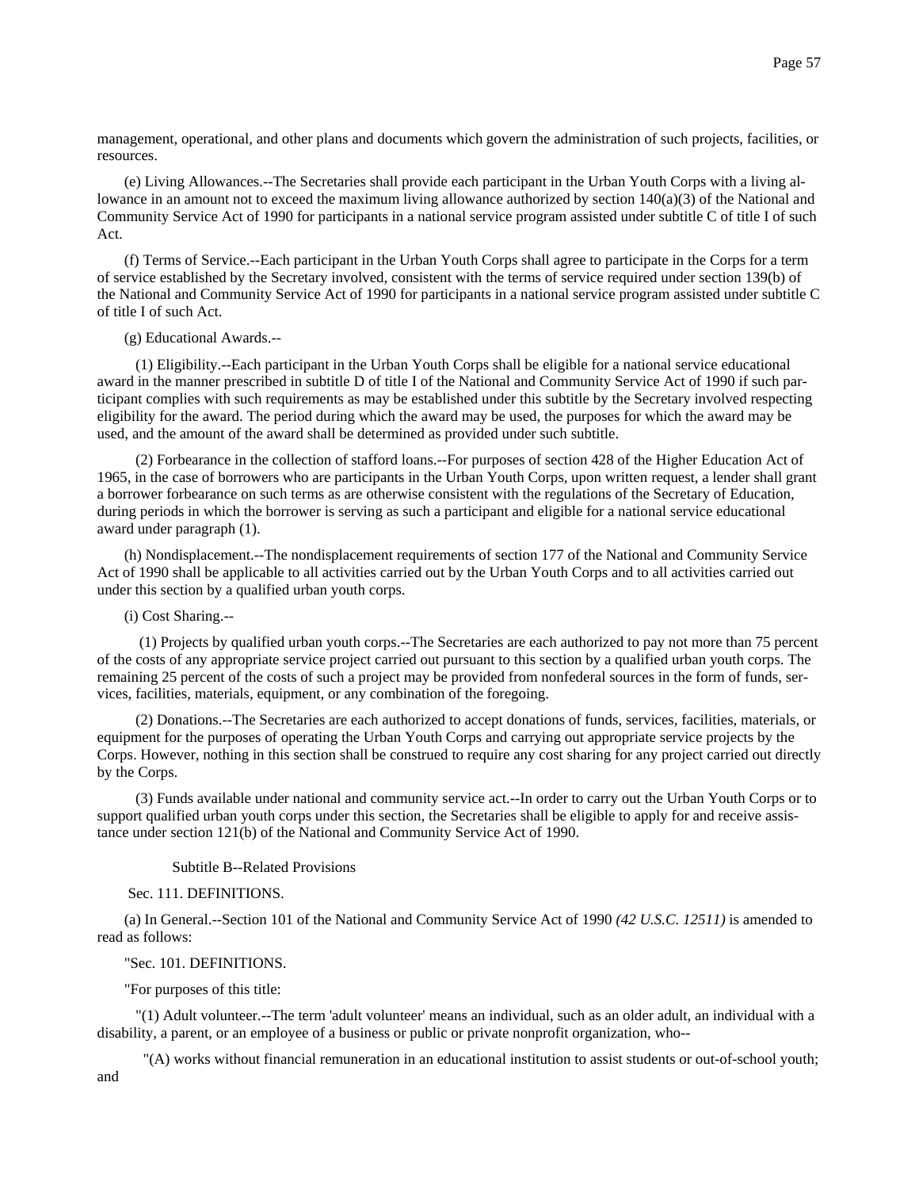management, operational, and other plans and documents which govern the administration of such projects, facilities, or resources.

(e) Living Allowances.--The Secretaries shall provide each participant in the Urban Youth Corps with a living allowance in an amount not to exceed the maximum living allowance authorized by section 140(a)(3) of the National and Community Service Act of 1990 for participants in a national service program assisted under subtitle C of title I of such Act.

(f) Terms of Service.--Each participant in the Urban Youth Corps shall agree to participate in the Corps for a term of service established by the Secretary involved, consistent with the terms of service required under section 139(b) of the National and Community Service Act of 1990 for participants in a national service program assisted under subtitle C of title I of such Act.

(g) Educational Awards.--

(1) Eligibility.--Each participant in the Urban Youth Corps shall be eligible for a national service educational award in the manner prescribed in subtitle D of title I of the National and Community Service Act of 1990 if such participant complies with such requirements as may be established under this subtitle by the Secretary involved respecting eligibility for the award. The period during which the award may be used, the purposes for which the award may be used, and the amount of the award shall be determined as provided under such subtitle.

(2) Forbearance in the collection of stafford loans.--For purposes of section 428 of the Higher Education Act of 1965, in the case of borrowers who are participants in the Urban Youth Corps, upon written request, a lender shall grant a borrower forbearance on such terms as are otherwise consistent with the regulations of the Secretary of Education, during periods in which the borrower is serving as such a participant and eligible for a national service educational award under paragraph (1).

(h) Nondisplacement.--The nondisplacement requirements of section 177 of the National and Community Service Act of 1990 shall be applicable to all activities carried out by the Urban Youth Corps and to all activities carried out under this section by a qualified urban youth corps.

(i) Cost Sharing.--

(1) Projects by qualified urban youth corps.--The Secretaries are each authorized to pay not more than 75 percent of the costs of any appropriate service project carried out pursuant to this section by a qualified urban youth corps. The remaining 25 percent of the costs of such a project may be provided from nonfederal sources in the form of funds, services, facilities, materials, equipment, or any combination of the foregoing.

(2) Donations.--The Secretaries are each authorized to accept donations of funds, services, facilities, materials, or equipment for the purposes of operating the Urban Youth Corps and carrying out appropriate service projects by the Corps. However, nothing in this section shall be construed to require any cost sharing for any project carried out directly by the Corps.

(3) Funds available under national and community service act.--In order to carry out the Urban Youth Corps or to support qualified urban youth corps under this section, the Secretaries shall be eligible to apply for and receive assistance under section 121(b) of the National and Community Service Act of 1990.

Subtitle B--Related Provisions

Sec. 111. DEFINITIONS.

(a) In General.--Section 101 of the National and Community Service Act of 1990 *(42 U.S.C. 12511)* is amended to read as follows:

"Sec. 101. DEFINITIONS.

"For purposes of this title:

"(1) Adult volunteer.--The term 'adult volunteer' means an individual, such as an older adult, an individual with a disability, a parent, or an employee of a business or public or private nonprofit organization, who--

"(A) works without financial remuneration in an educational institution to assist students or out-of-school youth; and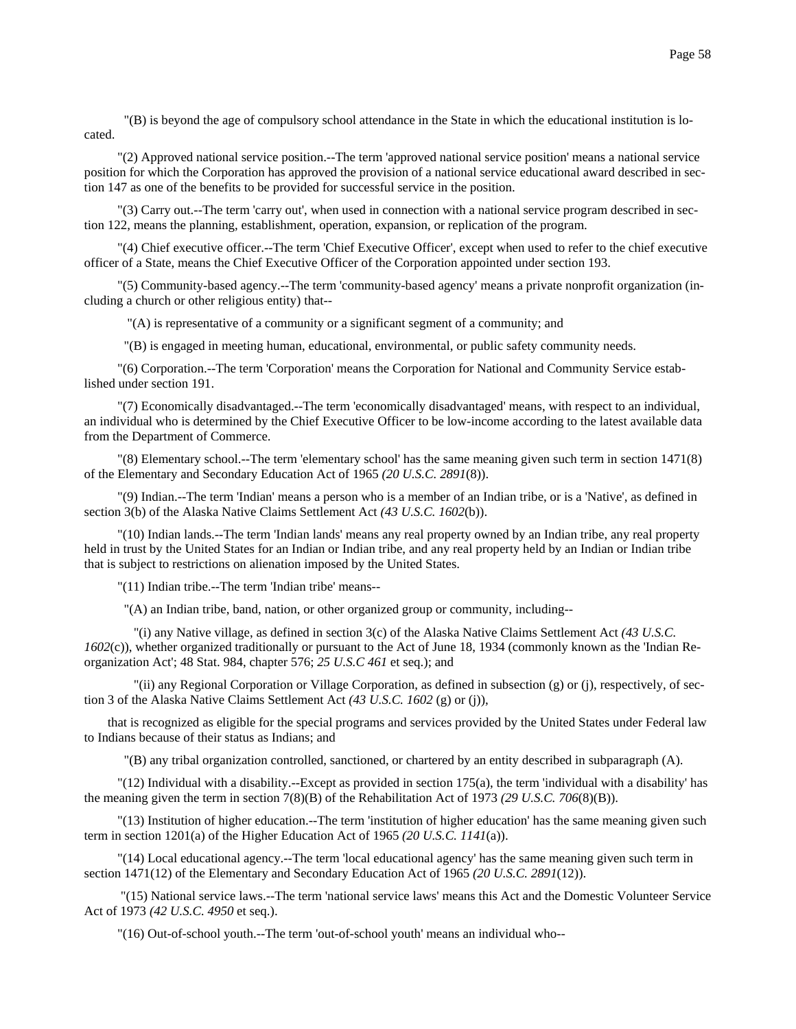"(B) is beyond the age of compulsory school attendance in the State in which the educational institution is located.

"(2) Approved national service position.--The term 'approved national service position' means a national service position for which the Corporation has approved the provision of a national service educational award described in section 147 as one of the benefits to be provided for successful service in the position.

"(3) Carry out.--The term 'carry out', when used in connection with a national service program described in section 122, means the planning, establishment, operation, expansion, or replication of the program.

"(4) Chief executive officer.--The term 'Chief Executive Officer', except when used to refer to the chief executive officer of a State, means the Chief Executive Officer of the Corporation appointed under section 193.

"(5) Community-based agency.--The term 'community-based agency' means a private nonprofit organization (including a church or other religious entity) that--

"(A) is representative of a community or a significant segment of a community; and

"(B) is engaged in meeting human, educational, environmental, or public safety community needs.

"(6) Corporation.--The term 'Corporation' means the Corporation for National and Community Service established under section 191.

"(7) Economically disadvantaged.--The term 'economically disadvantaged' means, with respect to an individual, an individual who is determined by the Chief Executive Officer to be low-income according to the latest available data from the Department of Commerce.

"(8) Elementary school.--The term 'elementary school' has the same meaning given such term in section 1471(8) of the Elementary and Secondary Education Act of 1965 *(20 U.S.C. 2891*(8)).

"(9) Indian.--The term 'Indian' means a person who is a member of an Indian tribe, or is a 'Native', as defined in section 3(b) of the Alaska Native Claims Settlement Act *(43 U.S.C. 1602*(b)).

"(10) Indian lands.--The term 'Indian lands' means any real property owned by an Indian tribe, any real property held in trust by the United States for an Indian or Indian tribe, and any real property held by an Indian or Indian tribe that is subject to restrictions on alienation imposed by the United States.

"(11) Indian tribe.--The term 'Indian tribe' means--

"(A) an Indian tribe, band, nation, or other organized group or community, including--

"(i) any Native village, as defined in section 3(c) of the Alaska Native Claims Settlement Act *(43 U.S.C. 1602*(c)), whether organized traditionally or pursuant to the Act of June 18, 1934 (commonly known as the 'Indian Reorganization Act'; 48 Stat. 984, chapter 576; *25 U.S.C 461* et seq.); and

"(ii) any Regional Corporation or Village Corporation, as defined in subsection (g) or (j), respectively, of section 3 of the Alaska Native Claims Settlement Act *(43 U.S.C. 1602* (g) or (j)),

that is recognized as eligible for the special programs and services provided by the United States under Federal law to Indians because of their status as Indians; and

"(B) any tribal organization controlled, sanctioned, or chartered by an entity described in subparagraph (A).

"(12) Individual with a disability.--Except as provided in section 175(a), the term 'individual with a disability' has the meaning given the term in section 7(8)(B) of the Rehabilitation Act of 1973 *(29 U.S.C. 706*(8)(B)).

"(13) Institution of higher education.--The term 'institution of higher education' has the same meaning given such term in section 1201(a) of the Higher Education Act of 1965 *(20 U.S.C. 1141*(a)).

"(14) Local educational agency.--The term 'local educational agency' has the same meaning given such term in section 1471(12) of the Elementary and Secondary Education Act of 1965 *(20 U.S.C. 2891*(12)).

"(15) National service laws.--The term 'national service laws' means this Act and the Domestic Volunteer Service Act of 1973 *(42 U.S.C. 4950* et seq.).

"(16) Out-of-school youth.--The term 'out-of-school youth' means an individual who--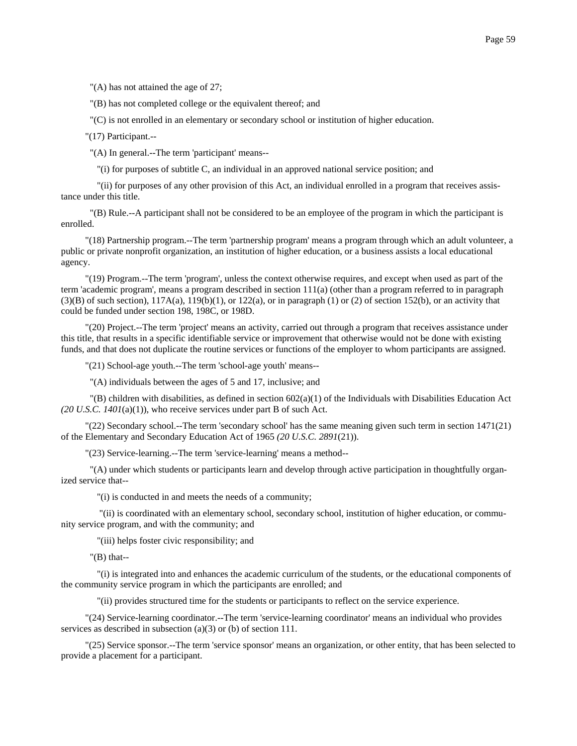"(A) has not attained the age of 27;

"(B) has not completed college or the equivalent thereof; and

"(C) is not enrolled in an elementary or secondary school or institution of higher education.

"(17) Participant.--

"(A) In general.--The term 'participant' means--

"(i) for purposes of subtitle C, an individual in an approved national service position; and

"(ii) for purposes of any other provision of this Act, an individual enrolled in a program that receives assistance under this title.

"(B) Rule.--A participant shall not be considered to be an employee of the program in which the participant is enrolled.

"(18) Partnership program.--The term 'partnership program' means a program through which an adult volunteer, a public or private nonprofit organization, an institution of higher education, or a business assists a local educational agency.

"(19) Program.--The term 'program', unless the context otherwise requires, and except when used as part of the term 'academic program', means a program described in section 111(a) (other than a program referred to in paragraph (3)(B) of such section), 117A(a), 119(b)(1), or 122(a), or in paragraph (1) or (2) of section 152(b), or an activity that could be funded under section 198, 198C, or 198D.

"(20) Project.--The term 'project' means an activity, carried out through a program that receives assistance under this title, that results in a specific identifiable service or improvement that otherwise would not be done with existing funds, and that does not duplicate the routine services or functions of the employer to whom participants are assigned.

"(21) School-age youth.--The term 'school-age youth' means--

"(A) individuals between the ages of 5 and 17, inclusive; and

"(B) children with disabilities, as defined in section 602(a)(1) of the Individuals with Disabilities Education Act *(20 U.S.C. 1401*(a)(1)), who receive services under part B of such Act.

"(22) Secondary school.--The term 'secondary school' has the same meaning given such term in section 1471(21) of the Elementary and Secondary Education Act of 1965 *(20 U.S.C. 2891*(21)).

"(23) Service-learning.--The term 'service-learning' means a method--

"(A) under which students or participants learn and develop through active participation in thoughtfully organized service that--

"(i) is conducted in and meets the needs of a community;

"(ii) is coordinated with an elementary school, secondary school, institution of higher education, or community service program, and with the community; and

"(iii) helps foster civic responsibility; and

"(B) that--

"(i) is integrated into and enhances the academic curriculum of the students, or the educational components of the community service program in which the participants are enrolled; and

"(ii) provides structured time for the students or participants to reflect on the service experience.

"(24) Service-learning coordinator.--The term 'service-learning coordinator' means an individual who provides services as described in subsection (a)(3) or (b) of section 111.

"(25) Service sponsor.--The term 'service sponsor' means an organization, or other entity, that has been selected to provide a placement for a participant.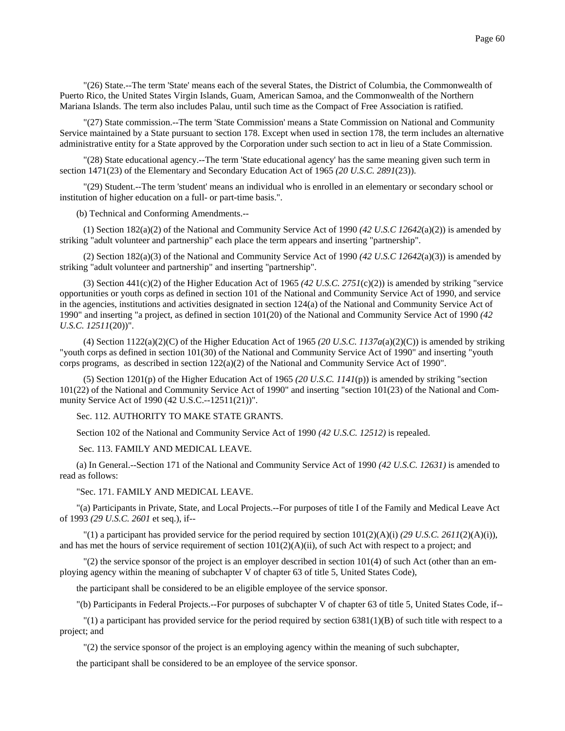"(26) State.--The term 'State' means each of the several States, the District of Columbia, the Commonwealth of Puerto Rico, the United States Virgin Islands, Guam, American Samoa, and the Commonwealth of the Northern Mariana Islands. The term also includes Palau, until such time as the Compact of Free Association is ratified.

"(27) State commission.--The term 'State Commission' means a State Commission on National and Community Service maintained by a State pursuant to section 178. Except when used in section 178, the term includes an alternative administrative entity for a State approved by the Corporation under such section to act in lieu of a State Commission.

"(28) State educational agency.--The term 'State educational agency' has the same meaning given such term in section 1471(23) of the Elementary and Secondary Education Act of 1965 *(20 U.S.C. 2891*(23)).

"(29) Student.--The term 'student' means an individual who is enrolled in an elementary or secondary school or institution of higher education on a full- or part-time basis.".

(b) Technical and Conforming Amendments.--

(1) Section 182(a)(2) of the National and Community Service Act of 1990 *(42 U.S.C 12642*(a)(2)) is amended by striking "adult volunteer and partnership" each place the term appears and inserting "partnership".

(2) Section 182(a)(3) of the National and Community Service Act of 1990 *(42 U.S.C 12642*(a)(3)) is amended by striking "adult volunteer and partnership" and inserting "partnership".

(3) Section 441(c)(2) of the Higher Education Act of 1965 *(42 U.S.C. 2751*(c)(2)) is amended by striking "service opportunities or youth corps as defined in section 101 of the National and Community Service Act of 1990, and service in the agencies, institutions and activities designated in section 124(a) of the National and Community Service Act of 1990" and inserting "a project, as defined in section 101(20) of the National and Community Service Act of 1990 *(42 U.S.C. 12511*(20))".

(4) Section 1122(a)(2)(C) of the Higher Education Act of 1965 *(20 U.S.C. 1137a*(a)(2)(C)) is amended by striking "youth corps as defined in section 101(30) of the National and Community Service Act of 1990" and inserting "youth corps programs, as described in section 122(a)(2) of the National and Community Service Act of 1990".

(5) Section 1201(p) of the Higher Education Act of 1965 *(20 U.S.C. 1141*(p)) is amended by striking "section 101(22) of the National and Community Service Act of 1990" and inserting "section 101(23) of the National and Community Service Act of 1990 (42 U.S.C.--12511(21))".

Sec. 112. AUTHORITY TO MAKE STATE GRANTS.

Section 102 of the National and Community Service Act of 1990 *(42 U.S.C. 12512)* is repealed.

Sec. 113. FAMILY AND MEDICAL LEAVE.

(a) In General.--Section 171 of the National and Community Service Act of 1990 *(42 U.S.C. 12631)* is amended to read as follows:

"Sec. 171. FAMILY AND MEDICAL LEAVE.

"(a) Participants in Private, State, and Local Projects.--For purposes of title I of the Family and Medical Leave Act of 1993 *(29 U.S.C. 2601* et seq.), if--

"(1) a participant has provided service for the period required by section 101(2)(A)(i) *(29 U.S.C. 2611*(2)(A)(i)), and has met the hours of service requirement of section 101(2)(A)(ii), of such Act with respect to a project; and

"(2) the service sponsor of the project is an employer described in section 101(4) of such Act (other than an employing agency within the meaning of subchapter V of chapter 63 of title 5, United States Code),

the participant shall be considered to be an eligible employee of the service sponsor.

"(b) Participants in Federal Projects.--For purposes of subchapter V of chapter 63 of title 5, United States Code, if--

"(1) a participant has provided service for the period required by section 6381(1)(B) of such title with respect to a project; and

"(2) the service sponsor of the project is an employing agency within the meaning of such subchapter,

the participant shall be considered to be an employee of the service sponsor.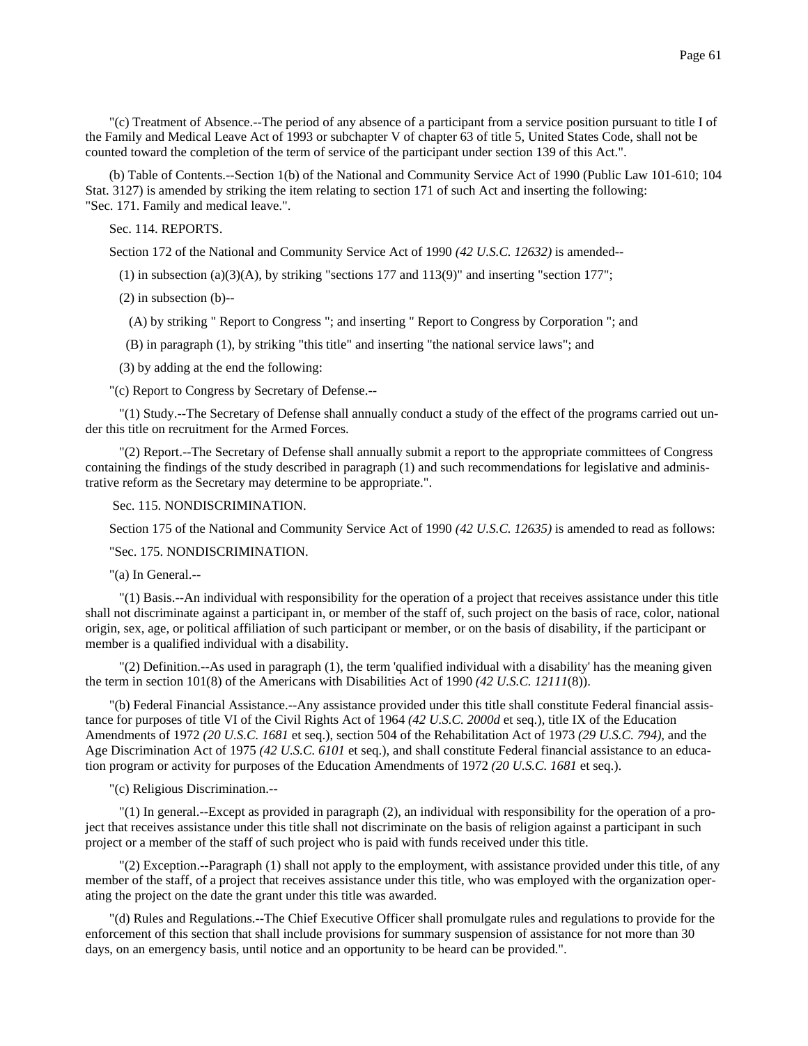"(c) Treatment of Absence.--The period of any absence of a participant from a service position pursuant to title I of the Family and Medical Leave Act of 1993 or subchapter V of chapter 63 of title 5, United States Code, shall not be counted toward the completion of the term of service of the participant under section 139 of this Act.".

(b) Table of Contents.--Section 1(b) of the National and Community Service Act of 1990 (Public Law 101-610; 104 Stat. 3127) is amended by striking the item relating to section 171 of such Act and inserting the following: "Sec. 171. Family and medical leave.".

Sec. 114. REPORTS.

Section 172 of the National and Community Service Act of 1990 *(42 U.S.C. 12632)* is amended--

(1) in subsection (a)(3)(A), by striking "sections 177 and 113(9)" and inserting "section 177";

(2) in subsection (b)--

(A) by striking " Report to Congress "; and inserting " Report to Congress by Corporation "; and

(B) in paragraph (1), by striking "this title" and inserting "the national service laws"; and

(3) by adding at the end the following:

"(c) Report to Congress by Secretary of Defense.--

"(1) Study.--The Secretary of Defense shall annually conduct a study of the effect of the programs carried out under this title on recruitment for the Armed Forces.

"(2) Report.--The Secretary of Defense shall annually submit a report to the appropriate committees of Congress containing the findings of the study described in paragraph (1) and such recommendations for legislative and administrative reform as the Secretary may determine to be appropriate.".

Sec. 115. NONDISCRIMINATION.

Section 175 of the National and Community Service Act of 1990 *(42 U.S.C. 12635)* is amended to read as follows:

"Sec. 175. NONDISCRIMINATION.

"(a) In General.--

"(1) Basis.--An individual with responsibility for the operation of a project that receives assistance under this title shall not discriminate against a participant in, or member of the staff of, such project on the basis of race, color, national origin, sex, age, or political affiliation of such participant or member, or on the basis of disability, if the participant or member is a qualified individual with a disability.

"(2) Definition.--As used in paragraph (1), the term 'qualified individual with a disability' has the meaning given the term in section 101(8) of the Americans with Disabilities Act of 1990 *(42 U.S.C. 12111*(8)).

"(b) Federal Financial Assistance.--Any assistance provided under this title shall constitute Federal financial assistance for purposes of title VI of the Civil Rights Act of 1964 *(42 U.S.C. 2000d* et seq.), title IX of the Education Amendments of 1972 *(20 U.S.C. 1681* et seq.), section 504 of the Rehabilitation Act of 1973 *(29 U.S.C. 794)*, and the Age Discrimination Act of 1975 *(42 U.S.C. 6101* et seq.), and shall constitute Federal financial assistance to an education program or activity for purposes of the Education Amendments of 1972 *(20 U.S.C. 1681* et seq.).

"(c) Religious Discrimination.--

"(1) In general.--Except as provided in paragraph (2), an individual with responsibility for the operation of a project that receives assistance under this title shall not discriminate on the basis of religion against a participant in such project or a member of the staff of such project who is paid with funds received under this title.

"(2) Exception.--Paragraph (1) shall not apply to the employment, with assistance provided under this title, of any member of the staff, of a project that receives assistance under this title, who was employed with the organization operating the project on the date the grant under this title was awarded.

"(d) Rules and Regulations.--The Chief Executive Officer shall promulgate rules and regulations to provide for the enforcement of this section that shall include provisions for summary suspension of assistance for not more than 30 days, on an emergency basis, until notice and an opportunity to be heard can be provided.".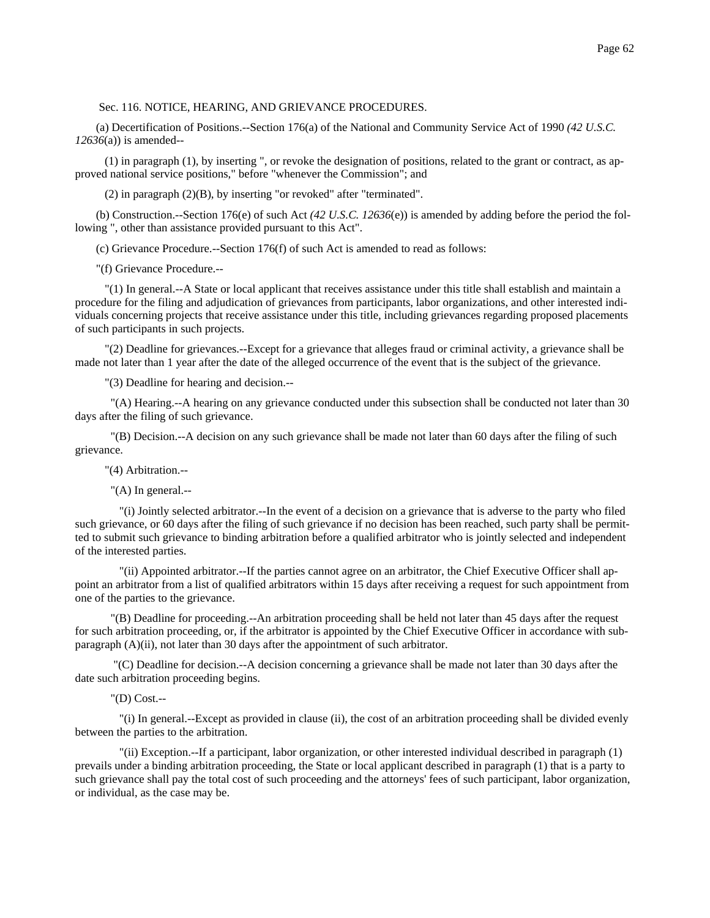Sec. 116. NOTICE, HEARING, AND GRIEVANCE PROCEDURES.

(a) Decertification of Positions.--Section 176(a) of the National and Community Service Act of 1990 *(42 U.S.C. 12636*(a)) is amended--

(1) in paragraph (1), by inserting ", or revoke the designation of positions, related to the grant or contract, as approved national service positions," before "whenever the Commission"; and

(2) in paragraph (2)(B), by inserting "or revoked" after "terminated".

(b) Construction.--Section 176(e) of such Act *(42 U.S.C. 12636*(e)) is amended by adding before the period the following ", other than assistance provided pursuant to this Act".

(c) Grievance Procedure.--Section 176(f) of such Act is amended to read as follows:

"(f) Grievance Procedure.--

"(1) In general.--A State or local applicant that receives assistance under this title shall establish and maintain a procedure for the filing and adjudication of grievances from participants, labor organizations, and other interested individuals concerning projects that receive assistance under this title, including grievances regarding proposed placements of such participants in such projects.

"(2) Deadline for grievances.--Except for a grievance that alleges fraud or criminal activity, a grievance shall be made not later than 1 year after the date of the alleged occurrence of the event that is the subject of the grievance.

"(3) Deadline for hearing and decision.--

"(A) Hearing.--A hearing on any grievance conducted under this subsection shall be conducted not later than 30 days after the filing of such grievance.

"(B) Decision.--A decision on any such grievance shall be made not later than 60 days after the filing of such grievance.

"(4) Arbitration.--

"(A) In general.--

"(i) Jointly selected arbitrator.--In the event of a decision on a grievance that is adverse to the party who filed such grievance, or 60 days after the filing of such grievance if no decision has been reached, such party shall be permitted to submit such grievance to binding arbitration before a qualified arbitrator who is jointly selected and independent of the interested parties.

"(ii) Appointed arbitrator.--If the parties cannot agree on an arbitrator, the Chief Executive Officer shall appoint an arbitrator from a list of qualified arbitrators within 15 days after receiving a request for such appointment from one of the parties to the grievance.

"(B) Deadline for proceeding.--An arbitration proceeding shall be held not later than 45 days after the request for such arbitration proceeding, or, if the arbitrator is appointed by the Chief Executive Officer in accordance with subparagraph (A)(ii), not later than 30 days after the appointment of such arbitrator.

"(C) Deadline for decision.--A decision concerning a grievance shall be made not later than 30 days after the date such arbitration proceeding begins.

"(D) Cost.--

"(i) In general.--Except as provided in clause (ii), the cost of an arbitration proceeding shall be divided evenly between the parties to the arbitration.

"(ii) Exception.--If a participant, labor organization, or other interested individual described in paragraph (1) prevails under a binding arbitration proceeding, the State or local applicant described in paragraph (1) that is a party to such grievance shall pay the total cost of such proceeding and the attorneys' fees of such participant, labor organization, or individual, as the case may be.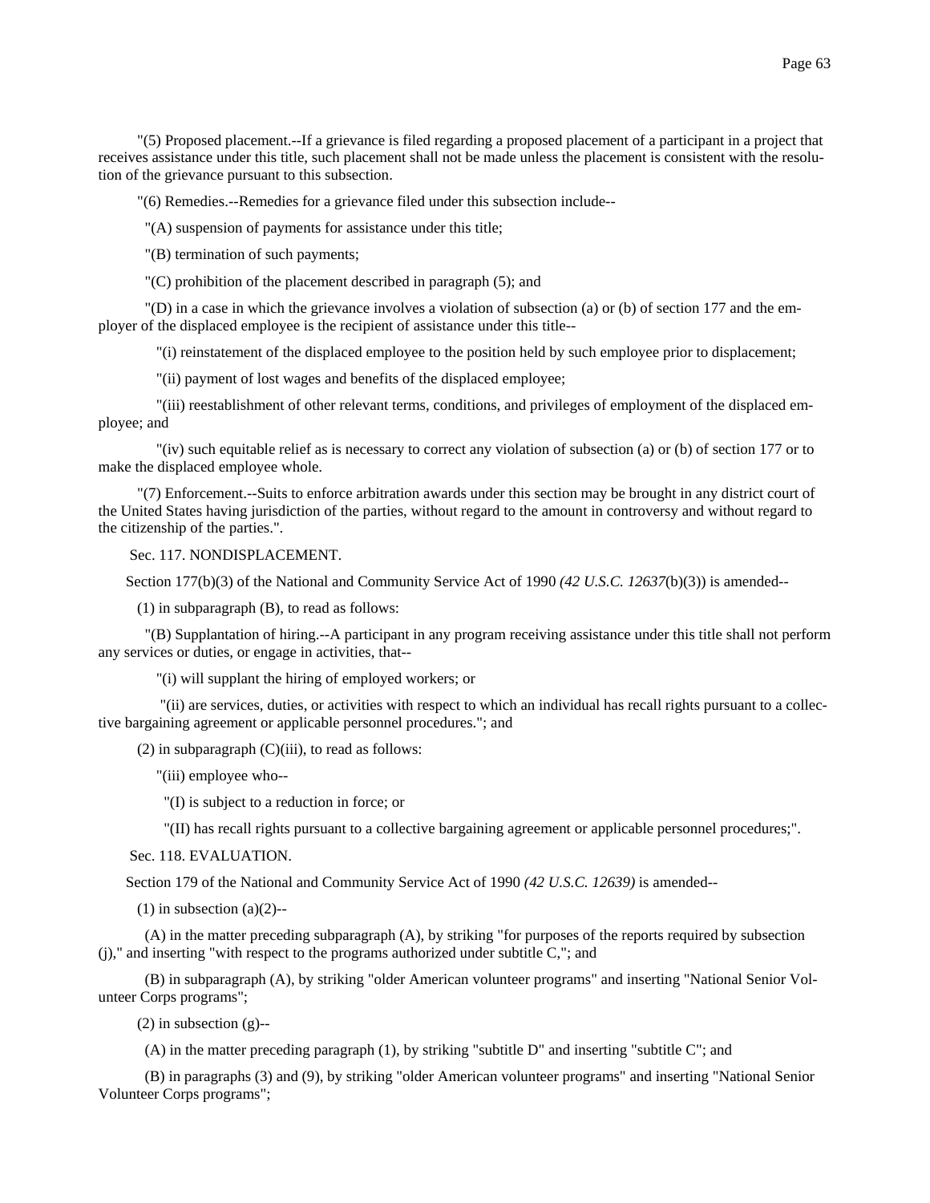"(5) Proposed placement.--If a grievance is filed regarding a proposed placement of a participant in a project that receives assistance under this title, such placement shall not be made unless the placement is consistent with the resolution of the grievance pursuant to this subsection.

"(6) Remedies.--Remedies for a grievance filed under this subsection include--

"(A) suspension of payments for assistance under this title;

"(B) termination of such payments;

"(C) prohibition of the placement described in paragraph (5); and

"(D) in a case in which the grievance involves a violation of subsection (a) or (b) of section 177 and the employer of the displaced employee is the recipient of assistance under this title--

"(i) reinstatement of the displaced employee to the position held by such employee prior to displacement;

"(ii) payment of lost wages and benefits of the displaced employee;

"(iii) reestablishment of other relevant terms, conditions, and privileges of employment of the displaced employee; and

"(iv) such equitable relief as is necessary to correct any violation of subsection (a) or (b) of section 177 or to make the displaced employee whole.

"(7) Enforcement.--Suits to enforce arbitration awards under this section may be brought in any district court of the United States having jurisdiction of the parties, without regard to the amount in controversy and without regard to the citizenship of the parties.".

Sec. 117. NONDISPLACEMENT.

Section 177(b)(3) of the National and Community Service Act of 1990 *(42 U.S.C. 12637*(b)(3)) is amended--

(1) in subparagraph (B), to read as follows:

"(B) Supplantation of hiring.--A participant in any program receiving assistance under this title shall not perform any services or duties, or engage in activities, that--

"(i) will supplant the hiring of employed workers; or

"(ii) are services, duties, or activities with respect to which an individual has recall rights pursuant to a collective bargaining agreement or applicable personnel procedures."; and

(2) in subparagraph (C)(iii), to read as follows:

"(iii) employee who--

"(I) is subject to a reduction in force; or

"(II) has recall rights pursuant to a collective bargaining agreement or applicable personnel procedures;".

Sec. 118. EVALUATION.

Section 179 of the National and Community Service Act of 1990 *(42 U.S.C. 12639)* is amended--

(1) in subsection (a)(2)--

(A) in the matter preceding subparagraph (A), by striking "for purposes of the reports required by subsection (j)," and inserting "with respect to the programs authorized under subtitle C,"; and

(B) in subparagraph (A), by striking "older American volunteer programs" and inserting "National Senior Volunteer Corps programs";

(2) in subsection (g)--

(A) in the matter preceding paragraph (1), by striking "subtitle D" and inserting "subtitle C"; and

(B) in paragraphs (3) and (9), by striking "older American volunteer programs" and inserting "National Senior Volunteer Corps programs";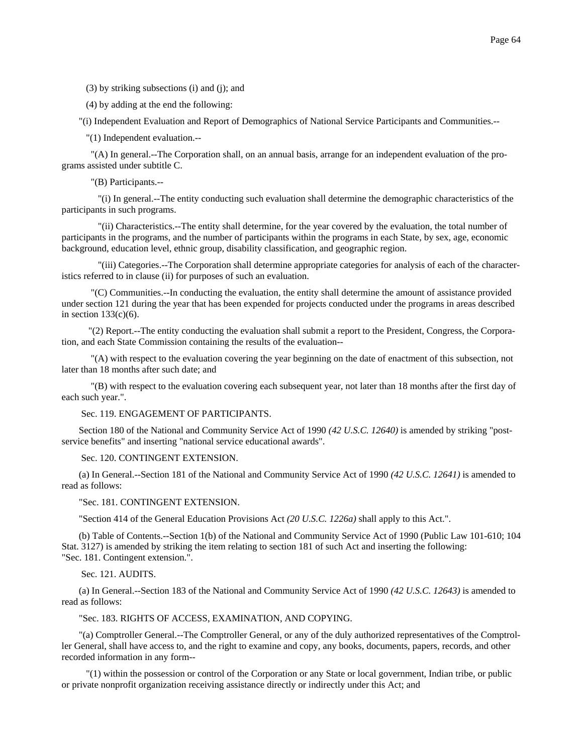(3) by striking subsections (i) and (j); and

(4) by adding at the end the following:

"(i) Independent Evaluation and Report of Demographics of National Service Participants and Communities.--

"(1) Independent evaluation.--

"(A) In general.--The Corporation shall, on an annual basis, arrange for an independent evaluation of the programs assisted under subtitle C.

"(B) Participants.--

"(i) In general.--The entity conducting such evaluation shall determine the demographic characteristics of the participants in such programs.

"(ii) Characteristics.--The entity shall determine, for the year covered by the evaluation, the total number of participants in the programs, and the number of participants within the programs in each State, by sex, age, economic background, education level, ethnic group, disability classification, and geographic region.

"(iii) Categories.--The Corporation shall determine appropriate categories for analysis of each of the characteristics referred to in clause (ii) for purposes of such an evaluation.

"(C) Communities.--In conducting the evaluation, the entity shall determine the amount of assistance provided under section 121 during the year that has been expended for projects conducted under the programs in areas described in section 133(c)(6).

"(2) Report.--The entity conducting the evaluation shall submit a report to the President, Congress, the Corporation, and each State Commission containing the results of the evaluation--

"(A) with respect to the evaluation covering the year beginning on the date of enactment of this subsection, not later than 18 months after such date; and

"(B) with respect to the evaluation covering each subsequent year, not later than 18 months after the first day of each such year.".

Sec. 119. ENGAGEMENT OF PARTICIPANTS.

Section 180 of the National and Community Service Act of 1990 *(42 U.S.C. 12640)* is amended by striking "post-service benefits" and inserting "national service educational awards".

Sec. 120. CONTINGENT EXTENSION.

(a) In General.--Section 181 of the National and Community Service Act of 1990 *(42 U.S.C. 12641)* is amended to read as follows:

"Sec. 181. CONTINGENT EXTENSION.

"Section 414 of the General Education Provisions Act *(20 U.S.C. 1226a)* shall apply to this Act.".

(b) Table of Contents.--Section 1(b) of the National and Community Service Act of 1990 (Public Law 101-610; 104 Stat. 3127) is amended by striking the item relating to section 181 of such Act and inserting the following:
"Sec. 181. Contingent extension.".

Sec. 121. AUDITS.

(a) In General.--Section 183 of the National and Community Service Act of 1990 *(42 U.S.C. 12643)* is amended to read as follows:

"Sec. 183. RIGHTS OF ACCESS, EXAMINATION, AND COPYING.

"(a) Comptroller General.--The Comptroller General, or any of the duly authorized representatives of the Comptroller General, shall have access to, and the right to examine and copy, any books, documents, papers, records, and other recorded information in any form--

"(1) within the possession or control of the Corporation or any State or local government, Indian tribe, or public or private nonprofit organization receiving assistance directly or indirectly under this Act; and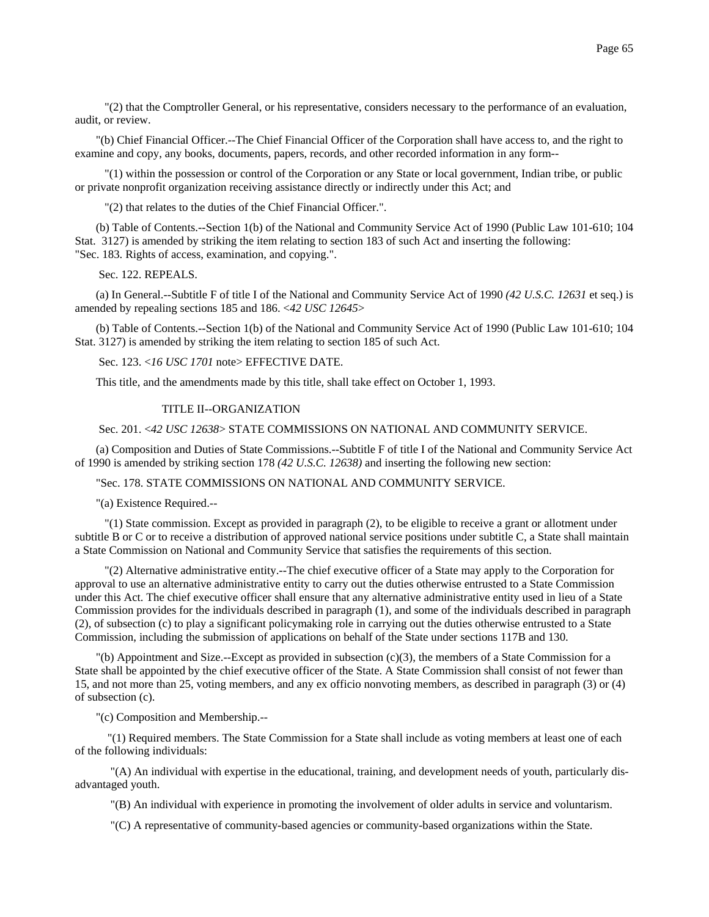"(2) that the Comptroller General, or his representative, considers necessary to the performance of an evaluation, audit, or review.

"(b) Chief Financial Officer.--The Chief Financial Officer of the Corporation shall have access to, and the right to examine and copy, any books, documents, papers, records, and other recorded information in any form--

"(1) within the possession or control of the Corporation or any State or local government, Indian tribe, or public or private nonprofit organization receiving assistance directly or indirectly under this Act; and

"(2) that relates to the duties of the Chief Financial Officer.".

(b) Table of Contents.--Section 1(b) of the National and Community Service Act of 1990 (Public Law 101-610; 104 Stat. 3127) is amended by striking the item relating to section 183 of such Act and inserting the following:
"Sec. 183. Rights of access, examination, and copying.".

Sec. 122. REPEALS.

(a) In General.--Subtitle F of title I of the National and Community Service Act of 1990 *(42 U.S.C. 12631* et seq.) is amended by repealing sections 185 and 186. <*42 USC 12645*>

(b) Table of Contents.--Section 1(b) of the National and Community Service Act of 1990 (Public Law 101-610; 104 Stat. 3127) is amended by striking the item relating to section 185 of such Act.

Sec. 123. <*16 USC 1701* note> EFFECTIVE DATE.

This title, and the amendments made by this title, shall take effect on October 1, 1993.

TITLE II--ORGANIZATION

Sec. 201. <*42 USC 12638*> STATE COMMISSIONS ON NATIONAL AND COMMUNITY SERVICE.

(a) Composition and Duties of State Commissions.--Subtitle F of title I of the National and Community Service Act of 1990 is amended by striking section 178 *(42 U.S.C. 12638)* and inserting the following new section:

"Sec. 178. STATE COMMISSIONS ON NATIONAL AND COMMUNITY SERVICE.

"(a) Existence Required.--

"(1) State commission. Except as provided in paragraph (2), to be eligible to receive a grant or allotment under subtitle B or C or to receive a distribution of approved national service positions under subtitle C, a State shall maintain a State Commission on National and Community Service that satisfies the requirements of this section.

"(2) Alternative administrative entity.--The chief executive officer of a State may apply to the Corporation for approval to use an alternative administrative entity to carry out the duties otherwise entrusted to a State Commission under this Act. The chief executive officer shall ensure that any alternative administrative entity used in lieu of a State Commission provides for the individuals described in paragraph (1), and some of the individuals described in paragraph (2), of subsection (c) to play a significant policymaking role in carrying out the duties otherwise entrusted to a State Commission, including the submission of applications on behalf of the State under sections 117B and 130.

"(b) Appointment and Size.--Except as provided in subsection (c)(3), the members of a State Commission for a State shall be appointed by the chief executive officer of the State. A State Commission shall consist of not fewer than 15, and not more than 25, voting members, and any ex officio nonvoting members, as described in paragraph (3) or (4) of subsection (c).

"(c) Composition and Membership.--

"(1) Required members. The State Commission for a State shall include as voting members at least one of each of the following individuals:

"(A) An individual with expertise in the educational, training, and development needs of youth, particularly disadvantaged youth.

"(B) An individual with experience in promoting the involvement of older adults in service and voluntarism.

"(C) A representative of community-based agencies or community-based organizations within the State.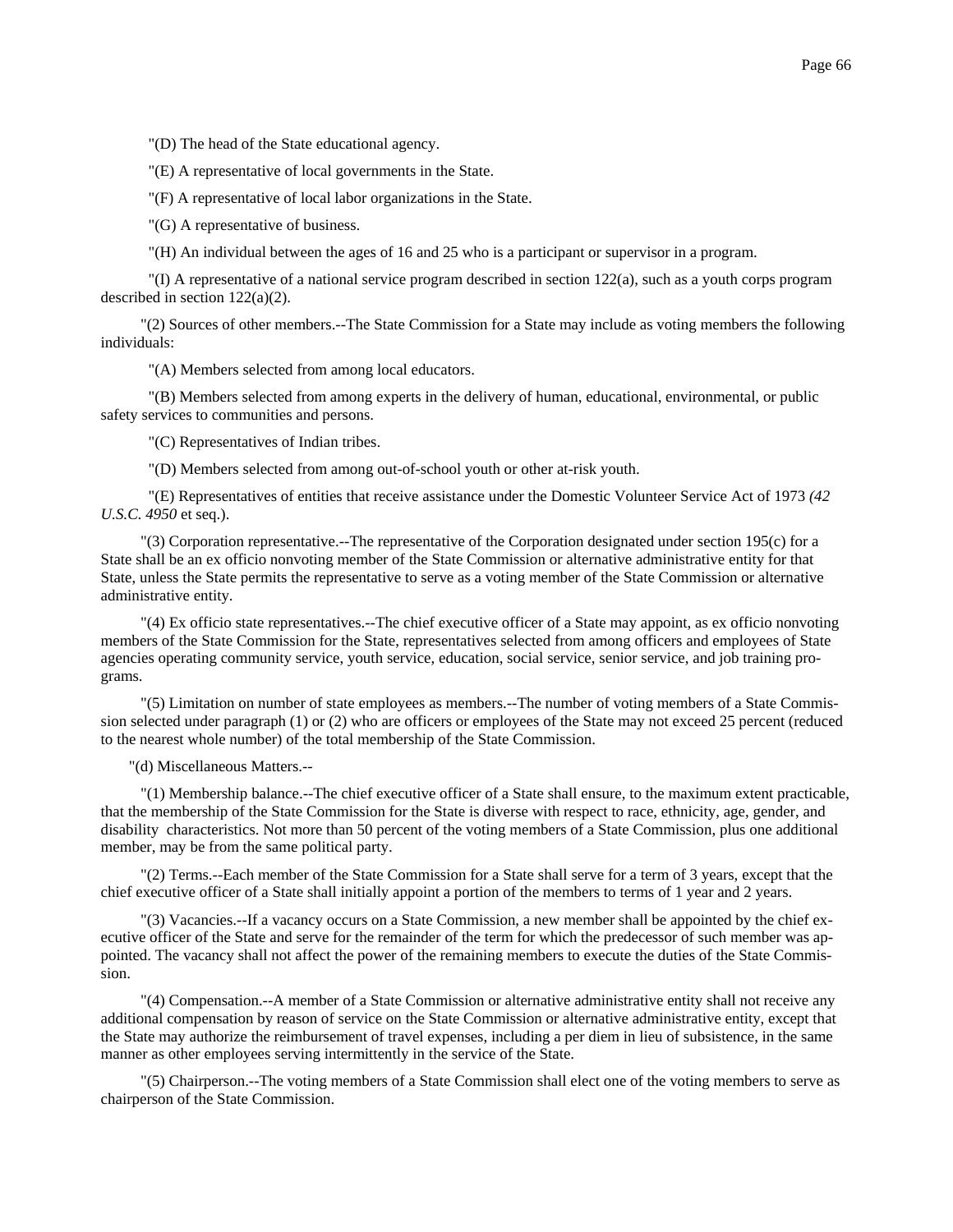"(D) The head of the State educational agency.

"(E) A representative of local governments in the State.

"(F) A representative of local labor organizations in the State.

"(G) A representative of business.

"(H) An individual between the ages of 16 and 25 who is a participant or supervisor in a program.

"(I) A representative of a national service program described in section 122(a), such as a youth corps program described in section 122(a)(2).

"(2) Sources of other members.--The State Commission for a State may include as voting members the following individuals:

"(A) Members selected from among local educators.

"(B) Members selected from among experts in the delivery of human, educational, environmental, or public safety services to communities and persons.

"(C) Representatives of Indian tribes.

"(D) Members selected from among out-of-school youth or other at-risk youth.

"(E) Representatives of entities that receive assistance under the Domestic Volunteer Service Act of 1973 *(42 U.S.C. 4950* et seq.).

"(3) Corporation representative.--The representative of the Corporation designated under section 195(c) for a State shall be an ex officio nonvoting member of the State Commission or alternative administrative entity for that State, unless the State permits the representative to serve as a voting member of the State Commission or alternative administrative entity.

"(4) Ex officio state representatives.--The chief executive officer of a State may appoint, as ex officio nonvoting members of the State Commission for the State, representatives selected from among officers and employees of State agencies operating community service, youth service, education, social service, senior service, and job training programs.

"(5) Limitation on number of state employees as members.--The number of voting members of a State Commission selected under paragraph (1) or (2) who are officers or employees of the State may not exceed 25 percent (reduced to the nearest whole number) of the total membership of the State Commission.

"(d) Miscellaneous Matters.--

"(1) Membership balance.--The chief executive officer of a State shall ensure, to the maximum extent practicable, that the membership of the State Commission for the State is diverse with respect to race, ethnicity, age, gender, and disability characteristics. Not more than 50 percent of the voting members of a State Commission, plus one additional member, may be from the same political party.

"(2) Terms.--Each member of the State Commission for a State shall serve for a term of 3 years, except that the chief executive officer of a State shall initially appoint a portion of the members to terms of 1 year and 2 years.

"(3) Vacancies.--If a vacancy occurs on a State Commission, a new member shall be appointed by the chief executive officer of the State and serve for the remainder of the term for which the predecessor of such member was appointed. The vacancy shall not affect the power of the remaining members to execute the duties of the State Commission.

"(4) Compensation.--A member of a State Commission or alternative administrative entity shall not receive any additional compensation by reason of service on the State Commission or alternative administrative entity, except that the State may authorize the reimbursement of travel expenses, including a per diem in lieu of subsistence, in the same manner as other employees serving intermittently in the service of the State.

"(5) Chairperson.--The voting members of a State Commission shall elect one of the voting members to serve as chairperson of the State Commission.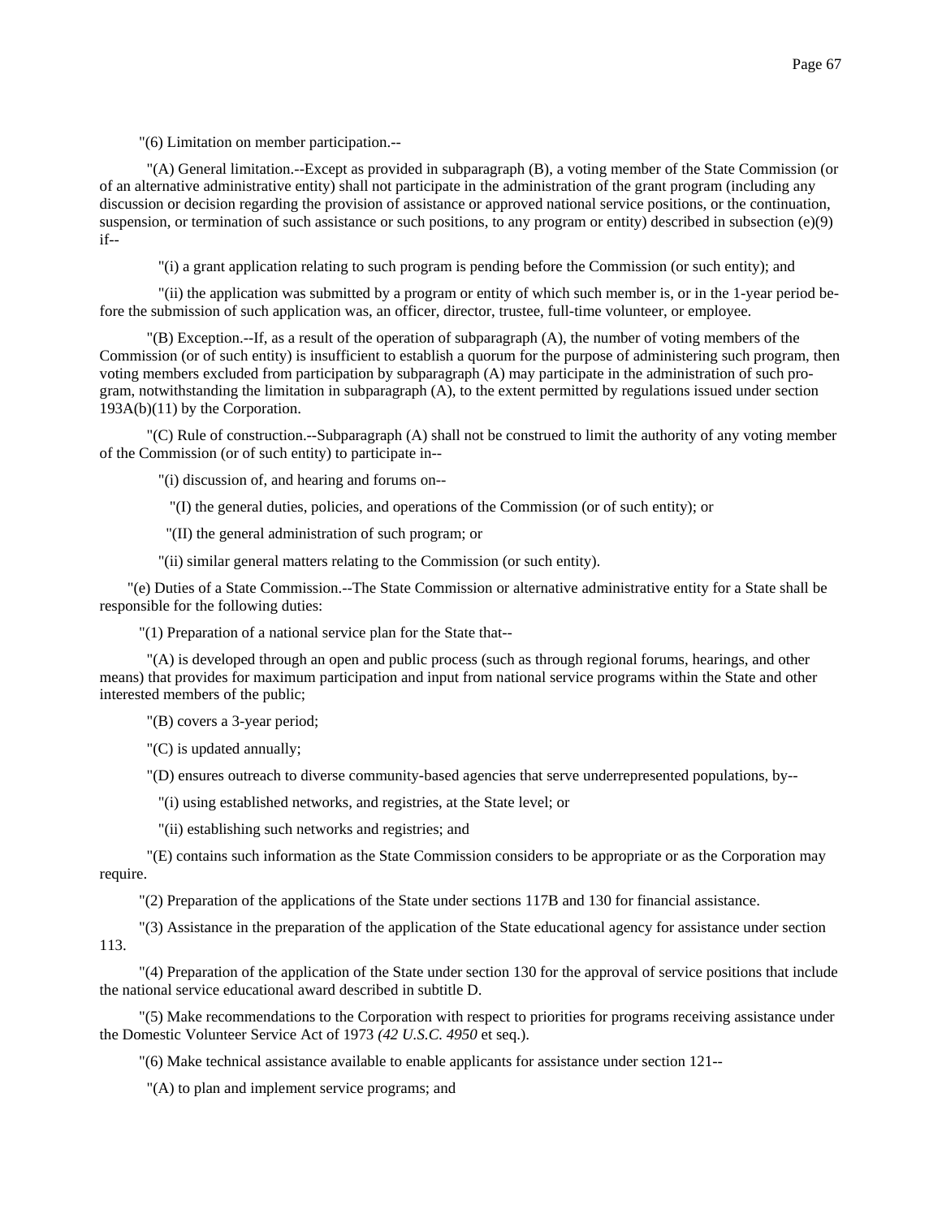"(6) Limitation on member participation.--

"(A) General limitation.--Except as provided in subparagraph (B), a voting member of the State Commission (or of an alternative administrative entity) shall not participate in the administration of the grant program (including any discussion or decision regarding the provision of assistance or approved national service positions, or the continuation, suspension, or termination of such assistance or such positions, to any program or entity) described in subsection (e)(9) if--

"(i) a grant application relating to such program is pending before the Commission (or such entity); and

"(ii) the application was submitted by a program or entity of which such member is, or in the 1-year period before the submission of such application was, an officer, director, trustee, full-time volunteer, or employee.

"(B) Exception.--If, as a result of the operation of subparagraph (A), the number of voting members of the Commission (or of such entity) is insufficient to establish a quorum for the purpose of administering such program, then voting members excluded from participation by subparagraph (A) may participate in the administration of such program, notwithstanding the limitation in subparagraph (A), to the extent permitted by regulations issued under section 193A(b)(11) by the Corporation.

"(C) Rule of construction.--Subparagraph (A) shall not be construed to limit the authority of any voting member of the Commission (or of such entity) to participate in--

"(i) discussion of, and hearing and forums on--

"(I) the general duties, policies, and operations of the Commission (or of such entity); or

"(II) the general administration of such program; or

"(ii) similar general matters relating to the Commission (or such entity).

"(e) Duties of a State Commission.--The State Commission or alternative administrative entity for a State shall be responsible for the following duties:

"(1) Preparation of a national service plan for the State that--

"(A) is developed through an open and public process (such as through regional forums, hearings, and other means) that provides for maximum participation and input from national service programs within the State and other interested members of the public;

"(B) covers a 3-year period;

"(C) is updated annually;

"(D) ensures outreach to diverse community-based agencies that serve underrepresented populations, by--

"(i) using established networks, and registries, at the State level; or

"(ii) establishing such networks and registries; and

"(E) contains such information as the State Commission considers to be appropriate or as the Corporation may require.

"(2) Preparation of the applications of the State under sections 117B and 130 for financial assistance.

"(3) Assistance in the preparation of the application of the State educational agency for assistance under section 113.

"(4) Preparation of the application of the State under section 130 for the approval of service positions that include the national service educational award described in subtitle D.

"(5) Make recommendations to the Corporation with respect to priorities for programs receiving assistance under the Domestic Volunteer Service Act of 1973 *(42 U.S.C. 4950* et seq.).

"(6) Make technical assistance available to enable applicants for assistance under section 121--

"(A) to plan and implement service programs; and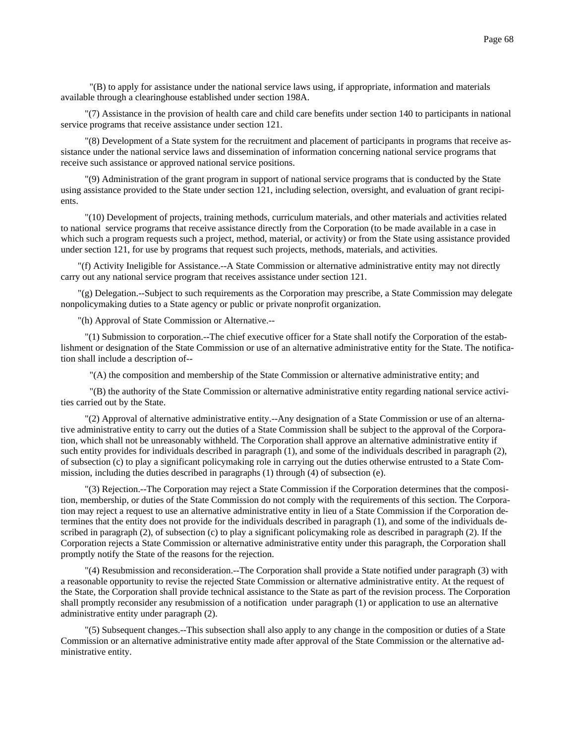"(B) to apply for assistance under the national service laws using, if appropriate, information and materials available through a clearinghouse established under section 198A.

"(7) Assistance in the provision of health care and child care benefits under section 140 to participants in national service programs that receive assistance under section 121.

"(8) Development of a State system for the recruitment and placement of participants in programs that receive assistance under the national service laws and dissemination of information concerning national service programs that receive such assistance or approved national service positions.

"(9) Administration of the grant program in support of national service programs that is conducted by the State using assistance provided to the State under section 121, including selection, oversight, and evaluation of grant recipients.

"(10) Development of projects, training methods, curriculum materials, and other materials and activities related to national service programs that receive assistance directly from the Corporation (to be made available in a case in which such a program requests such a project, method, material, or activity) or from the State using assistance provided under section 121, for use by programs that request such projects, methods, materials, and activities.

"(f) Activity Ineligible for Assistance.--A State Commission or alternative administrative entity may not directly carry out any national service program that receives assistance under section 121.

"(g) Delegation.--Subject to such requirements as the Corporation may prescribe, a State Commission may delegate nonpolicymaking duties to a State agency or public or private nonprofit organization.

"(h) Approval of State Commission or Alternative.--

"(1) Submission to corporation.--The chief executive officer for a State shall notify the Corporation of the establishment or designation of the State Commission or use of an alternative administrative entity for the State. The notification shall include a description of--

"(A) the composition and membership of the State Commission or alternative administrative entity; and

"(B) the authority of the State Commission or alternative administrative entity regarding national service activities carried out by the State.

"(2) Approval of alternative administrative entity.--Any designation of a State Commission or use of an alternative administrative entity to carry out the duties of a State Commission shall be subject to the approval of the Corporation, which shall not be unreasonably withheld. The Corporation shall approve an alternative administrative entity if such entity provides for individuals described in paragraph (1), and some of the individuals described in paragraph (2), of subsection (c) to play a significant policymaking role in carrying out the duties otherwise entrusted to a State Commission, including the duties described in paragraphs (1) through (4) of subsection (e).

"(3) Rejection.--The Corporation may reject a State Commission if the Corporation determines that the composition, membership, or duties of the State Commission do not comply with the requirements of this section. The Corporation may reject a request to use an alternative administrative entity in lieu of a State Commission if the Corporation determines that the entity does not provide for the individuals described in paragraph (1), and some of the individuals described in paragraph (2), of subsection (c) to play a significant policymaking role as described in paragraph (2). If the Corporation rejects a State Commission or alternative administrative entity under this paragraph, the Corporation shall promptly notify the State of the reasons for the rejection.

"(4) Resubmission and reconsideration.--The Corporation shall provide a State notified under paragraph (3) with a reasonable opportunity to revise the rejected State Commission or alternative administrative entity. At the request of the State, the Corporation shall provide technical assistance to the State as part of the revision process. The Corporation shall promptly reconsider any resubmission of a notification under paragraph (1) or application to use an alternative administrative entity under paragraph (2).

"(5) Subsequent changes.--This subsection shall also apply to any change in the composition or duties of a State Commission or an alternative administrative entity made after approval of the State Commission or the alternative administrative entity.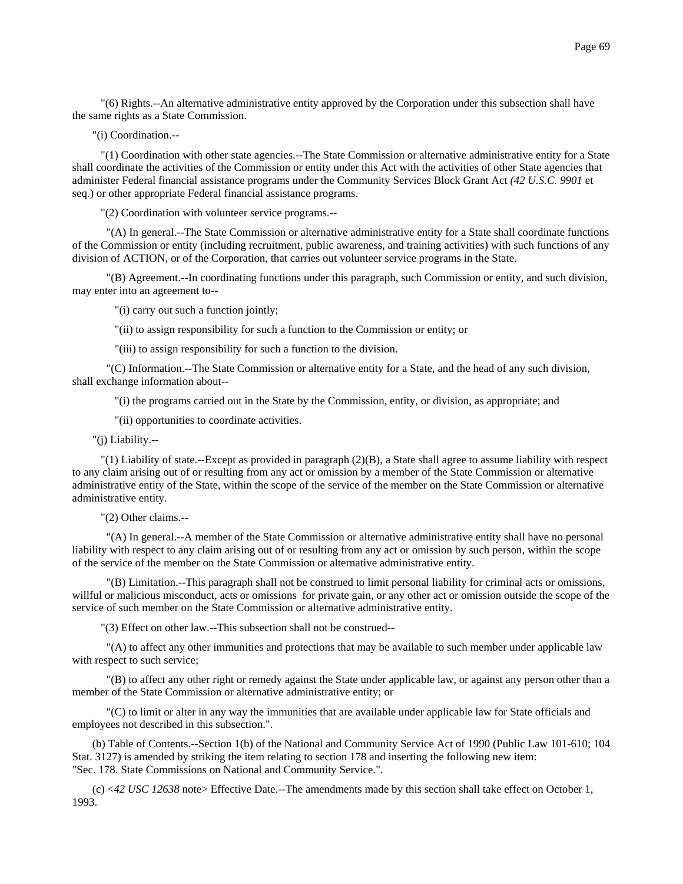"(6) Rights.--An alternative administrative entity approved by the Corporation under this subsection shall have the same rights as a State Commission.

"(i) Coordination.--

"(1) Coordination with other state agencies.--The State Commission or alternative administrative entity for a State shall coordinate the activities of the Commission or entity under this Act with the activities of other State agencies that administer Federal financial assistance programs under the Community Services Block Grant Act *(42 U.S.C. 9901* et seq.) or other appropriate Federal financial assistance programs.

"(2) Coordination with volunteer service programs.--

"(A) In general.--The State Commission or alternative administrative entity for a State shall coordinate functions of the Commission or entity (including recruitment, public awareness, and training activities) with such functions of any division of ACTION, or of the Corporation, that carries out volunteer service programs in the State.

"(B) Agreement.--In coordinating functions under this paragraph, such Commission or entity, and such division, may enter into an agreement to--

"(i) carry out such a function jointly;

"(ii) to assign responsibility for such a function to the Commission or entity; or

"(iii) to assign responsibility for such a function to the division.

"(C) Information.--The State Commission or alternative entity for a State, and the head of any such division, shall exchange information about--

"(i) the programs carried out in the State by the Commission, entity, or division, as appropriate; and

"(ii) opportunities to coordinate activities.

"(j) Liability.--

"(1) Liability of state.--Except as provided in paragraph (2)(B), a State shall agree to assume liability with respect to any claim arising out of or resulting from any act or omission by a member of the State Commission or alternative administrative entity of the State, within the scope of the service of the member on the State Commission or alternative administrative entity.

"(2) Other claims.--

"(A) In general.--A member of the State Commission or alternative administrative entity shall have no personal liability with respect to any claim arising out of or resulting from any act or omission by such person, within the scope of the service of the member on the State Commission or alternative administrative entity.

"(B) Limitation.--This paragraph shall not be construed to limit personal liability for criminal acts or omissions, willful or malicious misconduct, acts or omissions for private gain, or any other act or omission outside the scope of the service of such member on the State Commission or alternative administrative entity.

"(3) Effect on other law.--This subsection shall not be construed--

"(A) to affect any other immunities and protections that may be available to such member under applicable law with respect to such service;

"(B) to affect any other right or remedy against the State under applicable law, or against any person other than a member of the State Commission or alternative administrative entity; or

"(C) to limit or alter in any way the immunities that are available under applicable law for State officials and employees not described in this subsection.".

(b) Table of Contents.--Section 1(b) of the National and Community Service Act of 1990 (Public Law 101-610; 104 Stat. 3127) is amended by striking the item relating to section 178 and inserting the following new item:
"Sec. 178. State Commissions on National and Community Service.".

(c) <*42 USC 12638* note> Effective Date.--The amendments made by this section shall take effect on October 1, 1993.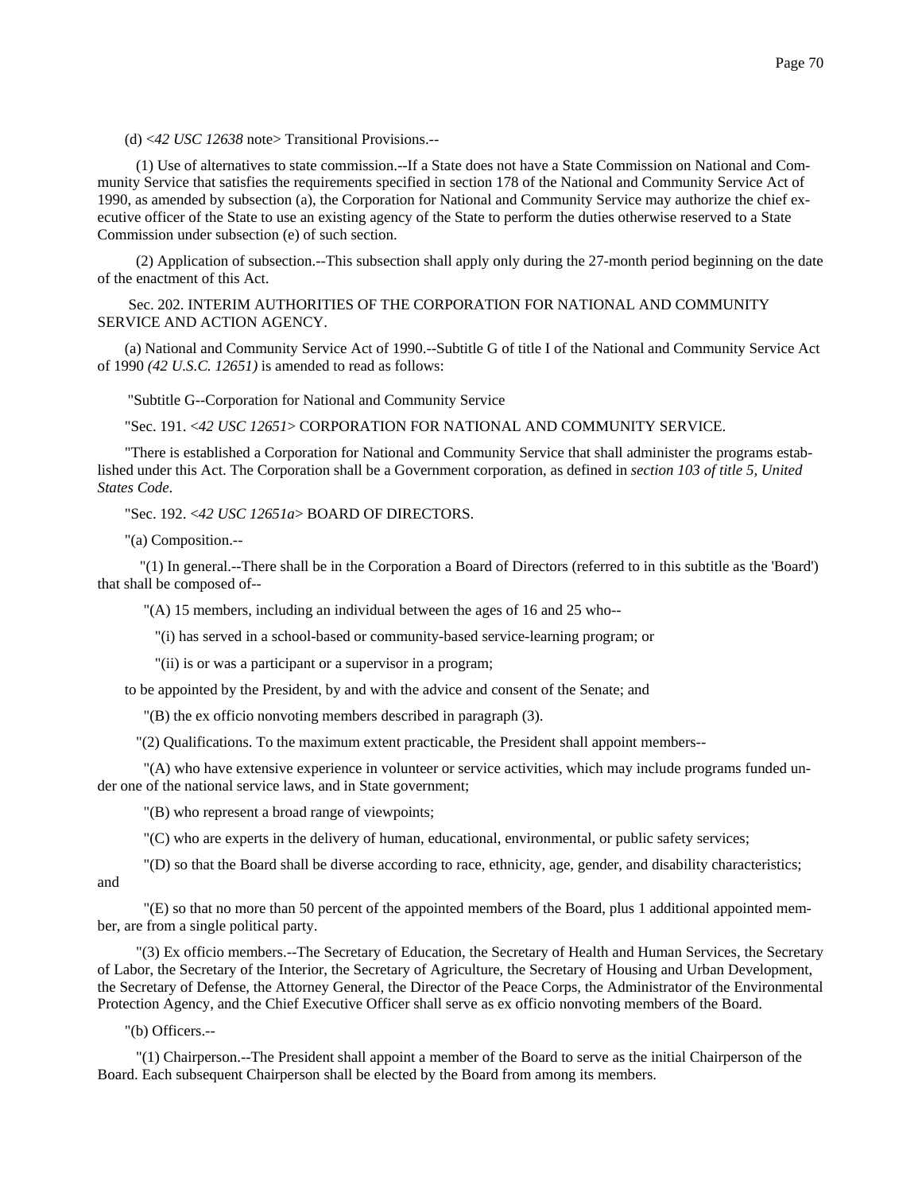(d) <*42 USC 12638* note> Transitional Provisions.--

(1) Use of alternatives to state commission.--If a State does not have a State Commission on National and Community Service that satisfies the requirements specified in section 178 of the National and Community Service Act of 1990, as amended by subsection (a), the Corporation for National and Community Service may authorize the chief executive officer of the State to use an existing agency of the State to perform the duties otherwise reserved to a State Commission under subsection (e) of such section.

(2) Application of subsection.--This subsection shall apply only during the 27-month period beginning on the date of the enactment of this Act.

Sec. 202. INTERIM AUTHORITIES OF THE CORPORATION FOR NATIONAL AND COMMUNITY SERVICE AND ACTION AGENCY.

(a) National and Community Service Act of 1990.--Subtitle G of title I of the National and Community Service Act of 1990 *(42 U.S.C. 12651)* is amended to read as follows:

"Subtitle G--Corporation for National and Community Service

"Sec. 191. <*42 USC 12651*> CORPORATION FOR NATIONAL AND COMMUNITY SERVICE.

"There is established a Corporation for National and Community Service that shall administer the programs established under this Act. The Corporation shall be a Government corporation, as defined in *section 103 of title 5, United States Code*.

"Sec. 192. <*42 USC 12651a*> BOARD OF DIRECTORS.

"(a) Composition.--

"(1) In general.--There shall be in the Corporation a Board of Directors (referred to in this subtitle as the 'Board') that shall be composed of--

"(A) 15 members, including an individual between the ages of 16 and 25 who--

"(i) has served in a school-based or community-based service-learning program; or

"(ii) is or was a participant or a supervisor in a program;

to be appointed by the President, by and with the advice and consent of the Senate; and

"(B) the ex officio nonvoting members described in paragraph (3).

"(2) Qualifications. To the maximum extent practicable, the President shall appoint members--

"(A) who have extensive experience in volunteer or service activities, which may include programs funded under one of the national service laws, and in State government;

"(B) who represent a broad range of viewpoints;

"(C) who are experts in the delivery of human, educational, environmental, or public safety services;

"(D) so that the Board shall be diverse according to race, ethnicity, age, gender, and disability characteristics; and

"(E) so that no more than 50 percent of the appointed members of the Board, plus 1 additional appointed member, are from a single political party.

"(3) Ex officio members.--The Secretary of Education, the Secretary of Health and Human Services, the Secretary of Labor, the Secretary of the Interior, the Secretary of Agriculture, the Secretary of Housing and Urban Development, the Secretary of Defense, the Attorney General, the Director of the Peace Corps, the Administrator of the Environmental Protection Agency, and the Chief Executive Officer shall serve as ex officio nonvoting members of the Board.

"(b) Officers.--

"(1) Chairperson.--The President shall appoint a member of the Board to serve as the initial Chairperson of the Board. Each subsequent Chairperson shall be elected by the Board from among its members.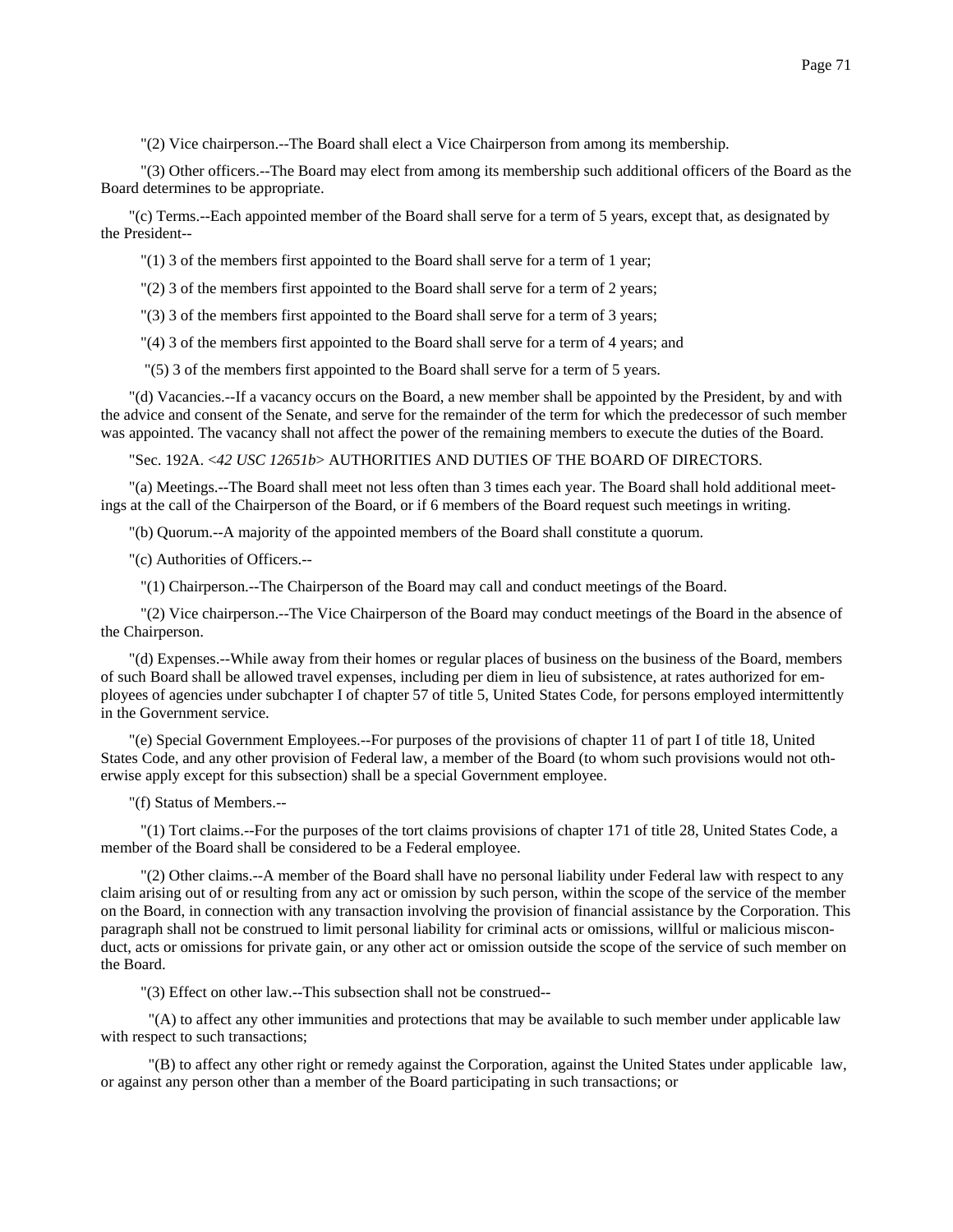"(2) Vice chairperson.--The Board shall elect a Vice Chairperson from among its membership.

"(3) Other officers.--The Board may elect from among its membership such additional officers of the Board as the Board determines to be appropriate.

"(c) Terms.--Each appointed member of the Board shall serve for a term of 5 years, except that, as designated by the President--

"(1) 3 of the members first appointed to the Board shall serve for a term of 1 year;

"(2) 3 of the members first appointed to the Board shall serve for a term of 2 years;

"(3) 3 of the members first appointed to the Board shall serve for a term of 3 years;

"(4) 3 of the members first appointed to the Board shall serve for a term of 4 years; and

"(5) 3 of the members first appointed to the Board shall serve for a term of 5 years.

"(d) Vacancies.--If a vacancy occurs on the Board, a new member shall be appointed by the President, by and with the advice and consent of the Senate, and serve for the remainder of the term for which the predecessor of such member was appointed. The vacancy shall not affect the power of the remaining members to execute the duties of the Board.

"Sec. 192A. <*42 USC 12651b*> AUTHORITIES AND DUTIES OF THE BOARD OF DIRECTORS.

"(a) Meetings.--The Board shall meet not less often than 3 times each year. The Board shall hold additional meetings at the call of the Chairperson of the Board, or if 6 members of the Board request such meetings in writing.

"(b) Quorum.--A majority of the appointed members of the Board shall constitute a quorum.

"(c) Authorities of Officers.--

"(1) Chairperson.--The Chairperson of the Board may call and conduct meetings of the Board.

"(2) Vice chairperson.--The Vice Chairperson of the Board may conduct meetings of the Board in the absence of the Chairperson.

"(d) Expenses.--While away from their homes or regular places of business on the business of the Board, members of such Board shall be allowed travel expenses, including per diem in lieu of subsistence, at rates authorized for employees of agencies under subchapter I of chapter 57 of title 5, United States Code, for persons employed intermittently in the Government service.

"(e) Special Government Employees.--For purposes of the provisions of chapter 11 of part I of title 18, United States Code, and any other provision of Federal law, a member of the Board (to whom such provisions would not otherwise apply except for this subsection) shall be a special Government employee.

"(f) Status of Members.--

"(1) Tort claims.--For the purposes of the tort claims provisions of chapter 171 of title 28, United States Code, a member of the Board shall be considered to be a Federal employee.

"(2) Other claims.--A member of the Board shall have no personal liability under Federal law with respect to any claim arising out of or resulting from any act or omission by such person, within the scope of the service of the member on the Board, in connection with any transaction involving the provision of financial assistance by the Corporation. This paragraph shall not be construed to limit personal liability for criminal acts or omissions, willful or malicious misconduct, acts or omissions for private gain, or any other act or omission outside the scope of the service of such member on the Board.

"(3) Effect on other law.--This subsection shall not be construed--

"(A) to affect any other immunities and protections that may be available to such member under applicable law with respect to such transactions;

"(B) to affect any other right or remedy against the Corporation, against the United States under applicable law, or against any person other than a member of the Board participating in such transactions; or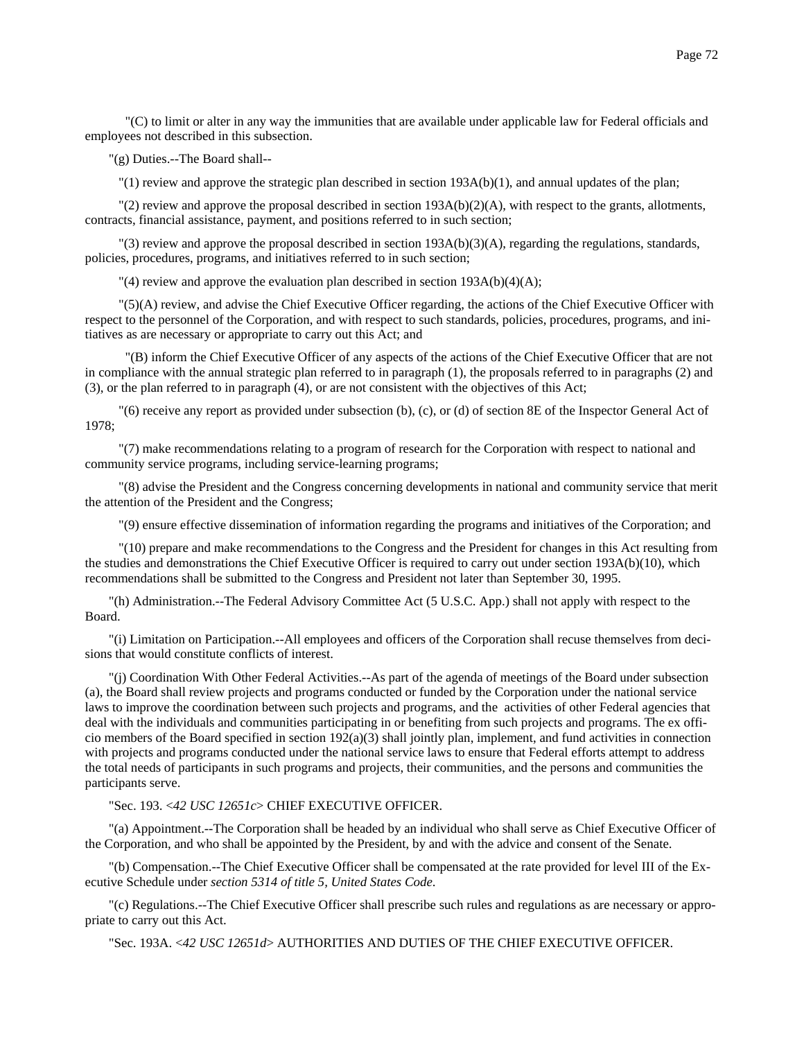"(C) to limit or alter in any way the immunities that are available under applicable law for Federal officials and employees not described in this subsection.

"(g) Duties.--The Board shall--

"(1) review and approve the strategic plan described in section 193A(b)(1), and annual updates of the plan;

"(2) review and approve the proposal described in section 193A(b)(2)(A), with respect to the grants, allotments, contracts, financial assistance, payment, and positions referred to in such section;

"(3) review and approve the proposal described in section 193A(b)(3)(A), regarding the regulations, standards, policies, procedures, programs, and initiatives referred to in such section;

"(4) review and approve the evaluation plan described in section 193A(b)(4)(A);

"(5)(A) review, and advise the Chief Executive Officer regarding, the actions of the Chief Executive Officer with respect to the personnel of the Corporation, and with respect to such standards, policies, procedures, programs, and initiatives as are necessary or appropriate to carry out this Act; and

"(B) inform the Chief Executive Officer of any aspects of the actions of the Chief Executive Officer that are not in compliance with the annual strategic plan referred to in paragraph (1), the proposals referred to in paragraphs (2) and (3), or the plan referred to in paragraph (4), or are not consistent with the objectives of this Act;

"(6) receive any report as provided under subsection (b), (c), or (d) of section 8E of the Inspector General Act of 1978;

"(7) make recommendations relating to a program of research for the Corporation with respect to national and community service programs, including service-learning programs;

"(8) advise the President and the Congress concerning developments in national and community service that merit the attention of the President and the Congress;

"(9) ensure effective dissemination of information regarding the programs and initiatives of the Corporation; and

"(10) prepare and make recommendations to the Congress and the President for changes in this Act resulting from the studies and demonstrations the Chief Executive Officer is required to carry out under section 193A(b)(10), which recommendations shall be submitted to the Congress and President not later than September 30, 1995.

"(h) Administration.--The Federal Advisory Committee Act (5 U.S.C. App.) shall not apply with respect to the Board.

"(i) Limitation on Participation.--All employees and officers of the Corporation shall recuse themselves from decisions that would constitute conflicts of interest.

"(j) Coordination With Other Federal Activities.--As part of the agenda of meetings of the Board under subsection (a), the Board shall review projects and programs conducted or funded by the Corporation under the national service laws to improve the coordination between such projects and programs, and the activities of other Federal agencies that deal with the individuals and communities participating in or benefiting from such projects and programs. The ex officio members of the Board specified in section 192(a)(3) shall jointly plan, implement, and fund activities in connection with projects and programs conducted under the national service laws to ensure that Federal efforts attempt to address the total needs of participants in such programs and projects, their communities, and the persons and communities the participants serve.

"Sec. 193. <*42 USC 12651c*> CHIEF EXECUTIVE OFFICER.

"(a) Appointment.--The Corporation shall be headed by an individual who shall serve as Chief Executive Officer of the Corporation, and who shall be appointed by the President, by and with the advice and consent of the Senate.

"(b) Compensation.--The Chief Executive Officer shall be compensated at the rate provided for level III of the Executive Schedule under *section 5314 of title 5, United States Code*.

"(c) Regulations.--The Chief Executive Officer shall prescribe such rules and regulations as are necessary or appropriate to carry out this Act.

"Sec. 193A. <*42 USC 12651d*> AUTHORITIES AND DUTIES OF THE CHIEF EXECUTIVE OFFICER.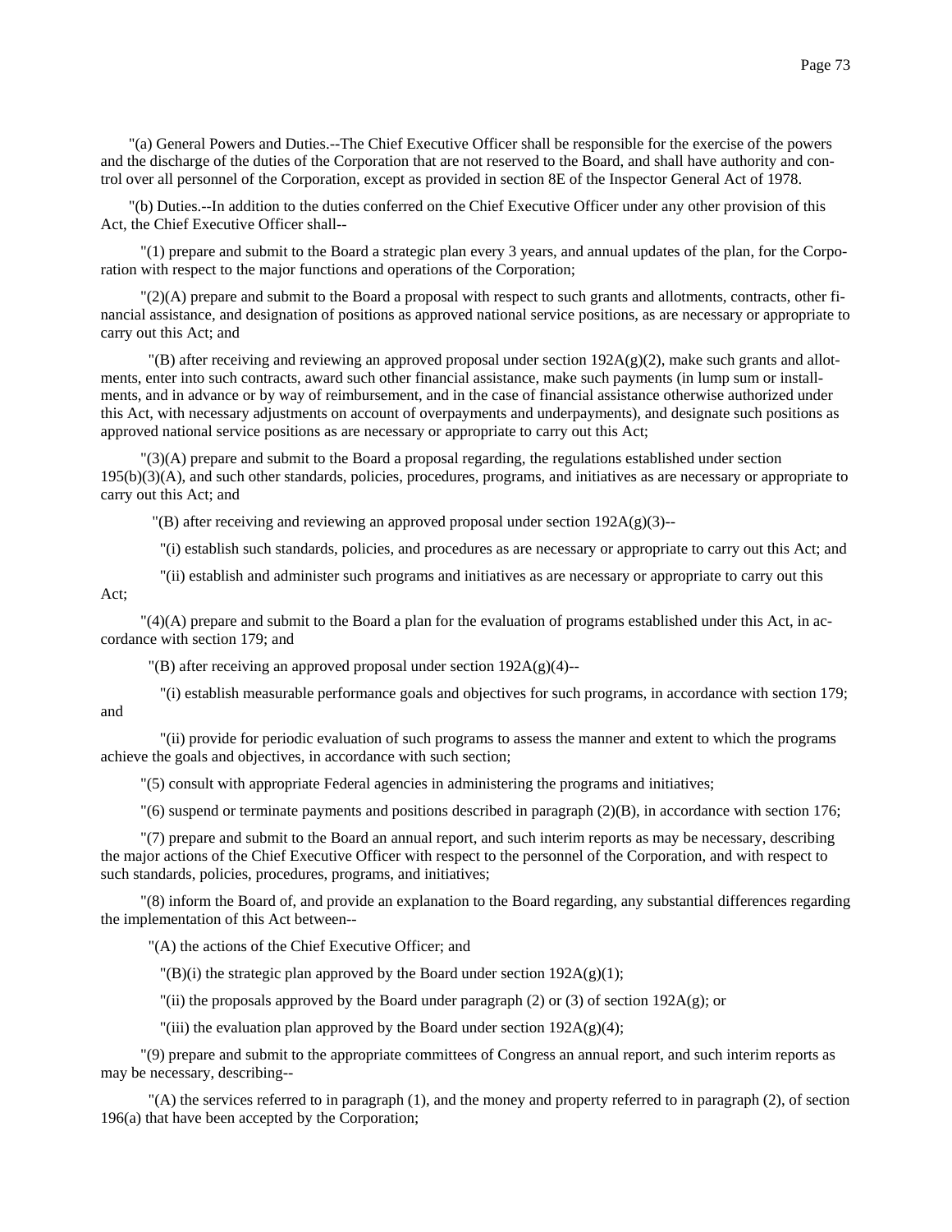"(a) General Powers and Duties.--The Chief Executive Officer shall be responsible for the exercise of the powers and the discharge of the duties of the Corporation that are not reserved to the Board, and shall have authority and control over all personnel of the Corporation, except as provided in section 8E of the Inspector General Act of 1978.

"(b) Duties.--In addition to the duties conferred on the Chief Executive Officer under any other provision of this Act, the Chief Executive Officer shall--

"(1) prepare and submit to the Board a strategic plan every 3 years, and annual updates of the plan, for the Corporation with respect to the major functions and operations of the Corporation;

"(2)(A) prepare and submit to the Board a proposal with respect to such grants and allotments, contracts, other financial assistance, and designation of positions as approved national service positions, as are necessary or appropriate to carry out this Act; and

"(B) after receiving and reviewing an approved proposal under section 192A(g)(2), make such grants and allotments, enter into such contracts, award such other financial assistance, make such payments (in lump sum or installments, and in advance or by way of reimbursement, and in the case of financial assistance otherwise authorized under this Act, with necessary adjustments on account of overpayments and underpayments), and designate such positions as approved national service positions as are necessary or appropriate to carry out this Act;

"(3)(A) prepare and submit to the Board a proposal regarding, the regulations established under section 195(b)(3)(A), and such other standards, policies, procedures, programs, and initiatives as are necessary or appropriate to carry out this Act; and

"(B) after receiving and reviewing an approved proposal under section 192A(g)(3)--

"(i) establish such standards, policies, and procedures as are necessary or appropriate to carry out this Act; and

"(ii) establish and administer such programs and initiatives as are necessary or appropriate to carry out this Act;

"(4)(A) prepare and submit to the Board a plan for the evaluation of programs established under this Act, in accordance with section 179; and

"(B) after receiving an approved proposal under section 192A(g)(4)--

"(i) establish measurable performance goals and objectives for such programs, in accordance with section 179; and

"(ii) provide for periodic evaluation of such programs to assess the manner and extent to which the programs achieve the goals and objectives, in accordance with such section;

"(5) consult with appropriate Federal agencies in administering the programs and initiatives;

"(6) suspend or terminate payments and positions described in paragraph (2)(B), in accordance with section 176;

"(7) prepare and submit to the Board an annual report, and such interim reports as may be necessary, describing the major actions of the Chief Executive Officer with respect to the personnel of the Corporation, and with respect to such standards, policies, procedures, programs, and initiatives;

"(8) inform the Board of, and provide an explanation to the Board regarding, any substantial differences regarding the implementation of this Act between--

"(A) the actions of the Chief Executive Officer; and

"(B)(i) the strategic plan approved by the Board under section 192A(g)(1);

"(ii) the proposals approved by the Board under paragraph (2) or (3) of section 192A(g); or

"(iii) the evaluation plan approved by the Board under section 192A(g)(4);

"(9) prepare and submit to the appropriate committees of Congress an annual report, and such interim reports as may be necessary, describing--

"(A) the services referred to in paragraph (1), and the money and property referred to in paragraph (2), of section 196(a) that have been accepted by the Corporation;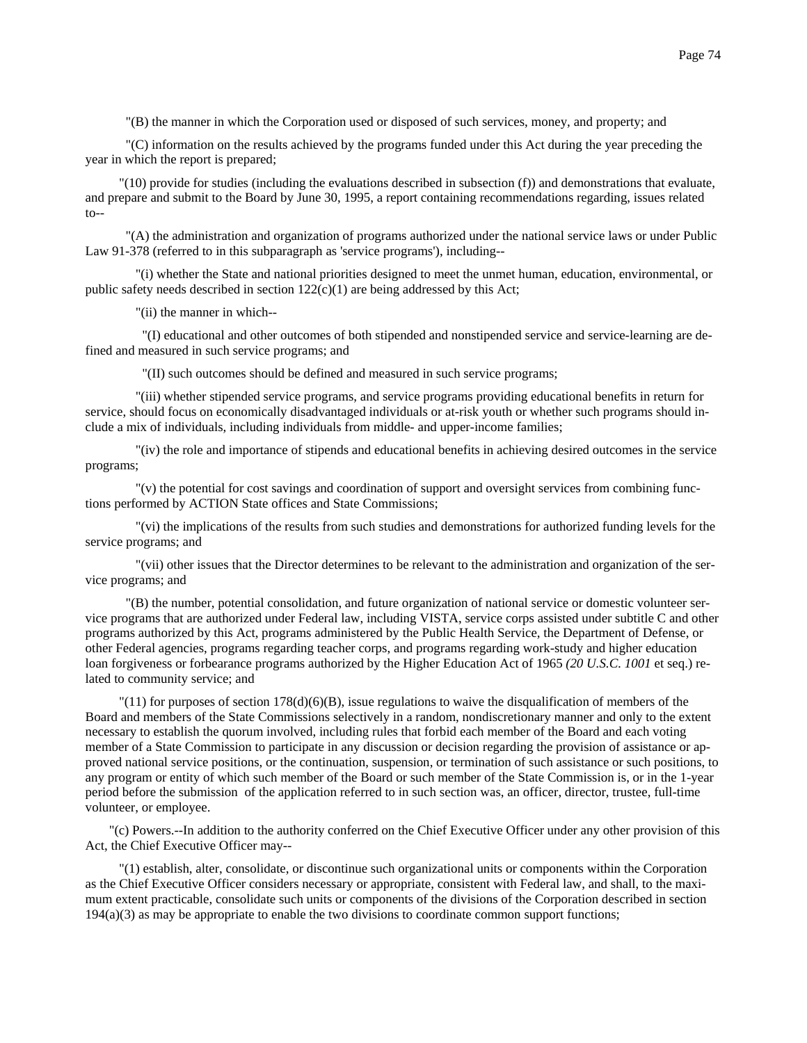"(B) the manner in which the Corporation used or disposed of such services, money, and property; and

"(C) information on the results achieved by the programs funded under this Act during the year preceding the year in which the report is prepared;

"(10) provide for studies (including the evaluations described in subsection (f)) and demonstrations that evaluate, and prepare and submit to the Board by June 30, 1995, a report containing recommendations regarding, issues related to--

"(A) the administration and organization of programs authorized under the national service laws or under Public Law 91-378 (referred to in this subparagraph as 'service programs'), including--

"(i) whether the State and national priorities designed to meet the unmet human, education, environmental, or public safety needs described in section 122(c)(1) are being addressed by this Act;

"(ii) the manner in which--

"(I) educational and other outcomes of both stipended and nonstipended service and service-learning are defined and measured in such service programs; and

"(II) such outcomes should be defined and measured in such service programs;

"(iii) whether stipended service programs, and service programs providing educational benefits in return for service, should focus on economically disadvantaged individuals or at-risk youth or whether such programs should include a mix of individuals, including individuals from middle- and upper-income families;

"(iv) the role and importance of stipends and educational benefits in achieving desired outcomes in the service programs;

"(v) the potential for cost savings and coordination of support and oversight services from combining functions performed by ACTION State offices and State Commissions;

"(vi) the implications of the results from such studies and demonstrations for authorized funding levels for the service programs; and

"(vii) other issues that the Director determines to be relevant to the administration and organization of the service programs; and

"(B) the number, potential consolidation, and future organization of national service or domestic volunteer service programs that are authorized under Federal law, including VISTA, service corps assisted under subtitle C and other programs authorized by this Act, programs administered by the Public Health Service, the Department of Defense, or other Federal agencies, programs regarding teacher corps, and programs regarding work-study and higher education loan forgiveness or forbearance programs authorized by the Higher Education Act of 1965 *(20 U.S.C. 1001* et seq.) related to community service; and

"(11) for purposes of section 178(d)(6)(B), issue regulations to waive the disqualification of members of the Board and members of the State Commissions selectively in a random, nondiscretionary manner and only to the extent necessary to establish the quorum involved, including rules that forbid each member of the Board and each voting member of a State Commission to participate in any discussion or decision regarding the provision of assistance or approved national service positions, or the continuation, suspension, or termination of such assistance or such positions, to any program or entity of which such member of the Board or such member of the State Commission is, or in the 1-year period before the submission of the application referred to in such section was, an officer, director, trustee, full-time volunteer, or employee.

"(c) Powers.--In addition to the authority conferred on the Chief Executive Officer under any other provision of this Act, the Chief Executive Officer may--

"(1) establish, alter, consolidate, or discontinue such organizational units or components within the Corporation as the Chief Executive Officer considers necessary or appropriate, consistent with Federal law, and shall, to the maximum extent practicable, consolidate such units or components of the divisions of the Corporation described in section 194(a)(3) as may be appropriate to enable the two divisions to coordinate common support functions;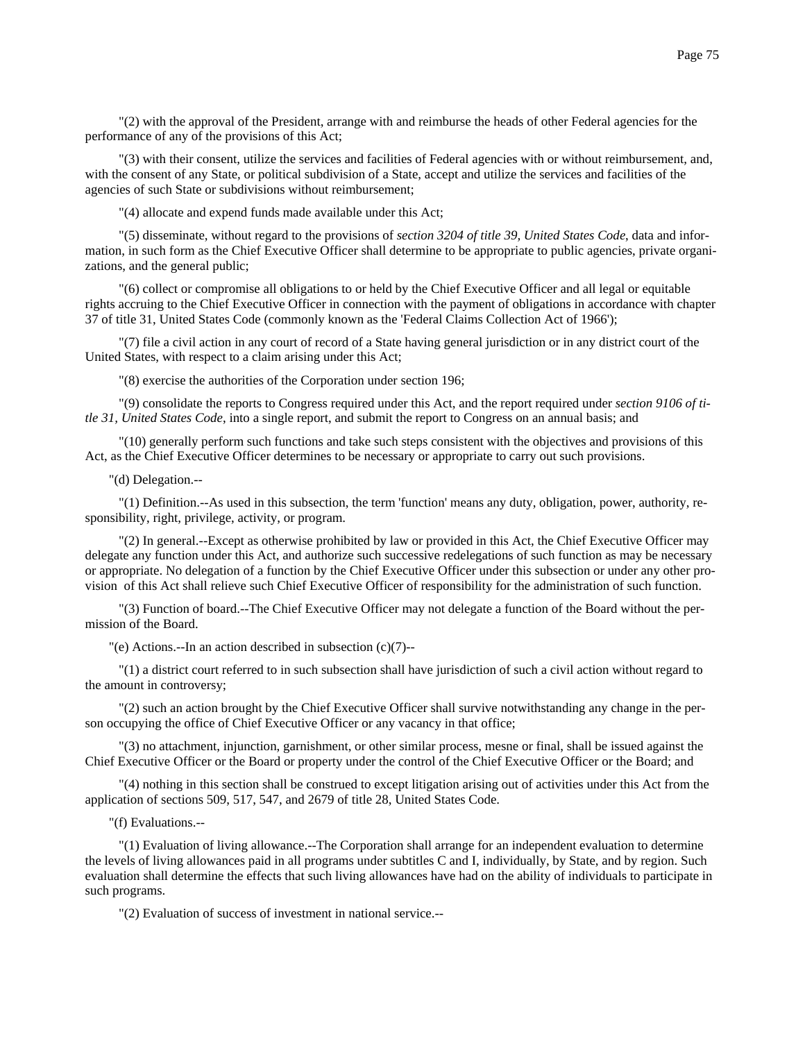"(2) with the approval of the President, arrange with and reimburse the heads of other Federal agencies for the performance of any of the provisions of this Act;

"(3) with their consent, utilize the services and facilities of Federal agencies with or without reimbursement, and, with the consent of any State, or political subdivision of a State, accept and utilize the services and facilities of the agencies of such State or subdivisions without reimbursement;

"(4) allocate and expend funds made available under this Act;

"(5) disseminate, without regard to the provisions of *section 3204 of title 39, United States Code*, data and information, in such form as the Chief Executive Officer shall determine to be appropriate to public agencies, private organizations, and the general public;

"(6) collect or compromise all obligations to or held by the Chief Executive Officer and all legal or equitable rights accruing to the Chief Executive Officer in connection with the payment of obligations in accordance with chapter 37 of title 31, United States Code (commonly known as the 'Federal Claims Collection Act of 1966');

"(7) file a civil action in any court of record of a State having general jurisdiction or in any district court of the United States, with respect to a claim arising under this Act;

"(8) exercise the authorities of the Corporation under section 196;

"(9) consolidate the reports to Congress required under this Act, and the report required under *section 9106 of title 31, United States Code*, into a single report, and submit the report to Congress on an annual basis; and

"(10) generally perform such functions and take such steps consistent with the objectives and provisions of this Act, as the Chief Executive Officer determines to be necessary or appropriate to carry out such provisions.

"(d) Delegation.--

"(1) Definition.--As used in this subsection, the term 'function' means any duty, obligation, power, authority, responsibility, right, privilege, activity, or program.

"(2) In general.--Except as otherwise prohibited by law or provided in this Act, the Chief Executive Officer may delegate any function under this Act, and authorize such successive redelegations of such function as may be necessary or appropriate. No delegation of a function by the Chief Executive Officer under this subsection or under any other provision of this Act shall relieve such Chief Executive Officer of responsibility for the administration of such function.

"(3) Function of board.--The Chief Executive Officer may not delegate a function of the Board without the permission of the Board.

"(e) Actions.--In an action described in subsection (c)(7)--

"(1) a district court referred to in such subsection shall have jurisdiction of such a civil action without regard to the amount in controversy;

"(2) such an action brought by the Chief Executive Officer shall survive notwithstanding any change in the person occupying the office of Chief Executive Officer or any vacancy in that office;

"(3) no attachment, injunction, garnishment, or other similar process, mesne or final, shall be issued against the Chief Executive Officer or the Board or property under the control of the Chief Executive Officer or the Board; and

"(4) nothing in this section shall be construed to except litigation arising out of activities under this Act from the application of sections 509, 517, 547, and 2679 of title 28, United States Code.

"(f) Evaluations.--

"(1) Evaluation of living allowance.--The Corporation shall arrange for an independent evaluation to determine the levels of living allowances paid in all programs under subtitles C and I, individually, by State, and by region. Such evaluation shall determine the effects that such living allowances have had on the ability of individuals to participate in such programs.

"(2) Evaluation of success of investment in national service.--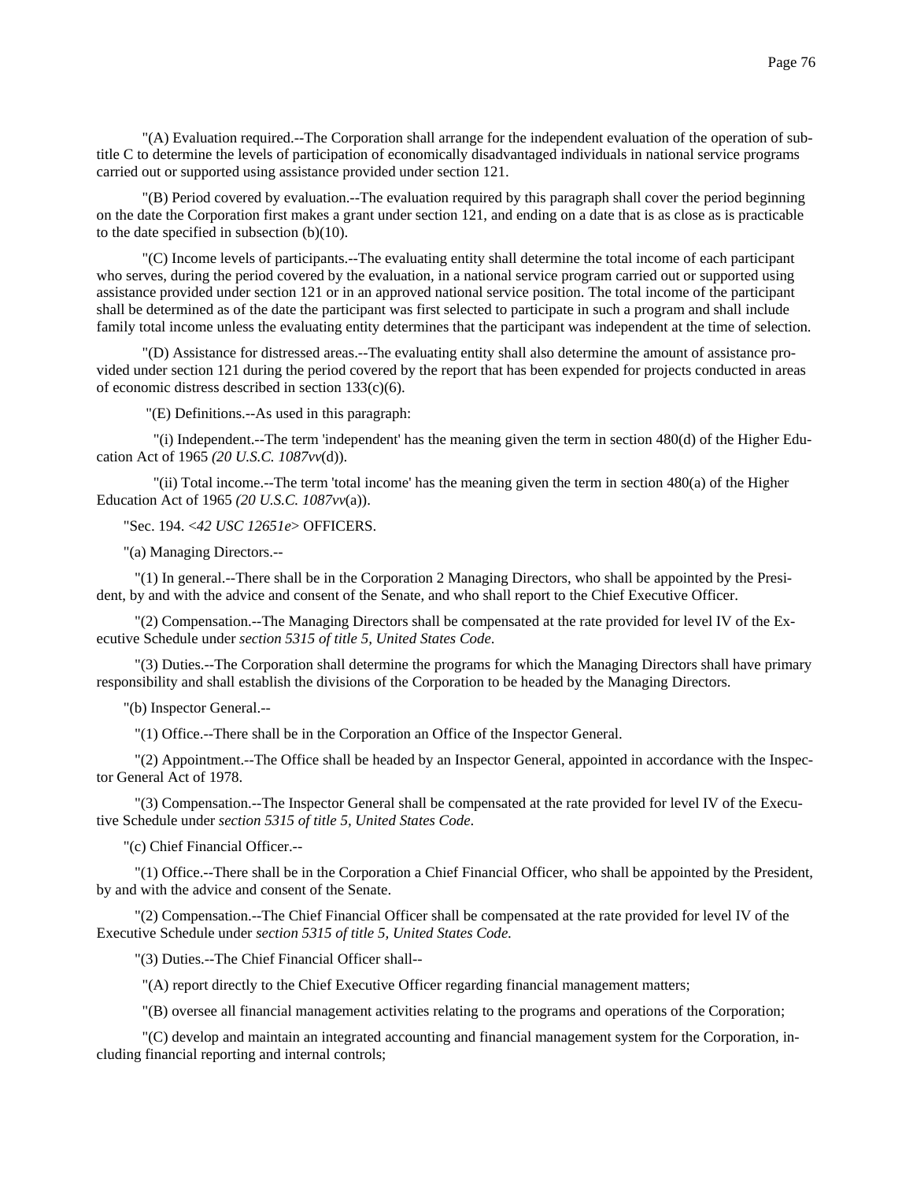"(A) Evaluation required.--The Corporation shall arrange for the independent evaluation of the operation of subtitle C to determine the levels of participation of economically disadvantaged individuals in national service programs carried out or supported using assistance provided under section 121.

"(B) Period covered by evaluation.--The evaluation required by this paragraph shall cover the period beginning on the date the Corporation first makes a grant under section 121, and ending on a date that is as close as is practicable to the date specified in subsection (b)(10).

"(C) Income levels of participants.--The evaluating entity shall determine the total income of each participant who serves, during the period covered by the evaluation, in a national service program carried out or supported using assistance provided under section 121 or in an approved national service position. The total income of the participant shall be determined as of the date the participant was first selected to participate in such a program and shall include family total income unless the evaluating entity determines that the participant was independent at the time of selection.

"(D) Assistance for distressed areas.--The evaluating entity shall also determine the amount of assistance provided under section 121 during the period covered by the report that has been expended for projects conducted in areas of economic distress described in section 133(c)(6).

"(E) Definitions.--As used in this paragraph:

"(i) Independent.--The term 'independent' has the meaning given the term in section 480(d) of the Higher Education Act of 1965 *(20 U.S.C. 1087vv*(d)).

"(ii) Total income.--The term 'total income' has the meaning given the term in section 480(a) of the Higher Education Act of 1965 *(20 U.S.C. 1087vv*(a)).

"Sec. 194. <*42 USC 12651e*> OFFICERS.

"(a) Managing Directors.--

"(1) In general.--There shall be in the Corporation 2 Managing Directors, who shall be appointed by the President, by and with the advice and consent of the Senate, and who shall report to the Chief Executive Officer.

"(2) Compensation.--The Managing Directors shall be compensated at the rate provided for level IV of the Executive Schedule under *section 5315 of title 5, United States Code*.

"(3) Duties.--The Corporation shall determine the programs for which the Managing Directors shall have primary responsibility and shall establish the divisions of the Corporation to be headed by the Managing Directors.

"(b) Inspector General.--

"(1) Office.--There shall be in the Corporation an Office of the Inspector General.

"(2) Appointment.--The Office shall be headed by an Inspector General, appointed in accordance with the Inspector General Act of 1978.

"(3) Compensation.--The Inspector General shall be compensated at the rate provided for level IV of the Executive Schedule under *section 5315 of title 5, United States Code*.

"(c) Chief Financial Officer.--

"(1) Office.--There shall be in the Corporation a Chief Financial Officer, who shall be appointed by the President, by and with the advice and consent of the Senate.

"(2) Compensation.--The Chief Financial Officer shall be compensated at the rate provided for level IV of the Executive Schedule under *section 5315 of title 5, United States Code.*

"(3) Duties.--The Chief Financial Officer shall--

"(A) report directly to the Chief Executive Officer regarding financial management matters;

"(B) oversee all financial management activities relating to the programs and operations of the Corporation;

"(C) develop and maintain an integrated accounting and financial management system for the Corporation, including financial reporting and internal controls;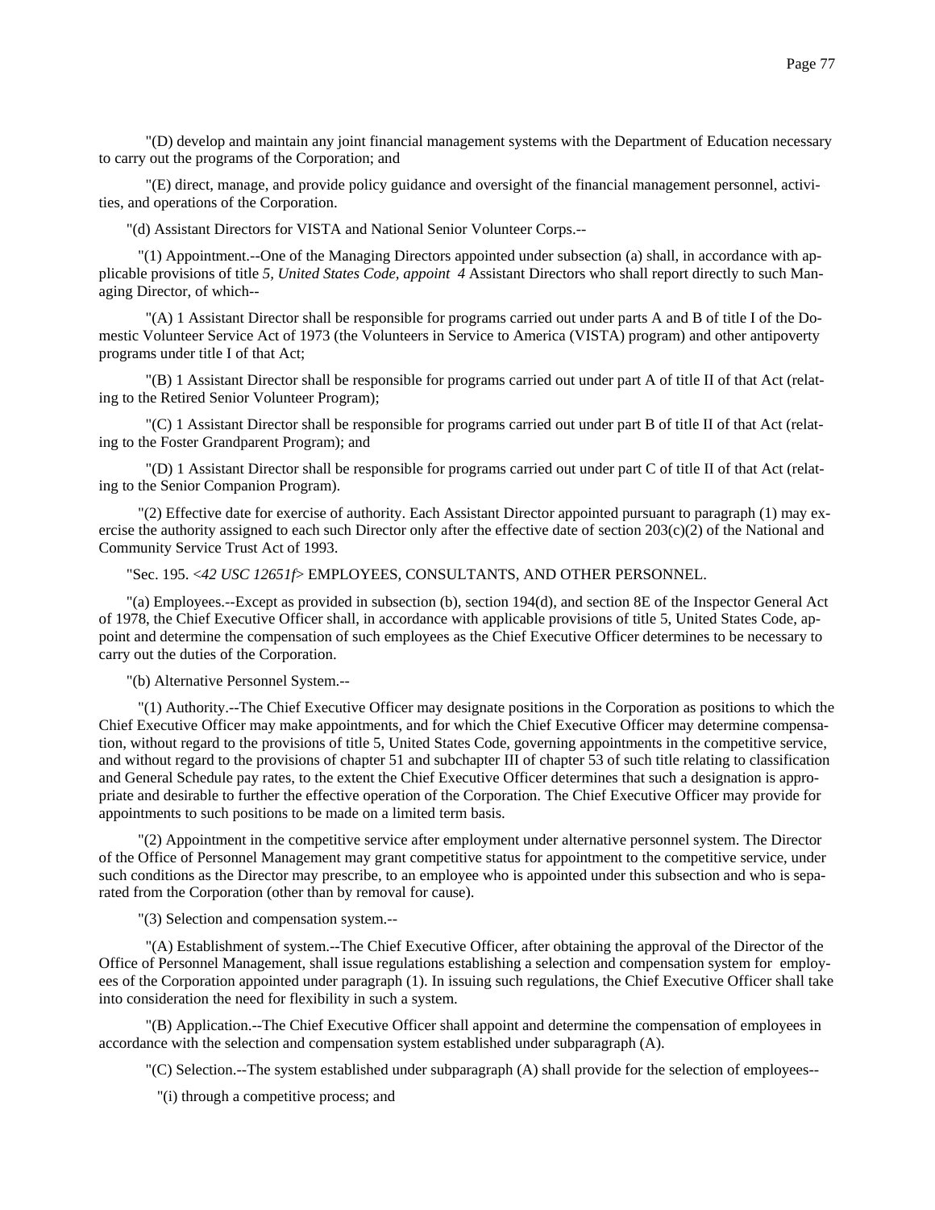"(D) develop and maintain any joint financial management systems with the Department of Education necessary to carry out the programs of the Corporation; and

"(E) direct, manage, and provide policy guidance and oversight of the financial management personnel, activities, and operations of the Corporation.

"(d) Assistant Directors for VISTA and National Senior Volunteer Corps.--

"(1) Appointment.--One of the Managing Directors appointed under subsection (a) shall, in accordance with applicable provisions of title *5, United States Code, appoint 4* Assistant Directors who shall report directly to such Managing Director, of which--

"(A) 1 Assistant Director shall be responsible for programs carried out under parts A and B of title I of the Domestic Volunteer Service Act of 1973 (the Volunteers in Service to America (VISTA) program) and other antipoverty programs under title I of that Act;

"(B) 1 Assistant Director shall be responsible for programs carried out under part A of title II of that Act (relating to the Retired Senior Volunteer Program);

"(C) 1 Assistant Director shall be responsible for programs carried out under part B of title II of that Act (relating to the Foster Grandparent Program); and

"(D) 1 Assistant Director shall be responsible for programs carried out under part C of title II of that Act (relating to the Senior Companion Program).

"(2) Effective date for exercise of authority. Each Assistant Director appointed pursuant to paragraph (1) may exercise the authority assigned to each such Director only after the effective date of section 203(c)(2) of the National and Community Service Trust Act of 1993.

"Sec. 195. <*42 USC 12651f*> EMPLOYEES, CONSULTANTS, AND OTHER PERSONNEL.

"(a) Employees.--Except as provided in subsection (b), section 194(d), and section 8E of the Inspector General Act of 1978, the Chief Executive Officer shall, in accordance with applicable provisions of title 5, United States Code, appoint and determine the compensation of such employees as the Chief Executive Officer determines to be necessary to carry out the duties of the Corporation.

"(b) Alternative Personnel System.--

"(1) Authority.--The Chief Executive Officer may designate positions in the Corporation as positions to which the Chief Executive Officer may make appointments, and for which the Chief Executive Officer may determine compensation, without regard to the provisions of title 5, United States Code, governing appointments in the competitive service, and without regard to the provisions of chapter 51 and subchapter III of chapter 53 of such title relating to classification and General Schedule pay rates, to the extent the Chief Executive Officer determines that such a designation is appropriate and desirable to further the effective operation of the Corporation. The Chief Executive Officer may provide for appointments to such positions to be made on a limited term basis.

"(2) Appointment in the competitive service after employment under alternative personnel system. The Director of the Office of Personnel Management may grant competitive status for appointment to the competitive service, under such conditions as the Director may prescribe, to an employee who is appointed under this subsection and who is separated from the Corporation (other than by removal for cause).

"(3) Selection and compensation system.--

"(A) Establishment of system.--The Chief Executive Officer, after obtaining the approval of the Director of the Office of Personnel Management, shall issue regulations establishing a selection and compensation system for employees of the Corporation appointed under paragraph (1). In issuing such regulations, the Chief Executive Officer shall take into consideration the need for flexibility in such a system.

"(B) Application.--The Chief Executive Officer shall appoint and determine the compensation of employees in accordance with the selection and compensation system established under subparagraph (A).

"(C) Selection.--The system established under subparagraph (A) shall provide for the selection of employees--

"(i) through a competitive process; and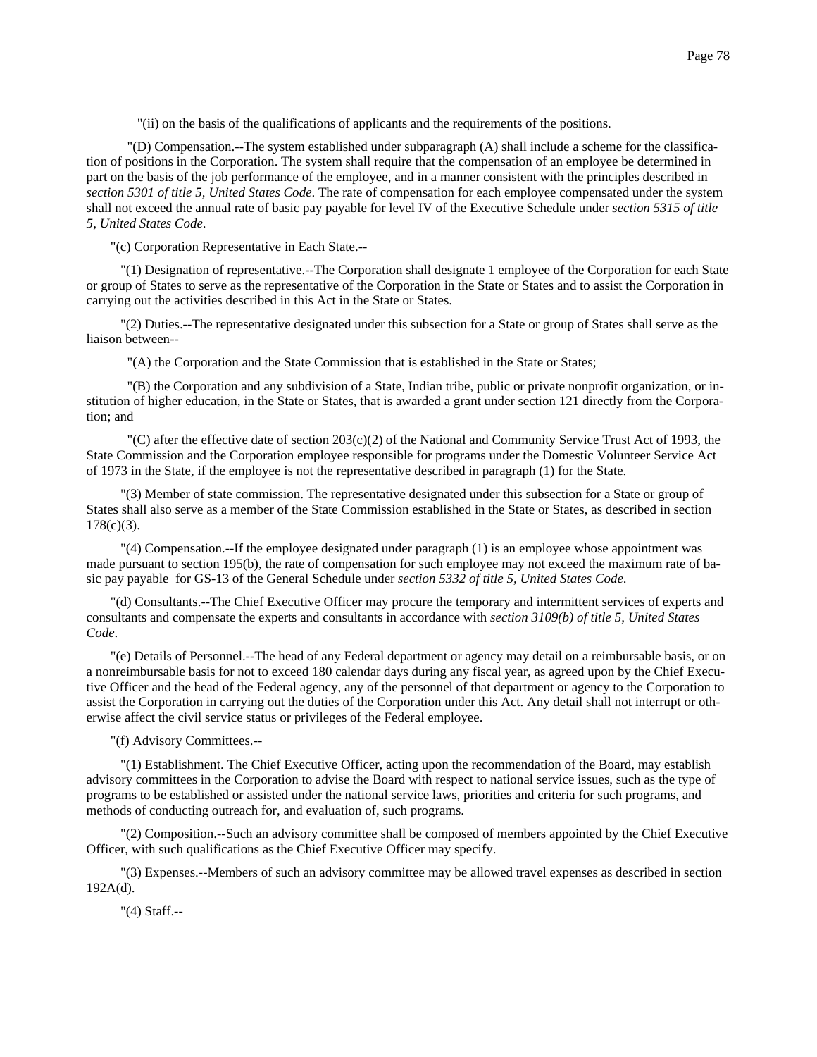"(ii) on the basis of the qualifications of applicants and the requirements of the positions.

"(D) Compensation.--The system established under subparagraph (A) shall include a scheme for the classification of positions in the Corporation. The system shall require that the compensation of an employee be determined in part on the basis of the job performance of the employee, and in a manner consistent with the principles described in *section 5301 of title 5, United States Code*. The rate of compensation for each employee compensated under the system shall not exceed the annual rate of basic pay payable for level IV of the Executive Schedule under *section 5315 of title 5, United States Code*.

"(c) Corporation Representative in Each State.--

"(1) Designation of representative.--The Corporation shall designate 1 employee of the Corporation for each State or group of States to serve as the representative of the Corporation in the State or States and to assist the Corporation in carrying out the activities described in this Act in the State or States.

"(2) Duties.--The representative designated under this subsection for a State or group of States shall serve as the liaison between--

"(A) the Corporation and the State Commission that is established in the State or States;

"(B) the Corporation and any subdivision of a State, Indian tribe, public or private nonprofit organization, or institution of higher education, in the State or States, that is awarded a grant under section 121 directly from the Corporation; and

"(C) after the effective date of section 203(c)(2) of the National and Community Service Trust Act of 1993, the State Commission and the Corporation employee responsible for programs under the Domestic Volunteer Service Act of 1973 in the State, if the employee is not the representative described in paragraph (1) for the State.

"(3) Member of state commission. The representative designated under this subsection for a State or group of States shall also serve as a member of the State Commission established in the State or States, as described in section 178(c)(3).

"(4) Compensation.--If the employee designated under paragraph (1) is an employee whose appointment was made pursuant to section 195(b), the rate of compensation for such employee may not exceed the maximum rate of basic pay payable for GS-13 of the General Schedule under *section 5332 of title 5, United States Code*.

"(d) Consultants.--The Chief Executive Officer may procure the temporary and intermittent services of experts and consultants and compensate the experts and consultants in accordance with *section 3109(b) of title 5, United States Code*.

"(e) Details of Personnel.--The head of any Federal department or agency may detail on a reimbursable basis, or on a nonreimbursable basis for not to exceed 180 calendar days during any fiscal year, as agreed upon by the Chief Executive Officer and the head of the Federal agency, any of the personnel of that department or agency to the Corporation to assist the Corporation in carrying out the duties of the Corporation under this Act. Any detail shall not interrupt or otherwise affect the civil service status or privileges of the Federal employee.

"(f) Advisory Committees.--

"(1) Establishment. The Chief Executive Officer, acting upon the recommendation of the Board, may establish advisory committees in the Corporation to advise the Board with respect to national service issues, such as the type of programs to be established or assisted under the national service laws, priorities and criteria for such programs, and methods of conducting outreach for, and evaluation of, such programs.

"(2) Composition.--Such an advisory committee shall be composed of members appointed by the Chief Executive Officer, with such qualifications as the Chief Executive Officer may specify.

"(3) Expenses.--Members of such an advisory committee may be allowed travel expenses as described in section 192A(d).

"(4) Staff.--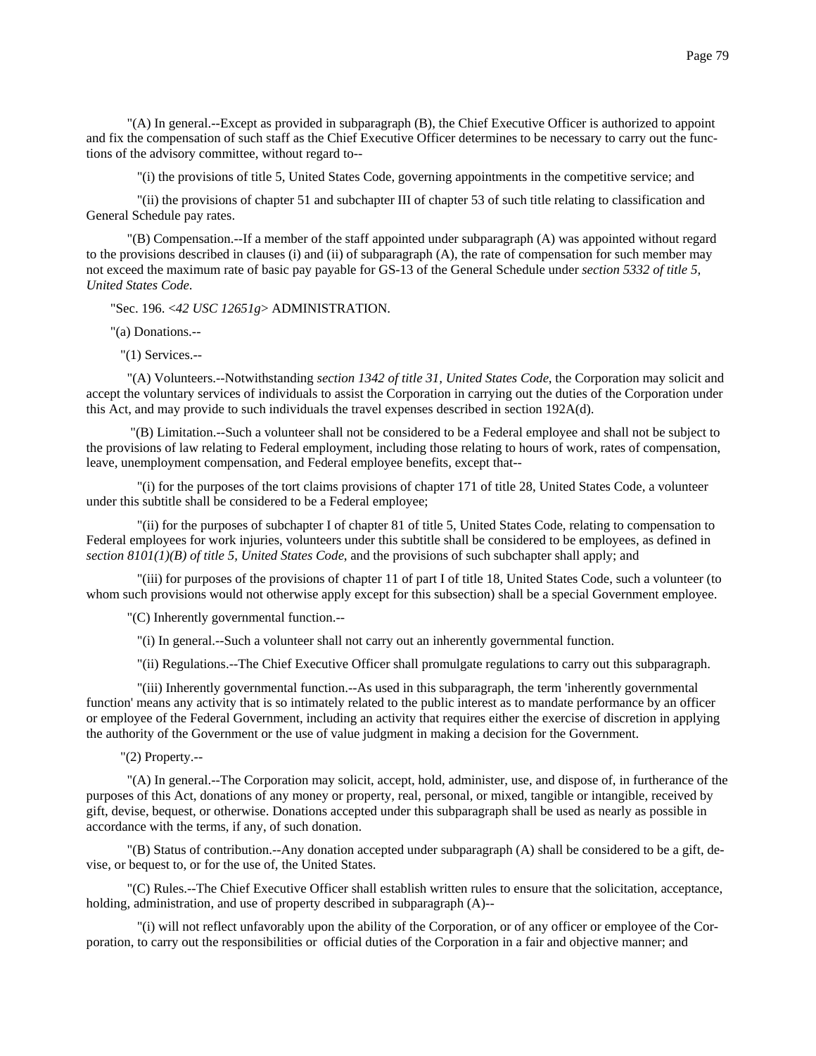"(A) In general.--Except as provided in subparagraph (B), the Chief Executive Officer is authorized to appoint and fix the compensation of such staff as the Chief Executive Officer determines to be necessary to carry out the functions of the advisory committee, without regard to--

"(i) the provisions of title 5, United States Code, governing appointments in the competitive service; and

"(ii) the provisions of chapter 51 and subchapter III of chapter 53 of such title relating to classification and General Schedule pay rates.

"(B) Compensation.--If a member of the staff appointed under subparagraph (A) was appointed without regard to the provisions described in clauses (i) and (ii) of subparagraph (A), the rate of compensation for such member may not exceed the maximum rate of basic pay payable for GS-13 of the General Schedule under *section 5332 of title 5, United States Code*.

"Sec. 196. <*42 USC 12651g*> ADMINISTRATION.

"(a) Donations.--

"(1) Services.--

"(A) Volunteers.--Notwithstanding *section 1342 of title 31, United States Code*, the Corporation may solicit and accept the voluntary services of individuals to assist the Corporation in carrying out the duties of the Corporation under this Act, and may provide to such individuals the travel expenses described in section 192A(d).

"(B) Limitation.--Such a volunteer shall not be considered to be a Federal employee and shall not be subject to the provisions of law relating to Federal employment, including those relating to hours of work, rates of compensation, leave, unemployment compensation, and Federal employee benefits, except that--

"(i) for the purposes of the tort claims provisions of chapter 171 of title 28, United States Code, a volunteer under this subtitle shall be considered to be a Federal employee;

"(ii) for the purposes of subchapter I of chapter 81 of title 5, United States Code, relating to compensation to Federal employees for work injuries, volunteers under this subtitle shall be considered to be employees, as defined in *section 8101(1)(B) of title 5, United States Code*, and the provisions of such subchapter shall apply; and

"(iii) for purposes of the provisions of chapter 11 of part I of title 18, United States Code, such a volunteer (to whom such provisions would not otherwise apply except for this subsection) shall be a special Government employee.

"(C) Inherently governmental function.--

"(i) In general.--Such a volunteer shall not carry out an inherently governmental function.

"(ii) Regulations.--The Chief Executive Officer shall promulgate regulations to carry out this subparagraph.

"(iii) Inherently governmental function.--As used in this subparagraph, the term 'inherently governmental function' means any activity that is so intimately related to the public interest as to mandate performance by an officer or employee of the Federal Government, including an activity that requires either the exercise of discretion in applying the authority of the Government or the use of value judgment in making a decision for the Government.

"(2) Property.--

"(A) In general.--The Corporation may solicit, accept, hold, administer, use, and dispose of, in furtherance of the purposes of this Act, donations of any money or property, real, personal, or mixed, tangible or intangible, received by gift, devise, bequest, or otherwise. Donations accepted under this subparagraph shall be used as nearly as possible in accordance with the terms, if any, of such donation.

"(B) Status of contribution.--Any donation accepted under subparagraph (A) shall be considered to be a gift, devise, or bequest to, or for the use of, the United States.

"(C) Rules.--The Chief Executive Officer shall establish written rules to ensure that the solicitation, acceptance, holding, administration, and use of property described in subparagraph (A)--

"(i) will not reflect unfavorably upon the ability of the Corporation, or of any officer or employee of the Corporation, to carry out the responsibilities or official duties of the Corporation in a fair and objective manner; and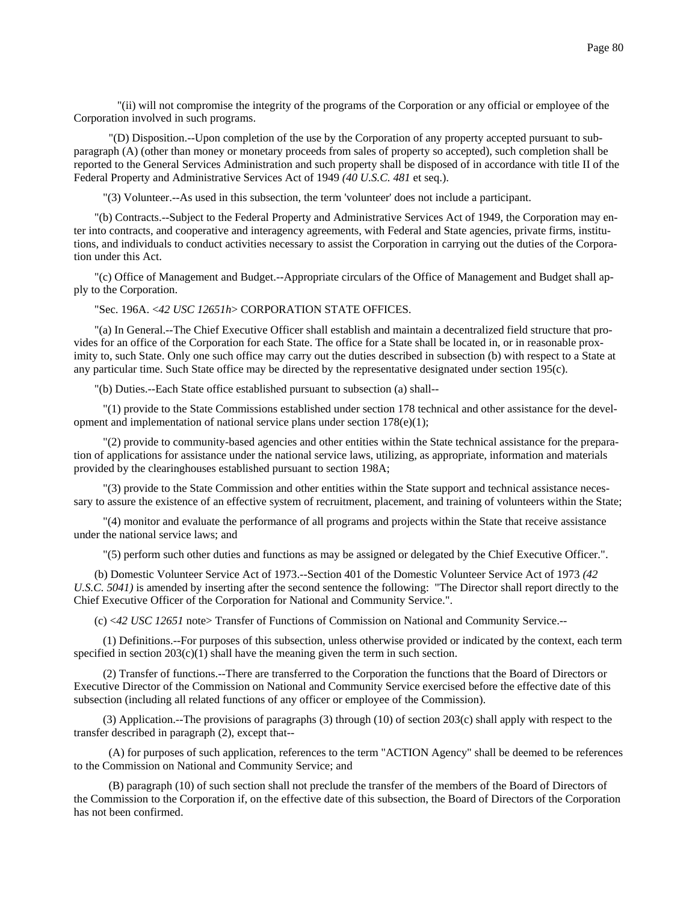"(ii) will not compromise the integrity of the programs of the Corporation or any official or employee of the Corporation involved in such programs.

"(D) Disposition.--Upon completion of the use by the Corporation of any property accepted pursuant to subparagraph (A) (other than money or monetary proceeds from sales of property so accepted), such completion shall be reported to the General Services Administration and such property shall be disposed of in accordance with title II of the Federal Property and Administrative Services Act of 1949 *(40 U.S.C. 481* et seq.).

"(3) Volunteer.--As used in this subsection, the term 'volunteer' does not include a participant.

"(b) Contracts.--Subject to the Federal Property and Administrative Services Act of 1949, the Corporation may enter into contracts, and cooperative and interagency agreements, with Federal and State agencies, private firms, institutions, and individuals to conduct activities necessary to assist the Corporation in carrying out the duties of the Corporation under this Act.

"(c) Office of Management and Budget.--Appropriate circulars of the Office of Management and Budget shall apply to the Corporation.

"Sec. 196A. <*42 USC 12651h*> CORPORATION STATE OFFICES.

"(a) In General.--The Chief Executive Officer shall establish and maintain a decentralized field structure that provides for an office of the Corporation for each State. The office for a State shall be located in, or in reasonable proximity to, such State. Only one such office may carry out the duties described in subsection (b) with respect to a State at any particular time. Such State office may be directed by the representative designated under section 195(c).

"(b) Duties.--Each State office established pursuant to subsection (a) shall--

"(1) provide to the State Commissions established under section 178 technical and other assistance for the development and implementation of national service plans under section 178(e)(1);

"(2) provide to community-based agencies and other entities within the State technical assistance for the preparation of applications for assistance under the national service laws, utilizing, as appropriate, information and materials provided by the clearinghouses established pursuant to section 198A;

"(3) provide to the State Commission and other entities within the State support and technical assistance necessary to assure the existence of an effective system of recruitment, placement, and training of volunteers within the State;

"(4) monitor and evaluate the performance of all programs and projects within the State that receive assistance under the national service laws; and

"(5) perform such other duties and functions as may be assigned or delegated by the Chief Executive Officer.".

(b) Domestic Volunteer Service Act of 1973.--Section 401 of the Domestic Volunteer Service Act of 1973 *(42 U.S.C. 5041)* is amended by inserting after the second sentence the following: "The Director shall report directly to the Chief Executive Officer of the Corporation for National and Community Service.".

(c) <*42 USC 12651* note> Transfer of Functions of Commission on National and Community Service.--

(1) Definitions.--For purposes of this subsection, unless otherwise provided or indicated by the context, each term specified in section 203(c)(1) shall have the meaning given the term in such section.

(2) Transfer of functions.--There are transferred to the Corporation the functions that the Board of Directors or Executive Director of the Commission on National and Community Service exercised before the effective date of this subsection (including all related functions of any officer or employee of the Commission).

(3) Application.--The provisions of paragraphs (3) through (10) of section 203(c) shall apply with respect to the transfer described in paragraph (2), except that--

(A) for purposes of such application, references to the term "ACTION Agency" shall be deemed to be references to the Commission on National and Community Service; and

(B) paragraph (10) of such section shall not preclude the transfer of the members of the Board of Directors of the Commission to the Corporation if, on the effective date of this subsection, the Board of Directors of the Corporation has not been confirmed.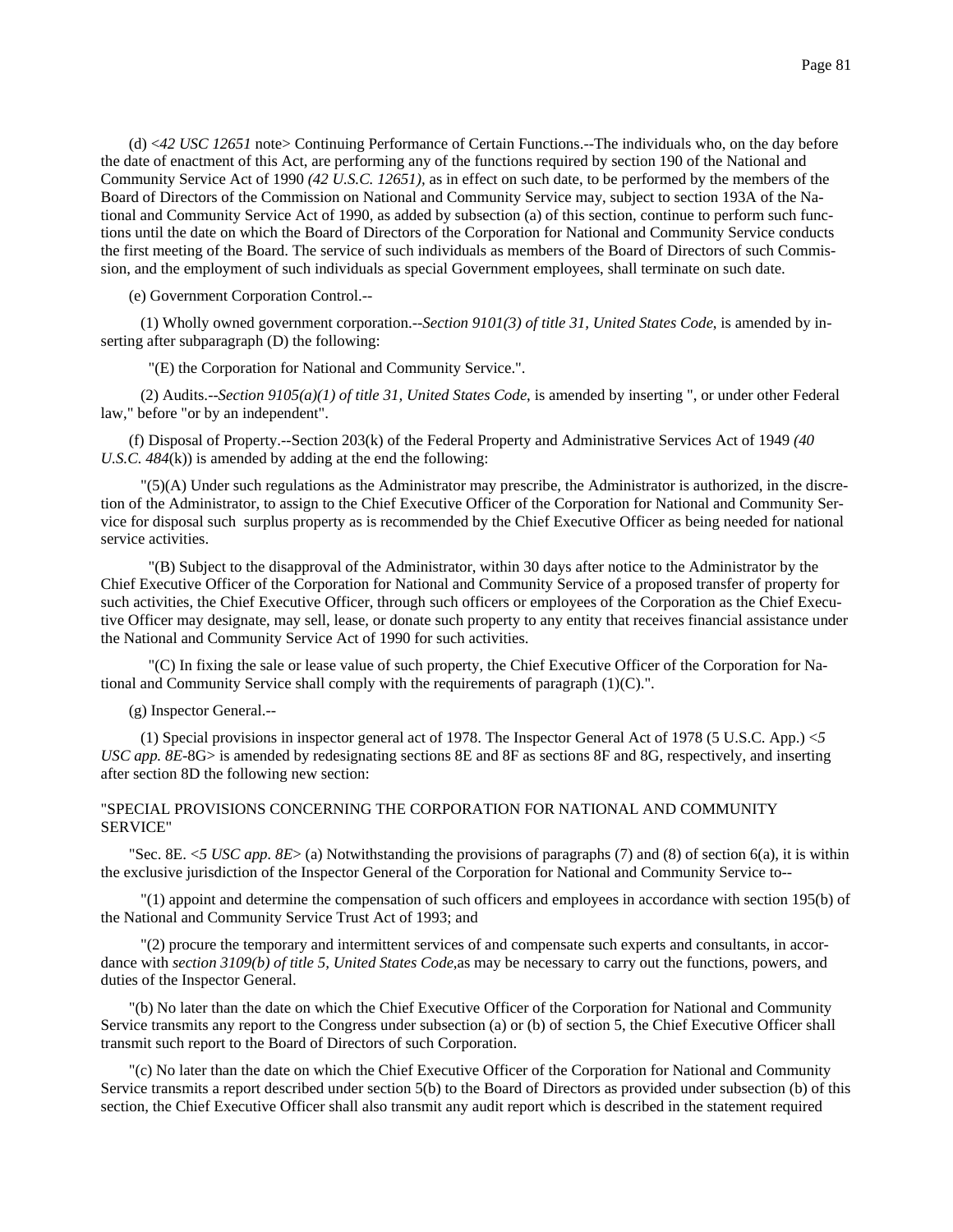(d) <*42 USC 12651* note> Continuing Performance of Certain Functions.--The individuals who, on the day before the date of enactment of this Act, are performing any of the functions required by section 190 of the National and Community Service Act of 1990 *(42 U.S.C. 12651)*, as in effect on such date, to be performed by the members of the Board of Directors of the Commission on National and Community Service may, subject to section 193A of the National and Community Service Act of 1990, as added by subsection (a) of this section, continue to perform such functions until the date on which the Board of Directors of the Corporation for National and Community Service conducts the first meeting of the Board. The service of such individuals as members of the Board of Directors of such Commission, and the employment of such individuals as special Government employees, shall terminate on such date.

(e) Government Corporation Control.--

(1) Wholly owned government corporation.--*Section 9101(3) of title 31, United States Code*, is amended by inserting after subparagraph (D) the following:

"(E) the Corporation for National and Community Service.".

(2) Audits.--*Section 9105(a)(1) of title 31, United States Code*, is amended by inserting ", or under other Federal law," before "or by an independent".

(f) Disposal of Property.--Section 203(k) of the Federal Property and Administrative Services Act of 1949 *(40 U.S.C. 484*(k)) is amended by adding at the end the following:

"(5)(A) Under such regulations as the Administrator may prescribe, the Administrator is authorized, in the discretion of the Administrator, to assign to the Chief Executive Officer of the Corporation for National and Community Service for disposal such surplus property as is recommended by the Chief Executive Officer as being needed for national service activities.

"(B) Subject to the disapproval of the Administrator, within 30 days after notice to the Administrator by the Chief Executive Officer of the Corporation for National and Community Service of a proposed transfer of property for such activities, the Chief Executive Officer, through such officers or employees of the Corporation as the Chief Executive Officer may designate, may sell, lease, or donate such property to any entity that receives financial assistance under the National and Community Service Act of 1990 for such activities.

"(C) In fixing the sale or lease value of such property, the Chief Executive Officer of the Corporation for National and Community Service shall comply with the requirements of paragraph (1)(C).".

(g) Inspector General.--

(1) Special provisions in inspector general act of 1978. The Inspector General Act of 1978 (5 U.S.C. App.) <*5 USC app. 8E*-8G> is amended by redesignating sections 8E and 8F as sections 8F and 8G, respectively, and inserting after section 8D the following new section:

"SPECIAL PROVISIONS CONCERNING THE CORPORATION FOR NATIONAL AND COMMUNITY SERVICE"

"Sec. 8E. <*5 USC app. 8E*> (a) Notwithstanding the provisions of paragraphs (7) and (8) of section 6(a), it is within the exclusive jurisdiction of the Inspector General of the Corporation for National and Community Service to--

"(1) appoint and determine the compensation of such officers and employees in accordance with section 195(b) of the National and Community Service Trust Act of 1993; and

"(2) procure the temporary and intermittent services of and compensate such experts and consultants, in accordance with *section 3109(b) of title 5, United States Code*,as may be necessary to carry out the functions, powers, and duties of the Inspector General.

"(b) No later than the date on which the Chief Executive Officer of the Corporation for National and Community Service transmits any report to the Congress under subsection (a) or (b) of section 5, the Chief Executive Officer shall transmit such report to the Board of Directors of such Corporation.

"(c) No later than the date on which the Chief Executive Officer of the Corporation for National and Community Service transmits a report described under section 5(b) to the Board of Directors as provided under subsection (b) of this section, the Chief Executive Officer shall also transmit any audit report which is described in the statement required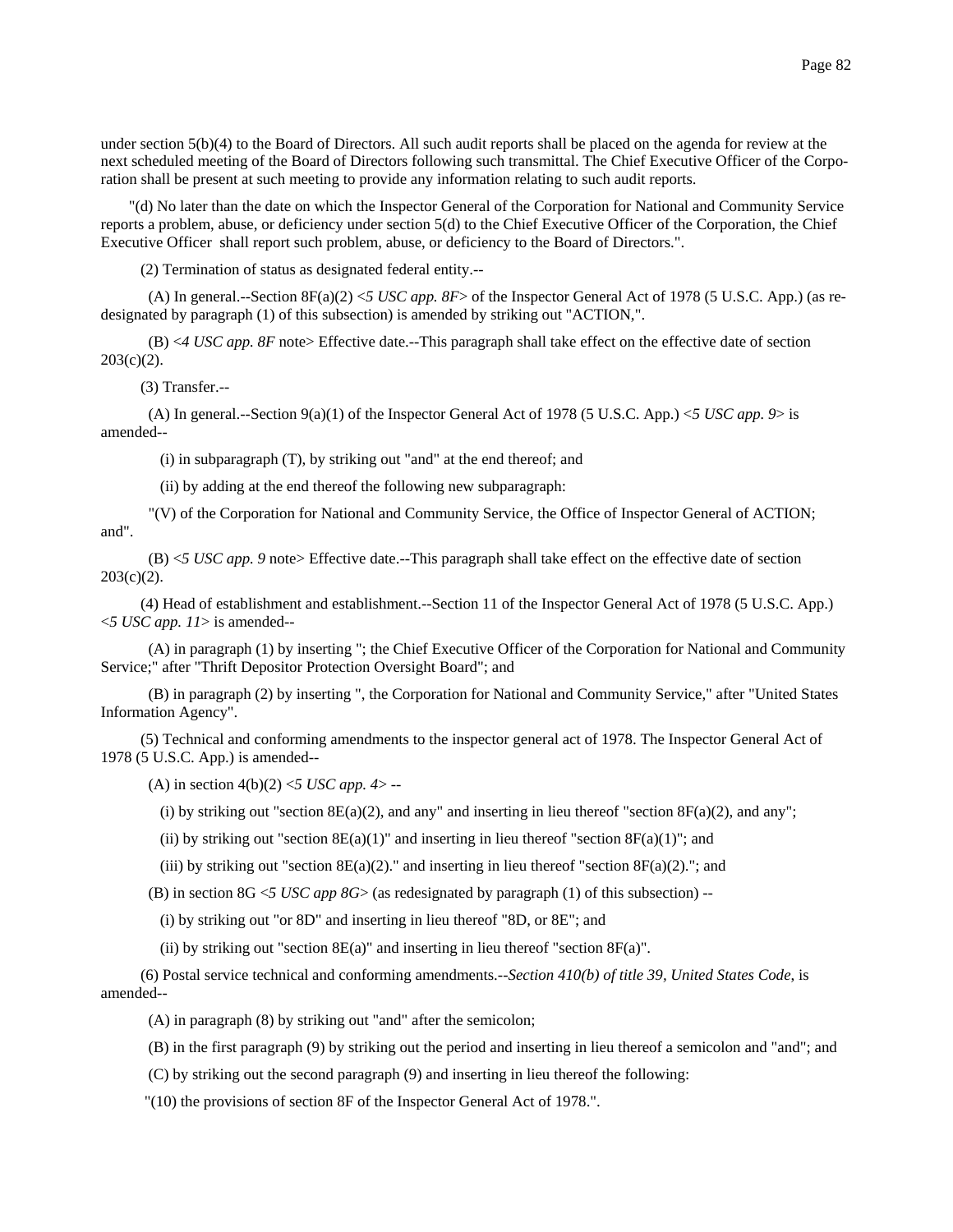under section 5(b)(4) to the Board of Directors. All such audit reports shall be placed on the agenda for review at the next scheduled meeting of the Board of Directors following such transmittal. The Chief Executive Officer of the Corporation shall be present at such meeting to provide any information relating to such audit reports.

"(d) No later than the date on which the Inspector General of the Corporation for National and Community Service reports a problem, abuse, or deficiency under section 5(d) to the Chief Executive Officer of the Corporation, the Chief Executive Officer shall report such problem, abuse, or deficiency to the Board of Directors.".

(2) Termination of status as designated federal entity.--

(A) In general.--Section 8F(a)(2) <*5 USC app. 8F*> of the Inspector General Act of 1978 (5 U.S.C. App.) (as redesignated by paragraph (1) of this subsection) is amended by striking out "ACTION,".

(B) <*4 USC app. 8F* note> Effective date.--This paragraph shall take effect on the effective date of section 203(c)(2).

(3) Transfer.--

(A) In general.--Section 9(a)(1) of the Inspector General Act of 1978 (5 U.S.C. App.) <*5 USC app. 9*> is amended--

(i) in subparagraph (T), by striking out "and" at the end thereof; and

(ii) by adding at the end thereof the following new subparagraph:

"(V) of the Corporation for National and Community Service, the Office of Inspector General of ACTION; and".

(B) <*5 USC app. 9* note> Effective date.--This paragraph shall take effect on the effective date of section 203(c)(2).

(4) Head of establishment and establishment.--Section 11 of the Inspector General Act of 1978 (5 U.S.C. App.) <*5 USC app. 11*> is amended--

(A) in paragraph (1) by inserting "; the Chief Executive Officer of the Corporation for National and Community Service;" after "Thrift Depositor Protection Oversight Board"; and

(B) in paragraph (2) by inserting ", the Corporation for National and Community Service," after "United States Information Agency".

(5) Technical and conforming amendments to the inspector general act of 1978. The Inspector General Act of 1978 (5 U.S.C. App.) is amended--

(A) in section 4(b)(2) <*5 USC app. 4*> --

(i) by striking out "section 8E(a)(2), and any" and inserting in lieu thereof "section 8F(a)(2), and any";

(ii) by striking out "section 8E(a)(1)" and inserting in lieu thereof "section 8F(a)(1)"; and

(iii) by striking out "section 8E(a)(2)." and inserting in lieu thereof "section 8F(a)(2)."; and

(B) in section 8G <*5 USC app 8G*> (as redesignated by paragraph (1) of this subsection) --

(i) by striking out "or 8D" and inserting in lieu thereof "8D, or 8E"; and

(ii) by striking out "section 8E(a)" and inserting in lieu thereof "section 8F(a)".

(6) Postal service technical and conforming amendments.--*Section 410(b) of title 39, United States Code*, is amended--

(A) in paragraph (8) by striking out "and" after the semicolon;

(B) in the first paragraph (9) by striking out the period and inserting in lieu thereof a semicolon and "and"; and

(C) by striking out the second paragraph (9) and inserting in lieu thereof the following:

"(10) the provisions of section 8F of the Inspector General Act of 1978.".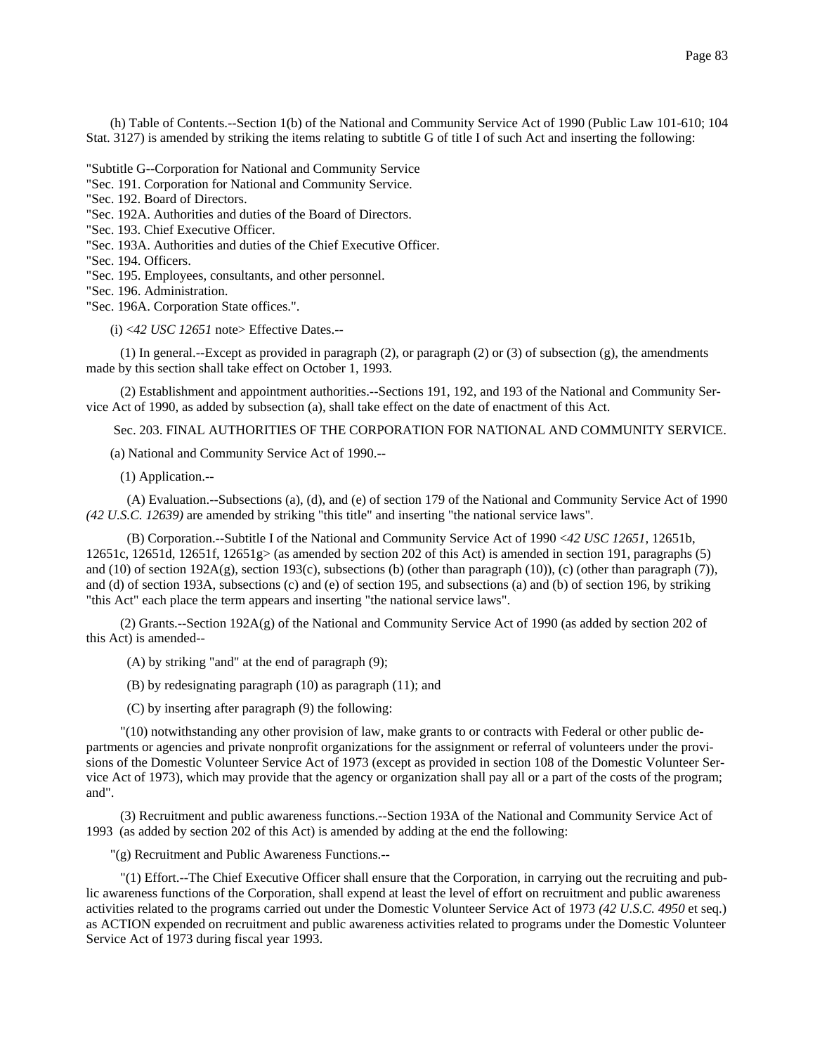(h) Table of Contents.--Section 1(b) of the National and Community Service Act of 1990 (Public Law 101-610; 104 Stat. 3127) is amended by striking the items relating to subtitle G of title I of such Act and inserting the following:

"Subtitle G--Corporation for National and Community Service
"Sec. 191. Corporation for National and Community Service.
"Sec. 192. Board of Directors.
"Sec. 192A. Authorities and duties of the Board of Directors.
"Sec. 193. Chief Executive Officer.
"Sec. 193A. Authorities and duties of the Chief Executive Officer.
"Sec. 194. Officers.
"Sec. 195. Employees, consultants, and other personnel.
"Sec. 196. Administration.
"Sec. 196A. Corporation State offices.".

(i) <*42 USC 12651* note> Effective Dates.--

(1) In general.--Except as provided in paragraph (2), or paragraph (2) or (3) of subsection (g), the amendments made by this section shall take effect on October 1, 1993.

(2) Establishment and appointment authorities.--Sections 191, 192, and 193 of the National and Community Service Act of 1990, as added by subsection (a), shall take effect on the date of enactment of this Act.

Sec. 203. FINAL AUTHORITIES OF THE CORPORATION FOR NATIONAL AND COMMUNITY SERVICE.

(a) National and Community Service Act of 1990.--

(1) Application.--

(A) Evaluation.--Subsections (a), (d), and (e) of section 179 of the National and Community Service Act of 1990 *(42 U.S.C. 12639)* are amended by striking "this title" and inserting "the national service laws".

(B) Corporation.--Subtitle I of the National and Community Service Act of 1990 <*42 USC 12651*, 12651b, 12651c, 12651d, 12651f, 12651g> (as amended by section 202 of this Act) is amended in section 191, paragraphs (5) and (10) of section 192A(g), section 193(c), subsections (b) (other than paragraph (10)), (c) (other than paragraph (7)), and (d) of section 193A, subsections (c) and (e) of section 195, and subsections (a) and (b) of section 196, by striking "this Act" each place the term appears and inserting "the national service laws".

(2) Grants.--Section 192A(g) of the National and Community Service Act of 1990 (as added by section 202 of this Act) is amended--

(A) by striking "and" at the end of paragraph (9);

(B) by redesignating paragraph (10) as paragraph (11); and

(C) by inserting after paragraph (9) the following:

"(10) notwithstanding any other provision of law, make grants to or contracts with Federal or other public departments or agencies and private nonprofit organizations for the assignment or referral of volunteers under the provisions of the Domestic Volunteer Service Act of 1973 (except as provided in section 108 of the Domestic Volunteer Service Act of 1973), which may provide that the agency or organization shall pay all or a part of the costs of the program; and".

(3) Recruitment and public awareness functions.--Section 193A of the National and Community Service Act of 1993 (as added by section 202 of this Act) is amended by adding at the end the following:

"(g) Recruitment and Public Awareness Functions.--

"(1) Effort.--The Chief Executive Officer shall ensure that the Corporation, in carrying out the recruiting and public awareness functions of the Corporation, shall expend at least the level of effort on recruitment and public awareness activities related to the programs carried out under the Domestic Volunteer Service Act of 1973 *(42 U.S.C. 4950* et seq.) as ACTION expended on recruitment and public awareness activities related to programs under the Domestic Volunteer Service Act of 1973 during fiscal year 1993.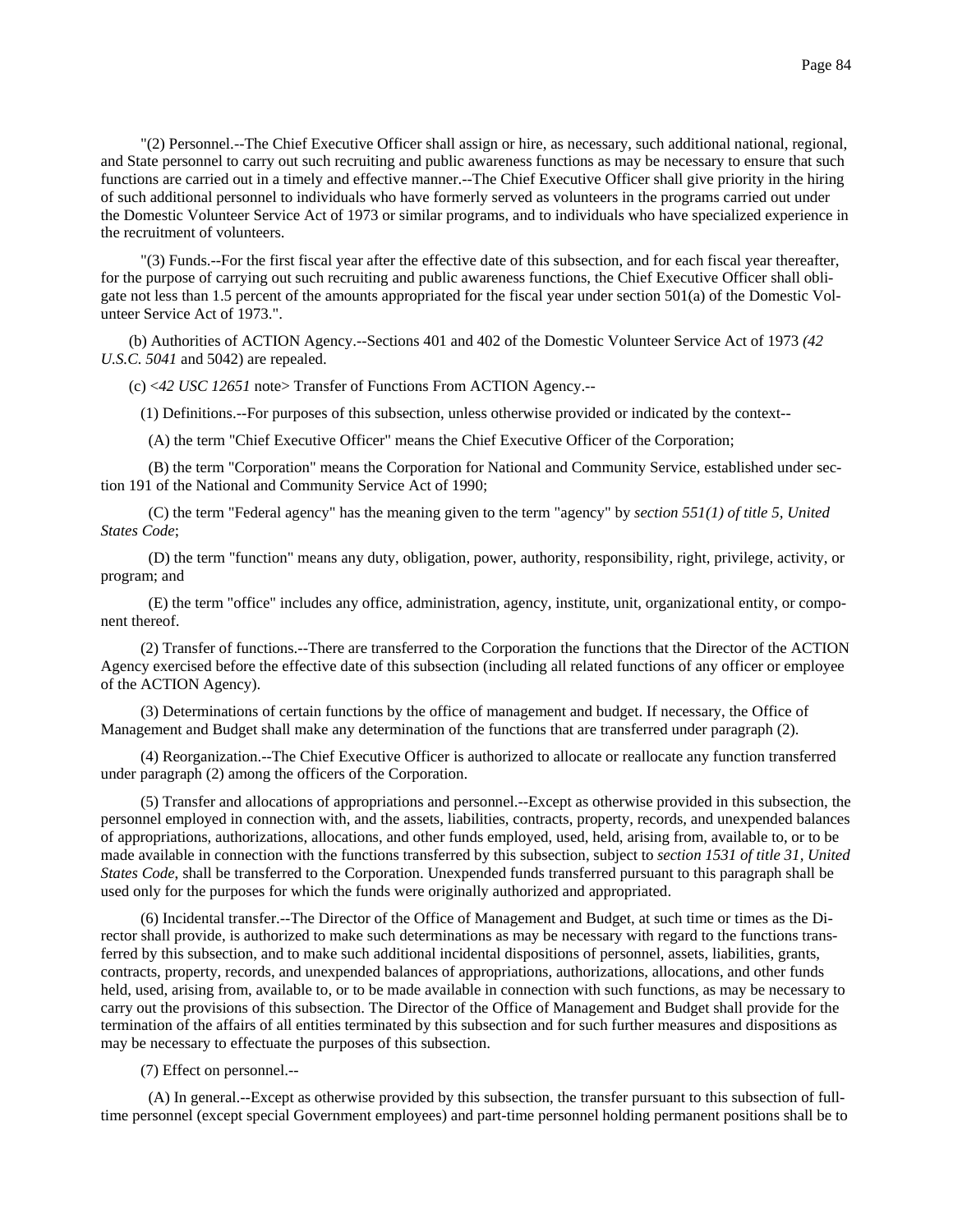"(2) Personnel.--The Chief Executive Officer shall assign or hire, as necessary, such additional national, regional, and State personnel to carry out such recruiting and public awareness functions as may be necessary to ensure that such functions are carried out in a timely and effective manner.--The Chief Executive Officer shall give priority in the hiring of such additional personnel to individuals who have formerly served as volunteers in the programs carried out under the Domestic Volunteer Service Act of 1973 or similar programs, and to individuals who have specialized experience in the recruitment of volunteers.

"(3) Funds.--For the first fiscal year after the effective date of this subsection, and for each fiscal year thereafter, for the purpose of carrying out such recruiting and public awareness functions, the Chief Executive Officer shall obligate not less than 1.5 percent of the amounts appropriated for the fiscal year under section 501(a) of the Domestic Volunteer Service Act of 1973.".

(b) Authorities of ACTION Agency.--Sections 401 and 402 of the Domestic Volunteer Service Act of 1973 *(42 U.S.C. 5041* and 5042) are repealed.

(c) <*42 USC 12651* note> Transfer of Functions From ACTION Agency.--

(1) Definitions.--For purposes of this subsection, unless otherwise provided or indicated by the context--

(A) the term "Chief Executive Officer" means the Chief Executive Officer of the Corporation;

(B) the term "Corporation" means the Corporation for National and Community Service, established under section 191 of the National and Community Service Act of 1990;

(C) the term "Federal agency" has the meaning given to the term "agency" by *section 551(1) of title 5, United States Code*;

(D) the term "function" means any duty, obligation, power, authority, responsibility, right, privilege, activity, or program; and

(E) the term "office" includes any office, administration, agency, institute, unit, organizational entity, or component thereof.

(2) Transfer of functions.--There are transferred to the Corporation the functions that the Director of the ACTION Agency exercised before the effective date of this subsection (including all related functions of any officer or employee of the ACTION Agency).

(3) Determinations of certain functions by the office of management and budget. If necessary, the Office of Management and Budget shall make any determination of the functions that are transferred under paragraph (2).

(4) Reorganization.--The Chief Executive Officer is authorized to allocate or reallocate any function transferred under paragraph (2) among the officers of the Corporation.

(5) Transfer and allocations of appropriations and personnel.--Except as otherwise provided in this subsection, the personnel employed in connection with, and the assets, liabilities, contracts, property, records, and unexpended balances of appropriations, authorizations, allocations, and other funds employed, used, held, arising from, available to, or to be made available in connection with the functions transferred by this subsection, subject to *section 1531 of title 31, United States Code*, shall be transferred to the Corporation. Unexpended funds transferred pursuant to this paragraph shall be used only for the purposes for which the funds were originally authorized and appropriated.

(6) Incidental transfer.--The Director of the Office of Management and Budget, at such time or times as the Director shall provide, is authorized to make such determinations as may be necessary with regard to the functions transferred by this subsection, and to make such additional incidental dispositions of personnel, assets, liabilities, grants, contracts, property, records, and unexpended balances of appropriations, authorizations, allocations, and other funds held, used, arising from, available to, or to be made available in connection with such functions, as may be necessary to carry out the provisions of this subsection. The Director of the Office of Management and Budget shall provide for the termination of the affairs of all entities terminated by this subsection and for such further measures and dispositions as may be necessary to effectuate the purposes of this subsection.

(7) Effect on personnel.--

(A) In general.--Except as otherwise provided by this subsection, the transfer pursuant to this subsection of full-time personnel (except special Government employees) and part-time personnel holding permanent positions shall be to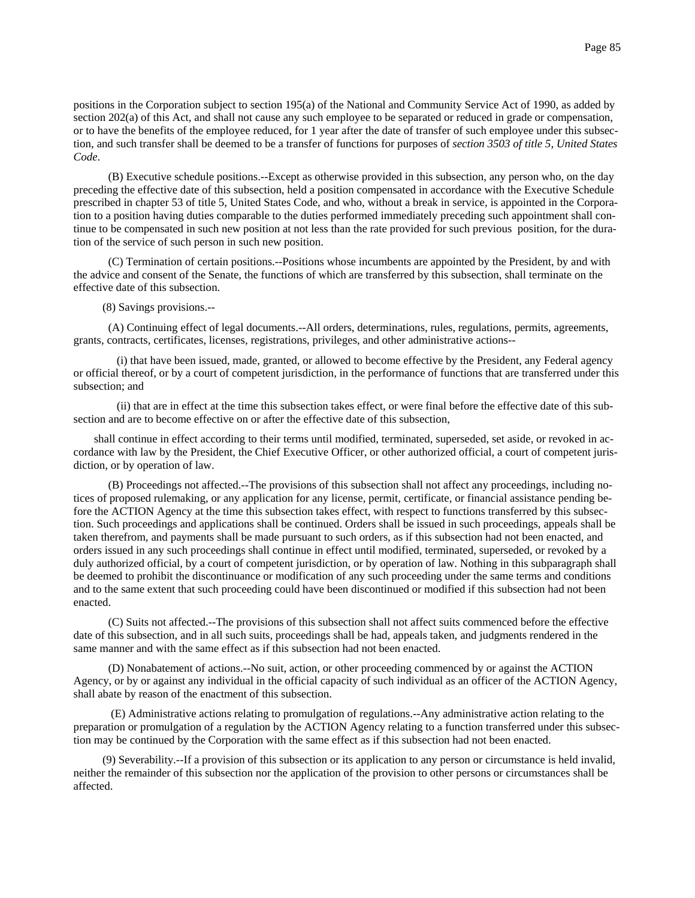positions in the Corporation subject to section 195(a) of the National and Community Service Act of 1990, as added by section 202(a) of this Act, and shall not cause any such employee to be separated or reduced in grade or compensation, or to have the benefits of the employee reduced, for 1 year after the date of transfer of such employee under this subsection, and such transfer shall be deemed to be a transfer of functions for purposes of *section 3503 of title 5, United States Code*.

(B) Executive schedule positions.--Except as otherwise provided in this subsection, any person who, on the day preceding the effective date of this subsection, held a position compensated in accordance with the Executive Schedule prescribed in chapter 53 of title 5, United States Code, and who, without a break in service, is appointed in the Corporation to a position having duties comparable to the duties performed immediately preceding such appointment shall continue to be compensated in such new position at not less than the rate provided for such previous position, for the duration of the service of such person in such new position.

(C) Termination of certain positions.--Positions whose incumbents are appointed by the President, by and with the advice and consent of the Senate, the functions of which are transferred by this subsection, shall terminate on the effective date of this subsection.

(8) Savings provisions.--

(A) Continuing effect of legal documents.--All orders, determinations, rules, regulations, permits, agreements, grants, contracts, certificates, licenses, registrations, privileges, and other administrative actions--

(i) that have been issued, made, granted, or allowed to become effective by the President, any Federal agency or official thereof, or by a court of competent jurisdiction, in the performance of functions that are transferred under this subsection; and

(ii) that are in effect at the time this subsection takes effect, or were final before the effective date of this subsection and are to become effective on or after the effective date of this subsection,

shall continue in effect according to their terms until modified, terminated, superseded, set aside, or revoked in accordance with law by the President, the Chief Executive Officer, or other authorized official, a court of competent jurisdiction, or by operation of law.

(B) Proceedings not affected.--The provisions of this subsection shall not affect any proceedings, including notices of proposed rulemaking, or any application for any license, permit, certificate, or financial assistance pending before the ACTION Agency at the time this subsection takes effect, with respect to functions transferred by this subsection. Such proceedings and applications shall be continued. Orders shall be issued in such proceedings, appeals shall be taken therefrom, and payments shall be made pursuant to such orders, as if this subsection had not been enacted, and orders issued in any such proceedings shall continue in effect until modified, terminated, superseded, or revoked by a duly authorized official, by a court of competent jurisdiction, or by operation of law. Nothing in this subparagraph shall be deemed to prohibit the discontinuance or modification of any such proceeding under the same terms and conditions and to the same extent that such proceeding could have been discontinued or modified if this subsection had not been enacted.

(C) Suits not affected.--The provisions of this subsection shall not affect suits commenced before the effective date of this subsection, and in all such suits, proceedings shall be had, appeals taken, and judgments rendered in the same manner and with the same effect as if this subsection had not been enacted.

(D) Nonabatement of actions.--No suit, action, or other proceeding commenced by or against the ACTION Agency, or by or against any individual in the official capacity of such individual as an officer of the ACTION Agency, shall abate by reason of the enactment of this subsection.

(E) Administrative actions relating to promulgation of regulations.--Any administrative action relating to the preparation or promulgation of a regulation by the ACTION Agency relating to a function transferred under this subsection may be continued by the Corporation with the same effect as if this subsection had not been enacted.

(9) Severability.--If a provision of this subsection or its application to any person or circumstance is held invalid, neither the remainder of this subsection nor the application of the provision to other persons or circumstances shall be affected.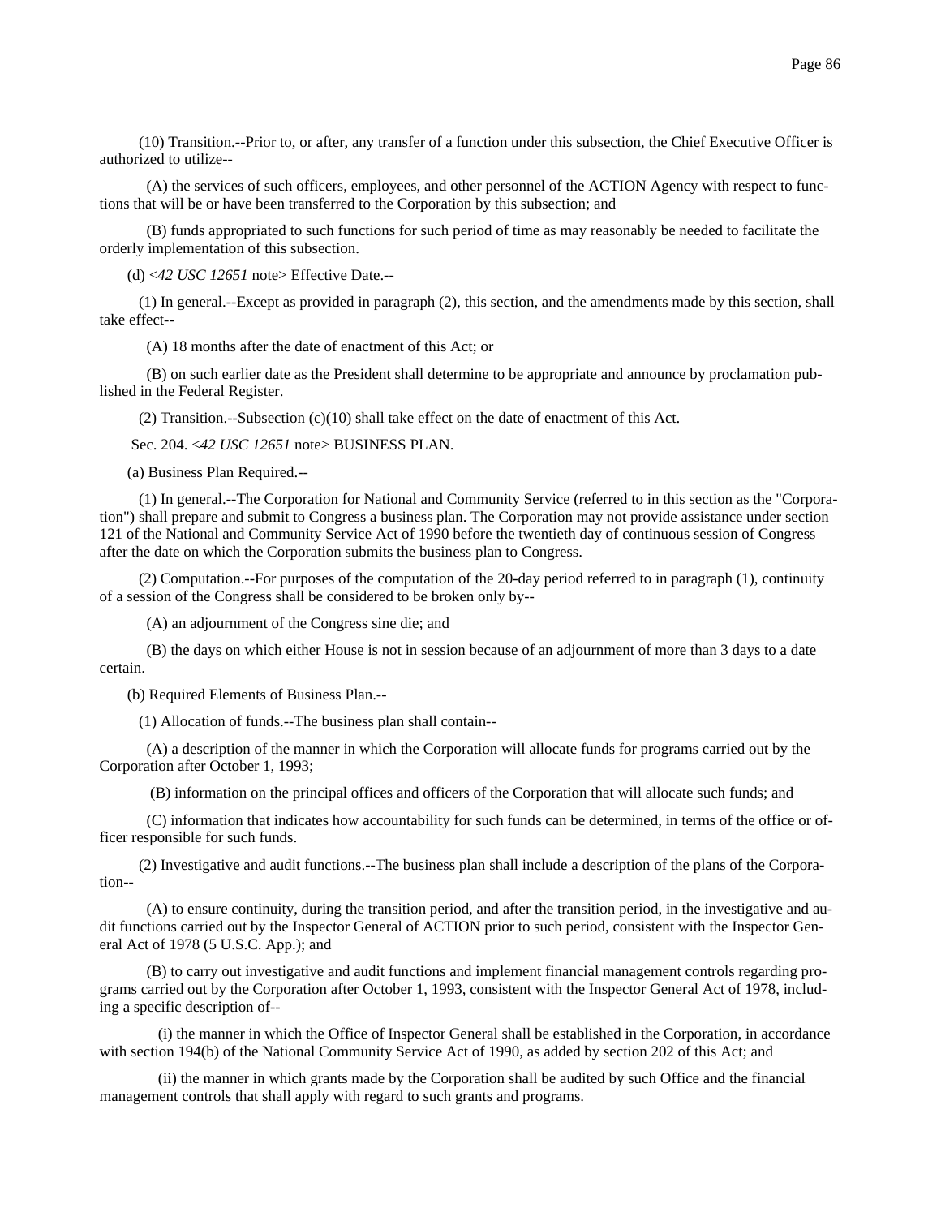(10) Transition.--Prior to, or after, any transfer of a function under this subsection, the Chief Executive Officer is authorized to utilize--

(A) the services of such officers, employees, and other personnel of the ACTION Agency with respect to functions that will be or have been transferred to the Corporation by this subsection; and

(B) funds appropriated to such functions for such period of time as may reasonably be needed to facilitate the orderly implementation of this subsection.

(d) <*42 USC 12651* note> Effective Date.--

(1) In general.--Except as provided in paragraph (2), this section, and the amendments made by this section, shall take effect--

(A) 18 months after the date of enactment of this Act; or

(B) on such earlier date as the President shall determine to be appropriate and announce by proclamation published in the Federal Register.

(2) Transition.--Subsection (c)(10) shall take effect on the date of enactment of this Act.

Sec. 204. <*42 USC 12651* note> BUSINESS PLAN.

(a) Business Plan Required.--

(1) In general.--The Corporation for National and Community Service (referred to in this section as the "Corporation") shall prepare and submit to Congress a business plan. The Corporation may not provide assistance under section 121 of the National and Community Service Act of 1990 before the twentieth day of continuous session of Congress after the date on which the Corporation submits the business plan to Congress.

(2) Computation.--For purposes of the computation of the 20-day period referred to in paragraph (1), continuity of a session of the Congress shall be considered to be broken only by--

(A) an adjournment of the Congress sine die; and

(B) the days on which either House is not in session because of an adjournment of more than 3 days to a date certain.

(b) Required Elements of Business Plan.--

(1) Allocation of funds.--The business plan shall contain--

(A) a description of the manner in which the Corporation will allocate funds for programs carried out by the Corporation after October 1, 1993;

(B) information on the principal offices and officers of the Corporation that will allocate such funds; and

(C) information that indicates how accountability for such funds can be determined, in terms of the office or officer responsible for such funds.

(2) Investigative and audit functions.--The business plan shall include a description of the plans of the Corporation--

(A) to ensure continuity, during the transition period, and after the transition period, in the investigative and audit functions carried out by the Inspector General of ACTION prior to such period, consistent with the Inspector General Act of 1978 (5 U.S.C. App.); and

(B) to carry out investigative and audit functions and implement financial management controls regarding programs carried out by the Corporation after October 1, 1993, consistent with the Inspector General Act of 1978, including a specific description of--

(i) the manner in which the Office of Inspector General shall be established in the Corporation, in accordance with section 194(b) of the National Community Service Act of 1990, as added by section 202 of this Act; and

(ii) the manner in which grants made by the Corporation shall be audited by such Office and the financial management controls that shall apply with regard to such grants and programs.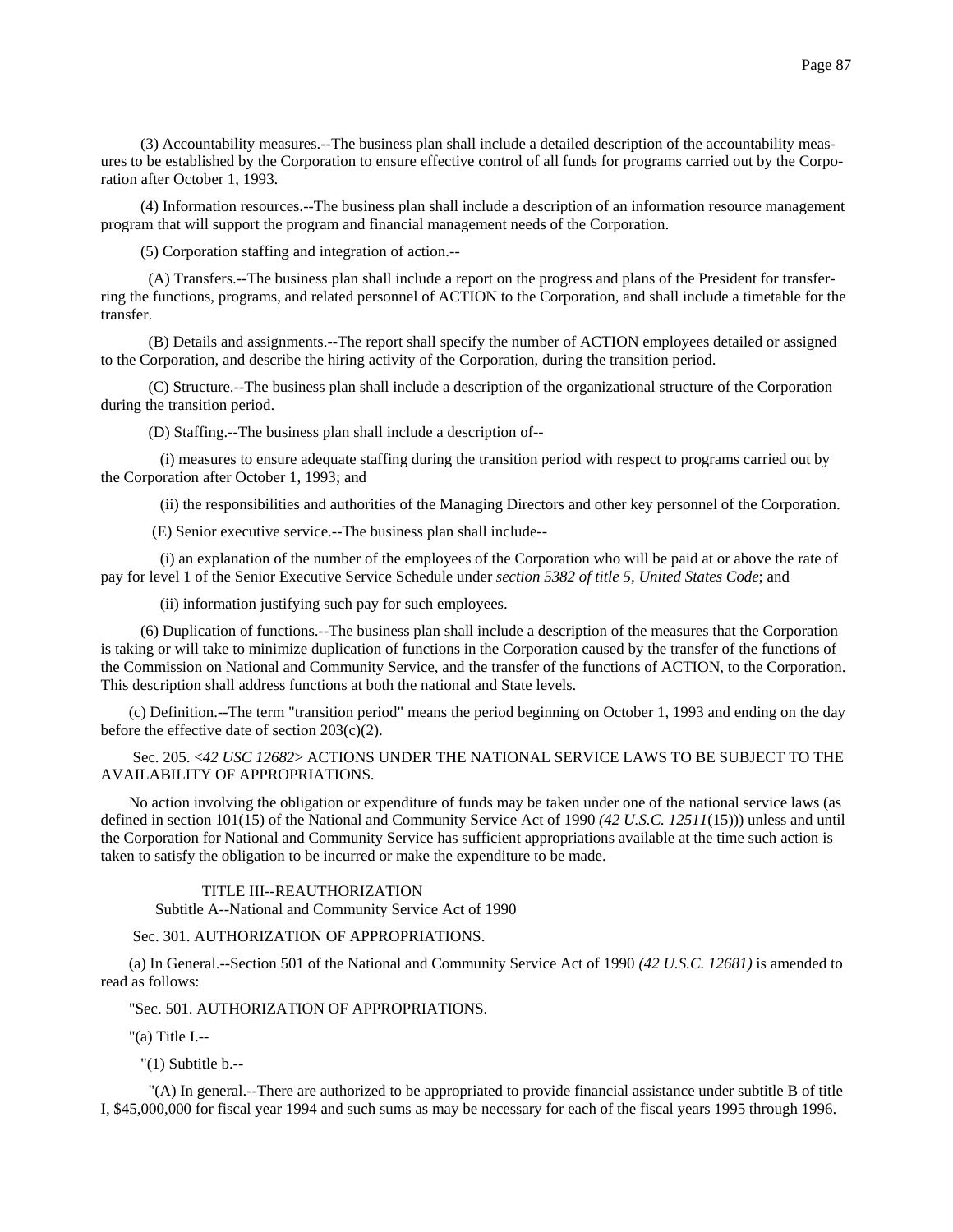(3) Accountability measures.--The business plan shall include a detailed description of the accountability measures to be established by the Corporation to ensure effective control of all funds for programs carried out by the Corporation after October 1, 1993.

(4) Information resources.--The business plan shall include a description of an information resource management program that will support the program and financial management needs of the Corporation.

(5) Corporation staffing and integration of action.--

(A) Transfers.--The business plan shall include a report on the progress and plans of the President for transferring the functions, programs, and related personnel of ACTION to the Corporation, and shall include a timetable for the transfer.

(B) Details and assignments.--The report shall specify the number of ACTION employees detailed or assigned to the Corporation, and describe the hiring activity of the Corporation, during the transition period.

(C) Structure.--The business plan shall include a description of the organizational structure of the Corporation during the transition period.

(D) Staffing.--The business plan shall include a description of--

(i) measures to ensure adequate staffing during the transition period with respect to programs carried out by the Corporation after October 1, 1993; and

(ii) the responsibilities and authorities of the Managing Directors and other key personnel of the Corporation.

(E) Senior executive service.--The business plan shall include--

(i) an explanation of the number of the employees of the Corporation who will be paid at or above the rate of pay for level 1 of the Senior Executive Service Schedule under *section 5382 of title 5, United States Code*; and

(ii) information justifying such pay for such employees.

(6) Duplication of functions.--The business plan shall include a description of the measures that the Corporation is taking or will take to minimize duplication of functions in the Corporation caused by the transfer of the functions of the Commission on National and Community Service, and the transfer of the functions of ACTION, to the Corporation. This description shall address functions at both the national and State levels.

(c) Definition.--The term "transition period" means the period beginning on October 1, 1993 and ending on the day before the effective date of section 203(c)(2).

Sec. 205. <*42 USC 12682*> ACTIONS UNDER THE NATIONAL SERVICE LAWS TO BE SUBJECT TO THE AVAILABILITY OF APPROPRIATIONS.

No action involving the obligation or expenditure of funds may be taken under one of the national service laws (as defined in section 101(15) of the National and Community Service Act of 1990 *(42 U.S.C. 12511*(15))) unless and until the Corporation for National and Community Service has sufficient appropriations available at the time such action is taken to satisfy the obligation to be incurred or make the expenditure to be made.

TITLE III--REAUTHORIZATION

Subtitle A--National and Community Service Act of 1990

Sec. 301. AUTHORIZATION OF APPROPRIATIONS.

(a) In General.--Section 501 of the National and Community Service Act of 1990 *(42 U.S.C. 12681)* is amended to read as follows:

"Sec. 501. AUTHORIZATION OF APPROPRIATIONS.

"(a) Title I.--

"(1) Subtitle b.--

"(A) In general.--There are authorized to be appropriated to provide financial assistance under subtitle B of title I, $45,000,000 for fiscal year 1994 and such sums as may be necessary for each of the fiscal years 1995 through 1996.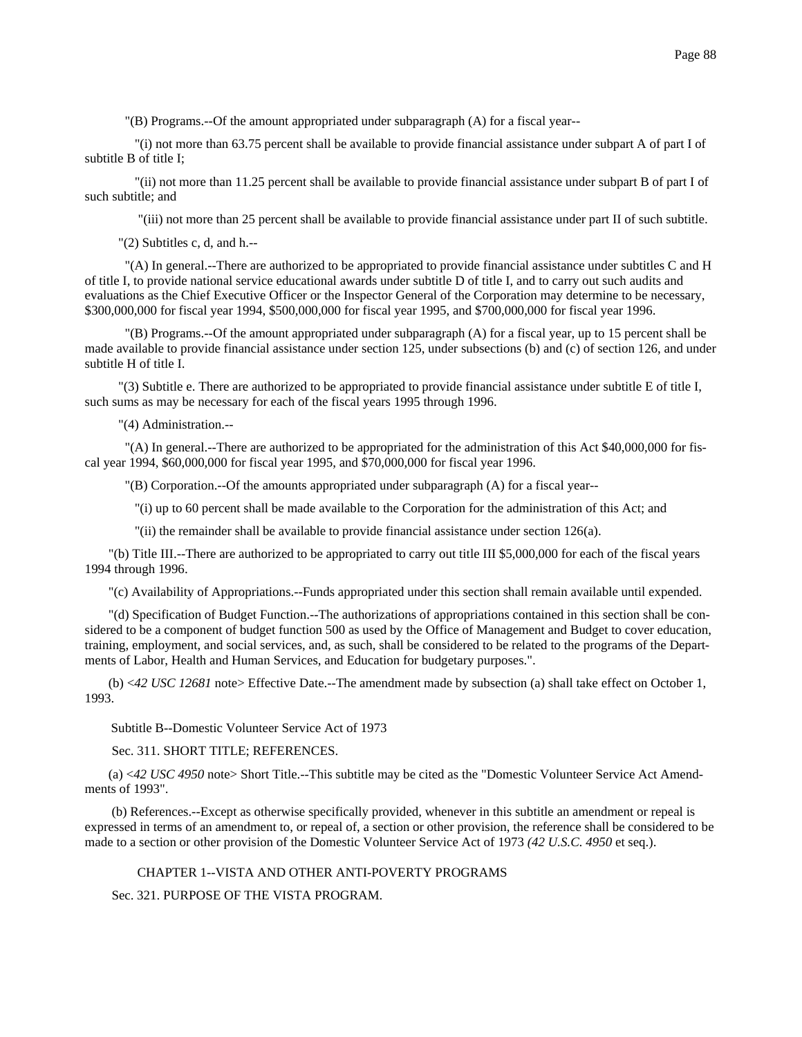"(B) Programs.--Of the amount appropriated under subparagraph (A) for a fiscal year--

"(i) not more than 63.75 percent shall be available to provide financial assistance under subpart A of part I of subtitle B of title I;

"(ii) not more than 11.25 percent shall be available to provide financial assistance under subpart B of part I of such subtitle; and

"(iii) not more than 25 percent shall be available to provide financial assistance under part II of such subtitle.

"(2) Subtitles c, d, and h.--

"(A) In general.--There are authorized to be appropriated to provide financial assistance under subtitles C and H of title I, to provide national service educational awards under subtitle D of title I, and to carry out such audits and evaluations as the Chief Executive Officer or the Inspector General of the Corporation may determine to be necessary, $300,000,000 for fiscal year 1994, $500,000,000 for fiscal year 1995, and $700,000,000 for fiscal year 1996.

"(B) Programs.--Of the amount appropriated under subparagraph (A) for a fiscal year, up to 15 percent shall be made available to provide financial assistance under section 125, under subsections (b) and (c) of section 126, and under subtitle H of title I.

"(3) Subtitle e. There are authorized to be appropriated to provide financial assistance under subtitle E of title I, such sums as may be necessary for each of the fiscal years 1995 through 1996.

"(4) Administration.--

"(A) In general.--There are authorized to be appropriated for the administration of this Act $40,000,000 for fiscal year 1994, $60,000,000 for fiscal year 1995, and $70,000,000 for fiscal year 1996.

"(B) Corporation.--Of the amounts appropriated under subparagraph (A) for a fiscal year--

"(i) up to 60 percent shall be made available to the Corporation for the administration of this Act; and

"(ii) the remainder shall be available to provide financial assistance under section 126(a).

"(b) Title III.--There are authorized to be appropriated to carry out title III $5,000,000 for each of the fiscal years 1994 through 1996.

"(c) Availability of Appropriations.--Funds appropriated under this section shall remain available until expended.

"(d) Specification of Budget Function.--The authorizations of appropriations contained in this section shall be considered to be a component of budget function 500 as used by the Office of Management and Budget to cover education, training, employment, and social services, and, as such, shall be considered to be related to the programs of the Departments of Labor, Health and Human Services, and Education for budgetary purposes.".

(b) <*42 USC 12681* note> Effective Date.--The amendment made by subsection (a) shall take effect on October 1, 1993.

Subtitle B--Domestic Volunteer Service Act of 1973

Sec. 311. SHORT TITLE; REFERENCES.

(a) <*42 USC 4950* note> Short Title.--This subtitle may be cited as the "Domestic Volunteer Service Act Amendments of 1993".

(b) References.--Except as otherwise specifically provided, whenever in this subtitle an amendment or repeal is expressed in terms of an amendment to, or repeal of, a section or other provision, the reference shall be considered to be made to a section or other provision of the Domestic Volunteer Service Act of 1973 *(42 U.S.C. 4950* et seq.).

CHAPTER 1--VISTA AND OTHER ANTI-POVERTY PROGRAMS

Sec. 321. PURPOSE OF THE VISTA PROGRAM.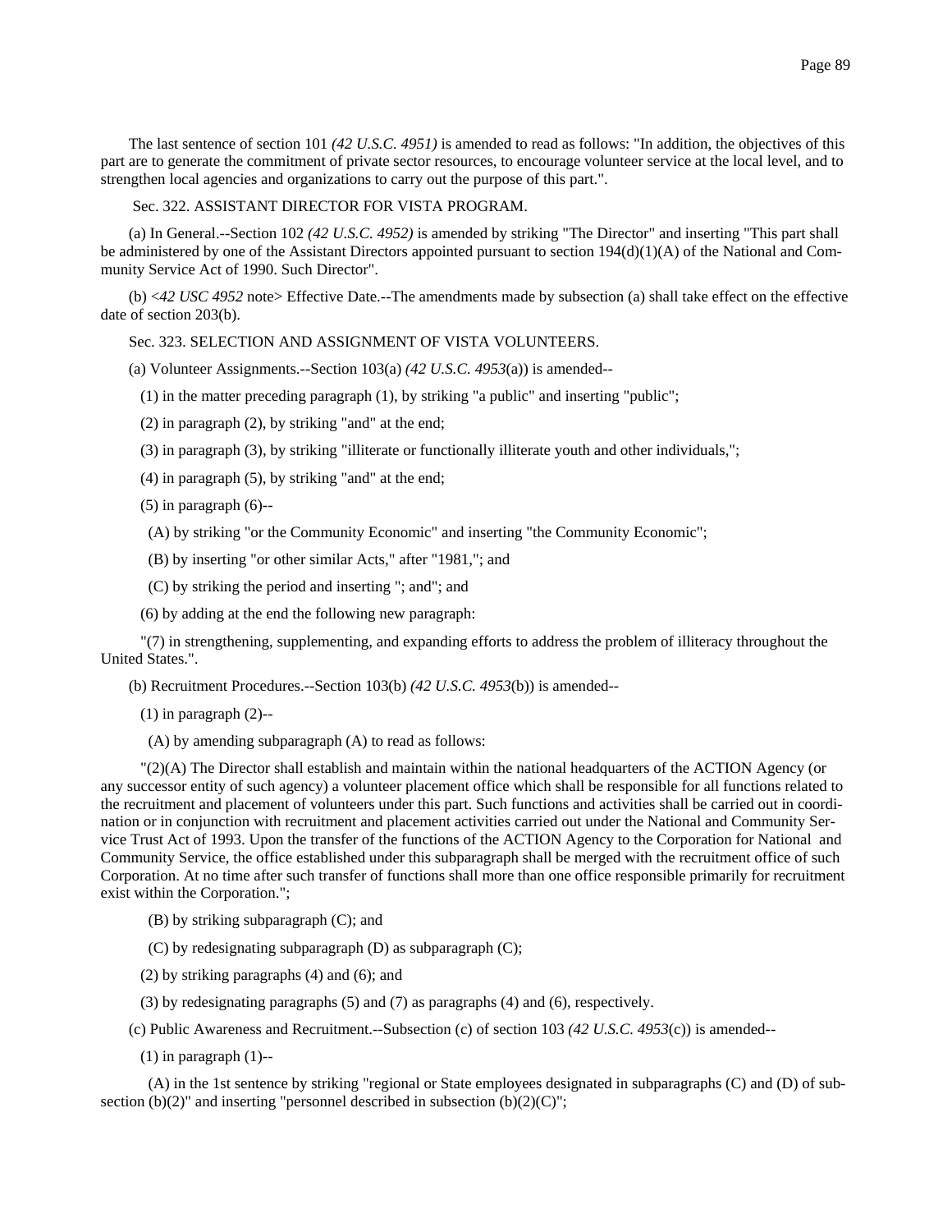The last sentence of section 101 *(42 U.S.C. 4951)* is amended to read as follows: "In addition, the objectives of this part are to generate the commitment of private sector resources, to encourage volunteer service at the local level, and to strengthen local agencies and organizations to carry out the purpose of this part.".

Sec. 322. ASSISTANT DIRECTOR FOR VISTA PROGRAM.

(a) In General.--Section 102 *(42 U.S.C. 4952)* is amended by striking "The Director" and inserting "This part shall be administered by one of the Assistant Directors appointed pursuant to section 194(d)(1)(A) of the National and Community Service Act of 1990. Such Director".

(b) <*42 USC 4952* note> Effective Date.--The amendments made by subsection (a) shall take effect on the effective date of section 203(b).

Sec. 323. SELECTION AND ASSIGNMENT OF VISTA VOLUNTEERS.

(a) Volunteer Assignments.--Section 103(a) *(42 U.S.C. 4953*(a)) is amended--

(1) in the matter preceding paragraph (1), by striking "a public" and inserting "public";

(2) in paragraph (2), by striking "and" at the end;

(3) in paragraph (3), by striking "illiterate or functionally illiterate youth and other individuals,";

(4) in paragraph (5), by striking "and" at the end;

(5) in paragraph (6)--

(A) by striking "or the Community Economic" and inserting "the Community Economic";

(B) by inserting "or other similar Acts," after "1981,"; and

(C) by striking the period and inserting "; and"; and

(6) by adding at the end the following new paragraph:

"(7) in strengthening, supplementing, and expanding efforts to address the problem of illiteracy throughout the United States.".

(b) Recruitment Procedures.--Section 103(b) *(42 U.S.C. 4953*(b)) is amended--

(1) in paragraph (2)--

(A) by amending subparagraph (A) to read as follows:

"(2)(A) The Director shall establish and maintain within the national headquarters of the ACTION Agency (or any successor entity of such agency) a volunteer placement office which shall be responsible for all functions related to the recruitment and placement of volunteers under this part. Such functions and activities shall be carried out in coordination or in conjunction with recruitment and placement activities carried out under the National and Community Service Trust Act of 1993. Upon the transfer of the functions of the ACTION Agency to the Corporation for National and Community Service, the office established under this subparagraph shall be merged with the recruitment office of such Corporation. At no time after such transfer of functions shall more than one office responsible primarily for recruitment exist within the Corporation.";

(B) by striking subparagraph (C); and

(C) by redesignating subparagraph (D) as subparagraph (C);

(2) by striking paragraphs (4) and (6); and

(3) by redesignating paragraphs (5) and (7) as paragraphs (4) and (6), respectively.

(c) Public Awareness and Recruitment.--Subsection (c) of section 103 *(42 U.S.C. 4953*(c)) is amended--

(1) in paragraph (1)--

(A) in the 1st sentence by striking "regional or State employees designated in subparagraphs (C) and (D) of subsection (b)(2)" and inserting "personnel described in subsection (b)(2)(C)";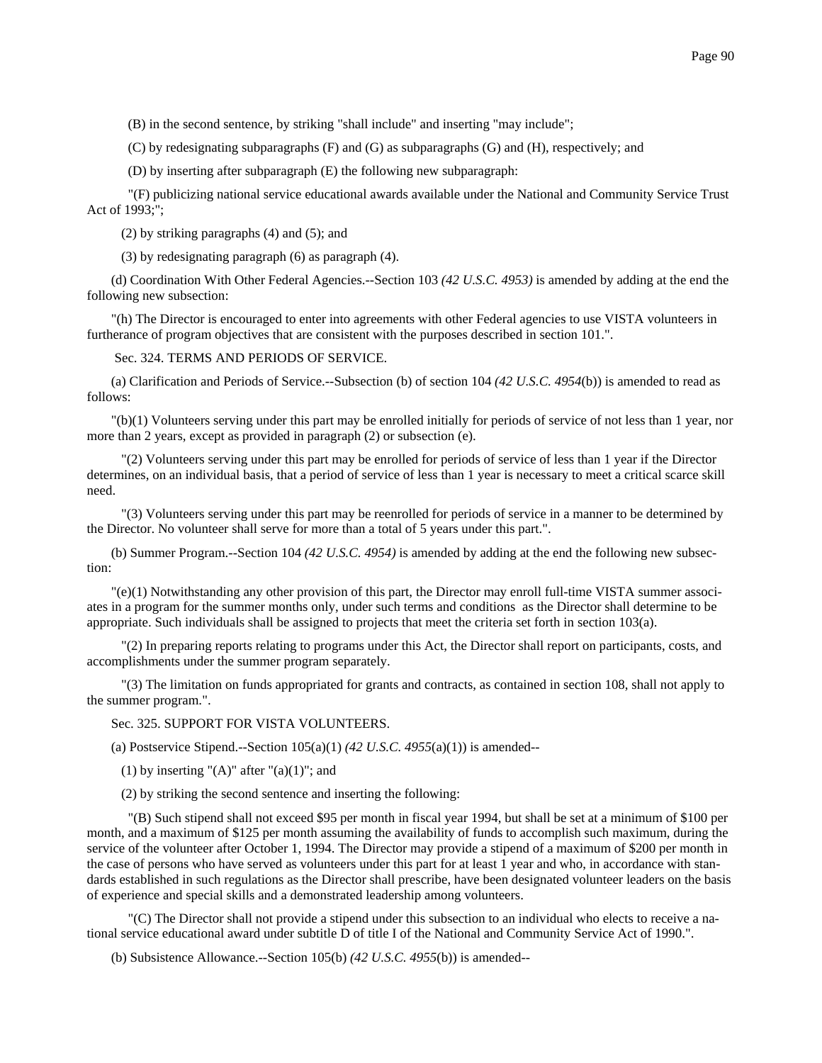(B) in the second sentence, by striking "shall include" and inserting "may include";

(C) by redesignating subparagraphs (F) and (G) as subparagraphs (G) and (H), respectively; and

(D) by inserting after subparagraph (E) the following new subparagraph:

"(F) publicizing national service educational awards available under the National and Community Service Trust Act of 1993;";

(2) by striking paragraphs (4) and (5); and

(3) by redesignating paragraph (6) as paragraph (4).

(d) Coordination With Other Federal Agencies.--Section 103 *(42 U.S.C. 4953)* is amended by adding at the end the following new subsection:

"(h) The Director is encouraged to enter into agreements with other Federal agencies to use VISTA volunteers in furtherance of program objectives that are consistent with the purposes described in section 101.".

Sec. 324. TERMS AND PERIODS OF SERVICE.

(a) Clarification and Periods of Service.--Subsection (b) of section 104 *(42 U.S.C. 4954*(b)) is amended to read as follows:

"(b)(1) Volunteers serving under this part may be enrolled initially for periods of service of not less than 1 year, nor more than 2 years, except as provided in paragraph (2) or subsection (e).

"(2) Volunteers serving under this part may be enrolled for periods of service of less than 1 year if the Director determines, on an individual basis, that a period of service of less than 1 year is necessary to meet a critical scarce skill need.

"(3) Volunteers serving under this part may be reenrolled for periods of service in a manner to be determined by the Director. No volunteer shall serve for more than a total of 5 years under this part.".

(b) Summer Program.--Section 104 *(42 U.S.C. 4954)* is amended by adding at the end the following new subsection:

"(e)(1) Notwithstanding any other provision of this part, the Director may enroll full-time VISTA summer associates in a program for the summer months only, under such terms and conditions as the Director shall determine to be appropriate. Such individuals shall be assigned to projects that meet the criteria set forth in section 103(a).

"(2) In preparing reports relating to programs under this Act, the Director shall report on participants, costs, and accomplishments under the summer program separately.

"(3) The limitation on funds appropriated for grants and contracts, as contained in section 108, shall not apply to the summer program.".

Sec. 325. SUPPORT FOR VISTA VOLUNTEERS.

(a) Postservice Stipend.--Section 105(a)(1) *(42 U.S.C. 4955*(a)(1)) is amended--

(1) by inserting "(A)" after "(a)(1)"; and

(2) by striking the second sentence and inserting the following:

"(B) Such stipend shall not exceed $95 per month in fiscal year 1994, but shall be set at a minimum of $100 per month, and a maximum of $125 per month assuming the availability of funds to accomplish such maximum, during the service of the volunteer after October 1, 1994. The Director may provide a stipend of a maximum of $200 per month in the case of persons who have served as volunteers under this part for at least 1 year and who, in accordance with standards established in such regulations as the Director shall prescribe, have been designated volunteer leaders on the basis of experience and special skills and a demonstrated leadership among volunteers.

"(C) The Director shall not provide a stipend under this subsection to an individual who elects to receive a national service educational award under subtitle D of title I of the National and Community Service Act of 1990.".

(b) Subsistence Allowance.--Section 105(b) *(42 U.S.C. 4955*(b)) is amended--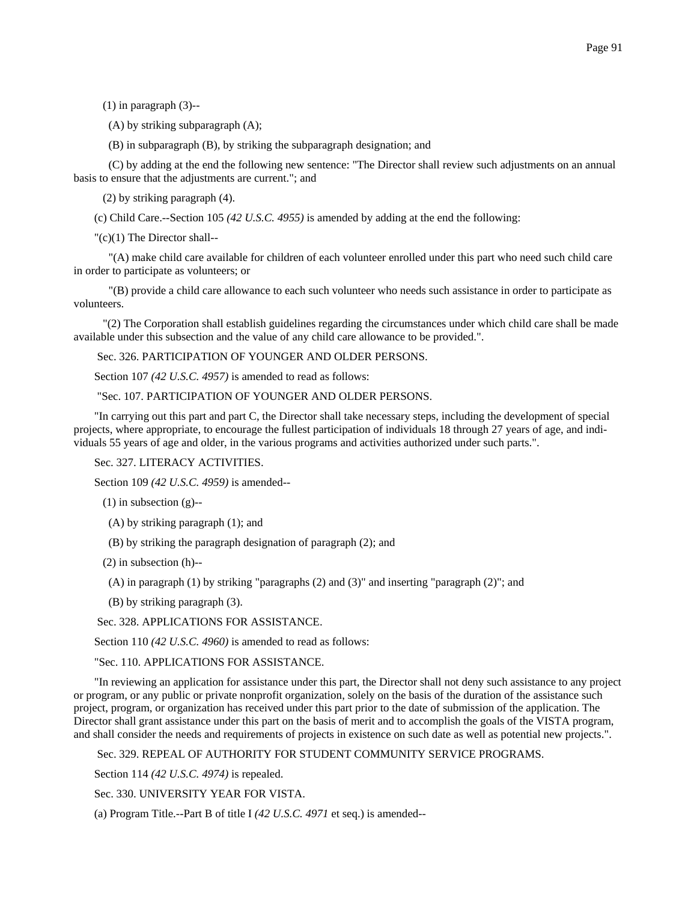(1) in paragraph (3)--

(A) by striking subparagraph (A);

(B) in subparagraph (B), by striking the subparagraph designation; and

(C) by adding at the end the following new sentence: "The Director shall review such adjustments on an annual basis to ensure that the adjustments are current."; and

(2) by striking paragraph (4).

(c) Child Care.--Section 105 *(42 U.S.C. 4955)* is amended by adding at the end the following:

"(c)(1) The Director shall--

"(A) make child care available for children of each volunteer enrolled under this part who need such child care in order to participate as volunteers; or

"(B) provide a child care allowance to each such volunteer who needs such assistance in order to participate as volunteers.

"(2) The Corporation shall establish guidelines regarding the circumstances under which child care shall be made available under this subsection and the value of any child care allowance to be provided.".

Sec. 326. PARTICIPATION OF YOUNGER AND OLDER PERSONS.

Section 107 *(42 U.S.C. 4957)* is amended to read as follows:

"Sec. 107. PARTICIPATION OF YOUNGER AND OLDER PERSONS.

"In carrying out this part and part C, the Director shall take necessary steps, including the development of special projects, where appropriate, to encourage the fullest participation of individuals 18 through 27 years of age, and individuals 55 years of age and older, in the various programs and activities authorized under such parts.".

Sec. 327. LITERACY ACTIVITIES.

Section 109 *(42 U.S.C. 4959)* is amended--

(1) in subsection (g)--

(A) by striking paragraph (1); and

(B) by striking the paragraph designation of paragraph (2); and

(2) in subsection (h)--

(A) in paragraph (1) by striking "paragraphs (2) and (3)" and inserting "paragraph (2)"; and

(B) by striking paragraph (3).

Sec. 328. APPLICATIONS FOR ASSISTANCE.

Section 110 *(42 U.S.C. 4960)* is amended to read as follows:

"Sec. 110. APPLICATIONS FOR ASSISTANCE.

"In reviewing an application for assistance under this part, the Director shall not deny such assistance to any project or program, or any public or private nonprofit organization, solely on the basis of the duration of the assistance such project, program, or organization has received under this part prior to the date of submission of the application. The Director shall grant assistance under this part on the basis of merit and to accomplish the goals of the VISTA program, and shall consider the needs and requirements of projects in existence on such date as well as potential new projects.".

Sec. 329. REPEAL OF AUTHORITY FOR STUDENT COMMUNITY SERVICE PROGRAMS.

Section 114 *(42 U.S.C. 4974)* is repealed.

Sec. 330. UNIVERSITY YEAR FOR VISTA.

(a) Program Title.--Part B of title I *(42 U.S.C. 4971* et seq.) is amended--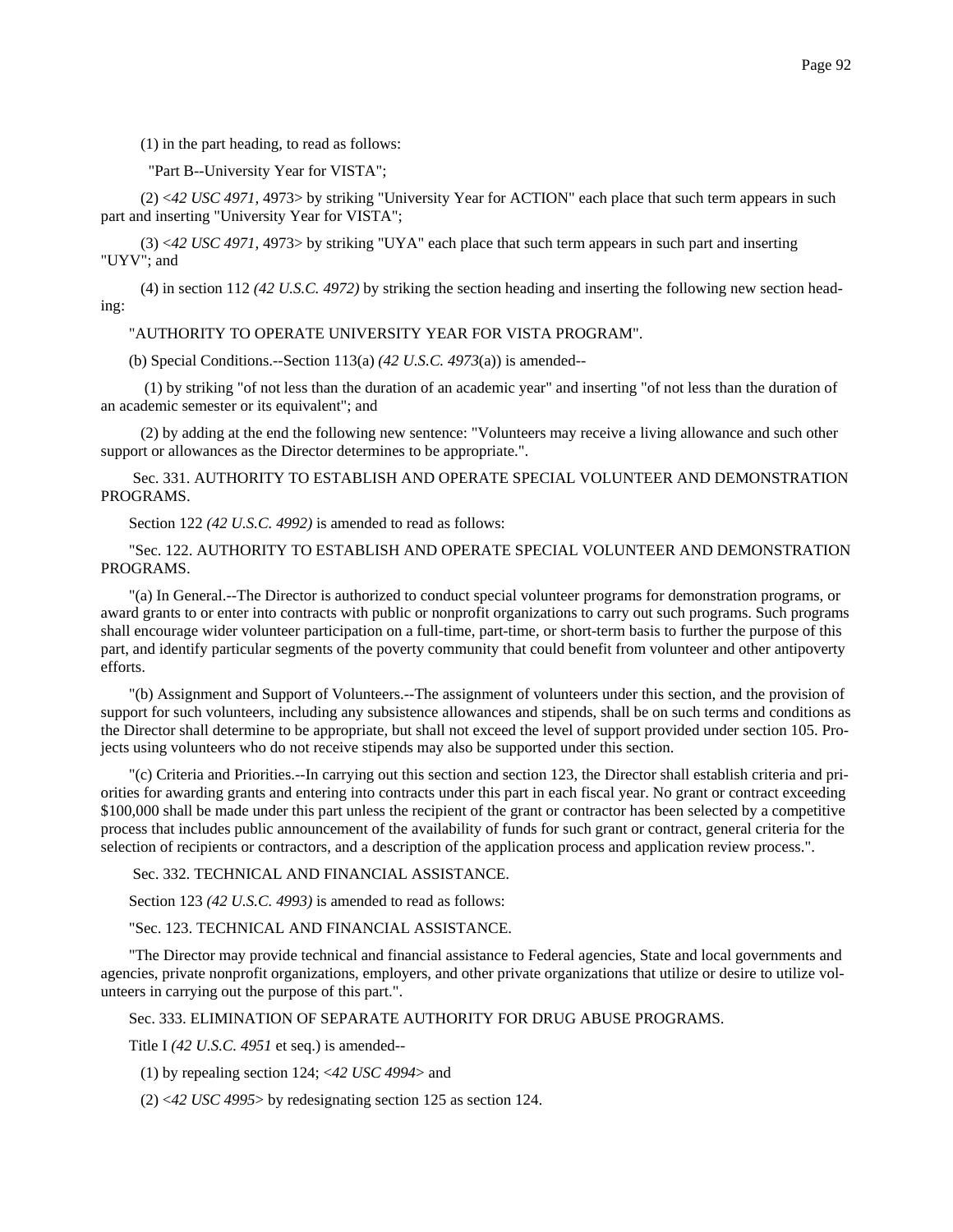(1) in the part heading, to read as follows:

"Part B--University Year for VISTA";

(2) <*42 USC 4971*, 4973> by striking "University Year for ACTION" each place that such term appears in such part and inserting "University Year for VISTA";

(3) <*42 USC 4971*, 4973> by striking "UYA" each place that such term appears in such part and inserting "UYV"; and

(4) in section 112 *(42 U.S.C. 4972)* by striking the section heading and inserting the following new section heading:

"AUTHORITY TO OPERATE UNIVERSITY YEAR FOR VISTA PROGRAM".

(b) Special Conditions.--Section 113(a) *(42 U.S.C. 4973*(a)) is amended--

(1) by striking "of not less than the duration of an academic year" and inserting "of not less than the duration of an academic semester or its equivalent"; and

(2) by adding at the end the following new sentence: "Volunteers may receive a living allowance and such other support or allowances as the Director determines to be appropriate.".

Sec. 331. AUTHORITY TO ESTABLISH AND OPERATE SPECIAL VOLUNTEER AND DEMONSTRATION PROGRAMS.

Section 122 *(42 U.S.C. 4992)* is amended to read as follows:

"Sec. 122. AUTHORITY TO ESTABLISH AND OPERATE SPECIAL VOLUNTEER AND DEMONSTRATION PROGRAMS.

"(a) In General.--The Director is authorized to conduct special volunteer programs for demonstration programs, or award grants to or enter into contracts with public or nonprofit organizations to carry out such programs. Such programs shall encourage wider volunteer participation on a full-time, part-time, or short-term basis to further the purpose of this part, and identify particular segments of the poverty community that could benefit from volunteer and other antipoverty efforts.

"(b) Assignment and Support of Volunteers.--The assignment of volunteers under this section, and the provision of support for such volunteers, including any subsistence allowances and stipends, shall be on such terms and conditions as the Director shall determine to be appropriate, but shall not exceed the level of support provided under section 105. Projects using volunteers who do not receive stipends may also be supported under this section.

"(c) Criteria and Priorities.--In carrying out this section and section 123, the Director shall establish criteria and priorities for awarding grants and entering into contracts under this part in each fiscal year. No grant or contract exceeding $100,000 shall be made under this part unless the recipient of the grant or contractor has been selected by a competitive process that includes public announcement of the availability of funds for such grant or contract, general criteria for the selection of recipients or contractors, and a description of the application process and application review process.".

Sec. 332. TECHNICAL AND FINANCIAL ASSISTANCE.

Section 123 *(42 U.S.C. 4993)* is amended to read as follows:

"Sec. 123. TECHNICAL AND FINANCIAL ASSISTANCE.

"The Director may provide technical and financial assistance to Federal agencies, State and local governments and agencies, private nonprofit organizations, employers, and other private organizations that utilize or desire to utilize volunteers in carrying out the purpose of this part.".

Sec. 333. ELIMINATION OF SEPARATE AUTHORITY FOR DRUG ABUSE PROGRAMS.

Title I *(42 U.S.C. 4951* et seq.) is amended--

(1) by repealing section 124; <*42 USC 4994*> and

(2) <*42 USC 4995*> by redesignating section 125 as section 124.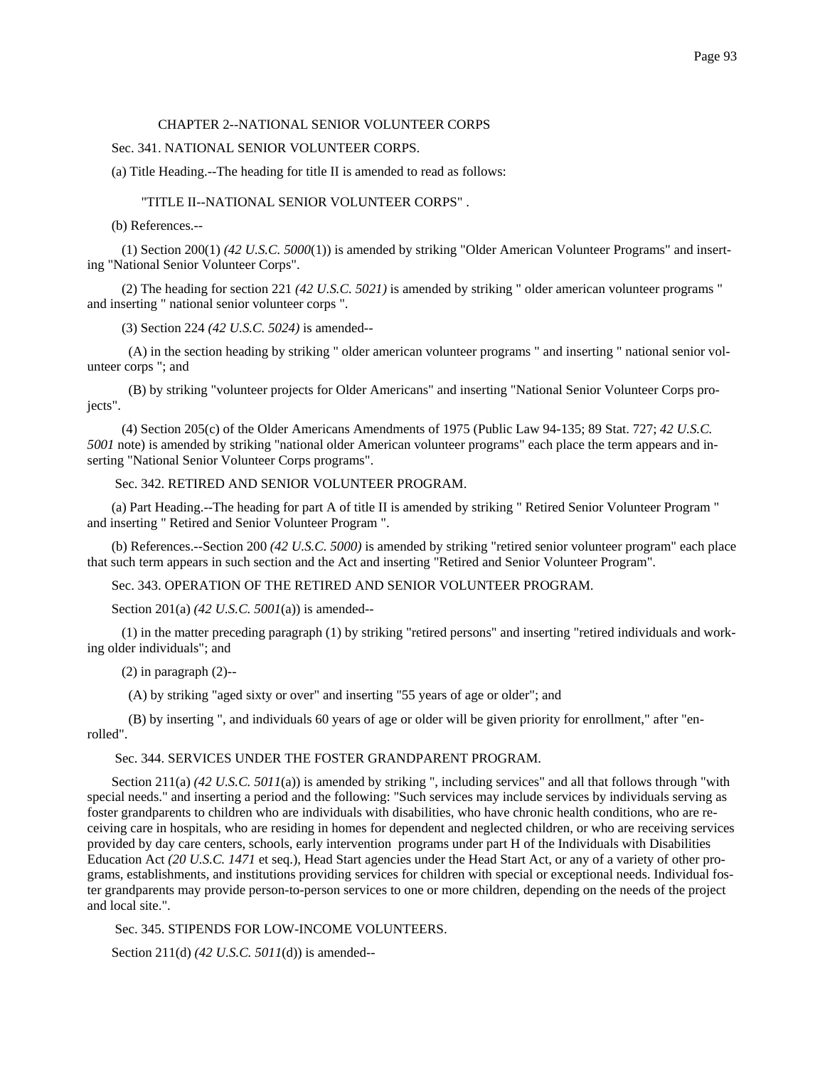CHAPTER 2--NATIONAL SENIOR VOLUNTEER CORPS

Sec. 341. NATIONAL SENIOR VOLUNTEER CORPS.

(a) Title Heading.--The heading for title II is amended to read as follows:

"TITLE II--NATIONAL SENIOR VOLUNTEER CORPS" .

(b) References.--

(1) Section 200(1) *(42 U.S.C. 5000*(1)) is amended by striking "Older American Volunteer Programs" and inserting "National Senior Volunteer Corps".

(2) The heading for section 221 *(42 U.S.C. 5021)* is amended by striking " older american volunteer programs " and inserting " national senior volunteer corps ".

(3) Section 224 *(42 U.S.C. 5024)* is amended--

(A) in the section heading by striking " older american volunteer programs " and inserting " national senior volunteer corps "; and

(B) by striking "volunteer projects for Older Americans" and inserting "National Senior Volunteer Corps projects".

(4) Section 205(c) of the Older Americans Amendments of 1975 (Public Law 94-135; 89 Stat. 727; *42 U.S.C. 5001* note) is amended by striking "national older American volunteer programs" each place the term appears and inserting "National Senior Volunteer Corps programs".

Sec. 342. RETIRED AND SENIOR VOLUNTEER PROGRAM.

(a) Part Heading.--The heading for part A of title II is amended by striking " Retired Senior Volunteer Program " and inserting " Retired and Senior Volunteer Program ".

(b) References.--Section 200 *(42 U.S.C. 5000)* is amended by striking "retired senior volunteer program" each place that such term appears in such section and the Act and inserting "Retired and Senior Volunteer Program".

Sec. 343. OPERATION OF THE RETIRED AND SENIOR VOLUNTEER PROGRAM.

Section 201(a) *(42 U.S.C. 5001*(a)) is amended--

(1) in the matter preceding paragraph (1) by striking "retired persons" and inserting "retired individuals and working older individuals"; and

(2) in paragraph (2)--

(A) by striking "aged sixty or over" and inserting "55 years of age or older"; and

(B) by inserting ", and individuals 60 years of age or older will be given priority for enrollment," after "enrolled".

Sec. 344. SERVICES UNDER THE FOSTER GRANDPARENT PROGRAM.

Section 211(a) *(42 U.S.C. 5011*(a)) is amended by striking ", including services" and all that follows through "with special needs." and inserting a period and the following: "Such services may include services by individuals serving as foster grandparents to children who are individuals with disabilities, who have chronic health conditions, who are receiving care in hospitals, who are residing in homes for dependent and neglected children, or who are receiving services provided by day care centers, schools, early intervention programs under part H of the Individuals with Disabilities Education Act *(20 U.S.C. 1471* et seq.), Head Start agencies under the Head Start Act, or any of a variety of other programs, establishments, and institutions providing services for children with special or exceptional needs. Individual foster grandparents may provide person-to-person services to one or more children, depending on the needs of the project and local site.".

Sec. 345. STIPENDS FOR LOW-INCOME VOLUNTEERS.

Section 211(d) *(42 U.S.C. 5011*(d)) is amended--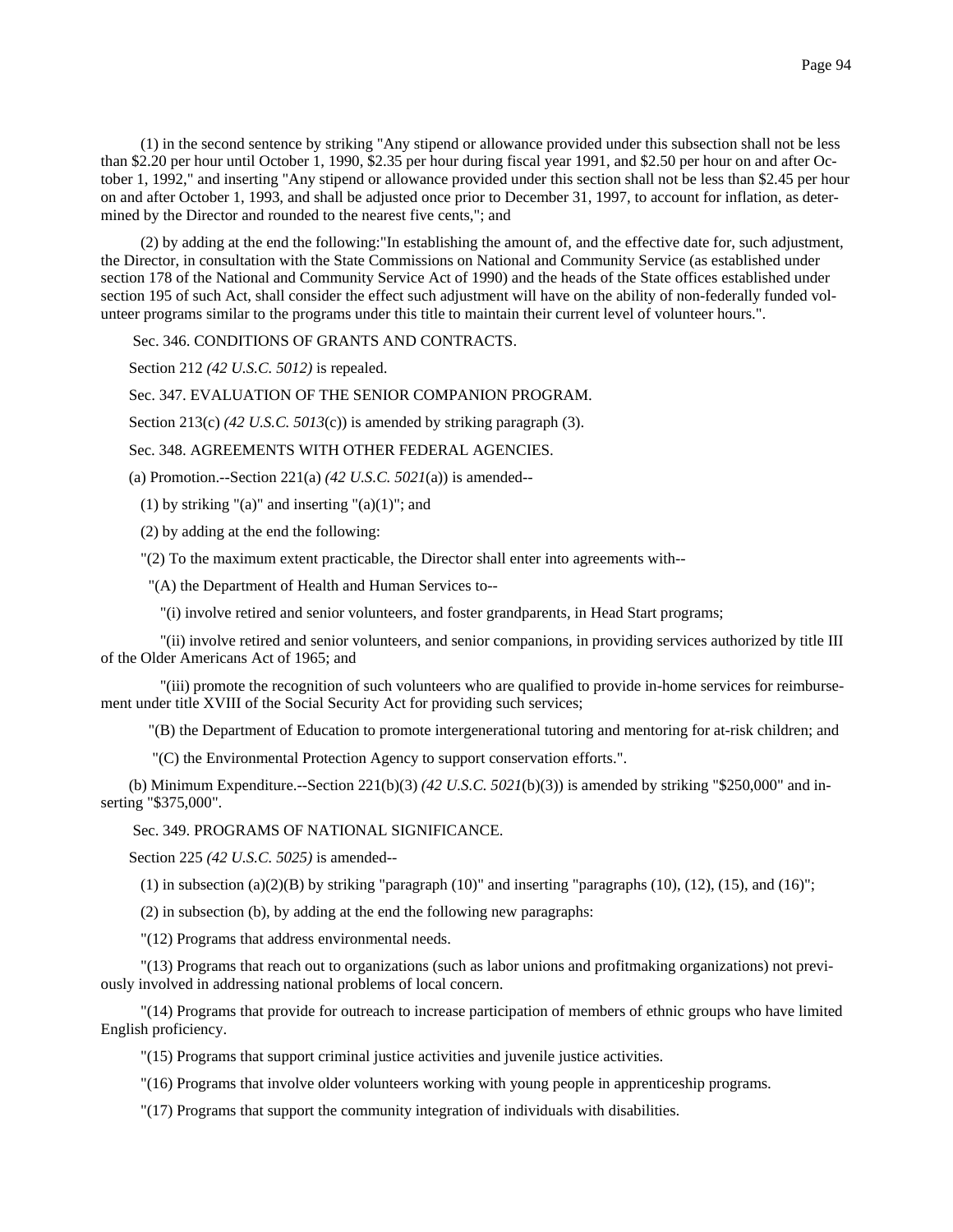(1) in the second sentence by striking "Any stipend or allowance provided under this subsection shall not be less than $2.20 per hour until October 1, 1990, $2.35 per hour during fiscal year 1991, and $2.50 per hour on and after October 1, 1992," and inserting "Any stipend or allowance provided under this section shall not be less than $2.45 per hour on and after October 1, 1993, and shall be adjusted once prior to December 31, 1997, to account for inflation, as determined by the Director and rounded to the nearest five cents,"; and

(2) by adding at the end the following:"In establishing the amount of, and the effective date for, such adjustment, the Director, in consultation with the State Commissions on National and Community Service (as established under section 178 of the National and Community Service Act of 1990) and the heads of the State offices established under section 195 of such Act, shall consider the effect such adjustment will have on the ability of non-federally funded volunteer programs similar to the programs under this title to maintain their current level of volunteer hours.".

Sec. 346. CONDITIONS OF GRANTS AND CONTRACTS.

Section 212 *(42 U.S.C. 5012)* is repealed.

Sec. 347. EVALUATION OF THE SENIOR COMPANION PROGRAM.

Section 213(c) *(42 U.S.C. 5013*(c)) is amended by striking paragraph (3).

Sec. 348. AGREEMENTS WITH OTHER FEDERAL AGENCIES.

(a) Promotion.--Section 221(a) *(42 U.S.C. 5021*(a)) is amended--

(1) by striking "(a)" and inserting "(a)(1)"; and

(2) by adding at the end the following:

"(2) To the maximum extent practicable, the Director shall enter into agreements with--

"(A) the Department of Health and Human Services to--

"(i) involve retired and senior volunteers, and foster grandparents, in Head Start programs;

"(ii) involve retired and senior volunteers, and senior companions, in providing services authorized by title III of the Older Americans Act of 1965; and

"(iii) promote the recognition of such volunteers who are qualified to provide in-home services for reimbursement under title XVIII of the Social Security Act for providing such services;

"(B) the Department of Education to promote intergenerational tutoring and mentoring for at-risk children; and

"(C) the Environmental Protection Agency to support conservation efforts.".

(b) Minimum Expenditure.--Section 221(b)(3) *(42 U.S.C. 5021*(b)(3)) is amended by striking "$250,000" and inserting "$375,000".

Sec. 349. PROGRAMS OF NATIONAL SIGNIFICANCE.

Section 225 *(42 U.S.C. 5025)* is amended--

(1) in subsection (a)(2)(B) by striking "paragraph (10)" and inserting "paragraphs (10), (12), (15), and (16)";

(2) in subsection (b), by adding at the end the following new paragraphs:

"(12) Programs that address environmental needs.

"(13) Programs that reach out to organizations (such as labor unions and profitmaking organizations) not previously involved in addressing national problems of local concern.

"(14) Programs that provide for outreach to increase participation of members of ethnic groups who have limited English proficiency.

"(15) Programs that support criminal justice activities and juvenile justice activities.

"(16) Programs that involve older volunteers working with young people in apprenticeship programs.

"(17) Programs that support the community integration of individuals with disabilities.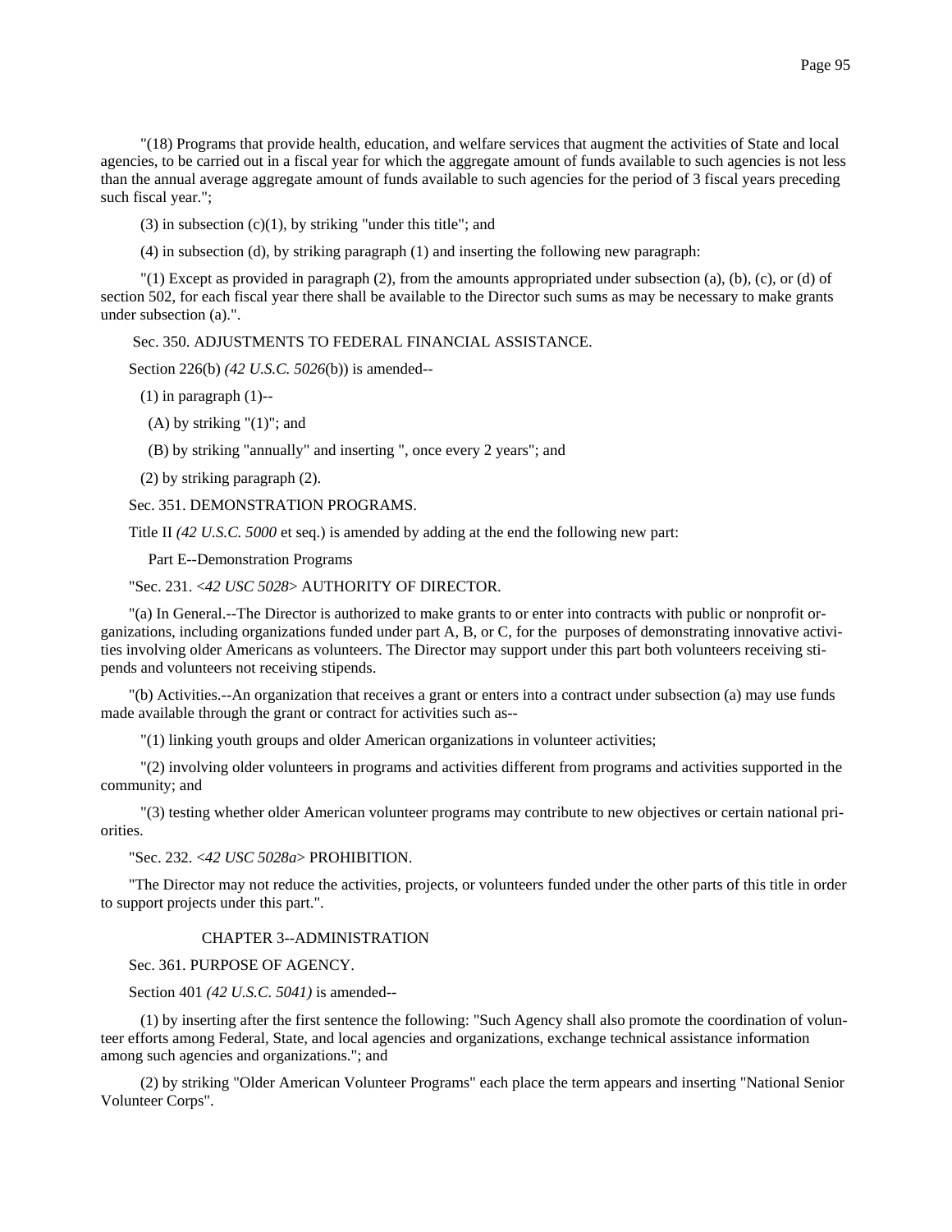"(18) Programs that provide health, education, and welfare services that augment the activities of State and local agencies, to be carried out in a fiscal year for which the aggregate amount of funds available to such agencies is not less than the annual average aggregate amount of funds available to such agencies for the period of 3 fiscal years preceding such fiscal year.";

(3) in subsection (c)(1), by striking "under this title"; and

(4) in subsection (d), by striking paragraph (1) and inserting the following new paragraph:

"(1) Except as provided in paragraph (2), from the amounts appropriated under subsection (a), (b), (c), or (d) of section 502, for each fiscal year there shall be available to the Director such sums as may be necessary to make grants under subsection (a).".

Sec. 350. ADJUSTMENTS TO FEDERAL FINANCIAL ASSISTANCE.

Section 226(b) *(42 U.S.C. 5026*(b)) is amended--

(1) in paragraph (1)--

(A) by striking "(1)"; and

(B) by striking "annually" and inserting ", once every 2 years"; and

(2) by striking paragraph (2).

Sec. 351. DEMONSTRATION PROGRAMS.

Title II *(42 U.S.C. 5000* et seq.) is amended by adding at the end the following new part:

Part E--Demonstration Programs

"Sec. 231. <*42 USC 5028*> AUTHORITY OF DIRECTOR.

"(a) In General.--The Director is authorized to make grants to or enter into contracts with public or nonprofit organizations, including organizations funded under part A, B, or C, for the purposes of demonstrating innovative activities involving older Americans as volunteers. The Director may support under this part both volunteers receiving stipends and volunteers not receiving stipends.

"(b) Activities.--An organization that receives a grant or enters into a contract under subsection (a) may use funds made available through the grant or contract for activities such as--

"(1) linking youth groups and older American organizations in volunteer activities;

"(2) involving older volunteers in programs and activities different from programs and activities supported in the community; and

"(3) testing whether older American volunteer programs may contribute to new objectives or certain national priorities.

"Sec. 232. <*42 USC 5028a*> PROHIBITION.

"The Director may not reduce the activities, projects, or volunteers funded under the other parts of this title in order to support projects under this part.".

CHAPTER 3--ADMINISTRATION

Sec. 361. PURPOSE OF AGENCY.

Section 401 *(42 U.S.C. 5041)* is amended--

(1) by inserting after the first sentence the following: "Such Agency shall also promote the coordination of volunteer efforts among Federal, State, and local agencies and organizations, exchange technical assistance information among such agencies and organizations."; and

(2) by striking "Older American Volunteer Programs" each place the term appears and inserting "National Senior Volunteer Corps".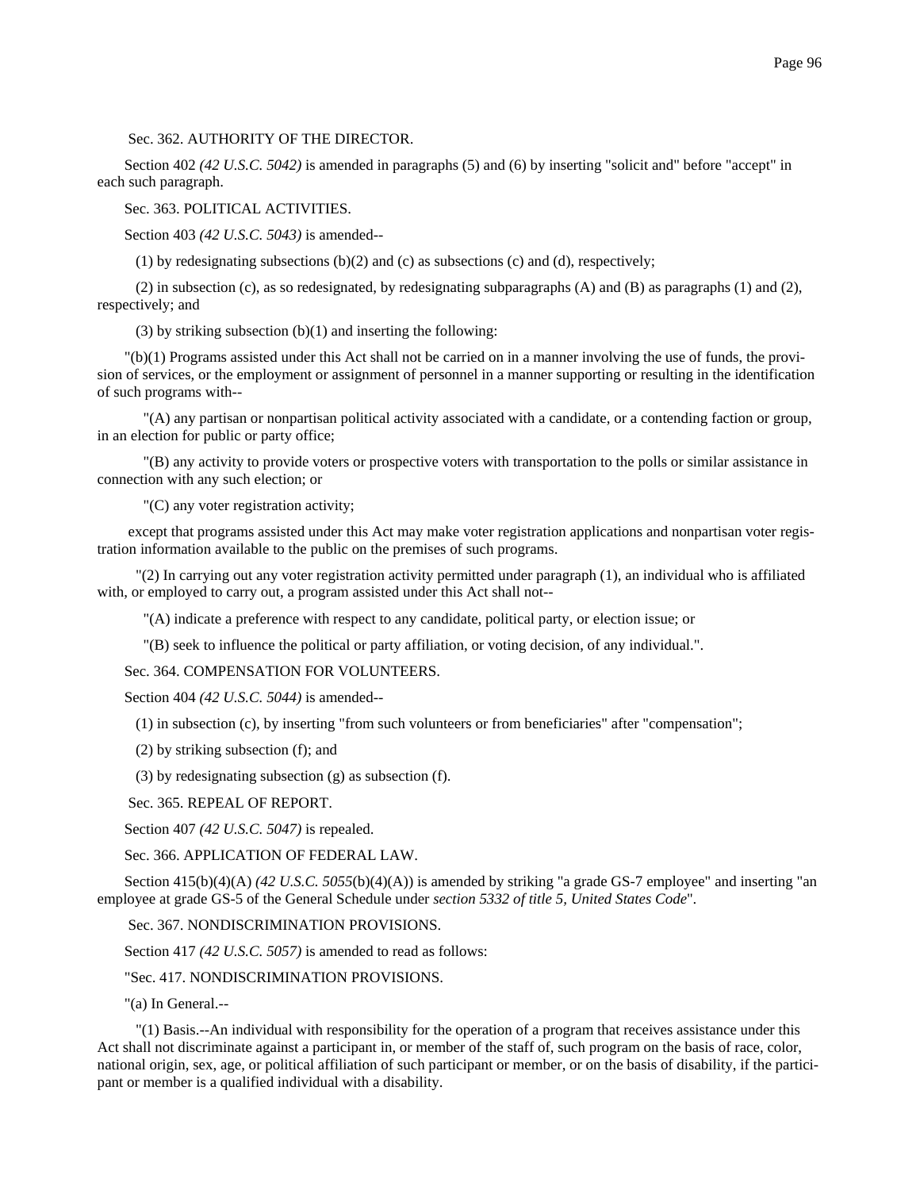Sec. 362. AUTHORITY OF THE DIRECTOR.

Section 402 *(42 U.S.C. 5042)* is amended in paragraphs (5) and (6) by inserting "solicit and" before "accept" in each such paragraph.

Sec. 363. POLITICAL ACTIVITIES.

Section 403 *(42 U.S.C. 5043)* is amended--

(1) by redesignating subsections (b)(2) and (c) as subsections (c) and (d), respectively;

(2) in subsection (c), as so redesignated, by redesignating subparagraphs (A) and (B) as paragraphs (1) and (2), respectively; and

(3) by striking subsection (b)(1) and inserting the following:

"(b)(1) Programs assisted under this Act shall not be carried on in a manner involving the use of funds, the provision of services, or the employment or assignment of personnel in a manner supporting or resulting in the identification of such programs with--

"(A) any partisan or nonpartisan political activity associated with a candidate, or a contending faction or group, in an election for public or party office;

"(B) any activity to provide voters or prospective voters with transportation to the polls or similar assistance in connection with any such election; or

"(C) any voter registration activity;

except that programs assisted under this Act may make voter registration applications and nonpartisan voter registration information available to the public on the premises of such programs.

"(2) In carrying out any voter registration activity permitted under paragraph (1), an individual who is affiliated with, or employed to carry out, a program assisted under this Act shall not--

"(A) indicate a preference with respect to any candidate, political party, or election issue; or

"(B) seek to influence the political or party affiliation, or voting decision, of any individual.".

Sec. 364. COMPENSATION FOR VOLUNTEERS.

Section 404 *(42 U.S.C. 5044)* is amended--

(1) in subsection (c), by inserting "from such volunteers or from beneficiaries" after "compensation";

(2) by striking subsection (f); and

(3) by redesignating subsection (g) as subsection (f).

Sec. 365. REPEAL OF REPORT.

Section 407 *(42 U.S.C. 5047)* is repealed.

Sec. 366. APPLICATION OF FEDERAL LAW.

Section 415(b)(4)(A) *(42 U.S.C. 5055*(b)(4)(A)) is amended by striking "a grade GS-7 employee" and inserting "an employee at grade GS-5 of the General Schedule under *section 5332 of title 5, United States Code*".

Sec. 367. NONDISCRIMINATION PROVISIONS.

Section 417 *(42 U.S.C. 5057)* is amended to read as follows:

"Sec. 417. NONDISCRIMINATION PROVISIONS.

"(a) In General.--

"(1) Basis.--An individual with responsibility for the operation of a program that receives assistance under this Act shall not discriminate against a participant in, or member of the staff of, such program on the basis of race, color, national origin, sex, age, or political affiliation of such participant or member, or on the basis of disability, if the participant or member is a qualified individual with a disability.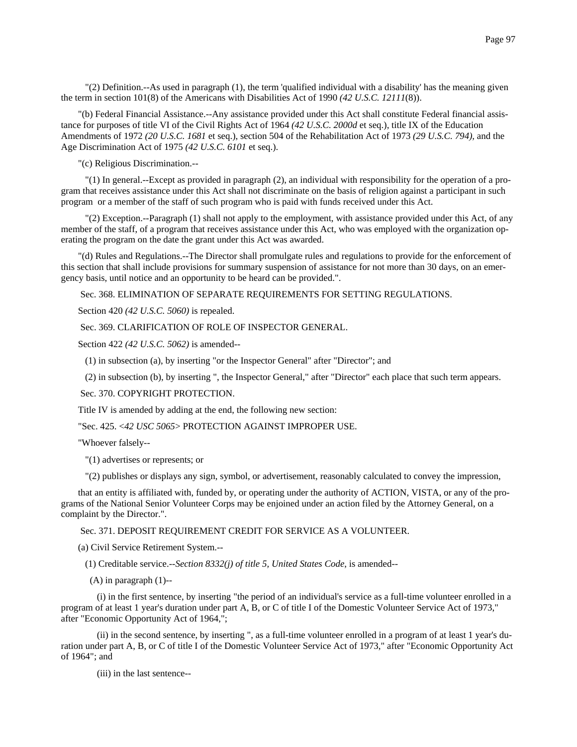"(2) Definition.--As used in paragraph (1), the term 'qualified individual with a disability' has the meaning given the term in section 101(8) of the Americans with Disabilities Act of 1990 *(42 U.S.C. 12111*(8)).

"(b) Federal Financial Assistance.--Any assistance provided under this Act shall constitute Federal financial assistance for purposes of title VI of the Civil Rights Act of 1964 *(42 U.S.C. 2000d* et seq.), title IX of the Education Amendments of 1972 *(20 U.S.C. 1681* et seq.), section 504 of the Rehabilitation Act of 1973 *(29 U.S.C. 794),* and the Age Discrimination Act of 1975 *(42 U.S.C. 6101* et seq.).

"(c) Religious Discrimination.--

"(1) In general.--Except as provided in paragraph (2), an individual with responsibility for the operation of a program that receives assistance under this Act shall not discriminate on the basis of religion against a participant in such program or a member of the staff of such program who is paid with funds received under this Act.

"(2) Exception.--Paragraph (1) shall not apply to the employment, with assistance provided under this Act, of any member of the staff, of a program that receives assistance under this Act, who was employed with the organization operating the program on the date the grant under this Act was awarded.

"(d) Rules and Regulations.--The Director shall promulgate rules and regulations to provide for the enforcement of this section that shall include provisions for summary suspension of assistance for not more than 30 days, on an emergency basis, until notice and an opportunity to be heard can be provided.".

Sec. 368. ELIMINATION OF SEPARATE REQUIREMENTS FOR SETTING REGULATIONS.

Section 420 *(42 U.S.C. 5060)* is repealed.

Sec. 369. CLARIFICATION OF ROLE OF INSPECTOR GENERAL.

Section 422 *(42 U.S.C. 5062)* is amended--

(1) in subsection (a), by inserting "or the Inspector General" after "Director"; and

(2) in subsection (b), by inserting ", the Inspector General," after "Director" each place that such term appears.

Sec. 370. COPYRIGHT PROTECTION.

Title IV is amended by adding at the end, the following new section:

"Sec. 425. <*42 USC 5065*> PROTECTION AGAINST IMPROPER USE.

"Whoever falsely--

"(1) advertises or represents; or

"(2) publishes or displays any sign, symbol, or advertisement, reasonably calculated to convey the impression,

that an entity is affiliated with, funded by, or operating under the authority of ACTION, VISTA, or any of the programs of the National Senior Volunteer Corps may be enjoined under an action filed by the Attorney General, on a complaint by the Director.".

Sec. 371. DEPOSIT REQUIREMENT CREDIT FOR SERVICE AS A VOLUNTEER.

(a) Civil Service Retirement System.--

(1) Creditable service.--*Section 8332(j) of title 5, United States Code*, is amended--

(A) in paragraph (1)--

(i) in the first sentence, by inserting "the period of an individual's service as a full-time volunteer enrolled in a program of at least 1 year's duration under part A, B, or C of title I of the Domestic Volunteer Service Act of 1973," after "Economic Opportunity Act of 1964,";

(ii) in the second sentence, by inserting ", as a full-time volunteer enrolled in a program of at least 1 year's duration under part A, B, or C of title I of the Domestic Volunteer Service Act of 1973," after "Economic Opportunity Act of 1964"; and

(iii) in the last sentence--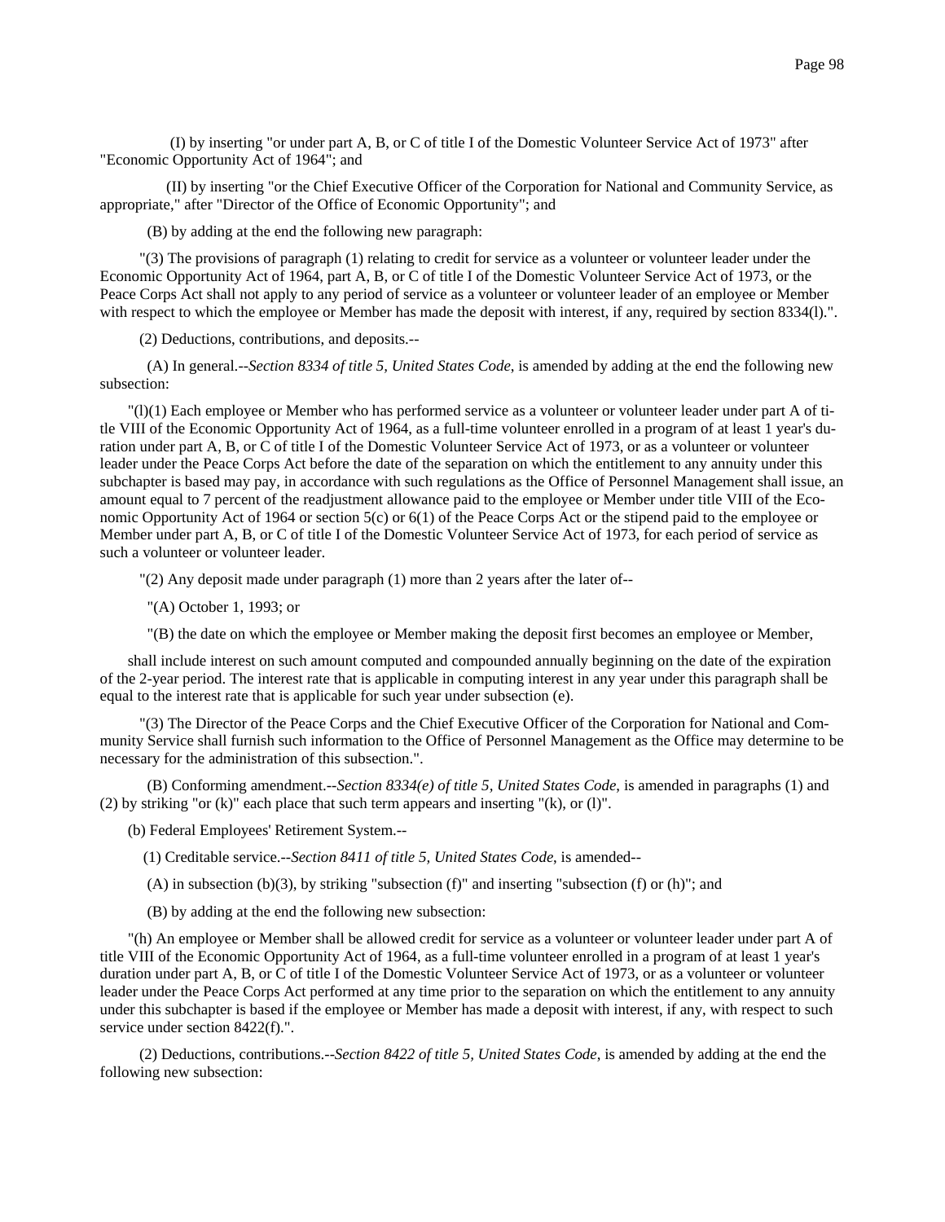(I) by inserting "or under part A, B, or C of title I of the Domestic Volunteer Service Act of 1973" after "Economic Opportunity Act of 1964"; and

(II) by inserting "or the Chief Executive Officer of the Corporation for National and Community Service, as appropriate," after "Director of the Office of Economic Opportunity"; and

(B) by adding at the end the following new paragraph:

"(3) The provisions of paragraph (1) relating to credit for service as a volunteer or volunteer leader under the Economic Opportunity Act of 1964, part A, B, or C of title I of the Domestic Volunteer Service Act of 1973, or the Peace Corps Act shall not apply to any period of service as a volunteer or volunteer leader of an employee or Member with respect to which the employee or Member has made the deposit with interest, if any, required by section 8334(l).".

(2) Deductions, contributions, and deposits.--

(A) In general.--*Section 8334 of title 5, United States Code*, is amended by adding at the end the following new subsection:

"(l)(1) Each employee or Member who has performed service as a volunteer or volunteer leader under part A of title VIII of the Economic Opportunity Act of 1964, as a full-time volunteer enrolled in a program of at least 1 year's duration under part A, B, or C of title I of the Domestic Volunteer Service Act of 1973, or as a volunteer or volunteer leader under the Peace Corps Act before the date of the separation on which the entitlement to any annuity under this subchapter is based may pay, in accordance with such regulations as the Office of Personnel Management shall issue, an amount equal to 7 percent of the readjustment allowance paid to the employee or Member under title VIII of the Economic Opportunity Act of 1964 or section 5(c) or 6(1) of the Peace Corps Act or the stipend paid to the employee or Member under part A, B, or C of title I of the Domestic Volunteer Service Act of 1973, for each period of service as such a volunteer or volunteer leader.

"(2) Any deposit made under paragraph (1) more than 2 years after the later of--

"(A) October 1, 1993; or

"(B) the date on which the employee or Member making the deposit first becomes an employee or Member,

shall include interest on such amount computed and compounded annually beginning on the date of the expiration of the 2-year period. The interest rate that is applicable in computing interest in any year under this paragraph shall be equal to the interest rate that is applicable for such year under subsection (e).

"(3) The Director of the Peace Corps and the Chief Executive Officer of the Corporation for National and Community Service shall furnish such information to the Office of Personnel Management as the Office may determine to be necessary for the administration of this subsection.".

(B) Conforming amendment.--*Section 8334(e) of title 5, United States Code*, is amended in paragraphs (1) and (2) by striking "or (k)" each place that such term appears and inserting "(k), or (l)".

(b) Federal Employees' Retirement System.--

(1) Creditable service.--*Section 8411 of title 5, United States Code*, is amended--

(A) in subsection (b)(3), by striking "subsection (f)" and inserting "subsection (f) or (h)"; and

(B) by adding at the end the following new subsection:

"(h) An employee or Member shall be allowed credit for service as a volunteer or volunteer leader under part A of title VIII of the Economic Opportunity Act of 1964, as a full-time volunteer enrolled in a program of at least 1 year's duration under part A, B, or C of title I of the Domestic Volunteer Service Act of 1973, or as a volunteer or volunteer leader under the Peace Corps Act performed at any time prior to the separation on which the entitlement to any annuity under this subchapter is based if the employee or Member has made a deposit with interest, if any, with respect to such service under section 8422(f).".

(2) Deductions, contributions.--*Section 8422 of title 5, United States Code*, is amended by adding at the end the following new subsection: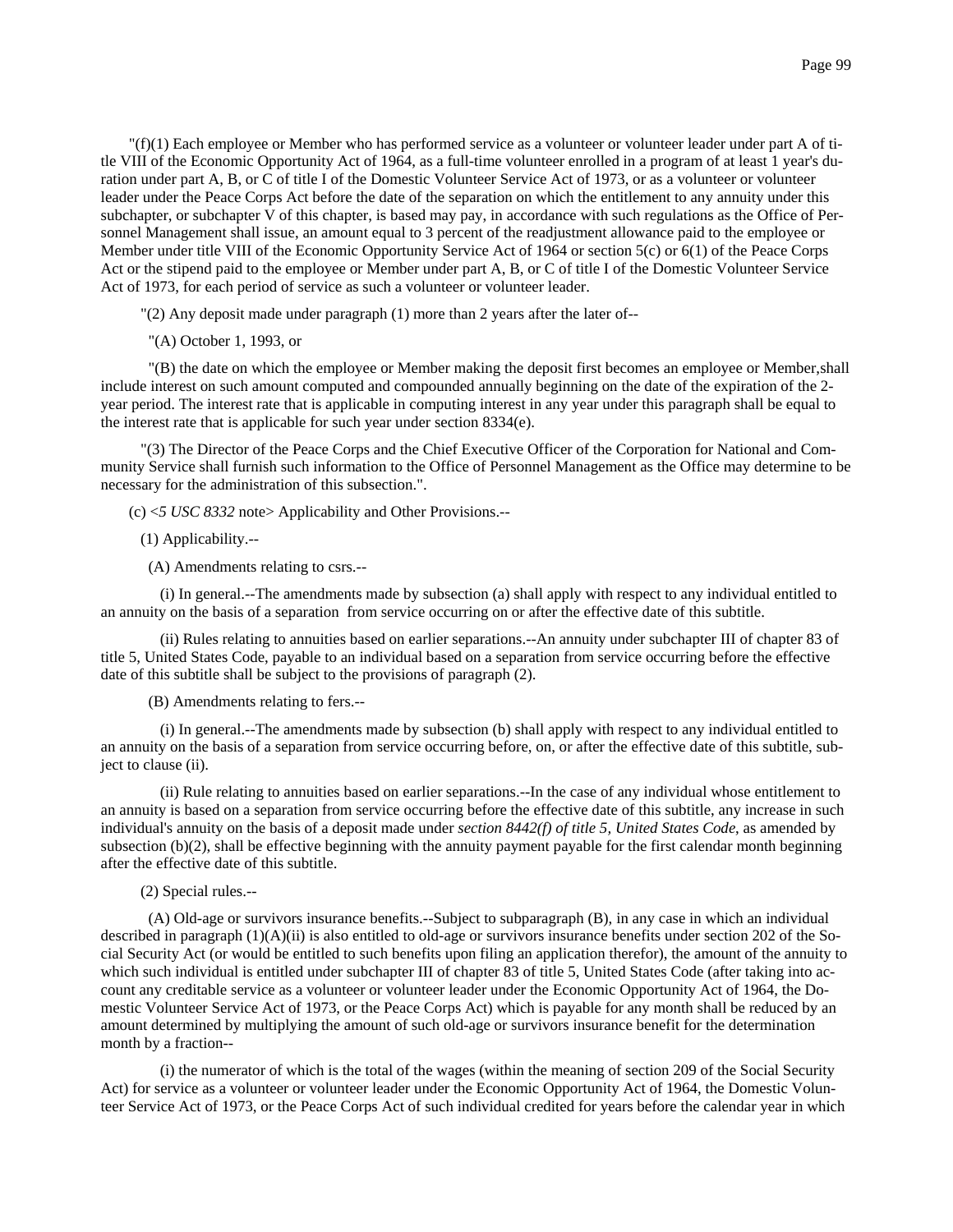"(f)(1) Each employee or Member who has performed service as a volunteer or volunteer leader under part A of title VIII of the Economic Opportunity Act of 1964, as a full-time volunteer enrolled in a program of at least 1 year's duration under part A, B, or C of title I of the Domestic Volunteer Service Act of 1973, or as a volunteer or volunteer leader under the Peace Corps Act before the date of the separation on which the entitlement to any annuity under this subchapter, or subchapter V of this chapter, is based may pay, in accordance with such regulations as the Office of Personnel Management shall issue, an amount equal to 3 percent of the readjustment allowance paid to the employee or Member under title VIII of the Economic Opportunity Service Act of 1964 or section 5(c) or 6(1) of the Peace Corps Act or the stipend paid to the employee or Member under part A, B, or C of title I of the Domestic Volunteer Service Act of 1973, for each period of service as such a volunteer or volunteer leader.

"(2) Any deposit made under paragraph (1) more than 2 years after the later of--

"(A) October 1, 1993, or

"(B) the date on which the employee or Member making the deposit first becomes an employee or Member,shall include interest on such amount computed and compounded annually beginning on the date of the expiration of the 2-year period. The interest rate that is applicable in computing interest in any year under this paragraph shall be equal to the interest rate that is applicable for such year under section 8334(e).

"(3) The Director of the Peace Corps and the Chief Executive Officer of the Corporation for National and Community Service shall furnish such information to the Office of Personnel Management as the Office may determine to be necessary for the administration of this subsection.".

(c) <*5 USC 8332* note> Applicability and Other Provisions.--

(1) Applicability.--

(A) Amendments relating to csrs.--

(i) In general.--The amendments made by subsection (a) shall apply with respect to any individual entitled to an annuity on the basis of a separation from service occurring on or after the effective date of this subtitle.

(ii) Rules relating to annuities based on earlier separations.--An annuity under subchapter III of chapter 83 of title 5, United States Code, payable to an individual based on a separation from service occurring before the effective date of this subtitle shall be subject to the provisions of paragraph (2).

(B) Amendments relating to fers.--

(i) In general.--The amendments made by subsection (b) shall apply with respect to any individual entitled to an annuity on the basis of a separation from service occurring before, on, or after the effective date of this subtitle, subject to clause (ii).

(ii) Rule relating to annuities based on earlier separations.--In the case of any individual whose entitlement to an annuity is based on a separation from service occurring before the effective date of this subtitle, any increase in such individual's annuity on the basis of a deposit made under *section 8442(f) of title 5, United States Code*, as amended by subsection (b)(2), shall be effective beginning with the annuity payment payable for the first calendar month beginning after the effective date of this subtitle.

(2) Special rules.--

(A) Old-age or survivors insurance benefits.--Subject to subparagraph (B), in any case in which an individual described in paragraph (1)(A)(ii) is also entitled to old-age or survivors insurance benefits under section 202 of the Social Security Act (or would be entitled to such benefits upon filing an application therefor), the amount of the annuity to which such individual is entitled under subchapter III of chapter 83 of title 5, United States Code (after taking into account any creditable service as a volunteer or volunteer leader under the Economic Opportunity Act of 1964, the Domestic Volunteer Service Act of 1973, or the Peace Corps Act) which is payable for any month shall be reduced by an amount determined by multiplying the amount of such old-age or survivors insurance benefit for the determination month by a fraction--

(i) the numerator of which is the total of the wages (within the meaning of section 209 of the Social Security Act) for service as a volunteer or volunteer leader under the Economic Opportunity Act of 1964, the Domestic Volunteer Service Act of 1973, or the Peace Corps Act of such individual credited for years before the calendar year in which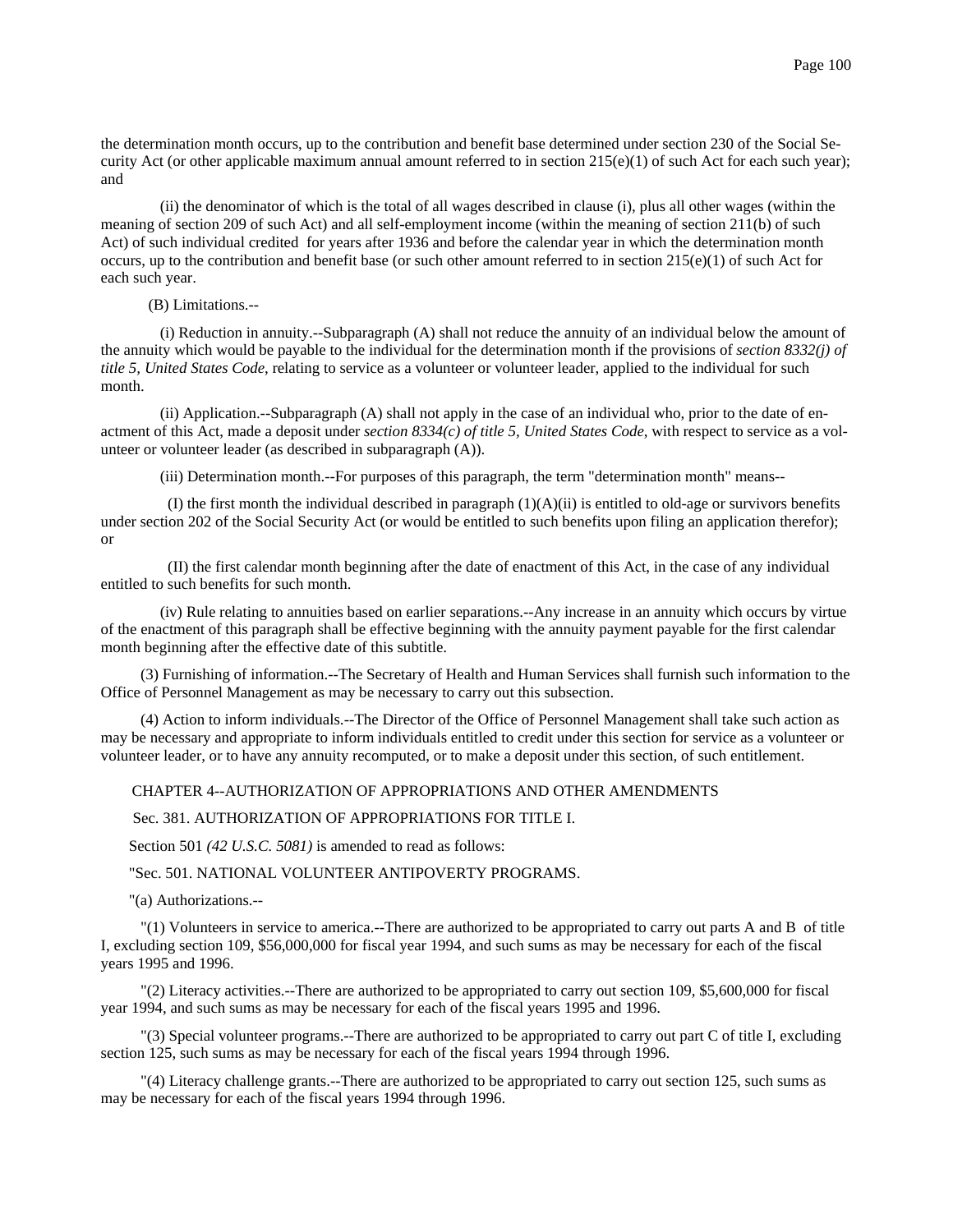the determination month occurs, up to the contribution and benefit base determined under section 230 of the Social Security Act (or other applicable maximum annual amount referred to in section 215(e)(1) of such Act for each such year); and

(ii) the denominator of which is the total of all wages described in clause (i), plus all other wages (within the meaning of section 209 of such Act) and all self-employment income (within the meaning of section 211(b) of such Act) of such individual credited for years after 1936 and before the calendar year in which the determination month occurs, up to the contribution and benefit base (or such other amount referred to in section 215(e)(1) of such Act for each such year.

(B) Limitations.--

(i) Reduction in annuity.--Subparagraph (A) shall not reduce the annuity of an individual below the amount of the annuity which would be payable to the individual for the determination month if the provisions of *section 8332(j) of title 5, United States Code*, relating to service as a volunteer or volunteer leader, applied to the individual for such month.

(ii) Application.--Subparagraph (A) shall not apply in the case of an individual who, prior to the date of enactment of this Act, made a deposit under *section 8334(c) of title 5, United States Code*, with respect to service as a volunteer or volunteer leader (as described in subparagraph (A)).

(iii) Determination month.--For purposes of this paragraph, the term "determination month" means--

(I) the first month the individual described in paragraph (1)(A)(ii) is entitled to old-age or survivors benefits under section 202 of the Social Security Act (or would be entitled to such benefits upon filing an application therefor); or

(II) the first calendar month beginning after the date of enactment of this Act, in the case of any individual entitled to such benefits for such month.

(iv) Rule relating to annuities based on earlier separations.--Any increase in an annuity which occurs by virtue of the enactment of this paragraph shall be effective beginning with the annuity payment payable for the first calendar month beginning after the effective date of this subtitle.

(3) Furnishing of information.--The Secretary of Health and Human Services shall furnish such information to the Office of Personnel Management as may be necessary to carry out this subsection.

(4) Action to inform individuals.--The Director of the Office of Personnel Management shall take such action as may be necessary and appropriate to inform individuals entitled to credit under this section for service as a volunteer or volunteer leader, or to have any annuity recomputed, or to make a deposit under this section, of such entitlement.

CHAPTER 4--AUTHORIZATION OF APPROPRIATIONS AND OTHER AMENDMENTS

Sec. 381. AUTHORIZATION OF APPROPRIATIONS FOR TITLE I.

Section 501 *(42 U.S.C. 5081)* is amended to read as follows:

"Sec. 501. NATIONAL VOLUNTEER ANTIPOVERTY PROGRAMS.

"(a) Authorizations.--

"(1) Volunteers in service to america.--There are authorized to be appropriated to carry out parts A and B of title I, excluding section 109, $56,000,000 for fiscal year 1994, and such sums as may be necessary for each of the fiscal years 1995 and 1996.

"(2) Literacy activities.--There are authorized to be appropriated to carry out section 109, $5,600,000 for fiscal year 1994, and such sums as may be necessary for each of the fiscal years 1995 and 1996.

"(3) Special volunteer programs.--There are authorized to be appropriated to carry out part C of title I, excluding section 125, such sums as may be necessary for each of the fiscal years 1994 through 1996.

"(4) Literacy challenge grants.--There are authorized to be appropriated to carry out section 125, such sums as may be necessary for each of the fiscal years 1994 through 1996.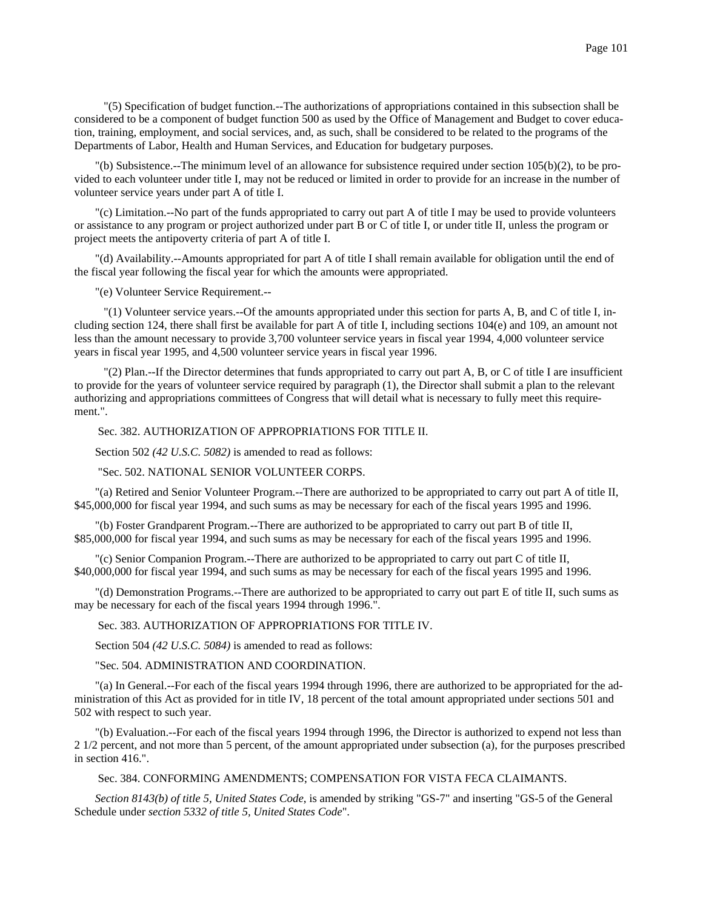"(5) Specification of budget function.--The authorizations of appropriations contained in this subsection shall be considered to be a component of budget function 500 as used by the Office of Management and Budget to cover education, training, employment, and social services, and, as such, shall be considered to be related to the programs of the Departments of Labor, Health and Human Services, and Education for budgetary purposes.

"(b) Subsistence.--The minimum level of an allowance for subsistence required under section 105(b)(2), to be provided to each volunteer under title I, may not be reduced or limited in order to provide for an increase in the number of volunteer service years under part A of title I.

"(c) Limitation.--No part of the funds appropriated to carry out part A of title I may be used to provide volunteers or assistance to any program or project authorized under part B or C of title I, or under title II, unless the program or project meets the antipoverty criteria of part A of title I.

"(d) Availability.--Amounts appropriated for part A of title I shall remain available for obligation until the end of the fiscal year following the fiscal year for which the amounts were appropriated.

"(e) Volunteer Service Requirement.--

"(1) Volunteer service years.--Of the amounts appropriated under this section for parts A, B, and C of title I, including section 124, there shall first be available for part A of title I, including sections 104(e) and 109, an amount not less than the amount necessary to provide 3,700 volunteer service years in fiscal year 1994, 4,000 volunteer service years in fiscal year 1995, and 4,500 volunteer service years in fiscal year 1996.

"(2) Plan.--If the Director determines that funds appropriated to carry out part A, B, or C of title I are insufficient to provide for the years of volunteer service required by paragraph (1), the Director shall submit a plan to the relevant authorizing and appropriations committees of Congress that will detail what is necessary to fully meet this requirement.".

Sec. 382. AUTHORIZATION OF APPROPRIATIONS FOR TITLE II.

Section 502 *(42 U.S.C. 5082)* is amended to read as follows:

"Sec. 502. NATIONAL SENIOR VOLUNTEER CORPS.

"(a) Retired and Senior Volunteer Program.--There are authorized to be appropriated to carry out part A of title II, $45,000,000 for fiscal year 1994, and such sums as may be necessary for each of the fiscal years 1995 and 1996.

"(b) Foster Grandparent Program.--There are authorized to be appropriated to carry out part B of title II, $85,000,000 for fiscal year 1994, and such sums as may be necessary for each of the fiscal years 1995 and 1996.

"(c) Senior Companion Program.--There are authorized to be appropriated to carry out part C of title II, $40,000,000 for fiscal year 1994, and such sums as may be necessary for each of the fiscal years 1995 and 1996.

"(d) Demonstration Programs.--There are authorized to be appropriated to carry out part E of title II, such sums as may be necessary for each of the fiscal years 1994 through 1996.".

Sec. 383. AUTHORIZATION OF APPROPRIATIONS FOR TITLE IV.

Section 504 *(42 U.S.C. 5084)* is amended to read as follows:

"Sec. 504. ADMINISTRATION AND COORDINATION.

"(a) In General.--For each of the fiscal years 1994 through 1996, there are authorized to be appropriated for the administration of this Act as provided for in title IV, 18 percent of the total amount appropriated under sections 501 and 502 with respect to such year.

"(b) Evaluation.--For each of the fiscal years 1994 through 1996, the Director is authorized to expend not less than 2 1/2 percent, and not more than 5 percent, of the amount appropriated under subsection (a), for the purposes prescribed in section 416.".

Sec. 384. CONFORMING AMENDMENTS; COMPENSATION FOR VISTA FECA CLAIMANTS.

*Section 8143(b) of title 5, United States Code,* is amended by striking "GS-7" and inserting "GS-5 of the General Schedule under *section 5332 of title 5, United States Code*".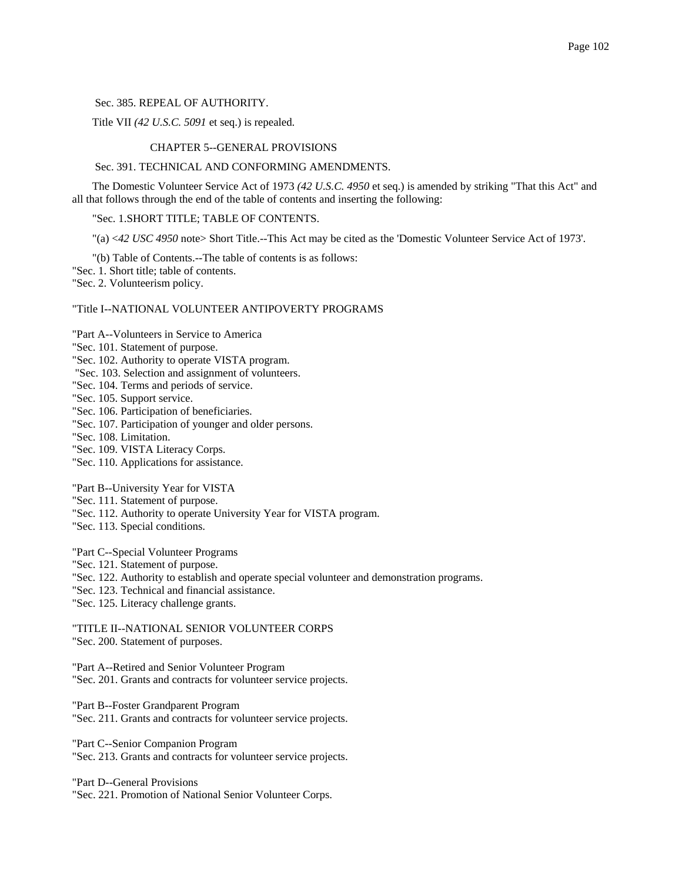Sec. 385. REPEAL OF AUTHORITY.

Title VII *(42 U.S.C. 5091* et seq.) is repealed.

CHAPTER 5--GENERAL PROVISIONS

Sec. 391. TECHNICAL AND CONFORMING AMENDMENTS.

The Domestic Volunteer Service Act of 1973 *(42 U.S.C. 4950* et seq.) is amended by striking "That this Act" and all that follows through the end of the table of contents and inserting the following:

"Sec. 1.SHORT TITLE; TABLE OF CONTENTS.

"(a) <*42 USC 4950* note> Short Title.--This Act may be cited as the 'Domestic Volunteer Service Act of 1973'.

"(b) Table of Contents.--The table of contents is as follows:
"Sec. 1. Short title; table of contents.
"Sec. 2. Volunteerism policy.

"Title I--NATIONAL VOLUNTEER ANTIPOVERTY PROGRAMS

"Part A--Volunteers in Service to America
"Sec. 101. Statement of purpose.
"Sec. 102. Authority to operate VISTA program.
"Sec. 103. Selection and assignment of volunteers.
"Sec. 104. Terms and periods of service.
"Sec. 105. Support service.
"Sec. 106. Participation of beneficiaries.
"Sec. 107. Participation of younger and older persons.
"Sec. 108. Limitation.
"Sec. 109. VISTA Literacy Corps.
"Sec. 110. Applications for assistance.

"Part B--University Year for VISTA
"Sec. 111. Statement of purpose.
"Sec. 112. Authority to operate University Year for VISTA program.
"Sec. 113. Special conditions.

"Part C--Special Volunteer Programs
"Sec. 121. Statement of purpose.
"Sec. 122. Authority to establish and operate special volunteer and demonstration programs.
"Sec. 123. Technical and financial assistance.
"Sec. 125. Literacy challenge grants.

"TITLE II--NATIONAL SENIOR VOLUNTEER CORPS
"Sec. 200. Statement of purposes.

"Part A--Retired and Senior Volunteer Program
"Sec. 201. Grants and contracts for volunteer service projects.

"Part B--Foster Grandparent Program
"Sec. 211. Grants and contracts for volunteer service projects.

"Part C--Senior Companion Program
"Sec. 213. Grants and contracts for volunteer service projects.

"Part D--General Provisions
"Sec. 221. Promotion of National Senior Volunteer Corps.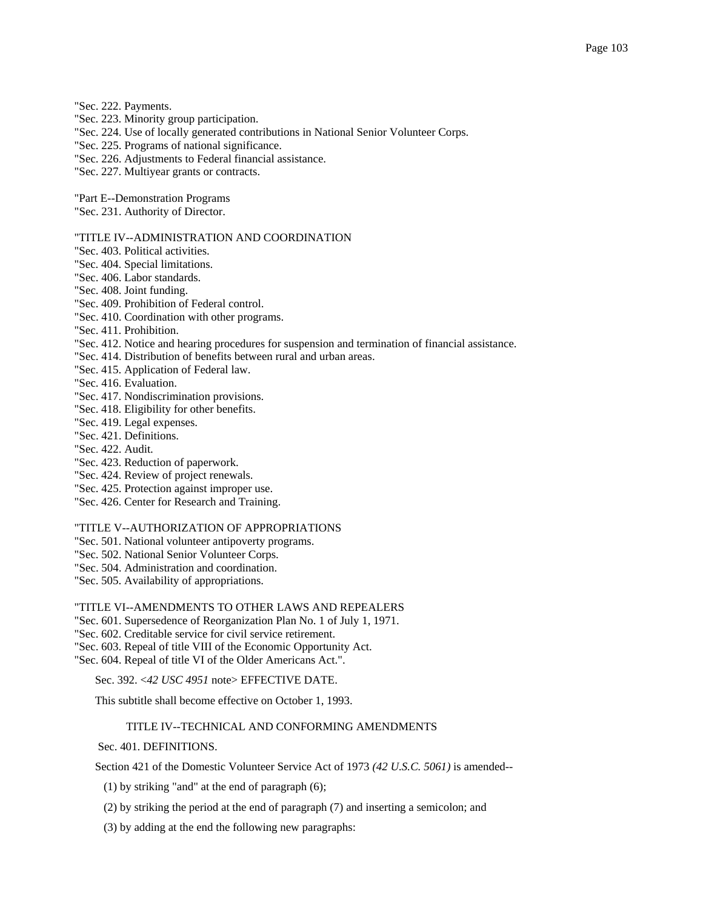"Sec. 222. Payments.
"Sec. 223. Minority group participation.
"Sec. 224. Use of locally generated contributions in National Senior Volunteer Corps.
"Sec. 225. Programs of national significance.
"Sec. 226. Adjustments to Federal financial assistance.
"Sec. 227. Multiyear grants or contracts.

"Part E--Demonstration Programs
"Sec. 231. Authority of Director.

"TITLE IV--ADMINISTRATION AND COORDINATION
"Sec. 403. Political activities.
"Sec. 404. Special limitations.
"Sec. 406. Labor standards.
"Sec. 408. Joint funding.
"Sec. 409. Prohibition of Federal control.
"Sec. 410. Coordination with other programs.
"Sec. 411. Prohibition.
"Sec. 412. Notice and hearing procedures for suspension and termination of financial assistance.
"Sec. 414. Distribution of benefits between rural and urban areas.
"Sec. 415. Application of Federal law.
"Sec. 416. Evaluation.
"Sec. 417. Nondiscrimination provisions.
"Sec. 418. Eligibility for other benefits.
"Sec. 419. Legal expenses.
"Sec. 421. Definitions.
"Sec. 422. Audit.
"Sec. 423. Reduction of paperwork.
"Sec. 424. Review of project renewals.
"Sec. 425. Protection against improper use.
"Sec. 426. Center for Research and Training.

"TITLE V--AUTHORIZATION OF APPROPRIATIONS
"Sec. 501. National volunteer antipoverty programs.
"Sec. 502. National Senior Volunteer Corps.
"Sec. 504. Administration and coordination.
"Sec. 505. Availability of appropriations.

"TITLE VI--AMENDMENTS TO OTHER LAWS AND REPEALERS
"Sec. 601. Supersedence of Reorganization Plan No. 1 of July 1, 1971.
"Sec. 602. Creditable service for civil service retirement.
"Sec. 603. Repeal of title VIII of the Economic Opportunity Act.
"Sec. 604. Repeal of title VI of the Older Americans Act.".

Sec. 392. <*42 USC 4951* note> EFFECTIVE DATE.

This subtitle shall become effective on October 1, 1993.

TITLE IV--TECHNICAL AND CONFORMING AMENDMENTS

Sec. 401. DEFINITIONS.

Section 421 of the Domestic Volunteer Service Act of 1973 *(42 U.S.C. 5061)* is amended--

(1) by striking "and" at the end of paragraph (6);

(2) by striking the period at the end of paragraph (7) and inserting a semicolon; and

(3) by adding at the end the following new paragraphs: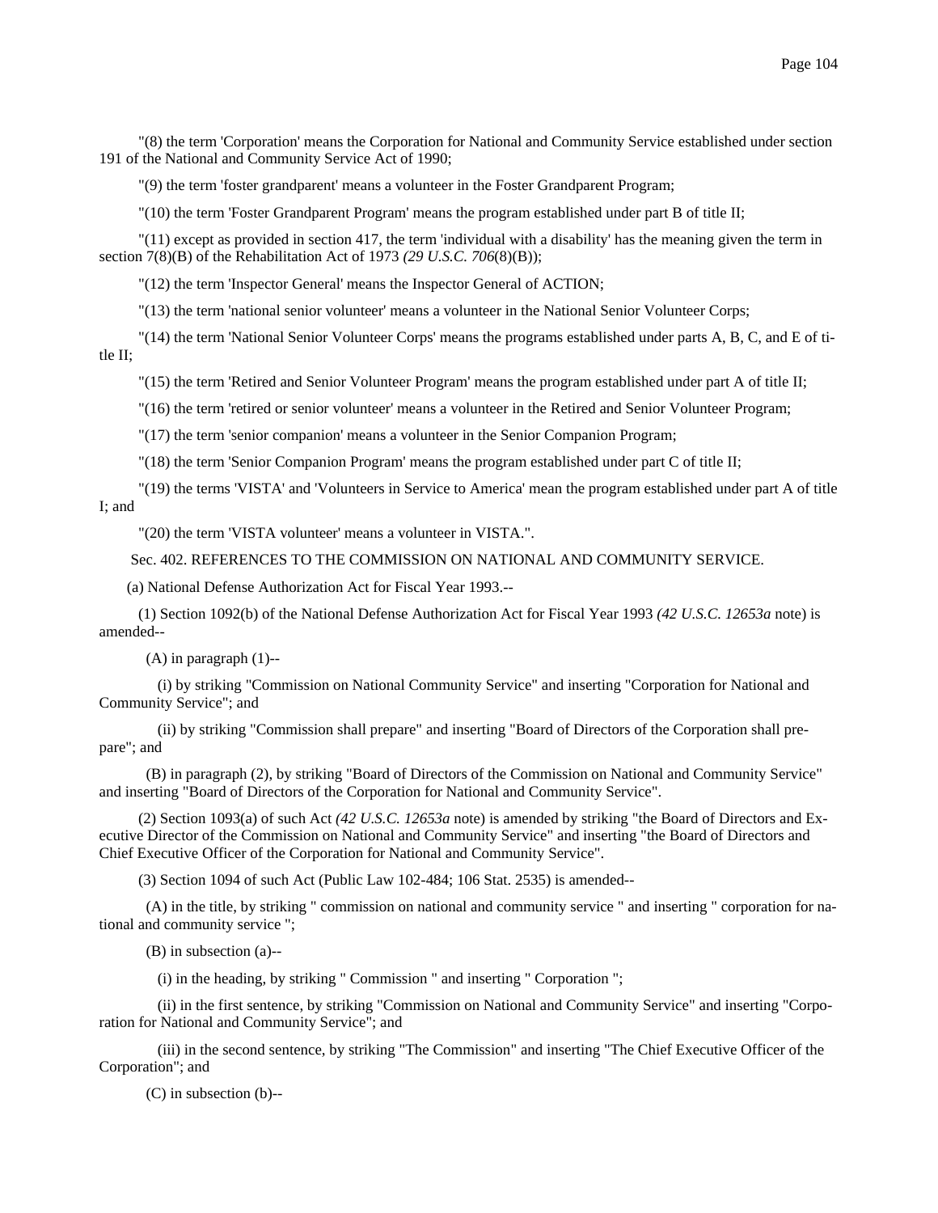"(8) the term 'Corporation' means the Corporation for National and Community Service established under section 191 of the National and Community Service Act of 1990;

"(9) the term 'foster grandparent' means a volunteer in the Foster Grandparent Program;

"(10) the term 'Foster Grandparent Program' means the program established under part B of title II;

"(11) except as provided in section 417, the term 'individual with a disability' has the meaning given the term in section 7(8)(B) of the Rehabilitation Act of 1973 *(29 U.S.C. 706*(8)(B));

"(12) the term 'Inspector General' means the Inspector General of ACTION;

"(13) the term 'national senior volunteer' means a volunteer in the National Senior Volunteer Corps;

"(14) the term 'National Senior Volunteer Corps' means the programs established under parts A, B, C, and E of title II;

"(15) the term 'Retired and Senior Volunteer Program' means the program established under part A of title II;

"(16) the term 'retired or senior volunteer' means a volunteer in the Retired and Senior Volunteer Program;

"(17) the term 'senior companion' means a volunteer in the Senior Companion Program;

"(18) the term 'Senior Companion Program' means the program established under part C of title II;

"(19) the terms 'VISTA' and 'Volunteers in Service to America' mean the program established under part A of title I; and

"(20) the term 'VISTA volunteer' means a volunteer in VISTA.".

Sec. 402. REFERENCES TO THE COMMISSION ON NATIONAL AND COMMUNITY SERVICE.

(a) National Defense Authorization Act for Fiscal Year 1993.--

(1) Section 1092(b) of the National Defense Authorization Act for Fiscal Year 1993 *(42 U.S.C. 12653a* note) is amended--

(A) in paragraph (1)--

(i) by striking "Commission on National Community Service" and inserting "Corporation for National and Community Service"; and

(ii) by striking "Commission shall prepare" and inserting "Board of Directors of the Corporation shall prepare"; and

(B) in paragraph (2), by striking "Board of Directors of the Commission on National and Community Service" and inserting "Board of Directors of the Corporation for National and Community Service".

(2) Section 1093(a) of such Act *(42 U.S.C. 12653a* note) is amended by striking "the Board of Directors and Executive Director of the Commission on National and Community Service" and inserting "the Board of Directors and Chief Executive Officer of the Corporation for National and Community Service".

(3) Section 1094 of such Act (Public Law 102-484; 106 Stat. 2535) is amended--

(A) in the title, by striking " commission on national and community service " and inserting " corporation for national and community service ";

(B) in subsection (a)--

(i) in the heading, by striking " Commission " and inserting " Corporation ";

(ii) in the first sentence, by striking "Commission on National and Community Service" and inserting "Corporation for National and Community Service"; and

(iii) in the second sentence, by striking "The Commission" and inserting "The Chief Executive Officer of the Corporation"; and

(C) in subsection (b)--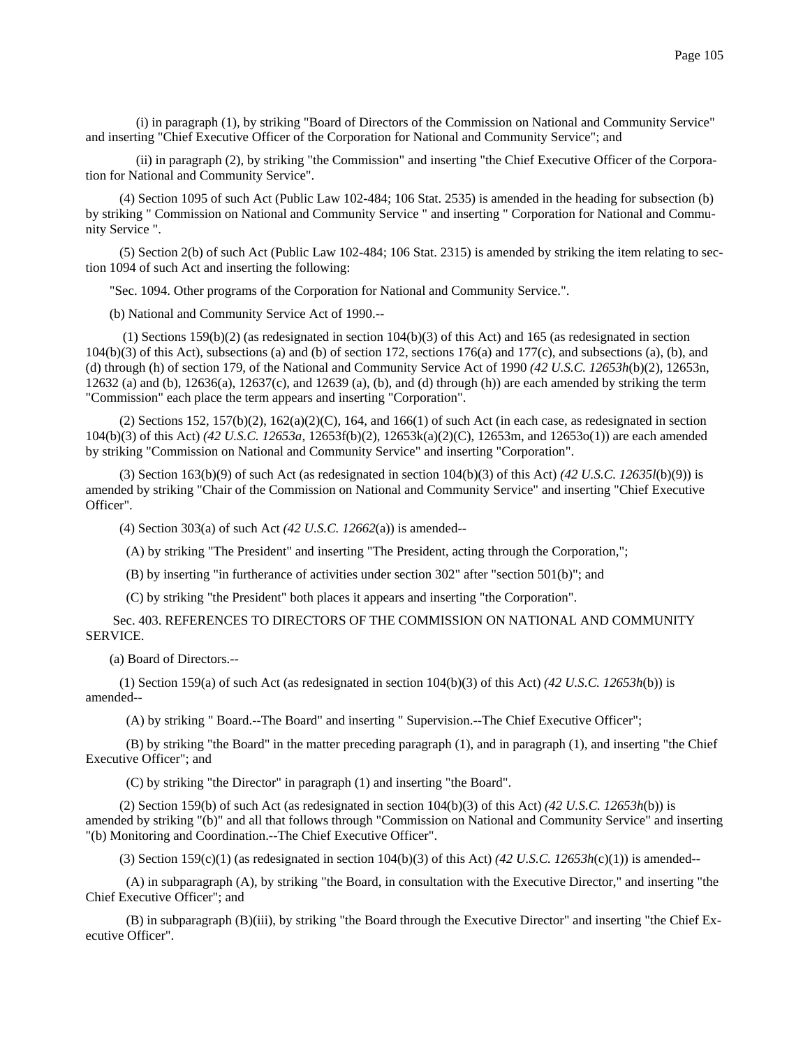(i) in paragraph (1), by striking "Board of Directors of the Commission on National and Community Service" and inserting "Chief Executive Officer of the Corporation for National and Community Service"; and

(ii) in paragraph (2), by striking "the Commission" and inserting "the Chief Executive Officer of the Corporation for National and Community Service".

(4) Section 1095 of such Act (Public Law 102-484; 106 Stat. 2535) is amended in the heading for subsection (b) by striking " Commission on National and Community Service " and inserting " Corporation for National and Community Service ".

(5) Section 2(b) of such Act (Public Law 102-484; 106 Stat. 2315) is amended by striking the item relating to section 1094 of such Act and inserting the following:

"Sec. 1094. Other programs of the Corporation for National and Community Service.".

(b) National and Community Service Act of 1990.--

(1) Sections 159(b)(2) (as redesignated in section 104(b)(3) of this Act) and 165 (as redesignated in section 104(b)(3) of this Act), subsections (a) and (b) of section 172, sections 176(a) and 177(c), and subsections (a), (b), and (d) through (h) of section 179, of the National and Community Service Act of 1990 *(42 U.S.C. 12653h*(b)(2), 12653n, 12632 (a) and (b), 12636(a), 12637(c), and 12639 (a), (b), and (d) through (h)) are each amended by striking the term "Commission" each place the term appears and inserting "Corporation".

(2) Sections 152, 157(b)(2), 162(a)(2)(C), 164, and 166(1) of such Act (in each case, as redesignated in section 104(b)(3) of this Act) *(42 U.S.C. 12653a,* 12653f(b)(2), 12653k(a)(2)(C), 12653m, and 12653o(1)) are each amended by striking "Commission on National and Community Service" and inserting "Corporation".

(3) Section 163(b)(9) of such Act (as redesignated in section 104(b)(3) of this Act) *(42 U.S.C. 12635l*(b)(9)) is amended by striking "Chair of the Commission on National and Community Service" and inserting "Chief Executive Officer".

(4) Section 303(a) of such Act *(42 U.S.C. 12662*(a)) is amended--

(A) by striking "The President" and inserting "The President, acting through the Corporation,";

(B) by inserting "in furtherance of activities under section 302" after "section 501(b)"; and

(C) by striking "the President" both places it appears and inserting "the Corporation".

Sec. 403. REFERENCES TO DIRECTORS OF THE COMMISSION ON NATIONAL AND COMMUNITY SERVICE.

(a) Board of Directors.--

(1) Section 159(a) of such Act (as redesignated in section 104(b)(3) of this Act) *(42 U.S.C. 12653h*(b)) is amended--

(A) by striking " Board.--The Board" and inserting " Supervision.--The Chief Executive Officer";

(B) by striking "the Board" in the matter preceding paragraph (1), and in paragraph (1), and inserting "the Chief Executive Officer"; and

(C) by striking "the Director" in paragraph (1) and inserting "the Board".

(2) Section 159(b) of such Act (as redesignated in section 104(b)(3) of this Act) *(42 U.S.C. 12653h*(b)) is amended by striking "(b)" and all that follows through "Commission on National and Community Service" and inserting "(b) Monitoring and Coordination.--The Chief Executive Officer".

(3) Section 159(c)(1) (as redesignated in section 104(b)(3) of this Act) *(42 U.S.C. 12653h*(c)(1)) is amended--

(A) in subparagraph (A), by striking "the Board, in consultation with the Executive Director," and inserting "the Chief Executive Officer"; and

(B) in subparagraph (B)(iii), by striking "the Board through the Executive Director" and inserting "the Chief Executive Officer".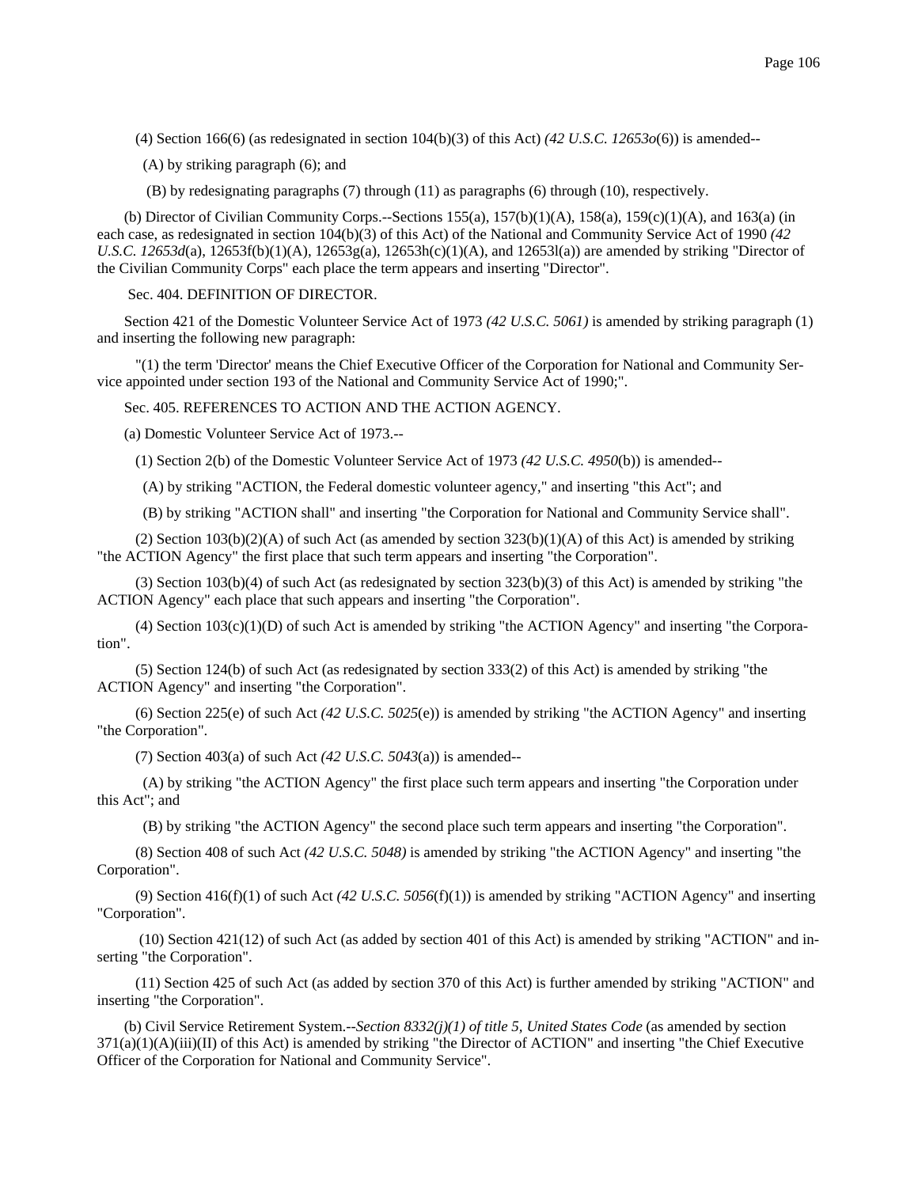(4) Section 166(6) (as redesignated in section 104(b)(3) of this Act) *(42 U.S.C. 12653o*(6)) is amended--

(A) by striking paragraph (6); and

(B) by redesignating paragraphs (7) through (11) as paragraphs (6) through (10), respectively.

(b) Director of Civilian Community Corps.--Sections 155(a), 157(b)(1)(A), 158(a), 159(c)(1)(A), and 163(a) (in each case, as redesignated in section 104(b)(3) of this Act) of the National and Community Service Act of 1990 *(42 U.S.C. 12653d*(a), 12653f(b)(1)(A), 12653g(a), 12653h(c)(1)(A), and 12653l(a)) are amended by striking "Director of the Civilian Community Corps" each place the term appears and inserting "Director".

Sec. 404. DEFINITION OF DIRECTOR.

Section 421 of the Domestic Volunteer Service Act of 1973 *(42 U.S.C. 5061)* is amended by striking paragraph (1) and inserting the following new paragraph:

"(1) the term 'Director' means the Chief Executive Officer of the Corporation for National and Community Service appointed under section 193 of the National and Community Service Act of 1990;".

Sec. 405. REFERENCES TO ACTION AND THE ACTION AGENCY.

(a) Domestic Volunteer Service Act of 1973.--

(1) Section 2(b) of the Domestic Volunteer Service Act of 1973 *(42 U.S.C. 4950*(b)) is amended--

(A) by striking "ACTION, the Federal domestic volunteer agency," and inserting "this Act"; and

(B) by striking "ACTION shall" and inserting "the Corporation for National and Community Service shall".

(2) Section 103(b)(2)(A) of such Act (as amended by section 323(b)(1)(A) of this Act) is amended by striking "the ACTION Agency" the first place that such term appears and inserting "the Corporation".

(3) Section 103(b)(4) of such Act (as redesignated by section 323(b)(3) of this Act) is amended by striking "the ACTION Agency" each place that such appears and inserting "the Corporation".

(4) Section 103(c)(1)(D) of such Act is amended by striking "the ACTION Agency" and inserting "the Corporation".

(5) Section 124(b) of such Act (as redesignated by section 333(2) of this Act) is amended by striking "the ACTION Agency" and inserting "the Corporation".

(6) Section 225(e) of such Act *(42 U.S.C. 5025*(e)) is amended by striking "the ACTION Agency" and inserting "the Corporation".

(7) Section 403(a) of such Act *(42 U.S.C. 5043*(a)) is amended--

(A) by striking "the ACTION Agency" the first place such term appears and inserting "the Corporation under this Act"; and

(B) by striking "the ACTION Agency" the second place such term appears and inserting "the Corporation".

(8) Section 408 of such Act *(42 U.S.C. 5048)* is amended by striking "the ACTION Agency" and inserting "the Corporation".

(9) Section 416(f)(1) of such Act *(42 U.S.C. 5056*(f)(1)) is amended by striking "ACTION Agency" and inserting "Corporation".

(10) Section 421(12) of such Act (as added by section 401 of this Act) is amended by striking "ACTION" and inserting "the Corporation".

(11) Section 425 of such Act (as added by section 370 of this Act) is further amended by striking "ACTION" and inserting "the Corporation".

(b) Civil Service Retirement System.--*Section 8332(j)(1) of title 5, United States Code* (as amended by section 371(a)(1)(A)(iii)(II) of this Act) is amended by striking "the Director of ACTION" and inserting "the Chief Executive Officer of the Corporation for National and Community Service".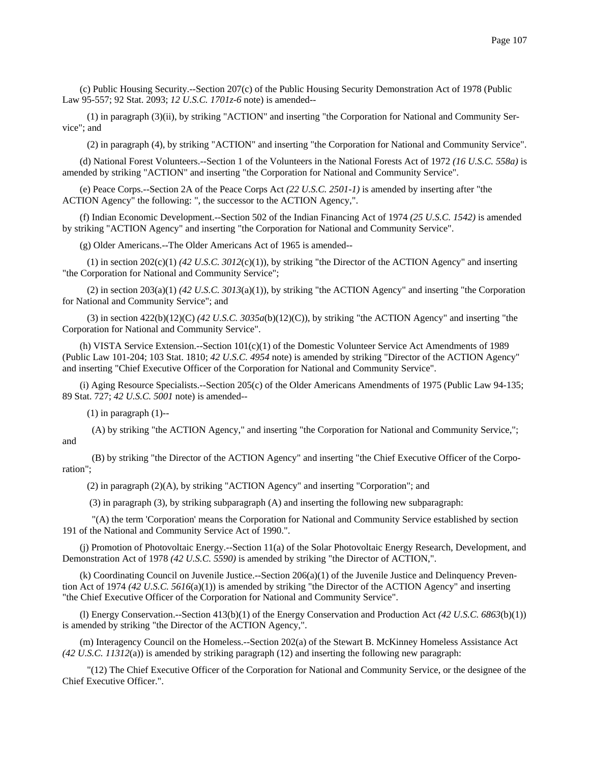(c) Public Housing Security.--Section 207(c) of the Public Housing Security Demonstration Act of 1978 (Public Law 95-557; 92 Stat. 2093; *12 U.S.C. 1701z-6* note) is amended--

(1) in paragraph (3)(ii), by striking "ACTION" and inserting "the Corporation for National and Community Service"; and

(2) in paragraph (4), by striking "ACTION" and inserting "the Corporation for National and Community Service".

(d) National Forest Volunteers.--Section 1 of the Volunteers in the National Forests Act of 1972 *(16 U.S.C. 558a)* is amended by striking "ACTION" and inserting "the Corporation for National and Community Service".

(e) Peace Corps.--Section 2A of the Peace Corps Act *(22 U.S.C. 2501-1)* is amended by inserting after "the ACTION Agency" the following: ", the successor to the ACTION Agency,".

(f) Indian Economic Development.--Section 502 of the Indian Financing Act of 1974 *(25 U.S.C. 1542)* is amended by striking "ACTION Agency" and inserting "the Corporation for National and Community Service".

(g) Older Americans.--The Older Americans Act of 1965 is amended--

(1) in section 202(c)(1) *(42 U.S.C. 3012*(c)(1)), by striking "the Director of the ACTION Agency" and inserting "the Corporation for National and Community Service";

(2) in section 203(a)(1) *(42 U.S.C. 3013*(a)(1)), by striking "the ACTION Agency" and inserting "the Corporation for National and Community Service"; and

(3) in section 422(b)(12)(C) *(42 U.S.C. 3035a*(b)(12)(C)), by striking "the ACTION Agency" and inserting "the Corporation for National and Community Service".

(h) VISTA Service Extension.--Section 101(c)(1) of the Domestic Volunteer Service Act Amendments of 1989 (Public Law 101-204; 103 Stat. 1810; *42 U.S.C. 4954* note) is amended by striking "Director of the ACTION Agency" and inserting "Chief Executive Officer of the Corporation for National and Community Service".

(i) Aging Resource Specialists.--Section 205(c) of the Older Americans Amendments of 1975 (Public Law 94-135; 89 Stat. 727; *42 U.S.C. 5001* note) is amended--

(1) in paragraph (1)--

(A) by striking "the ACTION Agency," and inserting "the Corporation for National and Community Service,"; and

(B) by striking "the Director of the ACTION Agency" and inserting "the Chief Executive Officer of the Corporation";

(2) in paragraph (2)(A), by striking "ACTION Agency" and inserting "Corporation"; and

(3) in paragraph (3), by striking subparagraph (A) and inserting the following new subparagraph:

"(A) the term 'Corporation' means the Corporation for National and Community Service established by section 191 of the National and Community Service Act of 1990.".

(j) Promotion of Photovoltaic Energy.--Section 11(a) of the Solar Photovoltaic Energy Research, Development, and Demonstration Act of 1978 *(42 U.S.C. 5590)* is amended by striking "the Director of ACTION,".

(k) Coordinating Council on Juvenile Justice.--Section 206(a)(1) of the Juvenile Justice and Delinquency Prevention Act of 1974 *(42 U.S.C. 5616*(a)(1)) is amended by striking "the Director of the ACTION Agency" and inserting "the Chief Executive Officer of the Corporation for National and Community Service".

(l) Energy Conservation.--Section 413(b)(1) of the Energy Conservation and Production Act *(42 U.S.C. 6863*(b)(1)) is amended by striking "the Director of the ACTION Agency,".

(m) Interagency Council on the Homeless.--Section 202(a) of the Stewart B. McKinney Homeless Assistance Act *(42 U.S.C. 11312*(a)) is amended by striking paragraph (12) and inserting the following new paragraph:

"(12) The Chief Executive Officer of the Corporation for National and Community Service, or the designee of the Chief Executive Officer.".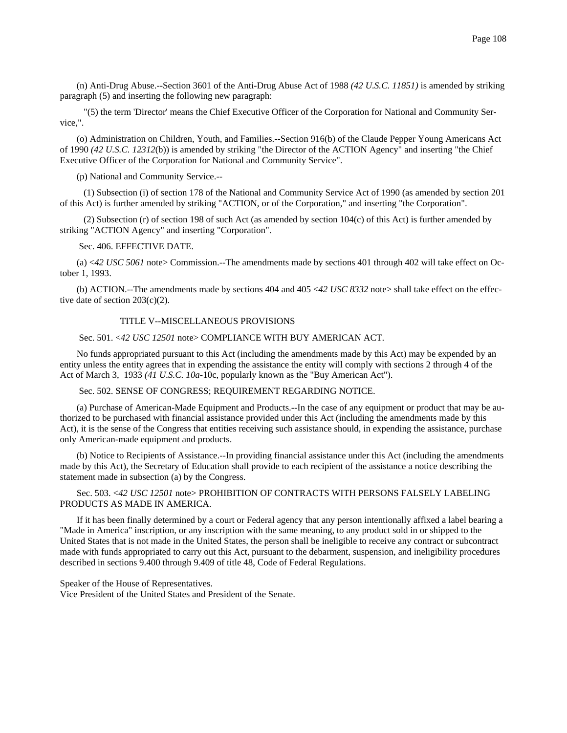(n) Anti-Drug Abuse.--Section 3601 of the Anti-Drug Abuse Act of 1988 *(42 U.S.C. 11851)* is amended by striking paragraph (5) and inserting the following new paragraph:

"(5) the term 'Director' means the Chief Executive Officer of the Corporation for National and Community Service,".

(o) Administration on Children, Youth, and Families.--Section 916(b) of the Claude Pepper Young Americans Act of 1990 *(42 U.S.C. 12312*(b)) is amended by striking "the Director of the ACTION Agency" and inserting "the Chief Executive Officer of the Corporation for National and Community Service".

(p) National and Community Service.--

(1) Subsection (i) of section 178 of the National and Community Service Act of 1990 (as amended by section 201 of this Act) is further amended by striking "ACTION, or of the Corporation," and inserting "the Corporation".

(2) Subsection (r) of section 198 of such Act (as amended by section 104(c) of this Act) is further amended by striking "ACTION Agency" and inserting "Corporation".

Sec. 406. EFFECTIVE DATE.

(a) <*42 USC 5061* note> Commission.--The amendments made by sections 401 through 402 will take effect on October 1, 1993.

(b) ACTION.--The amendments made by sections 404 and 405 <*42 USC 8332* note> shall take effect on the effective date of section 203(c)(2).

TITLE V--MISCELLANEOUS PROVISIONS

Sec. 501. <*42 USC 12501* note> COMPLIANCE WITH BUY AMERICAN ACT.

No funds appropriated pursuant to this Act (including the amendments made by this Act) may be expended by an entity unless the entity agrees that in expending the assistance the entity will comply with sections 2 through 4 of the Act of March 3, 1933 *(41 U.S.C. 10a*-10c, popularly known as the "Buy American Act").

Sec. 502. SENSE OF CONGRESS; REQUIREMENT REGARDING NOTICE.

(a) Purchase of American-Made Equipment and Products.--In the case of any equipment or product that may be authorized to be purchased with financial assistance provided under this Act (including the amendments made by this Act), it is the sense of the Congress that entities receiving such assistance should, in expending the assistance, purchase only American-made equipment and products.

(b) Notice to Recipients of Assistance.--In providing financial assistance under this Act (including the amendments made by this Act), the Secretary of Education shall provide to each recipient of the assistance a notice describing the statement made in subsection (a) by the Congress.

Sec. 503. <*42 USC 12501* note> PROHIBITION OF CONTRACTS WITH PERSONS FALSELY LABELING PRODUCTS AS MADE IN AMERICA.

If it has been finally determined by a court or Federal agency that any person intentionally affixed a label bearing a "Made in America" inscription, or any inscription with the same meaning, to any product sold in or shipped to the United States that is not made in the United States, the person shall be ineligible to receive any contract or subcontract made with funds appropriated to carry out this Act, pursuant to the debarment, suspension, and ineligibility procedures described in sections 9.400 through 9.409 of title 48, Code of Federal Regulations.

Speaker of the House of Representatives.
Vice President of the United States and President of the Senate.